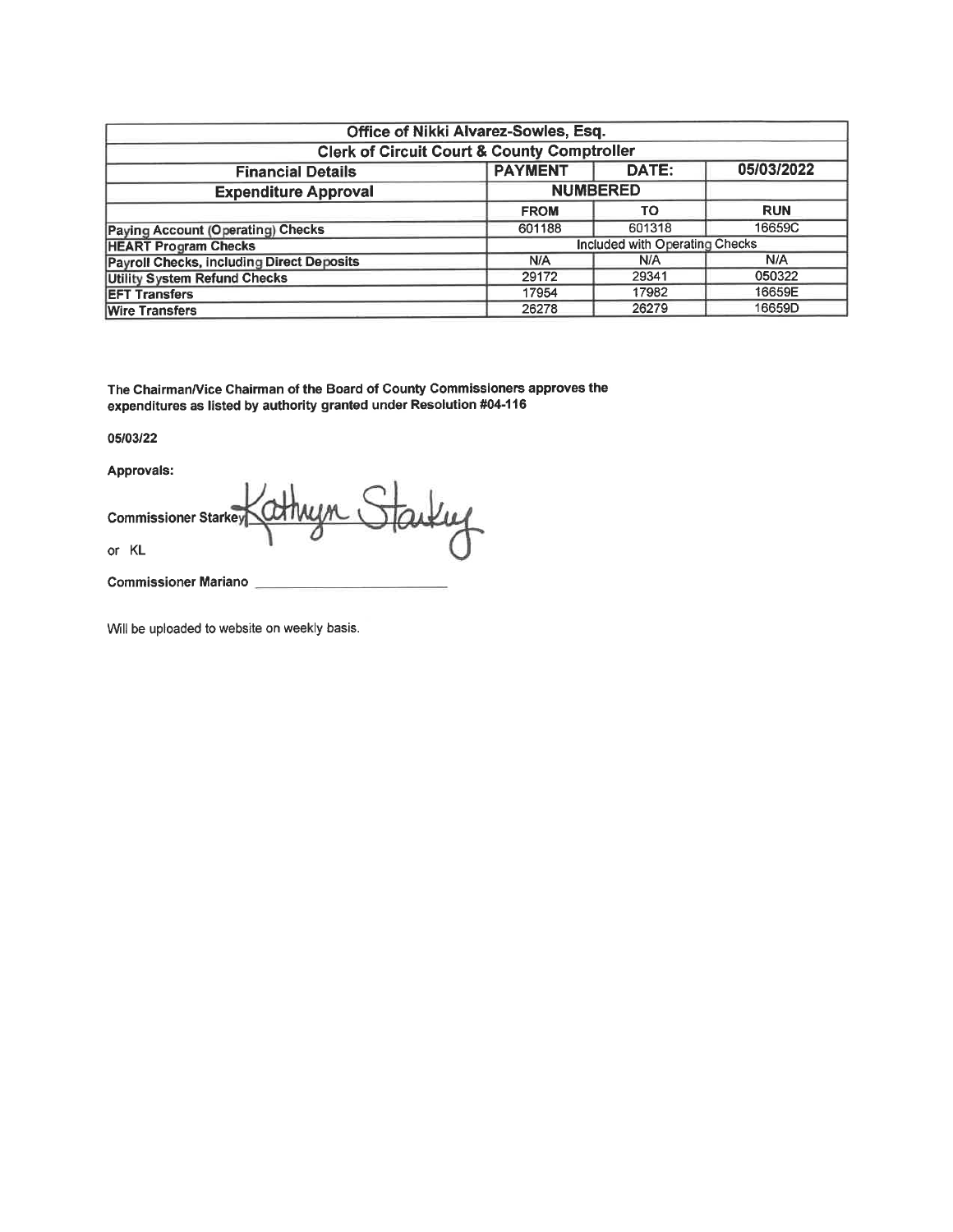| Office of Nikki Alvarez-Sowles, Esq. | | | |
|---|---|---|---|
| **Clerk of Circuit Court & County Comptroller** | | | |
| **Financial Details** | **PAYMENT** | **DATE:** | **05/03/2022** |
| **Expenditure Approval** | **NUMBERED** | | |
| | **FROM** | **TO** | **RUN** |
| **Paying Account (Operating) Checks** | 601188 | 601318 | 16659C |
| **HEART Program Checks** | Included with Operating Checks | | |
| **Payroll Checks, including Direct Deposits** | N/A | N/A | N/A |
| **Utility System Refund Checks** | 29172 | 29341 | 050322 |
| **EFT Transfers** | 17954 | 17982 | 16659E |
| **Wire Transfers** | 26278 | 26279 | 16659D |

**The Chairman/Vice Chairman of the Board of County Commissioners approves the expenditures as listed by authority granted under Resolution #04-116**

**05/03/22**

**Approvals:**

**Commissioner Starkey** Kathryn Starkey

or KL

**Commissioner Mariano** ______________________

Will be uploaded to website on weekly basis.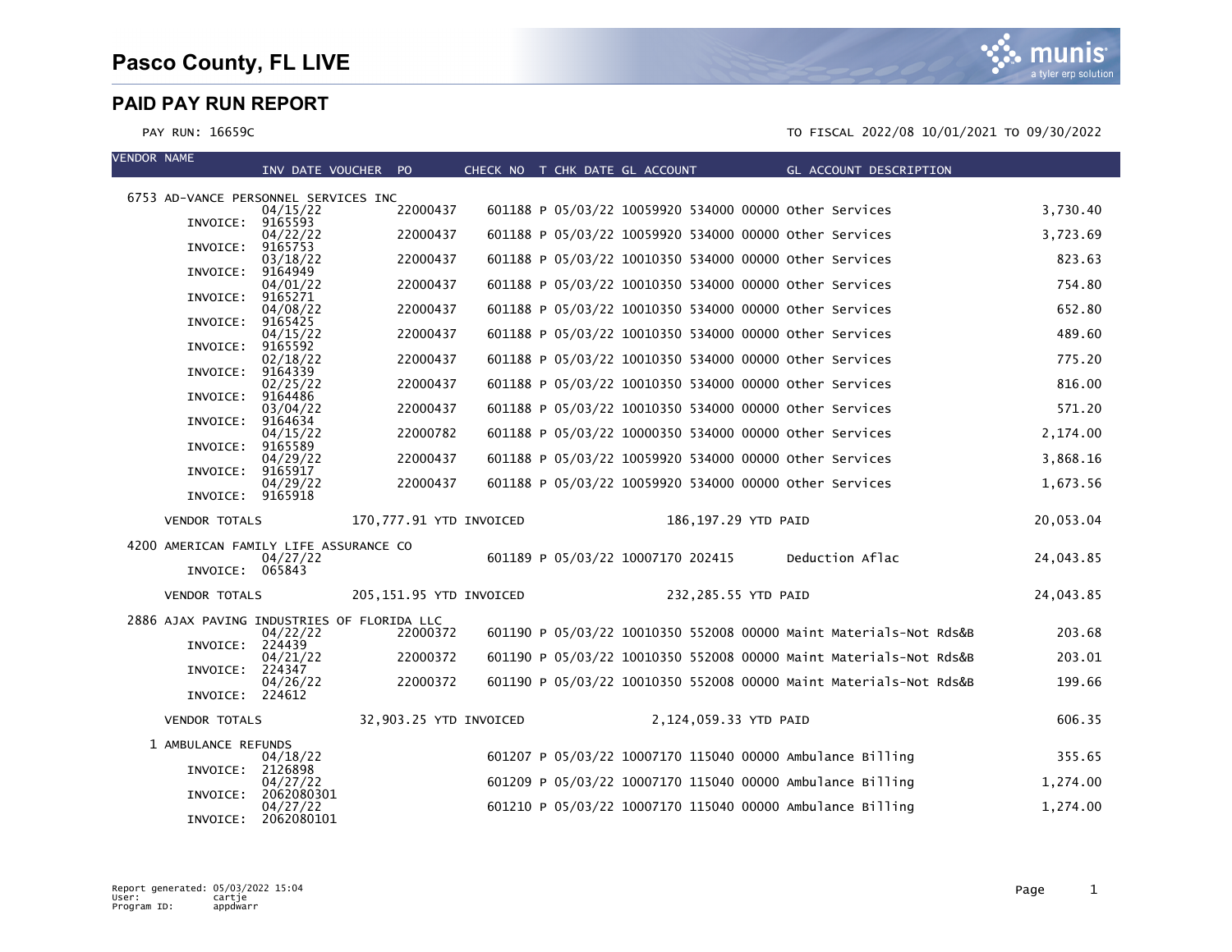# Pasco County, FL LIVE

## PAID PAY RUN REPORT

PAY RUN: 16659C

TO FISCAL 2022/08 10/01/2021 TO 09/30/2022

| VENDOR NAME | INV DATE | VOUCHER | PO | CHECK NO | T | CHK DATE | GL ACCOUNT | GL ACCOUNT DESCRIPTION | AMOUNT |
|---|---|---|---|---|---|---|---|---|---|
| 6753 AD-VANCE PERSONNEL SERVICES INC | | | | | | | | | |
| INVOICE: 9165593 | 04/15/22 | | 22000437 | 601188 | P | 05/03/22 | 10059920 534000 00000 | Other Services | 3,730.40 |
| INVOICE: 9165753 | 04/22/22 | | 22000437 | 601188 | P | 05/03/22 | 10059920 534000 00000 | Other Services | 3,723.69 |
| INVOICE: 9164949 | 03/18/22 | | 22000437 | 601188 | P | 05/03/22 | 10010350 534000 00000 | Other Services | 823.63 |
| INVOICE: 9165271 | 04/01/22 | | 22000437 | 601188 | P | 05/03/22 | 10010350 534000 00000 | Other Services | 754.80 |
| INVOICE: 9165425 | 04/08/22 | | 22000437 | 601188 | P | 05/03/22 | 10010350 534000 00000 | Other Services | 652.80 |
| INVOICE: 9165592 | 04/15/22 | | 22000437 | 601188 | P | 05/03/22 | 10010350 534000 00000 | Other Services | 489.60 |
| INVOICE: 9164339 | 02/18/22 | | 22000437 | 601188 | P | 05/03/22 | 10010350 534000 00000 | Other Services | 775.20 |
| INVOICE: 9164486 | 02/25/22 | | 22000437 | 601188 | P | 05/03/22 | 10010350 534000 00000 | Other Services | 816.00 |
| INVOICE: 9164634 | 03/04/22 | | 22000437 | 601188 | P | 05/03/22 | 10010350 534000 00000 | Other Services | 571.20 |
| INVOICE: 9165589 | 04/15/22 | | 22000782 | 601188 | P | 05/03/22 | 10000350 534000 00000 | Other Services | 2,174.00 |
| INVOICE: 9165917 | 04/29/22 | | 22000437 | 601188 | P | 05/03/22 | 10059920 534000 00000 | Other Services | 3,868.16 |
| INVOICE: 9165918 | 04/29/22 | | 22000437 | 601188 | P | 05/03/22 | 10059920 534000 00000 | Other Services | 1,673.56 |
| VENDOR TOTALS | | 170,777.91 YTD INVOICED | | | | 186,197.29 YTD PAID | | | 20,053.04 |
| 4200 AMERICAN FAMILY LIFE ASSURANCE CO | | | | | | | | | |
| INVOICE: 065843 | 04/27/22 | | | 601189 | P | 05/03/22 | 10007170 202415 | Deduction Aflac | 24,043.85 |
| VENDOR TOTALS | | 205,151.95 YTD INVOICED | | | | 232,285.55 YTD PAID | | | 24,043.85 |
| 2886 AJAX PAVING INDUSTRIES OF FLORIDA LLC | | | | | | | | | |
| INVOICE: 224439 | 04/22/22 | | 22000372 | 601190 | P | 05/03/22 | 10010350 552008 00000 | Maint Materials-Not Rds&B | 203.68 |
| INVOICE: 224347 | 04/21/22 | | 22000372 | 601190 | P | 05/03/22 | 10010350 552008 00000 | Maint Materials-Not Rds&B | 203.01 |
| INVOICE: 224612 | 04/26/22 | | 22000372 | 601190 | P | 05/03/22 | 10010350 552008 00000 | Maint Materials-Not Rds&B | 199.66 |
| VENDOR TOTALS | | 32,903.25 YTD INVOICED | | | | 2,124,059.33 YTD PAID | | | 606.35 |
| 1 AMBULANCE REFUNDS | | | | | | | | | |
| INVOICE: 2126898 | 04/18/22 | | | 601207 | P | 05/03/22 | 10007170 115040 00000 | Ambulance Billing | 355.65 |
| INVOICE: 2062080301 | 04/27/22 | | | 601209 | P | 05/03/22 | 10007170 115040 00000 | Ambulance Billing | 1,274.00 |
| INVOICE: 2062080101 | 04/27/22 | | | 601210 | P | 05/03/22 | 10007170 115040 00000 | Ambulance Billing | 1,274.00 |

Report generated: 05/03/2022 15:04
User: cartje
Program ID: appdwarr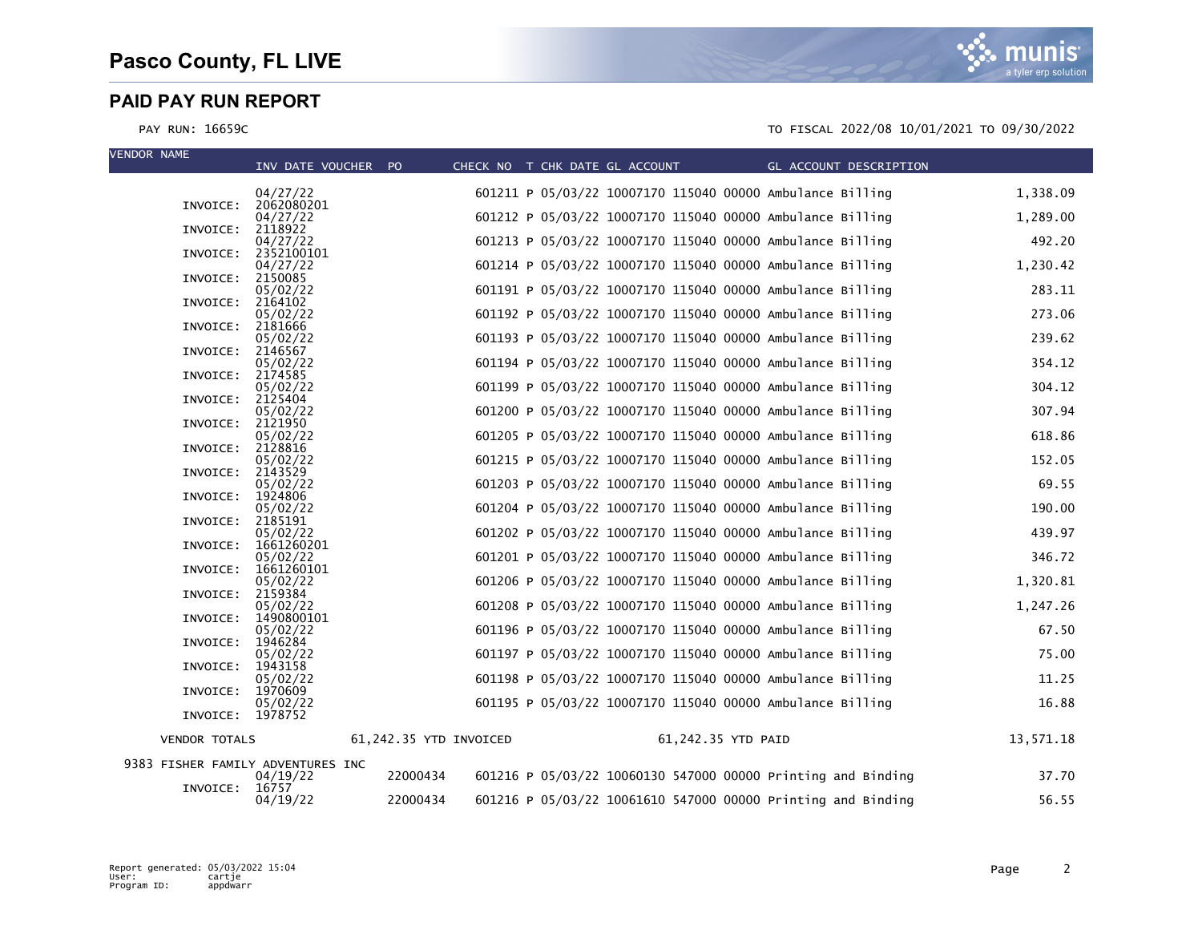# Pasco County, FL LIVE

## PAID PAY RUN REPORT

PAY RUN: 16659C

TO FISCAL 2022/08 10/01/2021 TO 09/30/2022

| VENDOR NAME | INV DATE | VOUCHER | PO | CHECK NO | T | CHK DATE | GL ACCOUNT | GL ACCOUNT DESCRIPTION | AMOUNT |
|---|---|---|---|---|---|---|---|---|---|
| | 04/27/22 | | | 601211 | P | 05/03/22 | 10007170 115040 00000 | Ambulance Billing | 1,338.09 |
| INVOICE: | 2062080201 | | | | | | | | |
| | 04/27/22 | | | 601212 | P | 05/03/22 | 10007170 115040 00000 | Ambulance Billing | 1,289.00 |
| INVOICE: | 2118922 | | | | | | | | |
| | 04/27/22 | | | 601213 | P | 05/03/22 | 10007170 115040 00000 | Ambulance Billing | 492.20 |
| INVOICE: | 2352100101 | | | | | | | | |
| | 04/27/22 | | | 601214 | P | 05/03/22 | 10007170 115040 00000 | Ambulance Billing | 1,230.42 |
| INVOICE: | 2150085 | | | | | | | | |
| | 05/02/22 | | | 601191 | P | 05/03/22 | 10007170 115040 00000 | Ambulance Billing | 283.11 |
| INVOICE: | 2164102 | | | | | | | | |
| | 05/02/22 | | | 601192 | P | 05/03/22 | 10007170 115040 00000 | Ambulance Billing | 273.06 |
| INVOICE: | 2181666 | | | | | | | | |
| | 05/02/22 | | | 601193 | P | 05/03/22 | 10007170 115040 00000 | Ambulance Billing | 239.62 |
| INVOICE: | 2146567 | | | | | | | | |
| | 05/02/22 | | | 601194 | P | 05/03/22 | 10007170 115040 00000 | Ambulance Billing | 354.12 |
| INVOICE: | 2174585 | | | | | | | | |
| | 05/02/22 | | | 601199 | P | 05/03/22 | 10007170 115040 00000 | Ambulance Billing | 304.12 |
| INVOICE: | 2125404 | | | | | | | | |
| | 05/02/22 | | | 601200 | P | 05/03/22 | 10007170 115040 00000 | Ambulance Billing | 307.94 |
| INVOICE: | 2121950 | | | | | | | | |
| | 05/02/22 | | | 601205 | P | 05/03/22 | 10007170 115040 00000 | Ambulance Billing | 618.86 |
| INVOICE: | 2128816 | | | | | | | | |
| | 05/02/22 | | | 601215 | P | 05/03/22 | 10007170 115040 00000 | Ambulance Billing | 152.05 |
| INVOICE: | 2143529 | | | | | | | | |
| | 05/02/22 | | | 601203 | P | 05/03/22 | 10007170 115040 00000 | Ambulance Billing | 69.55 |
| INVOICE: | 1924806 | | | | | | | | |
| | 05/02/22 | | | 601204 | P | 05/03/22 | 10007170 115040 00000 | Ambulance Billing | 190.00 |
| INVOICE: | 2185191 | | | | | | | | |
| | 05/02/22 | | | 601202 | P | 05/03/22 | 10007170 115040 00000 | Ambulance Billing | 439.97 |
| INVOICE: | 1661260201 | | | | | | | | |
| | 05/02/22 | | | 601201 | P | 05/03/22 | 10007170 115040 00000 | Ambulance Billing | 346.72 |
| INVOICE: | 1661260101 | | | | | | | | |
| | 05/02/22 | | | 601206 | P | 05/03/22 | 10007170 115040 00000 | Ambulance Billing | 1,320.81 |
| INVOICE: | 2159384 | | | | | | | | |
| | 05/02/22 | | | 601208 | P | 05/03/22 | 10007170 115040 00000 | Ambulance Billing | 1,247.26 |
| INVOICE: | 1490800101 | | | | | | | | |
| | 05/02/22 | | | 601196 | P | 05/03/22 | 10007170 115040 00000 | Ambulance Billing | 67.50 |
| INVOICE: | 1946284 | | | | | | | | |
| | 05/02/22 | | | 601197 | P | 05/03/22 | 10007170 115040 00000 | Ambulance Billing | 75.00 |
| INVOICE: | 1943158 | | | | | | | | |
| | 05/02/22 | | | 601198 | P | 05/03/22 | 10007170 115040 00000 | Ambulance Billing | 11.25 |
| INVOICE: | 1970609 | | | | | | | | |
| | 05/02/22 | | | 601195 | P | 05/03/22 | 10007170 115040 00000 | Ambulance Billing | 16.88 |
| INVOICE: | 1978752 | | | | | | | | |
| VENDOR TOTALS | | 61,242.35 YTD INVOICED | | | | | 61,242.35 YTD PAID | | 13,571.18 |
| 9383 FISHER FAMILY ADVENTURES INC | | | | | | | | | |
| | 04/19/22 | | 22000434 | 601216 | P | 05/03/22 | 10060130 547000 00000 | Printing and Binding | 37.70 |
| INVOICE: | 16757 | | | | | | | | |
| | 04/19/22 | | 22000434 | 601216 | P | 05/03/22 | 10061610 547000 00000 | Printing and Binding | 56.55 |

Report generated: 05/03/2022 15:04
User: cartje
Program ID: appdwarr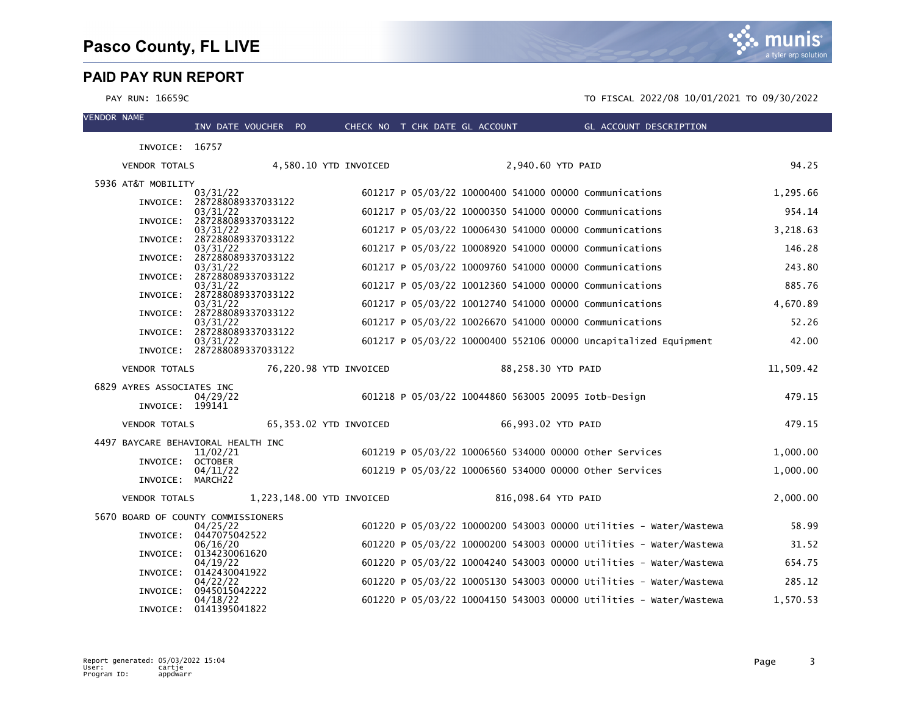# Pasco County, FL LIVE

## PAID PAY RUN REPORT

PAY RUN: 16659C

TO FISCAL 2022/08 10/01/2021 TO 09/30/2022

| VENDOR NAME | INV DATE | VOUCHER | PO | CHECK NO | T | CHK DATE | GL ACCOUNT | GL ACCOUNT DESCRIPTION | AMOUNT |
|---|---|---|---|---|---|---|---|---|---|
| INVOICE: 16757 | | | | | | | | | |
| VENDOR TOTALS | 4,580.10 YTD INVOICED | | | | | | 2,940.60 YTD PAID | | 94.25 |
| 5936 AT&T MOBILITY | | | | | | | | | |
| INVOICE: 287288089337033122 | 03/31/22 | | | 601217 | P | 05/03/22 | 10000400 541000 00000 | Communications | 1,295.66 |
| INVOICE: 287288089337033122 | 03/31/22 | | | 601217 | P | 05/03/22 | 10000350 541000 00000 | Communications | 954.14 |
| INVOICE: 287288089337033122 | 03/31/22 | | | 601217 | P | 05/03/22 | 10006430 541000 00000 | Communications | 3,218.63 |
| INVOICE: 287288089337033122 | 03/31/22 | | | 601217 | P | 05/03/22 | 10008920 541000 00000 | Communications | 146.28 |
| INVOICE: 287288089337033122 | 03/31/22 | | | 601217 | P | 05/03/22 | 10009760 541000 00000 | Communications | 243.80 |
| INVOICE: 287288089337033122 | 03/31/22 | | | 601217 | P | 05/03/22 | 10012360 541000 00000 | Communications | 885.76 |
| INVOICE: 287288089337033122 | 03/31/22 | | | 601217 | P | 05/03/22 | 10012740 541000 00000 | Communications | 4,670.89 |
| INVOICE: 287288089337033122 | 03/31/22 | | | 601217 | P | 05/03/22 | 10026670 541000 00000 | Communications | 52.26 |
| INVOICE: 287288089337033122 | 03/31/22 | | | 601217 | P | 05/03/22 | 10000400 552106 00000 | Uncapitalized Equipment | 42.00 |
| VENDOR TOTALS | 76,220.98 YTD INVOICED | | | | | | 88,258.30 YTD PAID | | 11,509.42 |
| 6829 AYRES ASSOCIATES INC | | | | | | | | | |
| INVOICE: 199141 | 04/29/22 | | | 601218 | P | 05/03/22 | 10044860 563005 20095 | Iotb-Design | 479.15 |
| VENDOR TOTALS | 65,353.02 YTD INVOICED | | | | | | 66,993.02 YTD PAID | | 479.15 |
| 4497 BAYCARE BEHAVIORAL HEALTH INC | | | | | | | | | |
| INVOICE: OCTOBER | 11/02/21 | | | 601219 | P | 05/03/22 | 10006560 534000 00000 | Other Services | 1,000.00 |
| INVOICE: MARCH22 | 04/11/22 | | | 601219 | P | 05/03/22 | 10006560 534000 00000 | Other Services | 1,000.00 |
| VENDOR TOTALS | 1,223,148.00 YTD INVOICED | | | | | | 816,098.64 YTD PAID | | 2,000.00 |
| 5670 BOARD OF COUNTY COMMISSIONERS | | | | | | | | | |
| INVOICE: 0447075042522 | 04/25/22 | | | 601220 | P | 05/03/22 | 10000200 543003 00000 | Utilities - Water/Wastewa | 58.99 |
| INVOICE: 0134230061620 | 06/16/20 | | | 601220 | P | 05/03/22 | 10000200 543003 00000 | Utilities - Water/Wastewa | 31.52 |
| INVOICE: 0142430041922 | 04/19/22 | | | 601220 | P | 05/03/22 | 10004240 543003 00000 | Utilities - Water/Wastewa | 654.75 |
| INVOICE: 0945015042222 | 04/22/22 | | | 601220 | P | 05/03/22 | 10005130 543003 00000 | Utilities - Water/Wastewa | 285.12 |
| INVOICE: 0141395041822 | 04/18/22 | | | 601220 | P | 05/03/22 | 10004150 543003 00000 | Utilities - Water/Wastewa | 1,570.53 |

Report generated: 05/03/2022 15:04
User: cartje
Program ID: appdwarr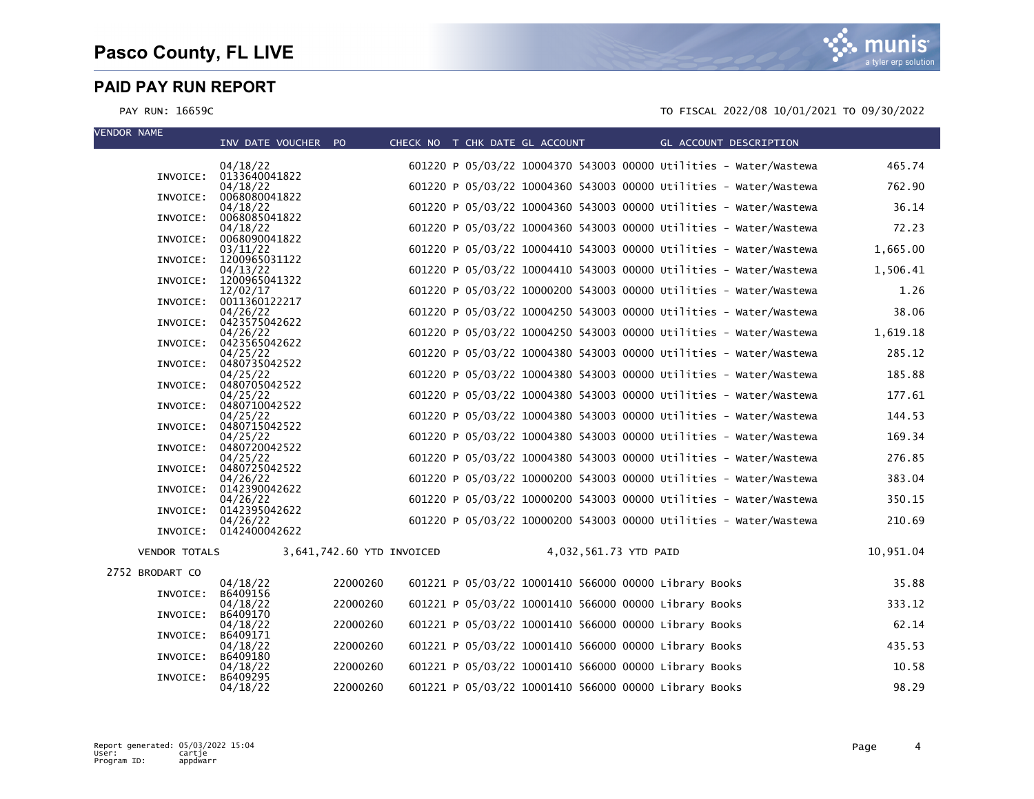# Pasco County, FL LIVE

## PAID PAY RUN REPORT

PAY RUN: 16659C

TO FISCAL 2022/08 10/01/2021 TO 09/30/2022

| VENDOR NAME | INV DATE | VOUCHER | PO | CHECK NO | T | CHK DATE | GL ACCOUNT | GL ACCOUNT DESCRIPTION | AMOUNT |
|---|---|---|---|---|---|---|---|---|---|
| INVOICE: 0133640041822 | 04/18/22 | | | 601220 | P | 05/03/22 | 10004370 543003 00000 | Utilities - Water/Wastewa | 465.74 |
| INVOICE: 0068080041822 | 04/18/22 | | | 601220 | P | 05/03/22 | 10004360 543003 00000 | Utilities - Water/Wastewa | 762.90 |
| INVOICE: 0068085041822 | 04/18/22 | | | 601220 | P | 05/03/22 | 10004360 543003 00000 | Utilities - Water/Wastewa | 36.14 |
| INVOICE: 0068090041822 | 04/18/22 | | | 601220 | P | 05/03/22 | 10004360 543003 00000 | Utilities - Water/Wastewa | 72.23 |
| INVOICE: 1200965031122 | 03/11/22 | | | 601220 | P | 05/03/22 | 10004410 543003 00000 | Utilities - Water/Wastewa | 1,665.00 |
| INVOICE: 1200965041322 | 04/13/22 | | | 601220 | P | 05/03/22 | 10004410 543003 00000 | Utilities - Water/Wastewa | 1,506.41 |
| INVOICE: 0011360122217 | 12/02/17 | | | 601220 | P | 05/03/22 | 10000200 543003 00000 | Utilities - Water/Wastewa | 1.26 |
| INVOICE: 0423575042622 | 04/26/22 | | | 601220 | P | 05/03/22 | 10004250 543003 00000 | Utilities - Water/Wastewa | 38.06 |
| INVOICE: 0423565042622 | 04/26/22 | | | 601220 | P | 05/03/22 | 10004250 543003 00000 | Utilities - Water/Wastewa | 1,619.18 |
| INVOICE: 0480735042522 | 04/25/22 | | | 601220 | P | 05/03/22 | 10004380 543003 00000 | Utilities - Water/Wastewa | 285.12 |
| INVOICE: 0480705042522 | 04/25/22 | | | 601220 | P | 05/03/22 | 10004380 543003 00000 | Utilities - Water/Wastewa | 185.88 |
| INVOICE: 0480710042522 | 04/25/22 | | | 601220 | P | 05/03/22 | 10004380 543003 00000 | Utilities - Water/Wastewa | 177.61 |
| INVOICE: 0480715042522 | 04/25/22 | | | 601220 | P | 05/03/22 | 10004380 543003 00000 | Utilities - Water/Wastewa | 144.53 |
| INVOICE: 0480720042522 | 04/25/22 | | | 601220 | P | 05/03/22 | 10004380 543003 00000 | Utilities - Water/Wastewa | 169.34 |
| INVOICE: 0480725042522 | 04/25/22 | | | 601220 | P | 05/03/22 | 10004380 543003 00000 | Utilities - Water/Wastewa | 276.85 |
| INVOICE: 0142390042622 | 04/26/22 | | | 601220 | P | 05/03/22 | 10000200 543003 00000 | Utilities - Water/Wastewa | 383.04 |
| INVOICE: 0142395042622 | 04/26/22 | | | 601220 | P | 05/03/22 | 10000200 543003 00000 | Utilities - Water/Wastewa | 350.15 |
| INVOICE: 0142400042622 | 04/26/22 | | | 601220 | P | 05/03/22 | 10000200 543003 00000 | Utilities - Water/Wastewa | 210.69 |
| VENDOR TOTALS | 3,641,742.60 YTD INVOICED | | | 4,032,561.73 YTD PAID | | | | | 10,951.04 |
| 2752 BRODART CO | | | | | | | | | |
| INVOICE: B6409156 | 04/18/22 | | 22000260 | 601221 | P | 05/03/22 | 10001410 566000 00000 | Library Books | 35.88 |
| INVOICE: B6409170 | 04/18/22 | | 22000260 | 601221 | P | 05/03/22 | 10001410 566000 00000 | Library Books | 333.12 |
| INVOICE: B6409171 | 04/18/22 | | 22000260 | 601221 | P | 05/03/22 | 10001410 566000 00000 | Library Books | 62.14 |
| INVOICE: B6409180 | 04/18/22 | | 22000260 | 601221 | P | 05/03/22 | 10001410 566000 00000 | Library Books | 435.53 |
| INVOICE: B6409295 | 04/18/22 | | 22000260 | 601221 | P | 05/03/22 | 10001410 566000 00000 | Library Books | 10.58 |
| | 04/18/22 | | 22000260 | 601221 | P | 05/03/22 | 10001410 566000 00000 | Library Books | 98.29 |

Report generated: 05/03/2022 15:04
User: cartje
Program ID: appdwarr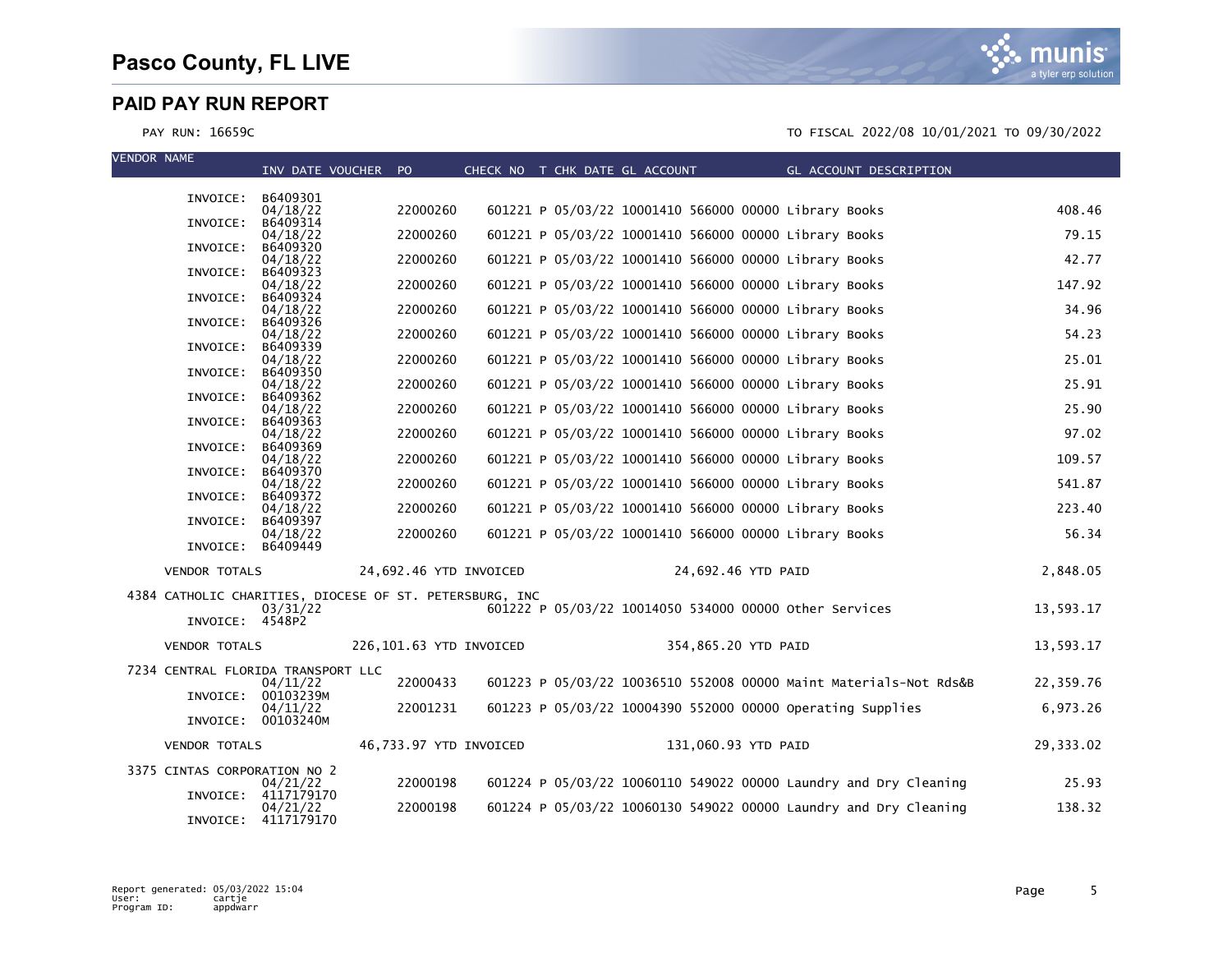# Pasco County, FL LIVE

## PAID PAY RUN REPORT

PAY RUN: 16659C

TO FISCAL 2022/08 10/01/2021 TO 09/30/2022

| VENDOR NAME | INV DATE | VOUCHER | PO | CHECK NO | T | CHK DATE | GL ACCOUNT | GL ACCOUNT DESCRIPTION | |
|---|---|---|---|---|---|---|---|---|---|
| INVOICE: B6409301 | 04/18/22 | | 22000260 | 601221 | P | 05/03/22 | 10001410 566000 00000 | Library Books | 408.46 |
| INVOICE: B6409314 | 04/18/22 | | 22000260 | 601221 | P | 05/03/22 | 10001410 566000 00000 | Library Books | 79.15 |
| INVOICE: B6409320 | 04/18/22 | | 22000260 | 601221 | P | 05/03/22 | 10001410 566000 00000 | Library Books | 42.77 |
| INVOICE: B6409323 | 04/18/22 | | 22000260 | 601221 | P | 05/03/22 | 10001410 566000 00000 | Library Books | 147.92 |
| INVOICE: B6409324 | 04/18/22 | | 22000260 | 601221 | P | 05/03/22 | 10001410 566000 00000 | Library Books | 34.96 |
| INVOICE: B6409326 | 04/18/22 | | 22000260 | 601221 | P | 05/03/22 | 10001410 566000 00000 | Library Books | 54.23 |
| INVOICE: B6409339 | 04/18/22 | | 22000260 | 601221 | P | 05/03/22 | 10001410 566000 00000 | Library Books | 25.01 |
| INVOICE: B6409350 | 04/18/22 | | 22000260 | 601221 | P | 05/03/22 | 10001410 566000 00000 | Library Books | 25.91 |
| INVOICE: B6409362 | 04/18/22 | | 22000260 | 601221 | P | 05/03/22 | 10001410 566000 00000 | Library Books | 25.90 |
| INVOICE: B6409363 | 04/18/22 | | 22000260 | 601221 | P | 05/03/22 | 10001410 566000 00000 | Library Books | 97.02 |
| INVOICE: B6409369 | 04/18/22 | | 22000260 | 601221 | P | 05/03/22 | 10001410 566000 00000 | Library Books | 109.57 |
| INVOICE: B6409370 | 04/18/22 | | 22000260 | 601221 | P | 05/03/22 | 10001410 566000 00000 | Library Books | 541.87 |
| INVOICE: B6409372 | 04/18/22 | | 22000260 | 601221 | P | 05/03/22 | 10001410 566000 00000 | Library Books | 223.40 |
| INVOICE: B6409397 | 04/18/22 | | 22000260 | 601221 | P | 05/03/22 | 10001410 566000 00000 | Library Books | 56.34 |
| INVOICE: B6409449 | | | | | | | | | |
| VENDOR TOTALS | 24,692.46 YTD INVOICED | | | | | | 24,692.46 YTD PAID | | 2,848.05 |
| 4384 CATHOLIC CHARITIES, DIOCESE OF ST. PETERSBURG, INC | | | | | | | | | |
| INVOICE: 4548P2 | 03/31/22 | | | 601222 | P | 05/03/22 | 10014050 534000 00000 | Other Services | 13,593.17 |
| VENDOR TOTALS | 226,101.63 YTD INVOICED | | | | | | 354,865.20 YTD PAID | | 13,593.17 |
| 7234 CENTRAL FLORIDA TRANSPORT LLC | | | | | | | | | |
| INVOICE: 00103239M | 04/11/22 | | 22000433 | 601223 | P | 05/03/22 | 10036510 552008 00000 | Maint Materials-Not Rds&B | 22,359.76 |
| INVOICE: 00103240M | 04/11/22 | | 22001231 | 601223 | P | 05/03/22 | 10004390 552000 00000 | Operating Supplies | 6,973.26 |
| VENDOR TOTALS | 46,733.97 YTD INVOICED | | | | | | 131,060.93 YTD PAID | | 29,333.02 |
| 3375 CINTAS CORPORATION NO 2 | | | | | | | | | |
| INVOICE: 4117179170 | 04/21/22 | | 22000198 | 601224 | P | 05/03/22 | 10060110 549022 00000 | Laundry and Dry Cleaning | 25.93 |
| INVOICE: 4117179170 | 04/21/22 | | 22000198 | 601224 | P | 05/03/22 | 10060130 549022 00000 | Laundry and Dry Cleaning | 138.32 |

Report generated: 05/03/2022 15:04
User: cartje
Program ID: appdwarr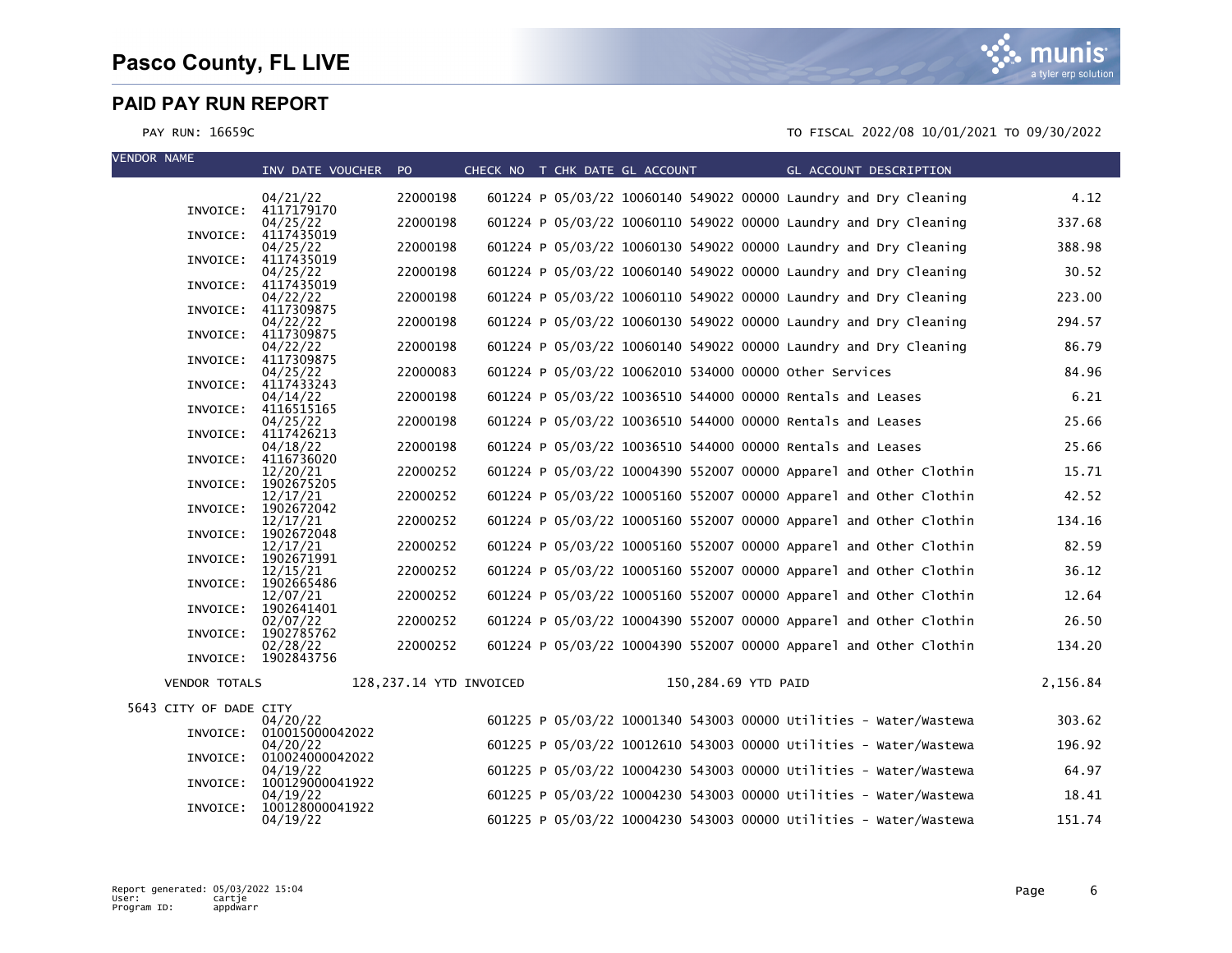# Pasco County, FL LIVE

## PAID PAY RUN REPORT

PAY RUN: 16659C

TO FISCAL 2022/08 10/01/2021 TO 09/30/2022

| VENDOR NAME | INV DATE VOUCHER | PO | CHECK NO | T | CHK DATE | GL ACCOUNT | GL ACCOUNT DESCRIPTION | AMOUNT |
|---|---|---|---|---|---|---|---|---|
| | 04/21/22 | 22000198 | 601224 | P | 05/03/22 | 10060140 549022 00000 | Laundry and Dry Cleaning | 4.12 |
| INVOICE: | 4117179170 | | | | | | | |
| | 04/25/22 | 22000198 | 601224 | P | 05/03/22 | 10060110 549022 00000 | Laundry and Dry Cleaning | 337.68 |
| INVOICE: | 4117435019 | | | | | | | |
| | 04/25/22 | 22000198 | 601224 | P | 05/03/22 | 10060130 549022 00000 | Laundry and Dry Cleaning | 388.98 |
| INVOICE: | 4117435019 | | | | | | | |
| | 04/25/22 | 22000198 | 601224 | P | 05/03/22 | 10060140 549022 00000 | Laundry and Dry Cleaning | 30.52 |
| INVOICE: | 4117435019 | | | | | | | |
| | 04/22/22 | 22000198 | 601224 | P | 05/03/22 | 10060110 549022 00000 | Laundry and Dry Cleaning | 223.00 |
| INVOICE: | 4117309875 | | | | | | | |
| | 04/22/22 | 22000198 | 601224 | P | 05/03/22 | 10060130 549022 00000 | Laundry and Dry Cleaning | 294.57 |
| INVOICE: | 4117309875 | | | | | | | |
| | 04/22/22 | 22000198 | 601224 | P | 05/03/22 | 10060140 549022 00000 | Laundry and Dry Cleaning | 86.79 |
| INVOICE: | 4117309875 | | | | | | | |
| | 04/25/22 | 22000083 | 601224 | P | 05/03/22 | 10062010 534000 00000 | Other Services | 84.96 |
| INVOICE: | 4117433243 | | | | | | | |
| | 04/14/22 | 22000198 | 601224 | P | 05/03/22 | 10036510 544000 00000 | Rentals and Leases | 6.21 |
| INVOICE: | 4116515165 | | | | | | | |
| | 04/25/22 | 22000198 | 601224 | P | 05/03/22 | 10036510 544000 00000 | Rentals and Leases | 25.66 |
| INVOICE: | 4117426213 | | | | | | | |
| | 04/18/22 | 22000198 | 601224 | P | 05/03/22 | 10036510 544000 00000 | Rentals and Leases | 25.66 |
| INVOICE: | 4116736020 | | | | | | | |
| | 12/20/21 | 22000252 | 601224 | P | 05/03/22 | 10004390 552007 00000 | Apparel and Other Clothin | 15.71 |
| INVOICE: | 1902675205 | | | | | | | |
| | 12/17/21 | 22000252 | 601224 | P | 05/03/22 | 10005160 552007 00000 | Apparel and Other Clothin | 42.52 |
| INVOICE: | 1902672042 | | | | | | | |
| | 12/17/21 | 22000252 | 601224 | P | 05/03/22 | 10005160 552007 00000 | Apparel and Other Clothin | 134.16 |
| INVOICE: | 1902672048 | | | | | | | |
| | 12/17/21 | 22000252 | 601224 | P | 05/03/22 | 10005160 552007 00000 | Apparel and Other Clothin | 82.59 |
| INVOICE: | 1902671991 | | | | | | | |
| | 12/15/21 | 22000252 | 601224 | P | 05/03/22 | 10005160 552007 00000 | Apparel and Other Clothin | 36.12 |
| INVOICE: | 1902665486 | | | | | | | |
| | 12/07/21 | 22000252 | 601224 | P | 05/03/22 | 10005160 552007 00000 | Apparel and Other Clothin | 12.64 |
| INVOICE: | 1902641401 | | | | | | | |
| | 02/07/22 | 22000252 | 601224 | P | 05/03/22 | 10004390 552007 00000 | Apparel and Other Clothin | 26.50 |
| INVOICE: | 1902785762 | | | | | | | |
| | 02/28/22 | 22000252 | 601224 | P | 05/03/22 | 10004390 552007 00000 | Apparel and Other Clothin | 134.20 |
| INVOICE: | 1902843756 | | | | | | | |
| VENDOR TOTALS | | 128,237.14 YTD INVOICED | | | | 150,284.69 YTD PAID | | 2,156.84 |
| 5643 CITY OF DADE CITY | | | | | | | | |
| | 04/20/22 | | 601225 | P | 05/03/22 | 10001340 543003 00000 | Utilities - Water/Wastewa | 303.62 |
| INVOICE: | 010015000042022 | | | | | | | |
| | 04/20/22 | | 601225 | P | 05/03/22 | 10012610 543003 00000 | Utilities - Water/Wastewa | 196.92 |
| INVOICE: | 010024000042022 | | | | | | | |
| | 04/19/22 | | 601225 | P | 05/03/22 | 10004230 543003 00000 | Utilities - Water/Wastewa | 64.97 |
| INVOICE: | 100129000041922 | | | | | | | |
| | 04/19/22 | | 601225 | P | 05/03/22 | 10004230 543003 00000 | Utilities - Water/Wastewa | 18.41 |
| INVOICE: | 100128000041922 | | | | | | | |
| | 04/19/22 | | 601225 | P | 05/03/22 | 10004230 543003 00000 | Utilities - Water/Wastewa | 151.74 |

Report generated: 05/03/2022 15:04
User: cartje
Program ID: appdwarr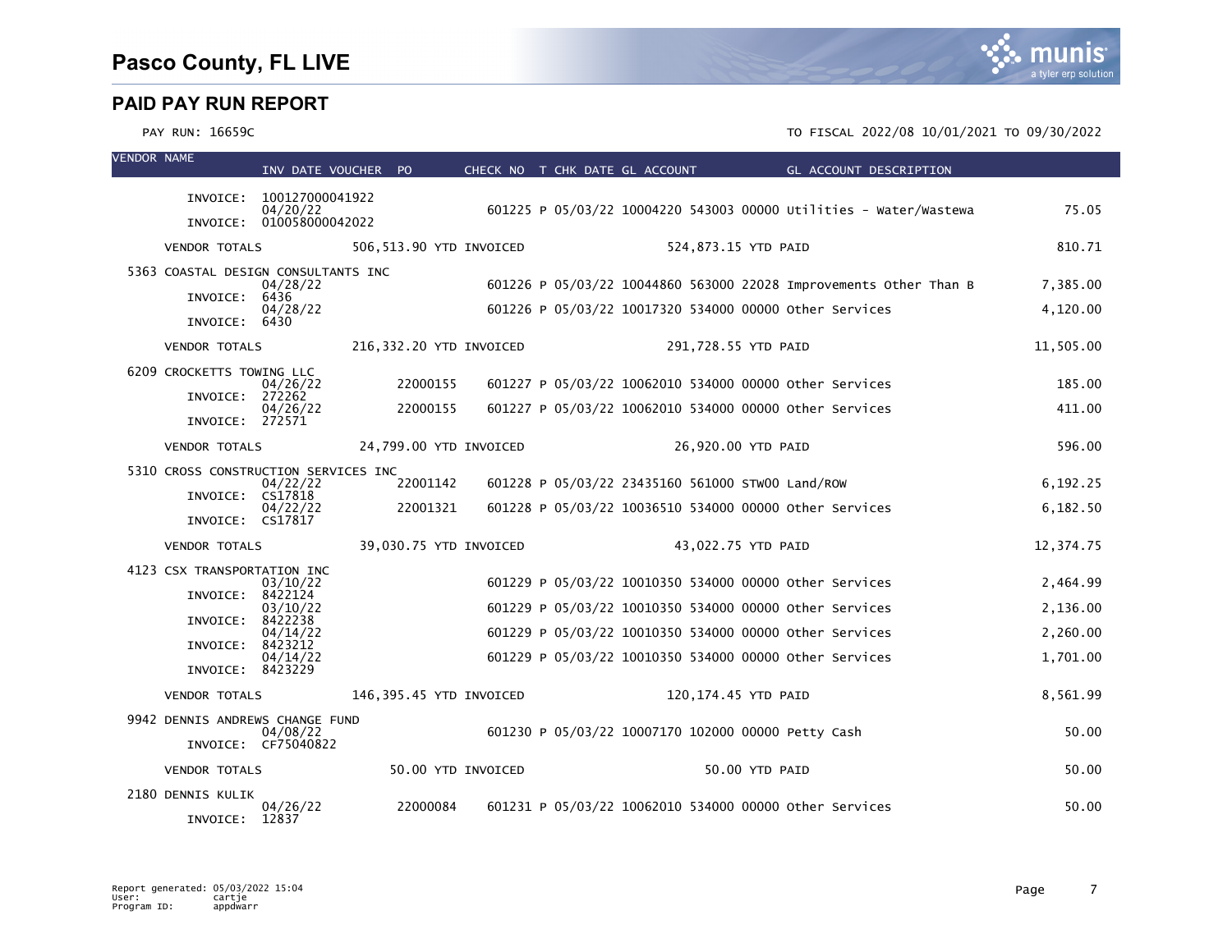# Pasco County, FL LIVE

## PAID PAY RUN REPORT

PAY RUN: 16659C

TO FISCAL 2022/08 10/01/2021 TO 09/30/2022

| VENDOR NAME | INV DATE | VOUCHER | PO | CHECK NO | T | CHK DATE | GL ACCOUNT | GL ACCOUNT DESCRIPTION | AMOUNT |
|---|---|---|---|---|---|---|---|---|---|
| INVOICE: 100127000041922 | 04/20/22 | | | 601225 | P | 05/03/22 | 10004220 543003 00000 | Utilities - Water/Wastewa | 75.05 |
| INVOICE: 010058000042022 | | | | | | | | | |
| VENDOR TOTALS | 506,513.90 YTD INVOICED | | | | | | 524,873.15 YTD PAID | | 810.71 |
| 5363 COASTAL DESIGN CONSULTANTS INC | | | | | | | | | |
| INVOICE: 6436 | 04/28/22 | | | 601226 | P | 05/03/22 | 10044860 563000 22028 | Improvements Other Than B | 7,385.00 |
| INVOICE: 6430 | 04/28/22 | | | 601226 | P | 05/03/22 | 10017320 534000 00000 | Other Services | 4,120.00 |
| VENDOR TOTALS | 216,332.20 YTD INVOICED | | | | | | 291,728.55 YTD PAID | | 11,505.00 |
| 6209 CROCKETTS TOWING LLC | | | | | | | | | |
| INVOICE: 272262 | 04/26/22 | | 22000155 | 601227 | P | 05/03/22 | 10062010 534000 00000 | Other Services | 185.00 |
| INVOICE: 272571 | 04/26/22 | | 22000155 | 601227 | P | 05/03/22 | 10062010 534000 00000 | Other Services | 411.00 |
| VENDOR TOTALS | 24,799.00 YTD INVOICED | | | | | | 26,920.00 YTD PAID | | 596.00 |
| 5310 CROSS CONSTRUCTION SERVICES INC | | | | | | | | | |
| INVOICE: CS17818 | 04/22/22 | | 22001142 | 601228 | P | 05/03/22 | 23435160 561000 STW00 | Land/ROW | 6,192.25 |
| INVOICE: CS17817 | 04/22/22 | | 22001321 | 601228 | P | 05/03/22 | 10036510 534000 00000 | Other Services | 6,182.50 |
| VENDOR TOTALS | 39,030.75 YTD INVOICED | | | | | | 43,022.75 YTD PAID | | 12,374.75 |
| 4123 CSX TRANSPORTATION INC | | | | | | | | | |
| INVOICE: 8422124 | 03/10/22 | | | 601229 | P | 05/03/22 | 10010350 534000 00000 | Other Services | 2,464.99 |
| INVOICE: 8422238 | 03/10/22 | | | 601229 | P | 05/03/22 | 10010350 534000 00000 | Other Services | 2,136.00 |
| INVOICE: 8423212 | 04/14/22 | | | 601229 | P | 05/03/22 | 10010350 534000 00000 | Other Services | 2,260.00 |
| INVOICE: 8423229 | 04/14/22 | | | 601229 | P | 05/03/22 | 10010350 534000 00000 | Other Services | 1,701.00 |
| VENDOR TOTALS | 146,395.45 YTD INVOICED | | | | | | 120,174.45 YTD PAID | | 8,561.99 |
| 9942 DENNIS ANDREWS CHANGE FUND | | | | | | | | | |
| INVOICE: CF75040822 | 04/08/22 | | | 601230 | P | 05/03/22 | 10007170 102000 00000 | Petty Cash | 50.00 |
| VENDOR TOTALS | 50.00 YTD INVOICED | | | | | | 50.00 YTD PAID | | 50.00 |
| 2180 DENNIS KULIK | | | | | | | | | |
| INVOICE: 12837 | 04/26/22 | | 22000084 | 601231 | P | 05/03/22 | 10062010 534000 00000 | Other Services | 50.00 |

Report generated: 05/03/2022 15:04
User: cartje
Program ID: appdwarr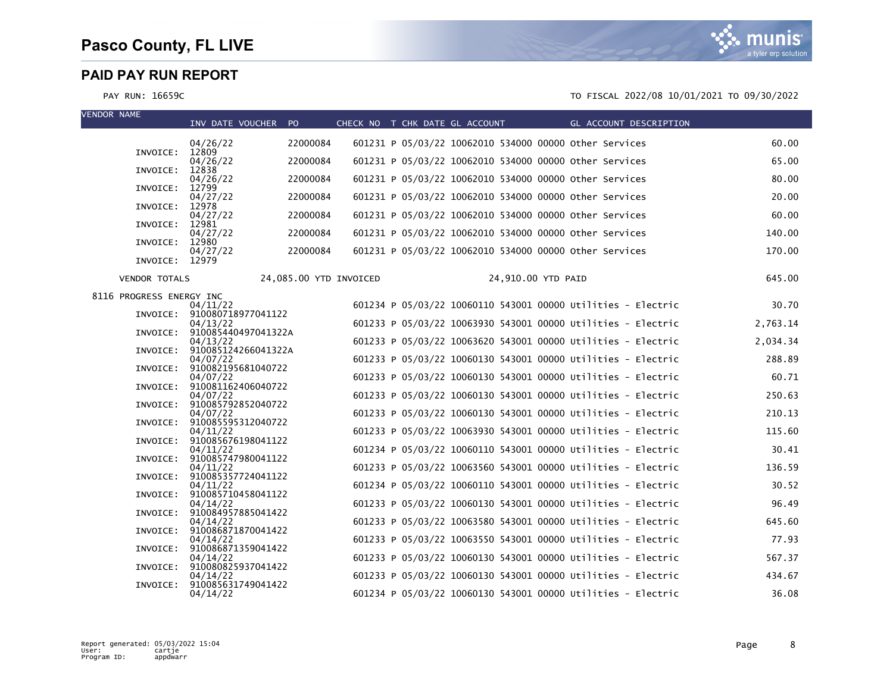# Pasco County, FL LIVE

## PAID PAY RUN REPORT

PAY RUN: 16659C

TO FISCAL 2022/08 10/01/2021 TO 09/30/2022

| VENDOR NAME | INV DATE VOUCHER | PO | CHECK NO | T | CHK DATE | GL ACCOUNT | GL ACCOUNT DESCRIPTION | |
|---|---|---|---|---|---|---|---|---|
| | 04/26/22 | 22000084 | 601231 | P | 05/03/22 | 10062010 534000 00000 | Other Services | 60.00 |
| INVOICE: 12809 | 04/26/22 | 22000084 | 601231 | P | 05/03/22 | 10062010 534000 00000 | Other Services | 65.00 |
| INVOICE: 12838 | 04/26/22 | 22000084 | 601231 | P | 05/03/22 | 10062010 534000 00000 | Other Services | 80.00 |
| INVOICE: 12799 | 04/27/22 | 22000084 | 601231 | P | 05/03/22 | 10062010 534000 00000 | Other Services | 20.00 |
| INVOICE: 12978 | 04/27/22 | 22000084 | 601231 | P | 05/03/22 | 10062010 534000 00000 | Other Services | 60.00 |
| INVOICE: 12981 | 04/27/22 | 22000084 | 601231 | P | 05/03/22 | 10062010 534000 00000 | Other Services | 140.00 |
| INVOICE: 12980 | 04/27/22 | 22000084 | 601231 | P | 05/03/22 | 10062010 534000 00000 | Other Services | 170.00 |
| INVOICE: 12979 | | | | | | | | |
| VENDOR TOTALS | 24,085.00 YTD INVOICED | | | | | 24,910.00 YTD PAID | | 645.00 |
| 8116 PROGRESS ENERGY INC | | | | | | | | |
| | 04/11/22 | | 601234 | P | 05/03/22 | 10060110 543001 00000 | Utilities - Electric | 30.70 |
| INVOICE: 910080718977041122 | 04/13/22 | | 601233 | P | 05/03/22 | 10063930 543001 00000 | Utilities - Electric | 2,763.14 |
| INVOICE: 910085440497041322A | 04/13/22 | | 601233 | P | 05/03/22 | 10063620 543001 00000 | Utilities - Electric | 2,034.34 |
| INVOICE: 910085124266041322A | 04/07/22 | | 601233 | P | 05/03/22 | 10060130 543001 00000 | Utilities - Electric | 288.89 |
| INVOICE: 910082195681040722 | 04/07/22 | | 601233 | P | 05/03/22 | 10060130 543001 00000 | Utilities - Electric | 60.71 |
| INVOICE: 910081162406040722 | 04/07/22 | | 601233 | P | 05/03/22 | 10060130 543001 00000 | Utilities - Electric | 250.63 |
| INVOICE: 910085792852040722 | 04/07/22 | | 601233 | P | 05/03/22 | 10060130 543001 00000 | Utilities - Electric | 210.13 |
| INVOICE: 910085595312040722 | 04/11/22 | | 601233 | P | 05/03/22 | 10063930 543001 00000 | Utilities - Electric | 115.60 |
| INVOICE: 910085676198041122 | 04/11/22 | | 601234 | P | 05/03/22 | 10060110 543001 00000 | Utilities - Electric | 30.41 |
| INVOICE: 910085747980041122 | 04/11/22 | | 601233 | P | 05/03/22 | 10063560 543001 00000 | Utilities - Electric | 136.59 |
| INVOICE: 910085357724041122 | 04/11/22 | | 601234 | P | 05/03/22 | 10060110 543001 00000 | Utilities - Electric | 30.52 |
| INVOICE: 910085710458041122 | 04/14/22 | | 601233 | P | 05/03/22 | 10060130 543001 00000 | Utilities - Electric | 96.49 |
| INVOICE: 910084957885041422 | 04/14/22 | | 601233 | P | 05/03/22 | 10063580 543001 00000 | Utilities - Electric | 645.60 |
| INVOICE: 910086871870041422 | 04/14/22 | | 601233 | P | 05/03/22 | 10063550 543001 00000 | Utilities - Electric | 77.93 |
| INVOICE: 910086871359041422 | 04/14/22 | | 601233 | P | 05/03/22 | 10060130 543001 00000 | Utilities - Electric | 567.37 |
| INVOICE: 910080825937041422 | 04/14/22 | | 601233 | P | 05/03/22 | 10060130 543001 00000 | Utilities - Electric | 434.67 |
| INVOICE: 910085631749041422 | 04/14/22 | | 601234 | P | 05/03/22 | 10060130 543001 00000 | Utilities - Electric | 36.08 |

Report generated: 05/03/2022 15:04
User: cartje
Program ID: appdwarr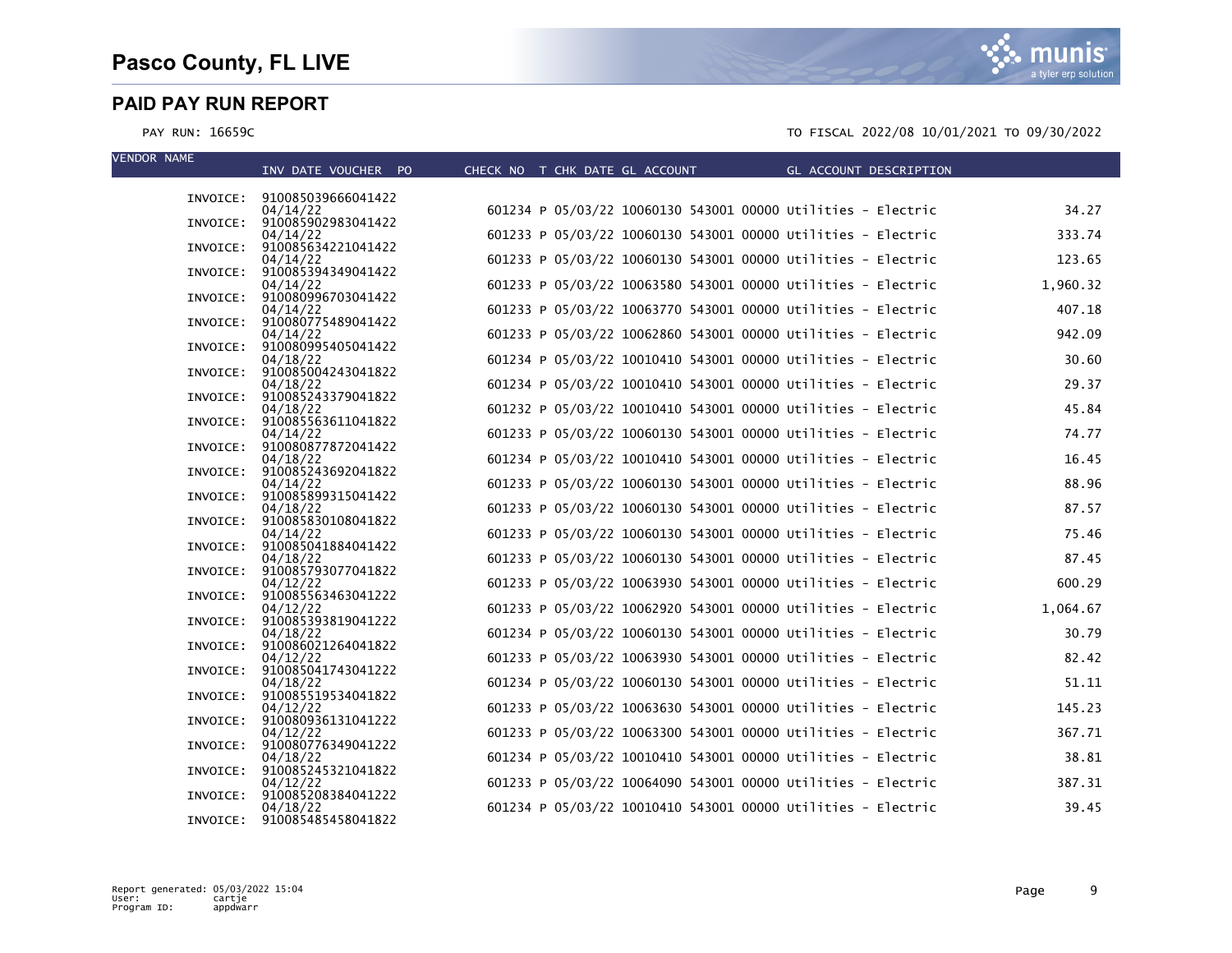# Pasco County, FL LIVE

## PAID PAY RUN REPORT

PAY RUN: 16659C

TO FISCAL 2022/08 10/01/2021 TO 09/30/2022

| VENDOR NAME | INV DATE VOUCHER PO | CHECK NO | T | CHK DATE | GL ACCOUNT | GL ACCOUNT DESCRIPTION | |
|---|---|---|---|---|---|---|---|
| INVOICE: | 910085039666041422 | | | | | | |
| | 04/14/22 | 601234 | P | 05/03/22 | 10060130 543001 00000 | Utilities - Electric | 34.27 |
| INVOICE: | 910085902983041422 | | | | | | |
| | 04/14/22 | 601233 | P | 05/03/22 | 10060130 543001 00000 | Utilities - Electric | 333.74 |
| INVOICE: | 910085634221041422 | | | | | | |
| | 04/14/22 | 601233 | P | 05/03/22 | 10060130 543001 00000 | Utilities - Electric | 123.65 |
| INVOICE: | 910085394349041422 | | | | | | |
| | 04/14/22 | 601233 | P | 05/03/22 | 10063580 543001 00000 | Utilities - Electric | 1,960.32 |
| INVOICE: | 910080996703041422 | | | | | | |
| | 04/14/22 | 601233 | P | 05/03/22 | 10063770 543001 00000 | Utilities - Electric | 407.18 |
| INVOICE: | 910080775489041422 | | | | | | |
| | 04/14/22 | 601233 | P | 05/03/22 | 10062860 543001 00000 | Utilities - Electric | 942.09 |
| INVOICE: | 910080995405041422 | | | | | | |
| | 04/18/22 | 601234 | P | 05/03/22 | 10010410 543001 00000 | Utilities - Electric | 30.60 |
| INVOICE: | 910085004243041822 | | | | | | |
| | 04/18/22 | 601234 | P | 05/03/22 | 10010410 543001 00000 | Utilities - Electric | 29.37 |
| INVOICE: | 910085243379041822 | | | | | | |
| | 04/18/22 | 601232 | P | 05/03/22 | 10010410 543001 00000 | Utilities - Electric | 45.84 |
| INVOICE: | 910085563611041822 | | | | | | |
| | 04/14/22 | 601233 | P | 05/03/22 | 10060130 543001 00000 | Utilities - Electric | 74.77 |
| INVOICE: | 910080877872041422 | | | | | | |
| | 04/18/22 | 601234 | P | 05/03/22 | 10010410 543001 00000 | Utilities - Electric | 16.45 |
| INVOICE: | 910085243692041822 | | | | | | |
| | 04/14/22 | 601233 | P | 05/03/22 | 10060130 543001 00000 | Utilities - Electric | 88.96 |
| INVOICE: | 910085899315041422 | | | | | | |
| | 04/18/22 | 601233 | P | 05/03/22 | 10060130 543001 00000 | Utilities - Electric | 87.57 |
| INVOICE: | 910085830108041822 | | | | | | |
| | 04/14/22 | 601233 | P | 05/03/22 | 10060130 543001 00000 | Utilities - Electric | 75.46 |
| INVOICE: | 910085041884041422 | | | | | | |
| | 04/18/22 | 601233 | P | 05/03/22 | 10060130 543001 00000 | Utilities - Electric | 87.45 |
| INVOICE: | 910085793077041822 | | | | | | |
| | 04/12/22 | 601233 | P | 05/03/22 | 10063930 543001 00000 | Utilities - Electric | 600.29 |
| INVOICE: | 910085563463041222 | | | | | | |
| | 04/12/22 | 601233 | P | 05/03/22 | 10062920 543001 00000 | Utilities - Electric | 1,064.67 |
| INVOICE: | 910085393819041222 | | | | | | |
| | 04/18/22 | 601234 | P | 05/03/22 | 10060130 543001 00000 | Utilities - Electric | 30.79 |
| INVOICE: | 910086021264041822 | | | | | | |
| | 04/12/22 | 601233 | P | 05/03/22 | 10063930 543001 00000 | Utilities - Electric | 82.42 |
| INVOICE: | 910085041743041222 | | | | | | |
| | 04/18/22 | 601234 | P | 05/03/22 | 10060130 543001 00000 | Utilities - Electric | 51.11 |
| INVOICE: | 910085519534041822 | | | | | | |
| | 04/12/22 | 601233 | P | 05/03/22 | 10063630 543001 00000 | Utilities - Electric | 145.23 |
| INVOICE: | 910080936131041222 | | | | | | |
| | 04/12/22 | 601233 | P | 05/03/22 | 10063300 543001 00000 | Utilities - Electric | 367.71 |
| INVOICE: | 910080776349041222 | | | | | | |
| | 04/18/22 | 601234 | P | 05/03/22 | 10010410 543001 00000 | Utilities - Electric | 38.81 |
| INVOICE: | 910085245321041822 | | | | | | |
| | 04/12/22 | 601233 | P | 05/03/22 | 10064090 543001 00000 | Utilities - Electric | 387.31 |
| INVOICE: | 910085208384041222 | | | | | | |
| | 04/18/22 | 601234 | P | 05/03/22 | 10010410 543001 00000 | Utilities - Electric | 39.45 |
| INVOICE: | 910085485458041822 | | | | | | |

Report generated: 05/03/2022 15:04
User: cartje
Program ID: appdwarr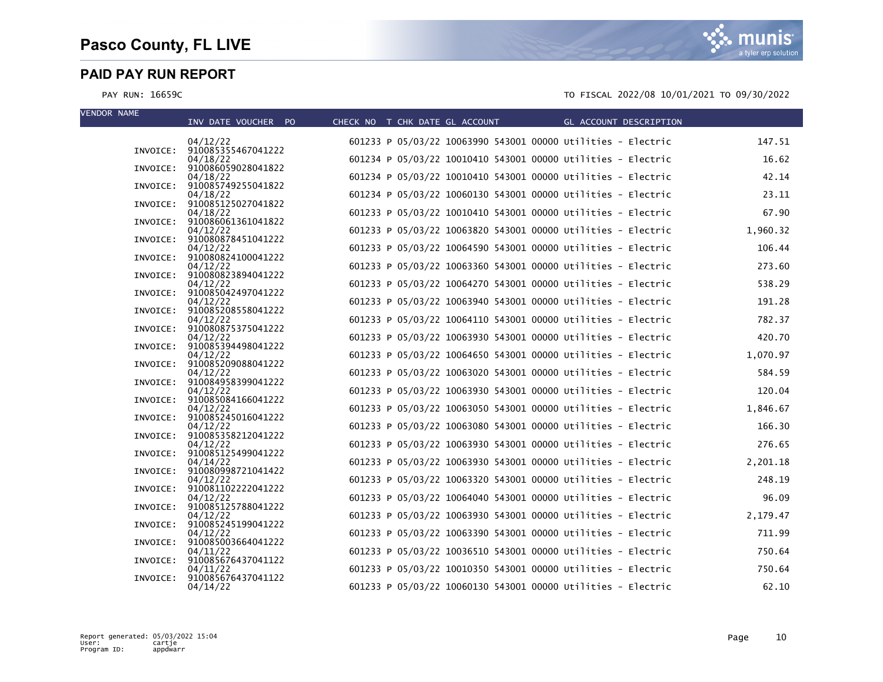# Pasco County, FL LIVE

## PAID PAY RUN REPORT

PAY RUN: 16659C

TO FISCAL 2022/08 10/01/2021 TO 09/30/2022

| VENDOR NAME | INV DATE VOUCHER PO | CHECK NO | T | CHK DATE | GL ACCOUNT | GL ACCOUNT DESCRIPTION | |
|---|---|---|---|---|---|---|---|
| | 04/12/22 | 601233 | P | 05/03/22 | 10063990 543001 00000 | Utilities - Electric | 147.51 |
| INVOICE: | 910085355467041222 | | | | | | |
| | 04/18/22 | 601234 | P | 05/03/22 | 10010410 543001 00000 | Utilities - Electric | 16.62 |
| INVOICE: | 910086059028041822 | | | | | | |
| | 04/18/22 | 601234 | P | 05/03/22 | 10010410 543001 00000 | Utilities - Electric | 42.14 |
| INVOICE: | 910085749255041822 | | | | | | |
| | 04/18/22 | 601234 | P | 05/03/22 | 10060130 543001 00000 | Utilities - Electric | 23.11 |
| INVOICE: | 910085125027041822 | | | | | | |
| | 04/18/22 | 601233 | P | 05/03/22 | 10010410 543001 00000 | Utilities - Electric | 67.90 |
| INVOICE: | 910086061361041822 | | | | | | |
| | 04/12/22 | 601233 | P | 05/03/22 | 10063820 543001 00000 | Utilities - Electric | 1,960.32 |
| INVOICE: | 910080878451041222 | | | | | | |
| | 04/12/22 | 601233 | P | 05/03/22 | 10064590 543001 00000 | Utilities - Electric | 106.44 |
| INVOICE: | 910080824100041222 | | | | | | |
| | 04/12/22 | 601233 | P | 05/03/22 | 10063360 543001 00000 | Utilities - Electric | 273.60 |
| INVOICE: | 910080823894041222 | | | | | | |
| | 04/12/22 | 601233 | P | 05/03/22 | 10064270 543001 00000 | Utilities - Electric | 538.29 |
| INVOICE: | 910085042497041222 | | | | | | |
| | 04/12/22 | 601233 | P | 05/03/22 | 10063940 543001 00000 | Utilities - Electric | 191.28 |
| INVOICE: | 910085208558041222 | | | | | | |
| | 04/12/22 | 601233 | P | 05/03/22 | 10064110 543001 00000 | Utilities - Electric | 782.37 |
| INVOICE: | 910080875375041222 | | | | | | |
| | 04/12/22 | 601233 | P | 05/03/22 | 10063930 543001 00000 | Utilities - Electric | 420.70 |
| INVOICE: | 910085394498041222 | | | | | | |
| | 04/12/22 | 601233 | P | 05/03/22 | 10064650 543001 00000 | Utilities - Electric | 1,070.97 |
| INVOICE: | 910085209088041222 | | | | | | |
| | 04/12/22 | 601233 | P | 05/03/22 | 10063020 543001 00000 | Utilities - Electric | 584.59 |
| INVOICE: | 910084958399041222 | | | | | | |
| | 04/12/22 | 601233 | P | 05/03/22 | 10063930 543001 00000 | Utilities - Electric | 120.04 |
| INVOICE: | 910085084166041222 | | | | | | |
| | 04/12/22 | 601233 | P | 05/03/22 | 10063050 543001 00000 | Utilities - Electric | 1,846.67 |
| INVOICE: | 910085245016041222 | | | | | | |
| | 04/12/22 | 601233 | P | 05/03/22 | 10063080 543001 00000 | Utilities - Electric | 166.30 |
| INVOICE: | 910085358212041222 | | | | | | |
| | 04/12/22 | 601233 | P | 05/03/22 | 10063930 543001 00000 | Utilities - Electric | 276.65 |
| INVOICE: | 910085125499041222 | | | | | | |
| | 04/14/22 | 601233 | P | 05/03/22 | 10063930 543001 00000 | Utilities - Electric | 2,201.18 |
| INVOICE: | 910080998721041422 | | | | | | |
| | 04/12/22 | 601233 | P | 05/03/22 | 10063320 543001 00000 | Utilities - Electric | 248.19 |
| INVOICE: | 910081102222041222 | | | | | | |
| | 04/12/22 | 601233 | P | 05/03/22 | 10064040 543001 00000 | Utilities - Electric | 96.09 |
| INVOICE: | 910085125788041222 | | | | | | |
| | 04/12/22 | 601233 | P | 05/03/22 | 10063930 543001 00000 | Utilities - Electric | 2,179.47 |
| INVOICE: | 910085245199041222 | | | | | | |
| | 04/12/22 | 601233 | P | 05/03/22 | 10063390 543001 00000 | Utilities - Electric | 711.99 |
| INVOICE: | 910085003664041222 | | | | | | |
| | 04/11/22 | 601233 | P | 05/03/22 | 10036510 543001 00000 | Utilities - Electric | 750.64 |
| INVOICE: | 910085676437041122 | | | | | | |
| | 04/11/22 | 601233 | P | 05/03/22 | 10010350 543001 00000 | Utilities - Electric | 750.64 |
| INVOICE: | 910085676437041122 | | | | | | |
| | 04/14/22 | 601233 | P | 05/03/22 | 10060130 543001 00000 | Utilities - Electric | 62.10 |

Report generated: 05/03/2022 15:04
User: cartje
Program ID: appdwarr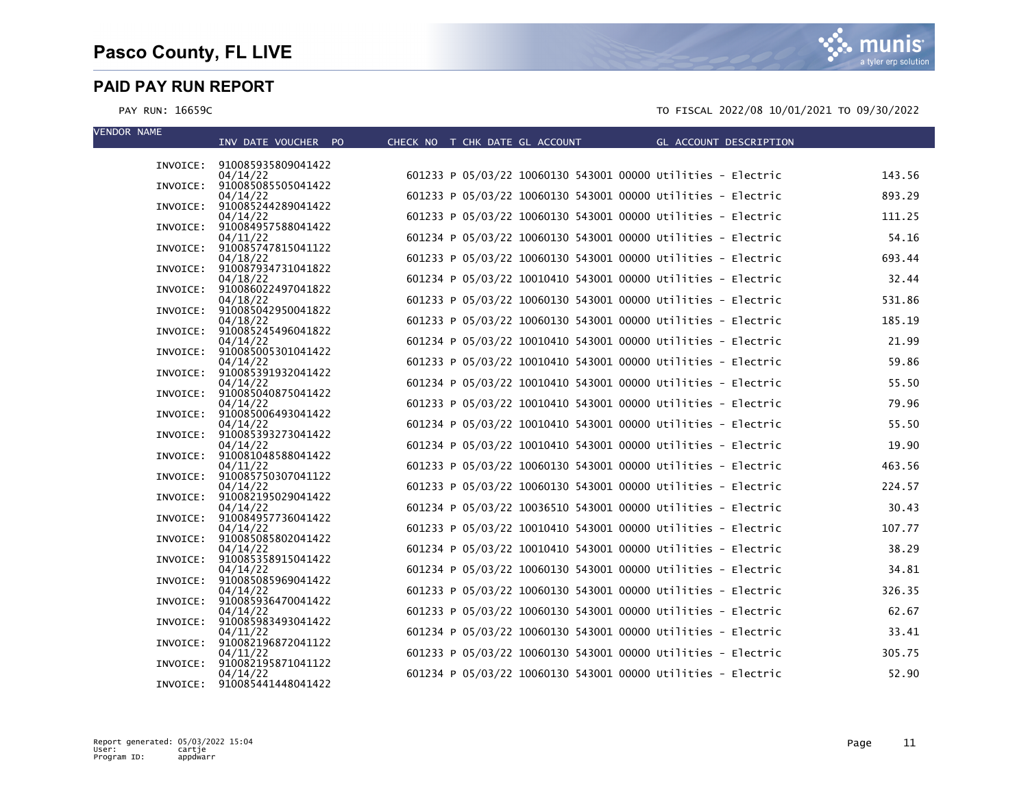# Pasco County, FL LIVE

## PAID PAY RUN REPORT

PAY RUN: 16659C

TO FISCAL 2022/08 10/01/2021 TO 09/30/2022

| VENDOR NAME | INV DATE VOUCHER PO | CHECK NO | T | CHK DATE | GL ACCOUNT | GL ACCOUNT DESCRIPTION | |
|---|---|---|---|---|---|---|---|
| INVOICE: | 910085935809041422 04/14/22 | 601233 | P | 05/03/22 | 10060130 543001 00000 | Utilities - Electric | 143.56 |
| INVOICE: | 910085085505041422 04/14/22 | 601233 | P | 05/03/22 | 10060130 543001 00000 | Utilities - Electric | 893.29 |
| INVOICE: | 910085244289041422 04/14/22 | 601233 | P | 05/03/22 | 10060130 543001 00000 | Utilities - Electric | 111.25 |
| INVOICE: | 910084957588041422 04/11/22 | 601234 | P | 05/03/22 | 10060130 543001 00000 | Utilities - Electric | 54.16 |
| INVOICE: | 910085747815041122 04/18/22 | 601233 | P | 05/03/22 | 10060130 543001 00000 | Utilities - Electric | 693.44 |
| INVOICE: | 910087934731041822 04/18/22 | 601234 | P | 05/03/22 | 10010410 543001 00000 | Utilities - Electric | 32.44 |
| INVOICE: | 910086022497041822 04/18/22 | 601233 | P | 05/03/22 | 10060130 543001 00000 | Utilities - Electric | 531.86 |
| INVOICE: | 910085042950041822 04/18/22 | 601233 | P | 05/03/22 | 10060130 543001 00000 | Utilities - Electric | 185.19 |
| INVOICE: | 910085245496041822 04/14/22 | 601234 | P | 05/03/22 | 10010410 543001 00000 | Utilities - Electric | 21.99 |
| INVOICE: | 910085005301041422 04/14/22 | 601233 | P | 05/03/22 | 10010410 543001 00000 | Utilities - Electric | 59.86 |
| INVOICE: | 910085391932041422 04/14/22 | 601234 | P | 05/03/22 | 10010410 543001 00000 | Utilities - Electric | 55.50 |
| INVOICE: | 910085040875041422 04/14/22 | 601233 | P | 05/03/22 | 10010410 543001 00000 | Utilities - Electric | 79.96 |
| INVOICE: | 910085006493041422 04/14/22 | 601234 | P | 05/03/22 | 10010410 543001 00000 | Utilities - Electric | 55.50 |
| INVOICE: | 910085393273041422 04/14/22 | 601234 | P | 05/03/22 | 10010410 543001 00000 | Utilities - Electric | 19.90 |
| INVOICE: | 910081048588041422 04/11/22 | 601233 | P | 05/03/22 | 10060130 543001 00000 | Utilities - Electric | 463.56 |
| INVOICE: | 910085750307041122 04/14/22 | 601233 | P | 05/03/22 | 10060130 543001 00000 | Utilities - Electric | 224.57 |
| INVOICE: | 910082195029041422 04/14/22 | 601234 | P | 05/03/22 | 10036510 543001 00000 | Utilities - Electric | 30.43 |
| INVOICE: | 910084957736041422 04/14/22 | 601233 | P | 05/03/22 | 10010410 543001 00000 | Utilities - Electric | 107.77 |
| INVOICE: | 910085085802041422 04/14/22 | 601234 | P | 05/03/22 | 10010410 543001 00000 | Utilities - Electric | 38.29 |
| INVOICE: | 910085358915041422 04/14/22 | 601234 | P | 05/03/22 | 10060130 543001 00000 | Utilities - Electric | 34.81 |
| INVOICE: | 910085085969041422 04/14/22 | 601233 | P | 05/03/22 | 10060130 543001 00000 | Utilities - Electric | 326.35 |
| INVOICE: | 910085936470041422 04/14/22 | 601233 | P | 05/03/22 | 10060130 543001 00000 | Utilities - Electric | 62.67 |
| INVOICE: | 910085983493041422 04/11/22 | 601234 | P | 05/03/22 | 10060130 543001 00000 | Utilities - Electric | 33.41 |
| INVOICE: | 910082196872041122 04/11/22 | 601233 | P | 05/03/22 | 10060130 543001 00000 | Utilities - Electric | 305.75 |
| INVOICE: | 910082195871041122 04/14/22 | 601234 | P | 05/03/22 | 10060130 543001 00000 | Utilities - Electric | 52.90 |
| INVOICE: | 910085441448041422 | | | | | | |

Report generated: 05/03/2022 15:04
User: cartje
Program ID: appdwarr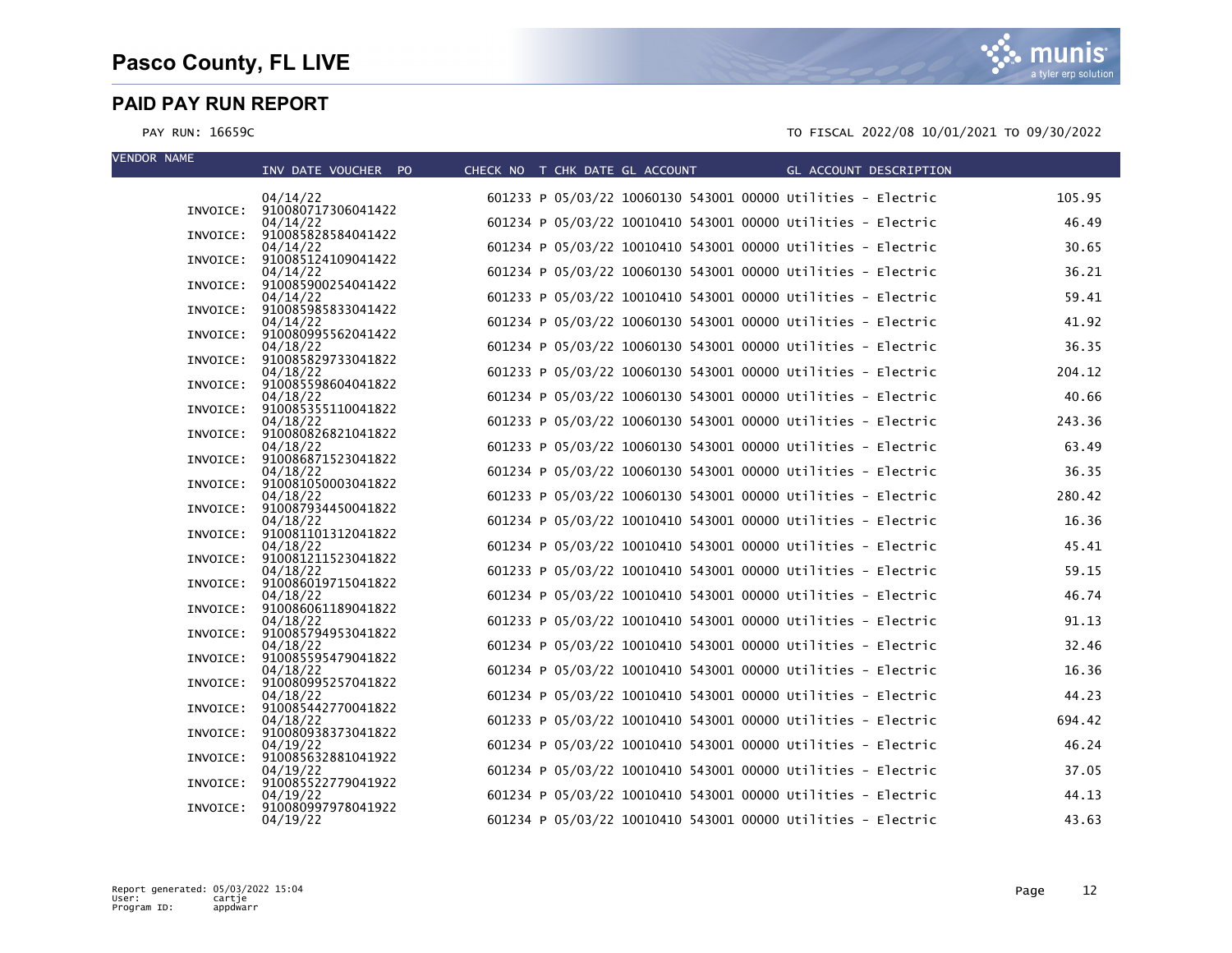# Pasco County, FL LIVE

## PAID PAY RUN REPORT

PAY RUN: 16659C

TO FISCAL 2022/08 10/01/2021 TO 09/30/2022

| VENDOR NAME | INV DATE | VOUCHER | PO | CHECK NO | T | CHK DATE | GL ACCOUNT | GL ACCOUNT DESCRIPTION | AMOUNT |
|---|---|---|---|---|---|---|---|---|---|
| | 04/14/22 | | | 601233 | P | 05/03/22 | 10060130 543001 00000 | Utilities - Electric | 105.95 |
| INVOICE: 910080717306041422 | | | | | | | | | |
| | 04/14/22 | | | 601234 | P | 05/03/22 | 10010410 543001 00000 | Utilities - Electric | 46.49 |
| INVOICE: 910085828584041422 | | | | | | | | | |
| | 04/14/22 | | | 601234 | P | 05/03/22 | 10010410 543001 00000 | Utilities - Electric | 30.65 |
| INVOICE: 910085124109041422 | | | | | | | | | |
| | 04/14/22 | | | 601234 | P | 05/03/22 | 10060130 543001 00000 | Utilities - Electric | 36.21 |
| INVOICE: 910085900254041422 | | | | | | | | | |
| | 04/14/22 | | | 601233 | P | 05/03/22 | 10010410 543001 00000 | Utilities - Electric | 59.41 |
| INVOICE: 910085985833041422 | | | | | | | | | |
| | 04/14/22 | | | 601234 | P | 05/03/22 | 10060130 543001 00000 | Utilities - Electric | 41.92 |
| INVOICE: 910080995562041422 | | | | | | | | | |
| | 04/18/22 | | | 601234 | P | 05/03/22 | 10060130 543001 00000 | Utilities - Electric | 36.35 |
| INVOICE: 910085829733041822 | | | | | | | | | |
| | 04/18/22 | | | 601233 | P | 05/03/22 | 10060130 543001 00000 | Utilities - Electric | 204.12 |
| INVOICE: 910085598604041822 | | | | | | | | | |
| | 04/18/22 | | | 601234 | P | 05/03/22 | 10060130 543001 00000 | Utilities - Electric | 40.66 |
| INVOICE: 910085355110041822 | | | | | | | | | |
| | 04/18/22 | | | 601233 | P | 05/03/22 | 10060130 543001 00000 | Utilities - Electric | 243.36 |
| INVOICE: 910080826821041822 | | | | | | | | | |
| | 04/18/22 | | | 601233 | P | 05/03/22 | 10060130 543001 00000 | Utilities - Electric | 63.49 |
| INVOICE: 910086871523041822 | | | | | | | | | |
| | 04/18/22 | | | 601234 | P | 05/03/22 | 10060130 543001 00000 | Utilities - Electric | 36.35 |
| INVOICE: 910081050003041822 | | | | | | | | | |
| | 04/18/22 | | | 601233 | P | 05/03/22 | 10060130 543001 00000 | Utilities - Electric | 280.42 |
| INVOICE: 910087934450041822 | | | | | | | | | |
| | 04/18/22 | | | 601234 | P | 05/03/22 | 10010410 543001 00000 | Utilities - Electric | 16.36 |
| INVOICE: 910081101312041822 | | | | | | | | | |
| | 04/18/22 | | | 601234 | P | 05/03/22 | 10010410 543001 00000 | Utilities - Electric | 45.41 |
| INVOICE: 910081211523041822 | | | | | | | | | |
| | 04/18/22 | | | 601233 | P | 05/03/22 | 10010410 543001 00000 | Utilities - Electric | 59.15 |
| INVOICE: 910086019715041822 | | | | | | | | | |
| | 04/18/22 | | | 601234 | P | 05/03/22 | 10010410 543001 00000 | Utilities - Electric | 46.74 |
| INVOICE: 910086061189041822 | | | | | | | | | |
| | 04/18/22 | | | 601233 | P | 05/03/22 | 10010410 543001 00000 | Utilities - Electric | 91.13 |
| INVOICE: 910085794953041822 | | | | | | | | | |
| | 04/18/22 | | | 601234 | P | 05/03/22 | 10010410 543001 00000 | Utilities - Electric | 32.46 |
| INVOICE: 910085595479041822 | | | | | | | | | |
| | 04/18/22 | | | 601234 | P | 05/03/22 | 10010410 543001 00000 | Utilities - Electric | 16.36 |
| INVOICE: 910080995257041822 | | | | | | | | | |
| | 04/18/22 | | | 601234 | P | 05/03/22 | 10010410 543001 00000 | Utilities - Electric | 44.23 |
| INVOICE: 910085442770041822 | | | | | | | | | |
| | 04/18/22 | | | 601233 | P | 05/03/22 | 10010410 543001 00000 | Utilities - Electric | 694.42 |
| INVOICE: 910080938373041822 | | | | | | | | | |
| | 04/19/22 | | | 601234 | P | 05/03/22 | 10010410 543001 00000 | Utilities - Electric | 46.24 |
| INVOICE: 910085632881041922 | | | | | | | | | |
| | 04/19/22 | | | 601234 | P | 05/03/22 | 10010410 543001 00000 | Utilities - Electric | 37.05 |
| INVOICE: 910085522779041922 | | | | | | | | | |
| | 04/19/22 | | | 601234 | P | 05/03/22 | 10010410 543001 00000 | Utilities - Electric | 44.13 |
| INVOICE: 910080997978041922 | | | | | | | | | |
| | 04/19/22 | | | 601234 | P | 05/03/22 | 10010410 543001 00000 | Utilities - Electric | 43.63 |

Report generated: 05/03/2022 15:04
User: cartje
Program ID: appdwarr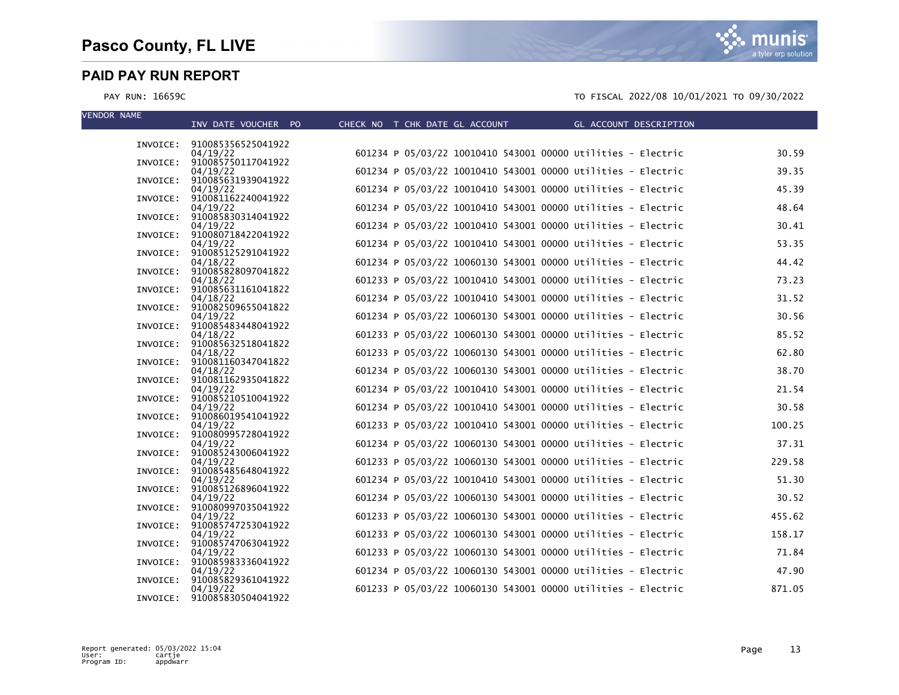# Pasco County, FL LIVE

## PAID PAY RUN REPORT

PAY RUN: 16659C

TO FISCAL 2022/08 10/01/2021 TO 09/30/2022

| VENDOR NAME | INV DATE VOUCHER PO | CHECK NO | T | CHK DATE | GL ACCOUNT | GL ACCOUNT DESCRIPTION | AMOUNT |
|---|---|---|---|---|---|---|---|
| INVOICE: | 910085356525041922 04/19/22 | 601234 | P | 05/03/22 | 10010410 543001 00000 | Utilities - Electric | 30.59 |
| INVOICE: | 910085750117041922 04/19/22 | 601234 | P | 05/03/22 | 10010410 543001 00000 | Utilities - Electric | 39.35 |
| INVOICE: | 910085631939041922 04/19/22 | 601234 | P | 05/03/22 | 10010410 543001 00000 | Utilities - Electric | 45.39 |
| INVOICE: | 910081162240041922 04/19/22 | 601234 | P | 05/03/22 | 10010410 543001 00000 | Utilities - Electric | 48.64 |
| INVOICE: | 910085830314041922 04/19/22 | 601234 | P | 05/03/22 | 10010410 543001 00000 | Utilities - Electric | 30.41 |
| INVOICE: | 910080718422041922 04/19/22 | 601234 | P | 05/03/22 | 10010410 543001 00000 | Utilities - Electric | 53.35 |
| INVOICE: | 910085125291041922 04/18/22 | 601234 | P | 05/03/22 | 10060130 543001 00000 | Utilities - Electric | 44.42 |
| INVOICE: | 910085828097041822 04/18/22 | 601233 | P | 05/03/22 | 10010410 543001 00000 | Utilities - Electric | 73.23 |
| INVOICE: | 910085631161041822 04/18/22 | 601234 | P | 05/03/22 | 10010410 543001 00000 | Utilities - Electric | 31.52 |
| INVOICE: | 910082509655041822 04/19/22 | 601234 | P | 05/03/22 | 10060130 543001 00000 | Utilities - Electric | 30.56 |
| INVOICE: | 910085483448041922 04/18/22 | 601233 | P | 05/03/22 | 10060130 543001 00000 | Utilities - Electric | 85.52 |
| INVOICE: | 910085632518041822 04/18/22 | 601233 | P | 05/03/22 | 10060130 543001 00000 | Utilities - Electric | 62.80 |
| INVOICE: | 910081160347041822 04/18/22 | 601234 | P | 05/03/22 | 10060130 543001 00000 | Utilities - Electric | 38.70 |
| INVOICE: | 910081162935041822 04/19/22 | 601234 | P | 05/03/22 | 10010410 543001 00000 | Utilities - Electric | 21.54 |
| INVOICE: | 910085210510041922 04/19/22 | 601234 | P | 05/03/22 | 10010410 543001 00000 | Utilities - Electric | 30.58 |
| INVOICE: | 910086019541041922 04/19/22 | 601233 | P | 05/03/22 | 10010410 543001 00000 | Utilities - Electric | 100.25 |
| INVOICE: | 910080995728041922 04/19/22 | 601234 | P | 05/03/22 | 10060130 543001 00000 | Utilities - Electric | 37.31 |
| INVOICE: | 910085243006041922 04/19/22 | 601233 | P | 05/03/22 | 10060130 543001 00000 | Utilities - Electric | 229.58 |
| INVOICE: | 910085485648041922 04/19/22 | 601234 | P | 05/03/22 | 10010410 543001 00000 | Utilities - Electric | 51.30 |
| INVOICE: | 910085126896041922 04/19/22 | 601234 | P | 05/03/22 | 10060130 543001 00000 | Utilities - Electric | 30.52 |
| INVOICE: | 910080997035041922 04/19/22 | 601233 | P | 05/03/22 | 10060130 543001 00000 | Utilities - Electric | 455.62 |
| INVOICE: | 910085747253041922 04/19/22 | 601233 | P | 05/03/22 | 10060130 543001 00000 | Utilities - Electric | 158.17 |
| INVOICE: | 910085747063041922 04/19/22 | 601233 | P | 05/03/22 | 10060130 543001 00000 | Utilities - Electric | 71.84 |
| INVOICE: | 910085983336041922 04/19/22 | 601234 | P | 05/03/22 | 10060130 543001 00000 | Utilities - Electric | 47.90 |
| INVOICE: | 910085829361041922 04/19/22 | 601233 | P | 05/03/22 | 10060130 543001 00000 | Utilities - Electric | 871.05 |
| INVOICE: | 910085830504041922 | | | | | | |

Report generated: 05/03/2022 15:04
User: cartje
Program ID: appdwarr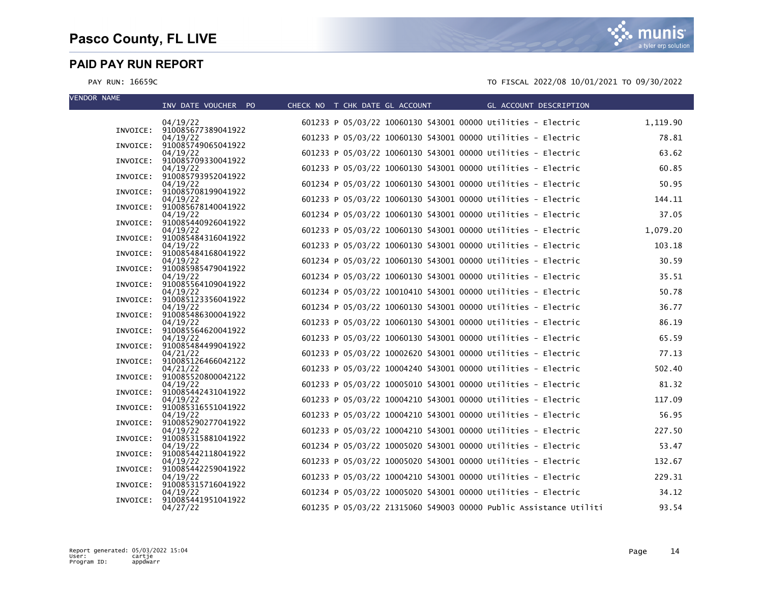# Pasco County, FL LIVE

## PAID PAY RUN REPORT

PAY RUN: 16659C

TO FISCAL 2022/08 10/01/2021 TO 09/30/2022

| VENDOR NAME | INV DATE | VOUCHER | PO | CHECK NO | T | CHK DATE | GL ACCOUNT | GL ACCOUNT DESCRIPTION | AMOUNT |
|---|---|---|---|---|---|---|---|---|---|
| | 04/19/22 | | | 601233 | P | 05/03/22 | 10060130 543001 00000 | Utilities - Electric | 1,119.90 |
| INVOICE: | 910085677389041922 | | | | | | | | |
| | 04/19/22 | | | 601233 | P | 05/03/22 | 10060130 543001 00000 | Utilities - Electric | 78.81 |
| INVOICE: | 910085749065041922 | | | | | | | | |
| | 04/19/22 | | | 601233 | P | 05/03/22 | 10060130 543001 00000 | Utilities - Electric | 63.62 |
| INVOICE: | 910085709330041922 | | | | | | | | |
| | 04/19/22 | | | 601233 | P | 05/03/22 | 10060130 543001 00000 | Utilities - Electric | 60.85 |
| INVOICE: | 910085793952041922 | | | | | | | | |
| | 04/19/22 | | | 601234 | P | 05/03/22 | 10060130 543001 00000 | Utilities - Electric | 50.95 |
| INVOICE: | 910085708199041922 | | | | | | | | |
| | 04/19/22 | | | 601233 | P | 05/03/22 | 10060130 543001 00000 | Utilities - Electric | 144.11 |
| INVOICE: | 910085678140041922 | | | | | | | | |
| | 04/19/22 | | | 601234 | P | 05/03/22 | 10060130 543001 00000 | Utilities - Electric | 37.05 |
| INVOICE: | 910085440926041922 | | | | | | | | |
| | 04/19/22 | | | 601233 | P | 05/03/22 | 10060130 543001 00000 | Utilities - Electric | 1,079.20 |
| INVOICE: | 910085484316041922 | | | | | | | | |
| | 04/19/22 | | | 601233 | P | 05/03/22 | 10060130 543001 00000 | Utilities - Electric | 103.18 |
| INVOICE: | 910085484168041922 | | | | | | | | |
| | 04/19/22 | | | 601234 | P | 05/03/22 | 10060130 543001 00000 | Utilities - Electric | 30.59 |
| INVOICE: | 910085985479041922 | | | | | | | | |
| | 04/19/22 | | | 601234 | P | 05/03/22 | 10060130 543001 00000 | Utilities - Electric | 35.51 |
| INVOICE: | 910085564109041922 | | | | | | | | |
| | 04/19/22 | | | 601234 | P | 05/03/22 | 10010410 543001 00000 | Utilities - Electric | 50.78 |
| INVOICE: | 910085123356041922 | | | | | | | | |
| | 04/19/22 | | | 601234 | P | 05/03/22 | 10060130 543001 00000 | Utilities - Electric | 36.77 |
| INVOICE: | 910085486300041922 | | | | | | | | |
| | 04/19/22 | | | 601233 | P | 05/03/22 | 10060130 543001 00000 | Utilities - Electric | 86.19 |
| INVOICE: | 910085564620041922 | | | | | | | | |
| | 04/19/22 | | | 601233 | P | 05/03/22 | 10060130 543001 00000 | Utilities - Electric | 65.59 |
| INVOICE: | 910085484499041922 | | | | | | | | |
| | 04/21/22 | | | 601233 | P | 05/03/22 | 10002620 543001 00000 | Utilities - Electric | 77.13 |
| INVOICE: | 910085126466042122 | | | | | | | | |
| | 04/21/22 | | | 601233 | P | 05/03/22 | 10004240 543001 00000 | Utilities - Electric | 502.40 |
| INVOICE: | 910085520800042122 | | | | | | | | |
| | 04/19/22 | | | 601233 | P | 05/03/22 | 10005010 543001 00000 | Utilities - Electric | 81.32 |
| INVOICE: | 910085442431041922 | | | | | | | | |
| | 04/19/22 | | | 601233 | P | 05/03/22 | 10004210 543001 00000 | Utilities - Electric | 117.09 |
| INVOICE: | 910085316551041922 | | | | | | | | |
| | 04/19/22 | | | 601233 | P | 05/03/22 | 10004210 543001 00000 | Utilities - Electric | 56.95 |
| INVOICE: | 910085290277041922 | | | | | | | | |
| | 04/19/22 | | | 601233 | P | 05/03/22 | 10004210 543001 00000 | Utilities - Electric | 227.50 |
| INVOICE: | 910085315881041922 | | | | | | | | |
| | 04/19/22 | | | 601234 | P | 05/03/22 | 10005020 543001 00000 | Utilities - Electric | 53.47 |
| INVOICE: | 910085442118041922 | | | | | | | | |
| | 04/19/22 | | | 601233 | P | 05/03/22 | 10005020 543001 00000 | Utilities - Electric | 132.67 |
| INVOICE: | 910085442259041922 | | | | | | | | |
| | 04/19/22 | | | 601233 | P | 05/03/22 | 10004210 543001 00000 | Utilities - Electric | 229.31 |
| INVOICE: | 910085315716041922 | | | | | | | | |
| | 04/19/22 | | | 601234 | P | 05/03/22 | 10005020 543001 00000 | Utilities - Electric | 34.12 |
| INVOICE: | 910085441951041922 | | | | | | | | |
| | 04/27/22 | | | 601235 | P | 05/03/22 | 21315060 549003 00000 | Public Assistance Utiliti | 93.54 |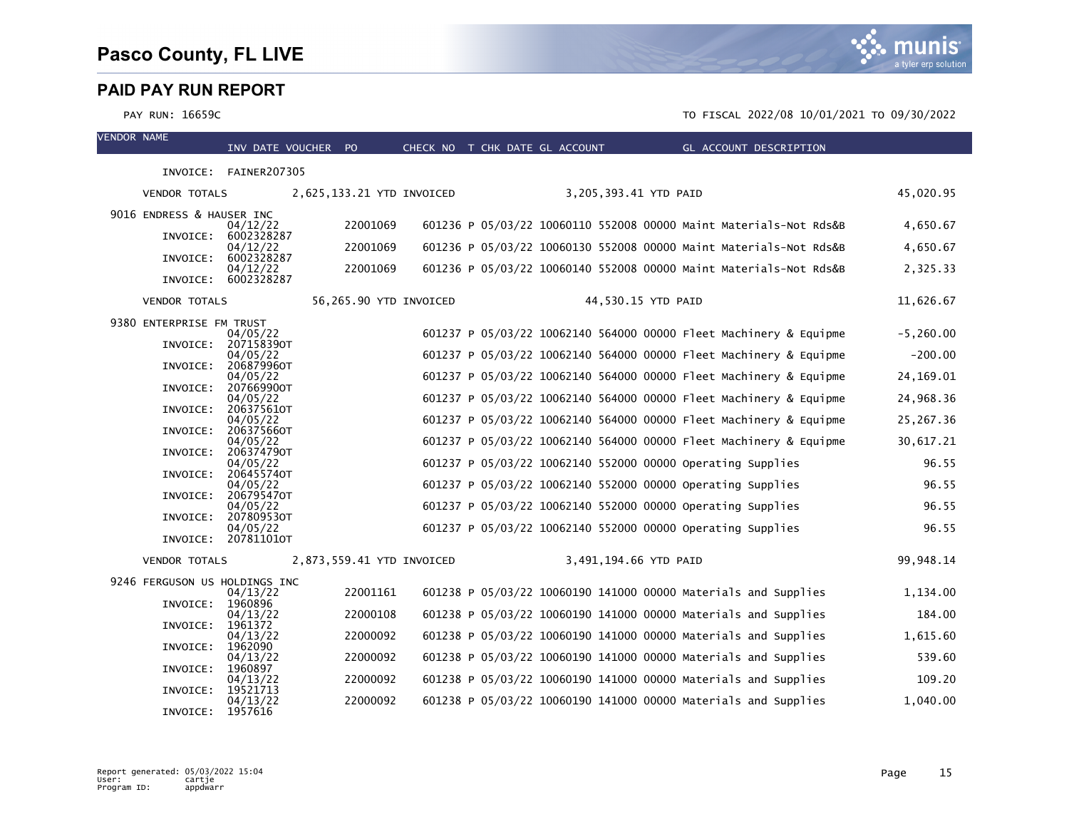# Pasco County, FL LIVE

## PAID PAY RUN REPORT

PAY RUN: 16659C

TO FISCAL 2022/08 10/01/2021 TO 09/30/2022

| VENDOR NAME | INV DATE | VOUCHER | PO | CHECK NO | T | CHK DATE | GL ACCOUNT | GL ACCOUNT DESCRIPTION | AMOUNT |
|---|---|---|---|---|---|---|---|---|---|
| INVOICE: FAINER207305 | | | | | | | | | |
| VENDOR TOTALS | 2,625,133.21 YTD INVOICED | | | | | | 3,205,393.41 YTD PAID | | 45,020.95 |
| 9016 ENDRESS & HAUSER INC | | | | | | | | | |
| INVOICE: 6002328287 | 04/12/22 | | 22001069 | 601236 | P | 05/03/22 | 10060110 552008 00000 | Maint Materials-Not Rds&B | 4,650.67 |
| INVOICE: 6002328287 | 04/12/22 | | 22001069 | 601236 | P | 05/03/22 | 10060130 552008 00000 | Maint Materials-Not Rds&B | 4,650.67 |
| INVOICE: 6002328287 | 04/12/22 | | 22001069 | 601236 | P | 05/03/22 | 10060140 552008 00000 | Maint Materials-Not Rds&B | 2,325.33 |
| VENDOR TOTALS | 56,265.90 YTD INVOICED | | | | | | 44,530.15 YTD PAID | | 11,626.67 |
| 9380 ENTERPRISE FM TRUST | | | | | | | | | |
| INVOICE: 207158390T | 04/05/22 | | | 601237 | P | 05/03/22 | 10062140 564000 00000 | Fleet Machinery & Equipme | -5,260.00 |
| INVOICE: 206879960T | 04/05/22 | | | 601237 | P | 05/03/22 | 10062140 564000 00000 | Fleet Machinery & Equipme | -200.00 |
| INVOICE: 207669900T | 04/05/22 | | | 601237 | P | 05/03/22 | 10062140 564000 00000 | Fleet Machinery & Equipme | 24,169.01 |
| INVOICE: 206375610T | 04/05/22 | | | 601237 | P | 05/03/22 | 10062140 564000 00000 | Fleet Machinery & Equipme | 24,968.36 |
| INVOICE: 206375660T | 04/05/22 | | | 601237 | P | 05/03/22 | 10062140 564000 00000 | Fleet Machinery & Equipme | 25,267.36 |
| INVOICE: 206374790T | 04/05/22 | | | 601237 | P | 05/03/22 | 10062140 564000 00000 | Fleet Machinery & Equipme | 30,617.21 |
| INVOICE: 206455740T | 04/05/22 | | | 601237 | P | 05/03/22 | 10062140 552000 00000 | Operating Supplies | 96.55 |
| INVOICE: 206795470T | 04/05/22 | | | 601237 | P | 05/03/22 | 10062140 552000 00000 | Operating Supplies | 96.55 |
| INVOICE: 207809530T | 04/05/22 | | | 601237 | P | 05/03/22 | 10062140 552000 00000 | Operating Supplies | 96.55 |
| INVOICE: 207811010T | 04/05/22 | | | 601237 | P | 05/03/22 | 10062140 552000 00000 | Operating Supplies | 96.55 |
| VENDOR TOTALS | 2,873,559.41 YTD INVOICED | | | | | | 3,491,194.66 YTD PAID | | 99,948.14 |
| 9246 FERGUSON US HOLDINGS INC | | | | | | | | | |
| INVOICE: 1960896 | 04/13/22 | | 22001161 | 601238 | P | 05/03/22 | 10060190 141000 00000 | Materials and Supplies | 1,134.00 |
| INVOICE: 1961372 | 04/13/22 | | 22000108 | 601238 | P | 05/03/22 | 10060190 141000 00000 | Materials and Supplies | 184.00 |
| INVOICE: 1962090 | 04/13/22 | | 22000092 | 601238 | P | 05/03/22 | 10060190 141000 00000 | Materials and Supplies | 1,615.60 |
| INVOICE: 1960897 | 04/13/22 | | 22000092 | 601238 | P | 05/03/22 | 10060190 141000 00000 | Materials and Supplies | 539.60 |
| INVOICE: 19521713 | 04/13/22 | | 22000092 | 601238 | P | 05/03/22 | 10060190 141000 00000 | Materials and Supplies | 109.20 |
| INVOICE: 1957616 | 04/13/22 | | 22000092 | 601238 | P | 05/03/22 | 10060190 141000 00000 | Materials and Supplies | 1,040.00 |

Report generated: 05/03/2022 15:04
User: cartje
Program ID: appdwarr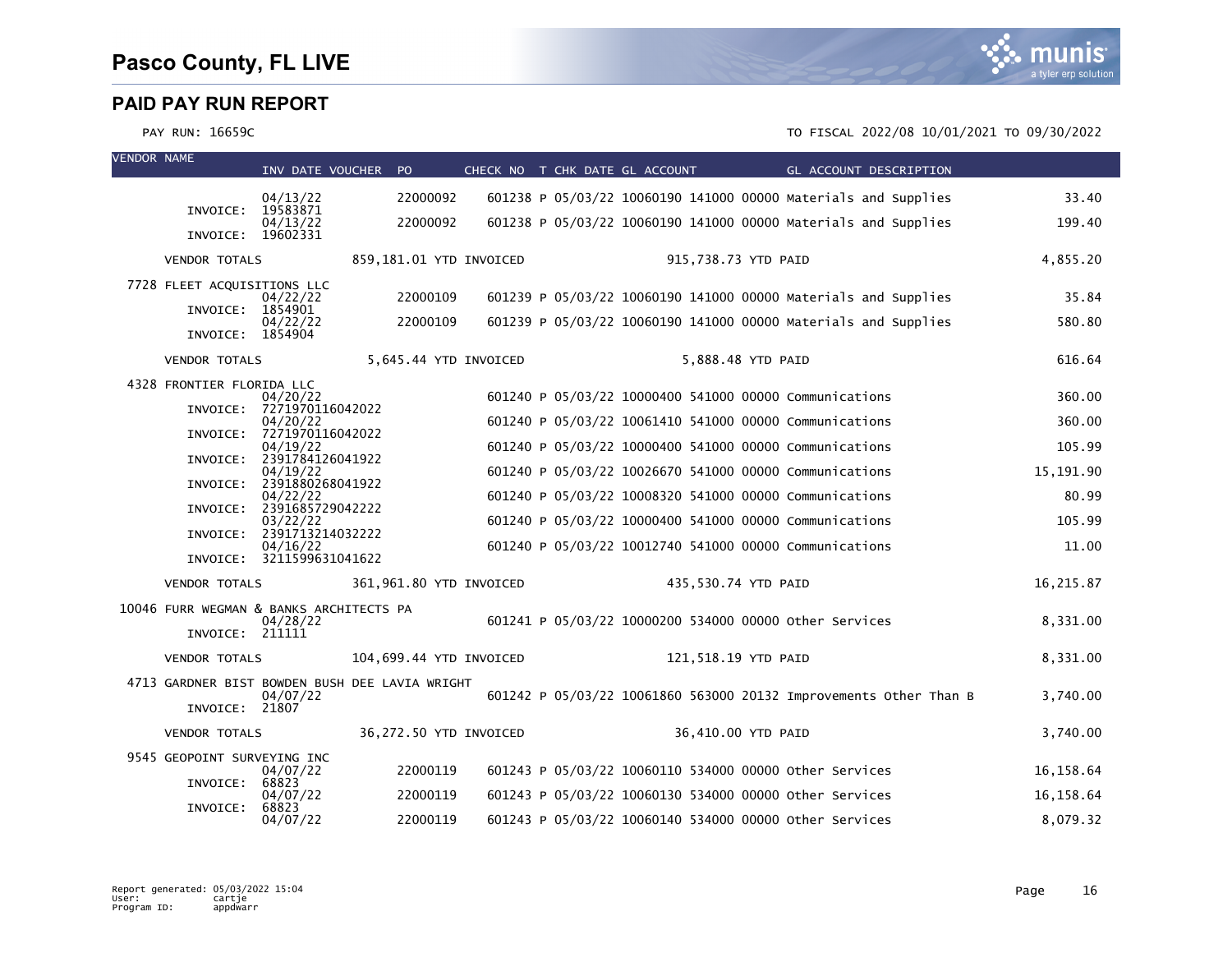# Pasco County, FL LIVE

## PAID PAY RUN REPORT

PAY RUN: 16659C

TO FISCAL 2022/08 10/01/2021 TO 09/30/2022

| VENDOR NAME | INV DATE | VOUCHER | PO | CHECK NO | T | CHK DATE | GL ACCOUNT | GL ACCOUNT DESCRIPTION | AMOUNT |
|---|---|---|---|---|---|---|---|---|---|
| INVOICE: 19583871 | 04/13/22 | | 22000092 | 601238 | P | 05/03/22 | 10060190 141000 00000 | Materials and Supplies | 33.40 |
| INVOICE: 19602331 | 04/13/22 | | 22000092 | 601238 | P | 05/03/22 | 10060190 141000 00000 | Materials and Supplies | 199.40 |
| VENDOR TOTALS | 859,181.01 YTD INVOICED | | | | | 915,738.73 YTD PAID | | | 4,855.20 |
| 7728 FLEET ACQUISITIONS LLC | | | | | | | | | |
| INVOICE: 1854901 | 04/22/22 | | 22000109 | 601239 | P | 05/03/22 | 10060190 141000 00000 | Materials and Supplies | 35.84 |
| INVOICE: 1854904 | 04/22/22 | | 22000109 | 601239 | P | 05/03/22 | 10060190 141000 00000 | Materials and Supplies | 580.80 |
| VENDOR TOTALS | 5,645.44 YTD INVOICED | | | | | 5,888.48 YTD PAID | | | 616.64 |
| 4328 FRONTIER FLORIDA LLC | | | | | | | | | |
| INVOICE: 7271970116042022 | 04/20/22 | | | 601240 | P | 05/03/22 | 10000400 541000 00000 | Communications | 360.00 |
| INVOICE: 7271970116042022 | 04/20/22 | | | 601240 | P | 05/03/22 | 10061410 541000 00000 | Communications | 360.00 |
| INVOICE: 2391784126041922 | 04/19/22 | | | 601240 | P | 05/03/22 | 10000400 541000 00000 | Communications | 105.99 |
| INVOICE: 2391880268041922 | 04/19/22 | | | 601240 | P | 05/03/22 | 10026670 541000 00000 | Communications | 15,191.90 |
| INVOICE: 2391685729042222 | 04/22/22 | | | 601240 | P | 05/03/22 | 10008320 541000 00000 | Communications | 80.99 |
| INVOICE: 2391713214032222 | 03/22/22 | | | 601240 | P | 05/03/22 | 10000400 541000 00000 | Communications | 105.99 |
| INVOICE: 3211599631041622 | 04/16/22 | | | 601240 | P | 05/03/22 | 10012740 541000 00000 | Communications | 11.00 |
| VENDOR TOTALS | 361,961.80 YTD INVOICED | | | | | 435,530.74 YTD PAID | | | 16,215.87 |
| 10046 FURR WEGMAN & BANKS ARCHITECTS PA | | | | | | | | | |
| INVOICE: 211111 | 04/28/22 | | | 601241 | P | 05/03/22 | 10000200 534000 00000 | Other Services | 8,331.00 |
| VENDOR TOTALS | 104,699.44 YTD INVOICED | | | | | 121,518.19 YTD PAID | | | 8,331.00 |
| 4713 GARDNER BIST BOWDEN BUSH DEE LAVIA WRIGHT | | | | | | | | | |
| INVOICE: 21807 | 04/07/22 | | | 601242 | P | 05/03/22 | 10061860 563000 20132 | Improvements Other Than B | 3,740.00 |
| VENDOR TOTALS | 36,272.50 YTD INVOICED | | | | | 36,410.00 YTD PAID | | | 3,740.00 |
| 9545 GEOPOINT SURVEYING INC | | | | | | | | | |
| INVOICE: 68823 | 04/07/22 | | 22000119 | 601243 | P | 05/03/22 | 10060110 534000 00000 | Other Services | 16,158.64 |
| INVOICE: 68823 | 04/07/22 | | 22000119 | 601243 | P | 05/03/22 | 10060130 534000 00000 | Other Services | 16,158.64 |
| | 04/07/22 | | 22000119 | 601243 | P | 05/03/22 | 10060140 534000 00000 | Other Services | 8,079.32 |

Report generated: 05/03/2022 15:04
User: cartje
Program ID: appdwarr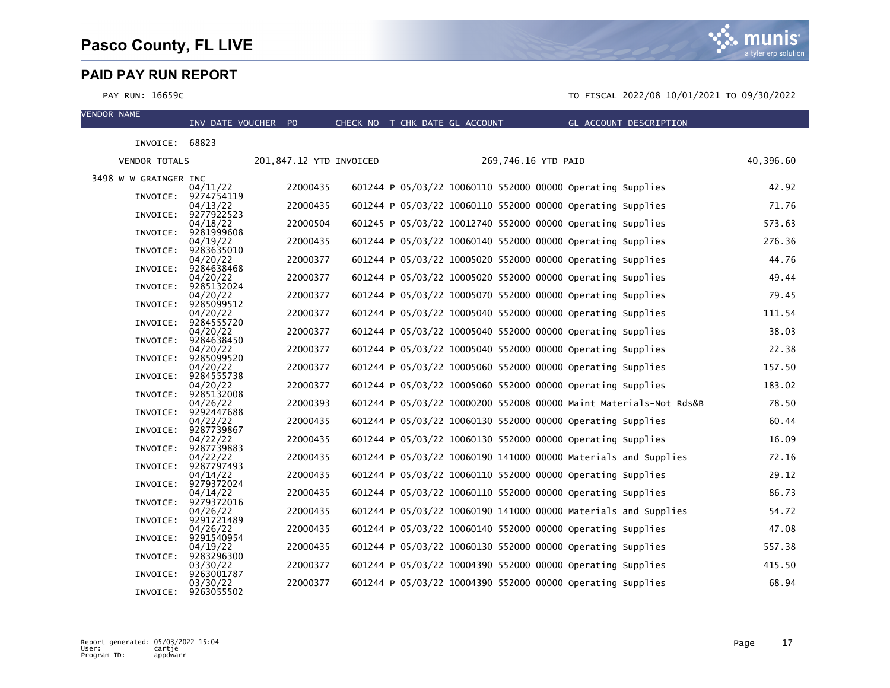# Pasco County, FL LIVE

## PAID PAY RUN REPORT

PAY RUN: 16659C

TO FISCAL 2022/08 10/01/2021 TO 09/30/2022

| VENDOR NAME | INV DATE | VOUCHER | PO | CHECK NO | T | CHK DATE | GL ACCOUNT | GL ACCOUNT DESCRIPTION | |
|---|---|---|---|---|---|---|---|---|---|
| INVOICE: 68823 | | | | | | | | | |
| VENDOR TOTALS | | | 201,847.12 YTD INVOICED | | | | 269,746.16 YTD PAID | | 40,396.60 |
| 3498 W W GRAINGER INC | | | | | | | | | |
| INVOICE: 9274754119 | 04/11/22 | | 22000435 | 601244 | P | 05/03/22 | 10060110 552000 00000 | Operating Supplies | 42.92 |
| INVOICE: 9277922523 | 04/13/22 | | 22000435 | 601244 | P | 05/03/22 | 10060110 552000 00000 | Operating Supplies | 71.76 |
| INVOICE: 9281999608 | 04/18/22 | | 22000504 | 601245 | P | 05/03/22 | 10012740 552000 00000 | Operating Supplies | 573.63 |
| INVOICE: 9283635010 | 04/19/22 | | 22000435 | 601244 | P | 05/03/22 | 10060140 552000 00000 | Operating Supplies | 276.36 |
| INVOICE: 9284638468 | 04/20/22 | | 22000377 | 601244 | P | 05/03/22 | 10005020 552000 00000 | Operating Supplies | 44.76 |
| INVOICE: 9285132024 | 04/20/22 | | 22000377 | 601244 | P | 05/03/22 | 10005020 552000 00000 | Operating Supplies | 49.44 |
| INVOICE: 9285099512 | 04/20/22 | | 22000377 | 601244 | P | 05/03/22 | 10005070 552000 00000 | Operating Supplies | 79.45 |
| INVOICE: 9284555720 | 04/20/22 | | 22000377 | 601244 | P | 05/03/22 | 10005040 552000 00000 | Operating Supplies | 111.54 |
| INVOICE: 9284638450 | 04/20/22 | | 22000377 | 601244 | P | 05/03/22 | 10005040 552000 00000 | Operating Supplies | 38.03 |
| INVOICE: 9285099520 | 04/20/22 | | 22000377 | 601244 | P | 05/03/22 | 10005040 552000 00000 | Operating Supplies | 22.38 |
| INVOICE: 9284555738 | 04/20/22 | | 22000377 | 601244 | P | 05/03/22 | 10005060 552000 00000 | Operating Supplies | 157.50 |
| INVOICE: 9285132008 | 04/20/22 | | 22000377 | 601244 | P | 05/03/22 | 10005060 552000 00000 | Operating Supplies | 183.02 |
| INVOICE: 9292447688 | 04/26/22 | | 22000393 | 601244 | P | 05/03/22 | 10000200 552008 00000 | Maint Materials-Not Rds&B | 78.50 |
| INVOICE: 9287739867 | 04/22/22 | | 22000435 | 601244 | P | 05/03/22 | 10060130 552000 00000 | Operating Supplies | 60.44 |
| INVOICE: 9287739883 | 04/22/22 | | 22000435 | 601244 | P | 05/03/22 | 10060130 552000 00000 | Operating Supplies | 16.09 |
| INVOICE: 9287797493 | 04/22/22 | | 22000435 | 601244 | P | 05/03/22 | 10060190 141000 00000 | Materials and Supplies | 72.16 |
| INVOICE: 9279372024 | 04/14/22 | | 22000435 | 601244 | P | 05/03/22 | 10060110 552000 00000 | Operating Supplies | 29.12 |
| INVOICE: 9279372016 | 04/14/22 | | 22000435 | 601244 | P | 05/03/22 | 10060110 552000 00000 | Operating Supplies | 86.73 |
| INVOICE: 9291721489 | 04/26/22 | | 22000435 | 601244 | P | 05/03/22 | 10060190 141000 00000 | Materials and Supplies | 54.72 |
| INVOICE: 9291540954 | 04/26/22 | | 22000435 | 601244 | P | 05/03/22 | 10060140 552000 00000 | Operating Supplies | 47.08 |
| INVOICE: 9283296300 | 04/19/22 | | 22000435 | 601244 | P | 05/03/22 | 10060130 552000 00000 | Operating Supplies | 557.38 |
| INVOICE: 9263001787 | 03/30/22 | | 22000377 | 601244 | P | 05/03/22 | 10004390 552000 00000 | Operating Supplies | 415.50 |
| INVOICE: 9263055502 | 03/30/22 | | 22000377 | 601244 | P | 05/03/22 | 10004390 552000 00000 | Operating Supplies | 68.94 |

Report generated: 05/03/2022 15:04
User: cartje
Program ID: appdwarr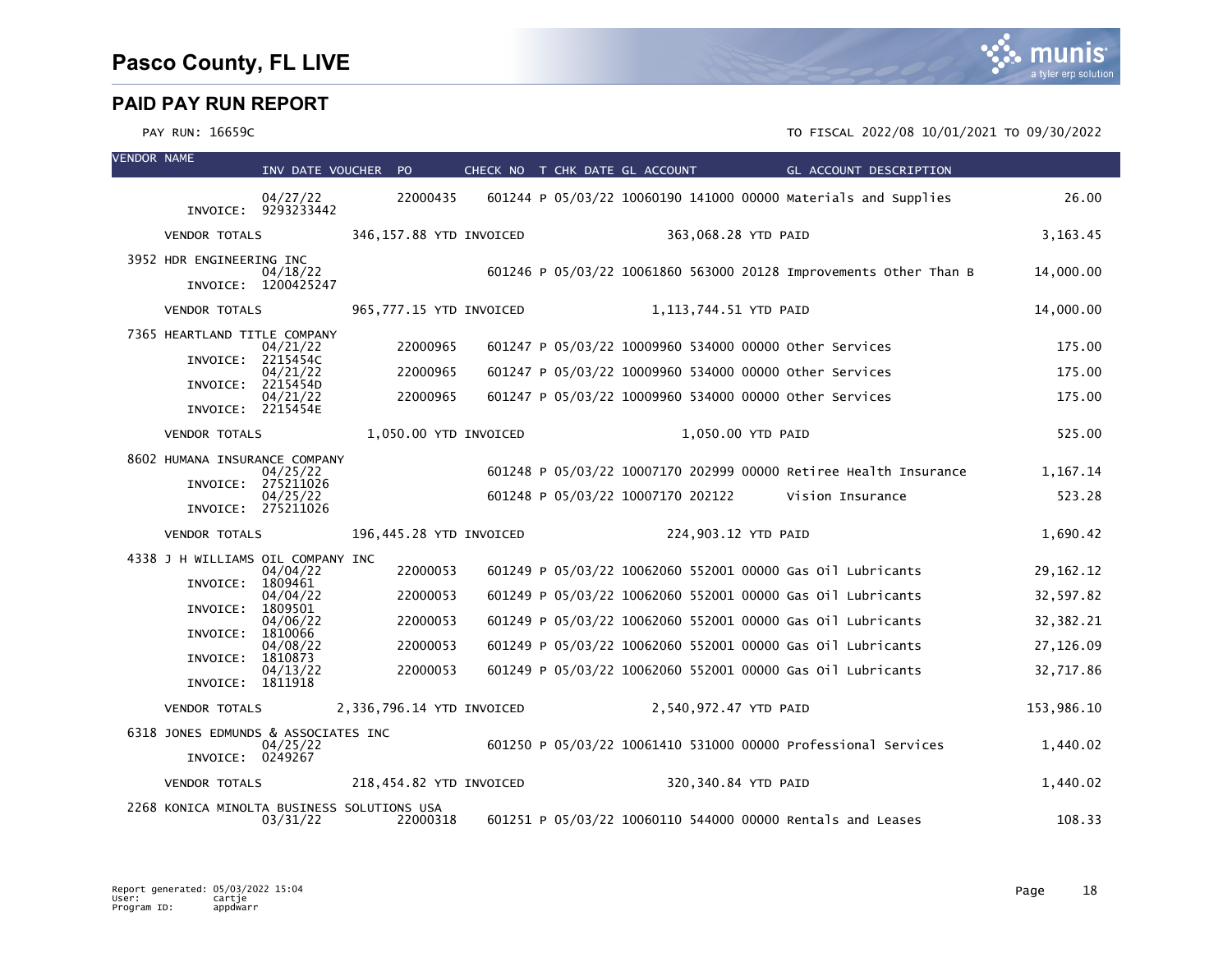# Pasco County, FL LIVE

## PAID PAY RUN REPORT

PAY RUN: 16659C

TO FISCAL 2022/08 10/01/2021 TO 09/30/2022

| VENDOR NAME | INV DATE VOUCHER | PO | CHECK NO | T | CHK DATE | GL ACCOUNT | GL ACCOUNT DESCRIPTION | |
|---|---|---|---|---|---|---|---|---|
| INVOICE: 9293233442 | 04/27/22 | 22000435 | 601244 | P | 05/03/22 | 10060190 141000 00000 | Materials and Supplies | 26.00 |
| VENDOR TOTALS | 346,157.88 YTD INVOICED | | | | | 363,068.28 YTD PAID | | 3,163.45 |
| 3952 HDR ENGINEERING INC | | | | | | | | |
| INVOICE: 1200425247 | 04/18/22 | | 601246 | P | 05/03/22 | 10061860 563000 20128 | Improvements Other Than B | 14,000.00 |
| VENDOR TOTALS | 965,777.15 YTD INVOICED | | | | | 1,113,744.51 YTD PAID | | 14,000.00 |
| 7365 HEARTLAND TITLE COMPANY | | | | | | | | |
| INVOICE: 2215454C | 04/21/22 | 22000965 | 601247 | P | 05/03/22 | 10009960 534000 00000 | Other Services | 175.00 |
| INVOICE: 2215454D | 04/21/22 | 22000965 | 601247 | P | 05/03/22 | 10009960 534000 00000 | Other Services | 175.00 |
| INVOICE: 2215454E | 04/21/22 | 22000965 | 601247 | P | 05/03/22 | 10009960 534000 00000 | Other Services | 175.00 |
| VENDOR TOTALS | 1,050.00 YTD INVOICED | | | | | 1,050.00 YTD PAID | | 525.00 |
| 8602 HUMANA INSURANCE COMPANY | | | | | | | | |
| INVOICE: 275211026 | 04/25/22 | | 601248 | P | 05/03/22 | 10007170 202999 00000 | Retiree Health Insurance | 1,167.14 |
| INVOICE: 275211026 | 04/25/22 | | 601248 | P | 05/03/22 | 10007170 202122 | Vision Insurance | 523.28 |
| VENDOR TOTALS | 196,445.28 YTD INVOICED | | | | | 224,903.12 YTD PAID | | 1,690.42 |
| 4338 J H WILLIAMS OIL COMPANY INC | | | | | | | | |
| INVOICE: 1809461 | 04/04/22 | 22000053 | 601249 | P | 05/03/22 | 10062060 552001 00000 | Gas Oil Lubricants | 29,162.12 |
| INVOICE: 1809501 | 04/04/22 | 22000053 | 601249 | P | 05/03/22 | 10062060 552001 00000 | Gas Oil Lubricants | 32,597.82 |
| INVOICE: 1810066 | 04/06/22 | 22000053 | 601249 | P | 05/03/22 | 10062060 552001 00000 | Gas Oil Lubricants | 32,382.21 |
| INVOICE: 1810873 | 04/08/22 | 22000053 | 601249 | P | 05/03/22 | 10062060 552001 00000 | Gas Oil Lubricants | 27,126.09 |
| INVOICE: 1811918 | 04/13/22 | 22000053 | 601249 | P | 05/03/22 | 10062060 552001 00000 | Gas Oil Lubricants | 32,717.86 |
| VENDOR TOTALS | 2,336,796.14 YTD INVOICED | | | | | 2,540,972.47 YTD PAID | | 153,986.10 |
| 6318 JONES EDMUNDS & ASSOCIATES INC | | | | | | | | |
| INVOICE: 0249267 | 04/25/22 | | 601250 | P | 05/03/22 | 10061410 531000 00000 | Professional Services | 1,440.02 |
| VENDOR TOTALS | 218,454.82 YTD INVOICED | | | | | 320,340.84 YTD PAID | | 1,440.02 |
| 2268 KONICA MINOLTA BUSINESS SOLUTIONS USA | | | | | | | | |
| | 03/31/22 | 22000318 | 601251 | P | 05/03/22 | 10060110 544000 00000 | Rentals and Leases | 108.33 |

Report generated: 05/03/2022 15:04
User: cartje
Program ID: appdwarr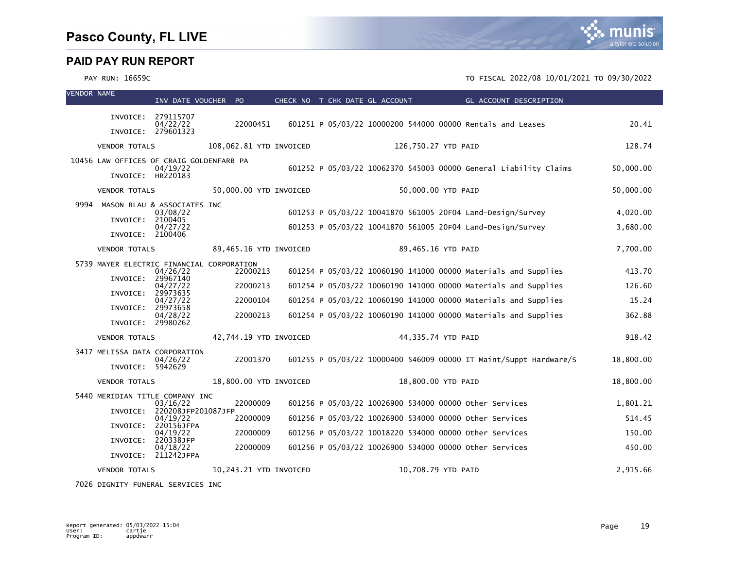# Pasco County, FL LIVE

## PAID PAY RUN REPORT

PAY RUN: 16659C

TO FISCAL 2022/08 10/01/2021 TO 09/30/2022

| VENDOR NAME | INV DATE VOUCHER | PO | CHECK NO | T | CHK DATE | GL ACCOUNT | GL ACCOUNT DESCRIPTION | |
|---|---|---|---|---|---|---|---|---|
| INVOICE: 279115707 | | | | | | | | |
| | 04/22/22 | 22000451 | 601251 | P | 05/03/22 | 10000200 544000 00000 | Rentals and Leases | 20.41 |
| INVOICE: 279601323 | | | | | | | | |
| VENDOR TOTALS | 108,062.81 YTD INVOICED | | | | | 126,750.27 YTD PAID | | 128.74 |
| 10456 LAW OFFICES OF CRAIG GOLDENFARB PA | | | | | | | | |
| | 04/19/22 | | 601252 | P | 05/03/22 | 10062370 545003 00000 | General Liability Claims | 50,000.00 |
| INVOICE: HR220183 | | | | | | | | |
| VENDOR TOTALS | 50,000.00 YTD INVOICED | | | | | 50,000.00 YTD PAID | | 50,000.00 |
| 9994 MASON BLAU & ASSOCIATES INC | | | | | | | | |
| | 03/08/22 | | 601253 | P | 05/03/22 | 10041870 561005 20F04 | Land-Design/Survey | 4,020.00 |
| INVOICE: 2100405 | | | | | | | | |
| | 04/27/22 | | 601253 | P | 05/03/22 | 10041870 561005 20F04 | Land-Design/Survey | 3,680.00 |
| INVOICE: 2100406 | | | | | | | | |
| VENDOR TOTALS | 89,465.16 YTD INVOICED | | | | | 89,465.16 YTD PAID | | 7,700.00 |
| 5739 MAYER ELECTRIC FINANCIAL CORPORATION | | | | | | | | |
| | 04/26/22 | 22000213 | 601254 | P | 05/03/22 | 10060190 141000 00000 | Materials and Supplies | 413.70 |
| INVOICE: 29967140 | | | | | | | | |
| | 04/27/22 | 22000213 | 601254 | P | 05/03/22 | 10060190 141000 00000 | Materials and Supplies | 126.60 |
| INVOICE: 29973635 | | | | | | | | |
| | 04/27/22 | 22000104 | 601254 | P | 05/03/22 | 10060190 141000 00000 | Materials and Supplies | 15.24 |
| INVOICE: 29973658 | | | | | | | | |
| | 04/28/22 | 22000213 | 601254 | P | 05/03/22 | 10060190 141000 00000 | Materials and Supplies | 362.88 |
| INVOICE: 29980262 | | | | | | | | |
| VENDOR TOTALS | 42,744.19 YTD INVOICED | | | | | 44,335.74 YTD PAID | | 918.42 |
| 3417 MELISSA DATA CORPORATION | | | | | | | | |
| | 04/26/22 | 22001370 | 601255 | P | 05/03/22 | 10000400 546009 00000 | IT Maint/Suppt Hardware/S | 18,800.00 |
| INVOICE: 5942629 | | | | | | | | |
| VENDOR TOTALS | 18,800.00 YTD INVOICED | | | | | 18,800.00 YTD PAID | | 18,800.00 |
| 5440 MERIDIAN TITLE COMPANY INC | | | | | | | | |
| | 03/16/22 | 22000009 | 601256 | P | 05/03/22 | 10026900 534000 00000 | Other Services | 1,801.21 |
| INVOICE: 220208JFP201087JFP | | | | | | | | |
| | 04/19/22 | 22000009 | 601256 | P | 05/03/22 | 10026900 534000 00000 | Other Services | 514.45 |
| INVOICE: 220156JFPA | | | | | | | | |
| | 04/19/22 | 22000009 | 601256 | P | 05/03/22 | 10018220 534000 00000 | Other Services | 150.00 |
| INVOICE: 220338JFP | | | | | | | | |
| | 04/18/22 | 22000009 | 601256 | P | 05/03/22 | 10026900 534000 00000 | Other Services | 450.00 |
| INVOICE: 211242JFPA | | | | | | | | |
| VENDOR TOTALS | 10,243.21 YTD INVOICED | | | | | 10,708.79 YTD PAID | | 2,915.66 |
| 7026 DIGNITY FUNERAL SERVICES INC | | | | | | | | |

Report generated: 05/03/2022 15:04
User: cartje
Program ID: appdwarr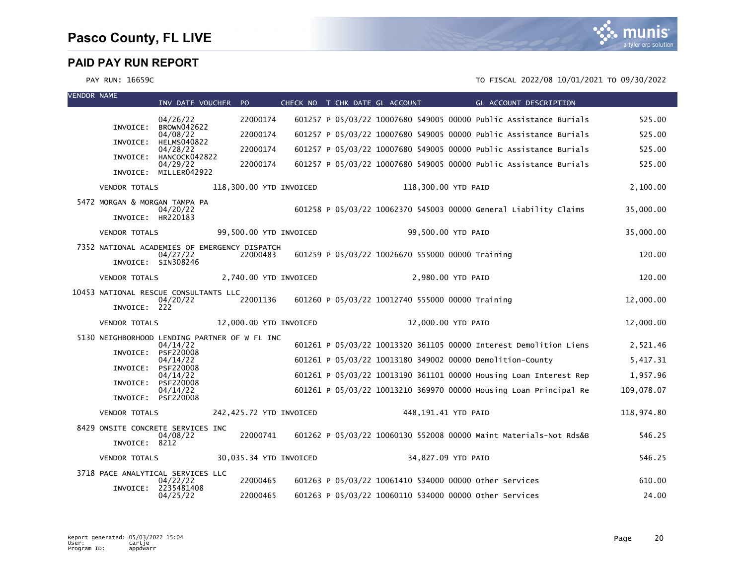# Pasco County, FL LIVE

## PAID PAY RUN REPORT

PAY RUN: 16659C

TO FISCAL 2022/08 10/01/2021 TO 09/30/2022

| VENDOR NAME | INV DATE VOUCHER | PO | CHECK NO | T | CHK DATE | GL ACCOUNT | GL ACCOUNT DESCRIPTION | AMOUNT |
|---|---|---|---|---|---|---|---|---|
| | 04/26/22 | 22000174 | 601257 | P | 05/03/22 | 10007680 549005 00000 | Public Assistance Burials | 525.00 |
| INVOICE: | BROWN042622 | | | | | | | |
| | 04/08/22 | 22000174 | 601257 | P | 05/03/22 | 10007680 549005 00000 | Public Assistance Burials | 525.00 |
| INVOICE: | HELMS040822 | | | | | | | |
| | 04/28/22 | 22000174 | 601257 | P | 05/03/22 | 10007680 549005 00000 | Public Assistance Burials | 525.00 |
| INVOICE: | HANCOCK042822 | | | | | | | |
| | 04/29/22 | 22000174 | 601257 | P | 05/03/22 | 10007680 549005 00000 | Public Assistance Burials | 525.00 |
| INVOICE: | MILLER042922 | | | | | | | |
| VENDOR TOTALS | | 118,300.00 YTD INVOICED | | | | 118,300.00 YTD PAID | | 2,100.00 |
| 5472 MORGAN & MORGAN TAMPA PA | | | | | | | | |
| | 04/20/22 | | 601258 | P | 05/03/22 | 10062370 545003 00000 | General Liability Claims | 35,000.00 |
| INVOICE: | HR220183 | | | | | | | |
| VENDOR TOTALS | | 99,500.00 YTD INVOICED | | | | 99,500.00 YTD PAID | | 35,000.00 |
| 7352 NATIONAL ACADEMIES OF EMERGENCY DISPATCH | | | | | | | | |
| | 04/27/22 | 22000483 | 601259 | P | 05/03/22 | 10026670 555000 00000 | Training | 120.00 |
| INVOICE: | SIN308246 | | | | | | | |
| VENDOR TOTALS | | 2,740.00 YTD INVOICED | | | | 2,980.00 YTD PAID | | 120.00 |
| 10453 NATIONAL RESCUE CONSULTANTS LLC | | | | | | | | |
| | 04/20/22 | 22001136 | 601260 | P | 05/03/22 | 10012740 555000 00000 | Training | 12,000.00 |
| INVOICE: | 222 | | | | | | | |
| VENDOR TOTALS | | 12,000.00 YTD INVOICED | | | | 12,000.00 YTD PAID | | 12,000.00 |
| 5130 NEIGHBORHOOD LENDING PARTNER OF W FL INC | | | | | | | | |
| | 04/14/22 | | 601261 | P | 05/03/22 | 10013320 361105 00000 | Interest Demolition Liens | 2,521.46 |
| INVOICE: | PSF220008 | | | | | | | |
| | 04/14/22 | | 601261 | P | 05/03/22 | 10013180 349002 00000 | Demolition-County | 5,417.31 |
| INVOICE: | PSF220008 | | | | | | | |
| | 04/14/22 | | 601261 | P | 05/03/22 | 10013190 361101 00000 | Housing Loan Interest Rep | 1,957.96 |
| INVOICE: | PSF220008 | | | | | | | |
| | 04/14/22 | | 601261 | P | 05/03/22 | 10013210 369970 00000 | Housing Loan Principal Re | 109,078.07 |
| INVOICE: | PSF220008 | | | | | | | |
| VENDOR TOTALS | | 242,425.72 YTD INVOICED | | | | 448,191.41 YTD PAID | | 118,974.80 |
| 8429 ONSITE CONCRETE SERVICES INC | | | | | | | | |
| | 04/08/22 | 22000741 | 601262 | P | 05/03/22 | 10060130 552008 00000 | Maint Materials-Not Rds&B | 546.25 |
| INVOICE: | 8212 | | | | | | | |
| VENDOR TOTALS | | 30,035.34 YTD INVOICED | | | | 34,827.09 YTD PAID | | 546.25 |
| 3718 PACE ANALYTICAL SERVICES LLC | | | | | | | | |
| | 04/22/22 | 22000465 | 601263 | P | 05/03/22 | 10061410 534000 00000 | Other Services | 610.00 |
| INVOICE: | 2235481408 | | | | | | | |
| | 04/25/22 | 22000465 | 601263 | P | 05/03/22 | 10060110 534000 00000 | Other Services | 24.00 |

Report generated: 05/03/2022 15:04
User: cartje
Program ID: appdwarr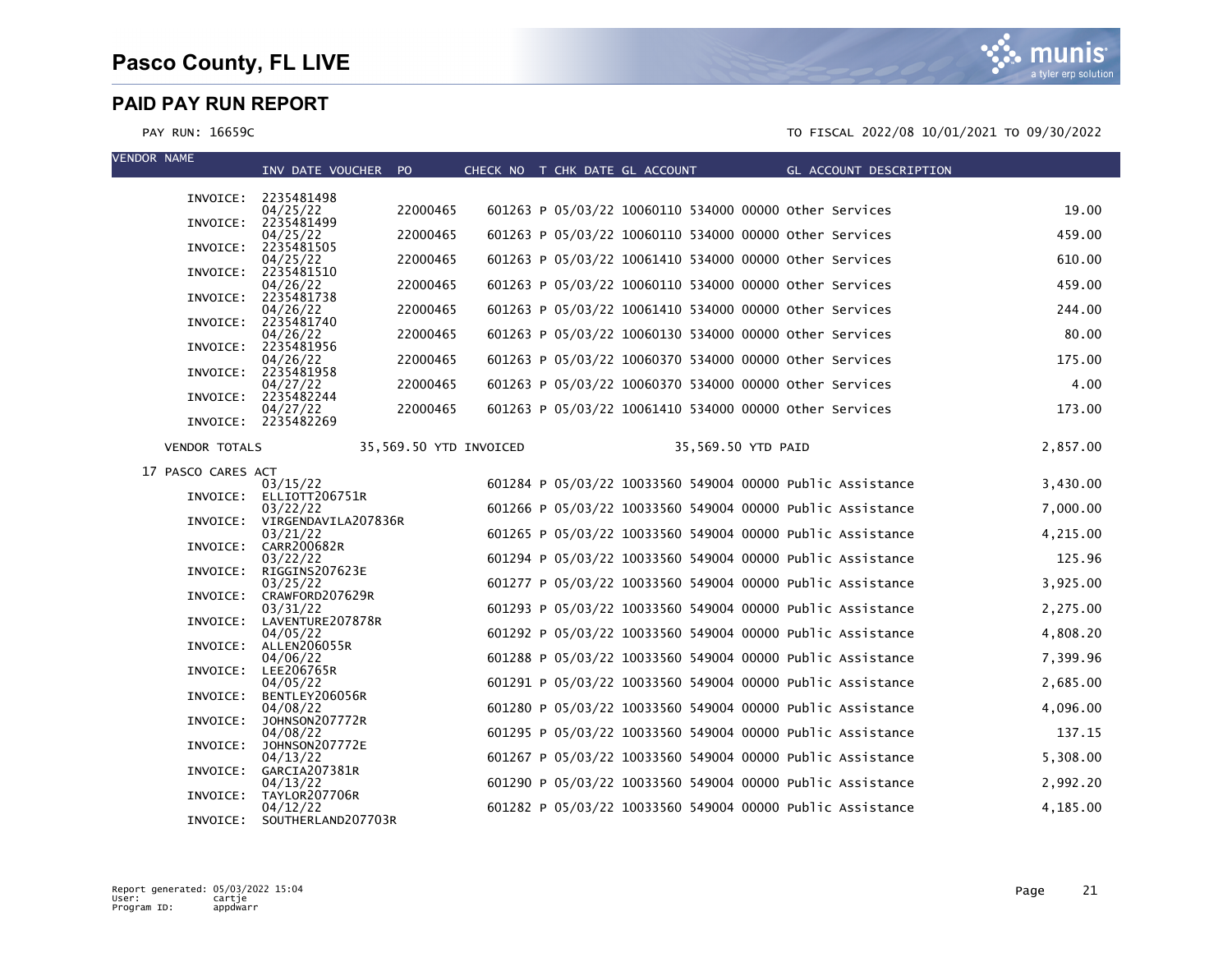## PAID PAY RUN REPORT

PAY RUN: 16659C

TO FISCAL 2022/08 10/01/2021 TO 09/30/2022

| VENDOR NAME | INV DATE VOUCHER | PO | CHECK NO | T | CHK DATE | GL ACCOUNT | GL ACCOUNT DESCRIPTION | AMOUNT |
|---|---|---|---|---|---|---|---|---|
| INVOICE: | 2235481498 | | | | | | | |
| | 04/25/22 | 22000465 | 601263 | P | 05/03/22 | 10060110 534000 00000 | Other Services | 19.00 |
| INVOICE: | 2235481499 | | | | | | | |
| | 04/25/22 | 22000465 | 601263 | P | 05/03/22 | 10060110 534000 00000 | Other Services | 459.00 |
| INVOICE: | 2235481505 | | | | | | | |
| | 04/25/22 | 22000465 | 601263 | P | 05/03/22 | 10061410 534000 00000 | Other Services | 610.00 |
| INVOICE: | 2235481510 | | | | | | | |
| | 04/26/22 | 22000465 | 601263 | P | 05/03/22 | 10060110 534000 00000 | Other Services | 459.00 |
| INVOICE: | 2235481738 | | | | | | | |
| | 04/26/22 | 22000465 | 601263 | P | 05/03/22 | 10061410 534000 00000 | Other Services | 244.00 |
| INVOICE: | 2235481740 | | | | | | | |
| | 04/26/22 | 22000465 | 601263 | P | 05/03/22 | 10060130 534000 00000 | Other Services | 80.00 |
| INVOICE: | 2235481956 | | | | | | | |
| | 04/26/22 | 22000465 | 601263 | P | 05/03/22 | 10060370 534000 00000 | Other Services | 175.00 |
| INVOICE: | 2235481958 | | | | | | | |
| | 04/27/22 | 22000465 | 601263 | P | 05/03/22 | 10060370 534000 00000 | Other Services | 4.00 |
| INVOICE: | 2235482244 | | | | | | | |
| | 04/27/22 | 22000465 | 601263 | P | 05/03/22 | 10061410 534000 00000 | Other Services | 173.00 |
| INVOICE: | 2235482269 | | | | | | | |
| VENDOR TOTALS | 35,569.50 YTD INVOICED | | | | | 35,569.50 YTD PAID | | 2,857.00 |
| 17 PASCO CARES ACT | | | | | | | | |
| | 03/15/22 | | 601284 | P | 05/03/22 | 10033560 549004 00000 | Public Assistance | 3,430.00 |
| INVOICE: | ELLIOTT206751R | | | | | | | |
| | 03/22/22 | | 601266 | P | 05/03/22 | 10033560 549004 00000 | Public Assistance | 7,000.00 |
| INVOICE: | VIRGENDAVILA207836R | | | | | | | |
| | 03/21/22 | | 601265 | P | 05/03/22 | 10033560 549004 00000 | Public Assistance | 4,215.00 |
| INVOICE: | CARR200682R | | | | | | | |
| | 03/22/22 | | 601294 | P | 05/03/22 | 10033560 549004 00000 | Public Assistance | 125.96 |
| INVOICE: | RIGGINS207623E | | | | | | | |
| | 03/25/22 | | 601277 | P | 05/03/22 | 10033560 549004 00000 | Public Assistance | 3,925.00 |
| INVOICE: | CRAWFORD207629R | | | | | | | |
| | 03/31/22 | | 601293 | P | 05/03/22 | 10033560 549004 00000 | Public Assistance | 2,275.00 |
| INVOICE: | LAVENTURE207878R | | | | | | | |
| | 04/05/22 | | 601292 | P | 05/03/22 | 10033560 549004 00000 | Public Assistance | 4,808.20 |
| INVOICE: | ALLEN206055R | | | | | | | |
| | 04/06/22 | | 601288 | P | 05/03/22 | 10033560 549004 00000 | Public Assistance | 7,399.96 |
| INVOICE: | LEE206765R | | | | | | | |
| | 04/05/22 | | 601291 | P | 05/03/22 | 10033560 549004 00000 | Public Assistance | 2,685.00 |
| INVOICE: | BENTLEY206056R | | | | | | | |
| | 04/08/22 | | 601280 | P | 05/03/22 | 10033560 549004 00000 | Public Assistance | 4,096.00 |
| INVOICE: | JOHNSON207772R | | | | | | | |
| | 04/08/22 | | 601295 | P | 05/03/22 | 10033560 549004 00000 | Public Assistance | 137.15 |
| INVOICE: | JOHNSON207772E | | | | | | | |
| | 04/13/22 | | 601267 | P | 05/03/22 | 10033560 549004 00000 | Public Assistance | 5,308.00 |
| INVOICE: | GARCIA207381R | | | | | | | |
| | 04/13/22 | | 601290 | P | 05/03/22 | 10033560 549004 00000 | Public Assistance | 2,992.20 |
| INVOICE: | TAYLOR207706R | | | | | | | |
| | 04/12/22 | | 601282 | P | 05/03/22 | 10033560 549004 00000 | Public Assistance | 4,185.00 |
| INVOICE: | SOUTHERLAND207703R | | | | | | | |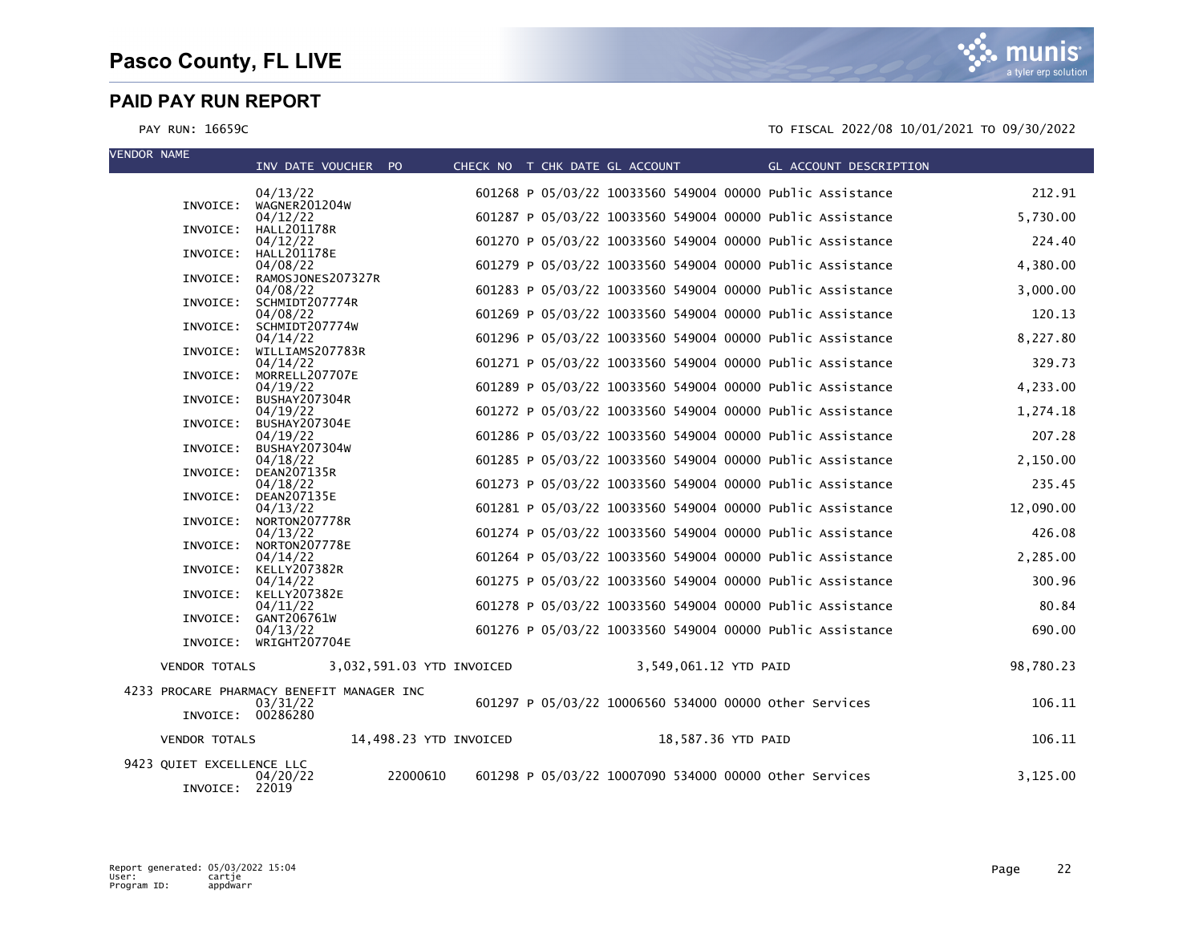# Pasco County, FL LIVE

## PAID PAY RUN REPORT

PAY RUN: 16659C

TO FISCAL 2022/08 10/01/2021 TO 09/30/2022

| VENDOR NAME | INV DATE | VOUCHER | PO | CHECK NO | T | CHK DATE | GL ACCOUNT | GL ACCOUNT DESCRIPTION | AMOUNT |
|---|---|---|---|---|---|---|---|---|---|
| INVOICE: WAGNER201204W | 04/13/22 | | | 601268 | P | 05/03/22 | 10033560 549004 00000 | Public Assistance | 212.91 |
| INVOICE: HALL201178R | 04/12/22 | | | 601287 | P | 05/03/22 | 10033560 549004 00000 | Public Assistance | 5,730.00 |
| INVOICE: HALL201178E | 04/12/22 | | | 601270 | P | 05/03/22 | 10033560 549004 00000 | Public Assistance | 224.40 |
| INVOICE: RAMOSJONES207327R | 04/08/22 | | | 601279 | P | 05/03/22 | 10033560 549004 00000 | Public Assistance | 4,380.00 |
| INVOICE: SCHMIDT207774R | 04/08/22 | | | 601283 | P | 05/03/22 | 10033560 549004 00000 | Public Assistance | 3,000.00 |
| INVOICE: SCHMIDT207774W | 04/08/22 | | | 601269 | P | 05/03/22 | 10033560 549004 00000 | Public Assistance | 120.13 |
| INVOICE: WILLIAMS207783R | 04/14/22 | | | 601296 | P | 05/03/22 | 10033560 549004 00000 | Public Assistance | 8,227.80 |
| INVOICE: MORRELL207707E | 04/14/22 | | | 601271 | P | 05/03/22 | 10033560 549004 00000 | Public Assistance | 329.73 |
| INVOICE: BUSHAY207304R | 04/19/22 | | | 601289 | P | 05/03/22 | 10033560 549004 00000 | Public Assistance | 4,233.00 |
| INVOICE: BUSHAY207304E | 04/19/22 | | | 601272 | P | 05/03/22 | 10033560 549004 00000 | Public Assistance | 1,274.18 |
| INVOICE: BUSHAY207304W | 04/19/22 | | | 601286 | P | 05/03/22 | 10033560 549004 00000 | Public Assistance | 207.28 |
| INVOICE: DEAN207135R | 04/18/22 | | | 601285 | P | 05/03/22 | 10033560 549004 00000 | Public Assistance | 2,150.00 |
| INVOICE: DEAN207135E | 04/18/22 | | | 601273 | P | 05/03/22 | 10033560 549004 00000 | Public Assistance | 235.45 |
| INVOICE: NORTON207778R | 04/13/22 | | | 601281 | P | 05/03/22 | 10033560 549004 00000 | Public Assistance | 12,090.00 |
| INVOICE: NORTON207778E | 04/13/22 | | | 601274 | P | 05/03/22 | 10033560 549004 00000 | Public Assistance | 426.08 |
| INVOICE: KELLY207382R | 04/14/22 | | | 601264 | P | 05/03/22 | 10033560 549004 00000 | Public Assistance | 2,285.00 |
| INVOICE: KELLY207382E | 04/14/22 | | | 601275 | P | 05/03/22 | 10033560 549004 00000 | Public Assistance | 300.96 |
| INVOICE: GANT206761W | 04/11/22 | | | 601278 | P | 05/03/22 | 10033560 549004 00000 | Public Assistance | 80.84 |
| INVOICE: WRIGHT207704E | 04/13/22 | | | 601276 | P | 05/03/22 | 10033560 549004 00000 | Public Assistance | 690.00 |
| VENDOR TOTALS | 3,032,591.03 YTD INVOICED | | | | | 3,549,061.12 YTD PAID | | | 98,780.23 |
| 4233 PROCARE PHARMACY BENEFIT MANAGER INC | | | | | | | | | |
| INVOICE: 00286280 | 03/31/22 | | | 601297 | P | 05/03/22 | 10006560 534000 00000 | Other Services | 106.11 |
| VENDOR TOTALS | 14,498.23 YTD INVOICED | | | | | 18,587.36 YTD PAID | | | 106.11 |
| 9423 QUIET EXCELLENCE LLC | | | | | | | | | |
| INVOICE: 22019 | 04/20/22 | | 22000610 | 601298 | P | 05/03/22 | 10007090 534000 00000 | Other Services | 3,125.00 |

Report generated: 05/03/2022 15:04
User: cartje
Program ID: appdwarr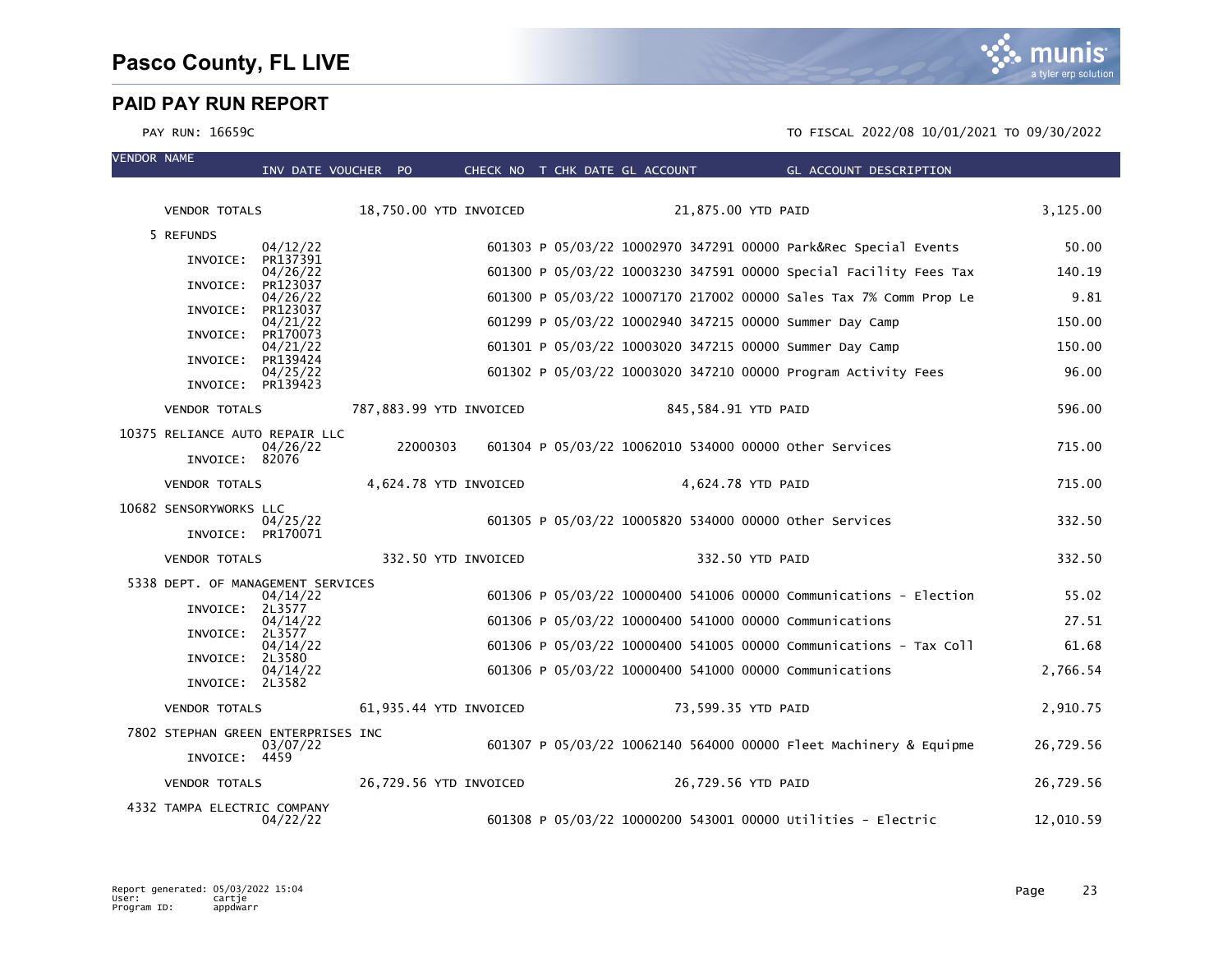# Pasco County, FL LIVE

## PAID PAY RUN REPORT

PAY RUN: 16659C

TO FISCAL 2022/08 10/01/2021 TO 09/30/2022

| VENDOR NAME | INV DATE | VOUCHER | PO | CHECK NO | T | CHK DATE | GL ACCOUNT | | | GL ACCOUNT DESCRIPTION | |
|---|---|---|---|---|---|---|---|---|---|---|---|
| VENDOR TOTALS | 18,750.00 YTD INVOICED | | | | | | 21,875.00 YTD PAID | | | | 3,125.00 |
| 5 REFUNDS | | | | | | | | | | | |
| INVOICE: PR137391 | 04/12/22 | | | 601303 | P | 05/03/22 | 10002970 | 347291 | 00000 | Park&Rec Special Events | 50.00 |
| INVOICE: PR123037 | 04/26/22 | | | 601300 | P | 05/03/22 | 10003230 | 347591 | 00000 | Special Facility Fees Tax | 140.19 |
| INVOICE: PR123037 | 04/26/22 | | | 601300 | P | 05/03/22 | 10007170 | 217002 | 00000 | Sales Tax 7% Comm Prop Le | 9.81 |
| INVOICE: PR170073 | 04/21/22 | | | 601299 | P | 05/03/22 | 10002940 | 347215 | 00000 | Summer Day Camp | 150.00 |
| INVOICE: PR139424 | 04/21/22 | | | 601301 | P | 05/03/22 | 10003020 | 347215 | 00000 | Summer Day Camp | 150.00 |
| INVOICE: PR139423 | 04/25/22 | | | 601302 | P | 05/03/22 | 10003020 | 347210 | 00000 | Program Activity Fees | 96.00 |
| VENDOR TOTALS | 787,883.99 YTD INVOICED | | | | | | 845,584.91 YTD PAID | | | | 596.00 |
| 10375 RELIANCE AUTO REPAIR LLC | | | | | | | | | | | |
| INVOICE: 82076 | 04/26/22 | | 22000303 | 601304 | P | 05/03/22 | 10062010 | 534000 | 00000 | Other Services | 715.00 |
| VENDOR TOTALS | 4,624.78 YTD INVOICED | | | | | | 4,624.78 YTD PAID | | | | 715.00 |
| 10682 SENSORYWORKS LLC | | | | | | | | | | | |
| INVOICE: PR170071 | 04/25/22 | | | 601305 | P | 05/03/22 | 10005820 | 534000 | 00000 | Other Services | 332.50 |
| VENDOR TOTALS | 332.50 YTD INVOICED | | | | | | 332.50 YTD PAID | | | | 332.50 |
| 5338 DEPT. OF MANAGEMENT SERVICES | | | | | | | | | | | |
| INVOICE: 2L3577 | 04/14/22 | | | 601306 | P | 05/03/22 | 10000400 | 541006 | 00000 | Communications - Election | 55.02 |
| INVOICE: 2L3577 | 04/14/22 | | | 601306 | P | 05/03/22 | 10000400 | 541000 | 00000 | Communications | 27.51 |
| INVOICE: 2L3580 | 04/14/22 | | | 601306 | P | 05/03/22 | 10000400 | 541005 | 00000 | Communications - Tax Coll | 61.68 |
| INVOICE: 2L3582 | 04/14/22 | | | 601306 | P | 05/03/22 | 10000400 | 541000 | 00000 | Communications | 2,766.54 |
| VENDOR TOTALS | 61,935.44 YTD INVOICED | | | | | | 73,599.35 YTD PAID | | | | 2,910.75 |
| 7802 STEPHAN GREEN ENTERPRISES INC | | | | | | | | | | | |
| INVOICE: 4459 | 03/07/22 | | | 601307 | P | 05/03/22 | 10062140 | 564000 | 00000 | Fleet Machinery & Equipme | 26,729.56 |
| VENDOR TOTALS | 26,729.56 YTD INVOICED | | | | | | 26,729.56 YTD PAID | | | | 26,729.56 |
| 4332 TAMPA ELECTRIC COMPANY | | | | | | | | | | | |
| | 04/22/22 | | | 601308 | P | 05/03/22 | 10000200 | 543001 | 00000 | Utilities - Electric | 12,010.59 |

Report generated: 05/03/2022 15:04
User: cartje
Program ID: appdwarr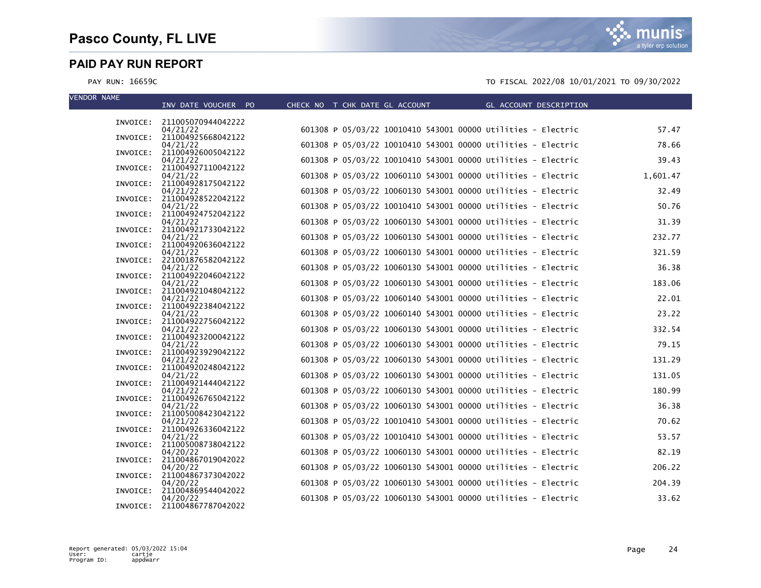# Pasco County, FL LIVE

## PAID PAY RUN REPORT

PAY RUN: 16659C

TO FISCAL 2022/08 10/01/2021 TO 09/30/2022

| VENDOR NAME | INV DATE VOUCHER PO | CHECK NO | T | CHK DATE | GL ACCOUNT | GL ACCOUNT DESCRIPTION | AMOUNT |
|---|---|---|---|---|---|---|---|
| INVOICE: | 211005070944042222 04/21/22 | 601308 | P | 05/03/22 | 10010410 543001 00000 | Utilities - Electric | 57.47 |
| INVOICE: | 211004925668042122 04/21/22 | 601308 | P | 05/03/22 | 10010410 543001 00000 | Utilities - Electric | 78.66 |
| INVOICE: | 211004926005042122 04/21/22 | 601308 | P | 05/03/22 | 10010410 543001 00000 | Utilities - Electric | 39.43 |
| INVOICE: | 211004927110042122 04/21/22 | 601308 | P | 05/03/22 | 10060110 543001 00000 | Utilities - Electric | 1,601.47 |
| INVOICE: | 211004928175042122 04/21/22 | 601308 | P | 05/03/22 | 10060130 543001 00000 | Utilities - Electric | 32.49 |
| INVOICE: | 211004928522042122 04/21/22 | 601308 | P | 05/03/22 | 10010410 543001 00000 | Utilities - Electric | 50.76 |
| INVOICE: | 211004924752042122 04/21/22 | 601308 | P | 05/03/22 | 10060130 543001 00000 | Utilities - Electric | 31.39 |
| INVOICE: | 211004921733042122 04/21/22 | 601308 | P | 05/03/22 | 10060130 543001 00000 | Utilities - Electric | 232.77 |
| INVOICE: | 211004920636042122 04/21/22 | 601308 | P | 05/03/22 | 10060130 543001 00000 | Utilities - Electric | 321.59 |
| INVOICE: | 221001876582042122 04/21/22 | 601308 | P | 05/03/22 | 10060130 543001 00000 | Utilities - Electric | 36.38 |
| INVOICE: | 211004922046042122 04/21/22 | 601308 | P | 05/03/22 | 10060130 543001 00000 | Utilities - Electric | 183.06 |
| INVOICE: | 211004921048042122 04/21/22 | 601308 | P | 05/03/22 | 10060140 543001 00000 | Utilities - Electric | 22.01 |
| INVOICE: | 211004922384042122 04/21/22 | 601308 | P | 05/03/22 | 10060140 543001 00000 | Utilities - Electric | 23.22 |
| INVOICE: | 211004922756042122 04/21/22 | 601308 | P | 05/03/22 | 10060130 543001 00000 | Utilities - Electric | 332.54 |
| INVOICE: | 211004923200042122 04/21/22 | 601308 | P | 05/03/22 | 10060130 543001 00000 | Utilities - Electric | 79.15 |
| INVOICE: | 211004923929042122 04/21/22 | 601308 | P | 05/03/22 | 10060130 543001 00000 | Utilities - Electric | 131.29 |
| INVOICE: | 211004920248042122 04/21/22 | 601308 | P | 05/03/22 | 10060130 543001 00000 | Utilities - Electric | 131.05 |
| INVOICE: | 211004921444042122 04/21/22 | 601308 | P | 05/03/22 | 10060130 543001 00000 | Utilities - Electric | 180.99 |
| INVOICE: | 211004926765042122 04/21/22 | 601308 | P | 05/03/22 | 10060130 543001 00000 | Utilities - Electric | 36.38 |
| INVOICE: | 211005008423042122 04/21/22 | 601308 | P | 05/03/22 | 10010410 543001 00000 | Utilities - Electric | 70.62 |
| INVOICE: | 211004926336042122 04/21/22 | 601308 | P | 05/03/22 | 10010410 543001 00000 | Utilities - Electric | 53.57 |
| INVOICE: | 211005008738042122 04/20/22 | 601308 | P | 05/03/22 | 10060130 543001 00000 | Utilities - Electric | 82.19 |
| INVOICE: | 211004867019042022 04/20/22 | 601308 | P | 05/03/22 | 10060130 543001 00000 | Utilities - Electric | 206.22 |
| INVOICE: | 211004867373042022 04/20/22 | 601308 | P | 05/03/22 | 10060130 543001 00000 | Utilities - Electric | 204.39 |
| INVOICE: | 211004869544042022 04/20/22 | 601308 | P | 05/03/22 | 10060130 543001 00000 | Utilities - Electric | 33.62 |
| INVOICE: | 211004867787042022 | | | | | | |

Report generated: 05/03/2022 15:04
User: cartje
Program ID: appdwarr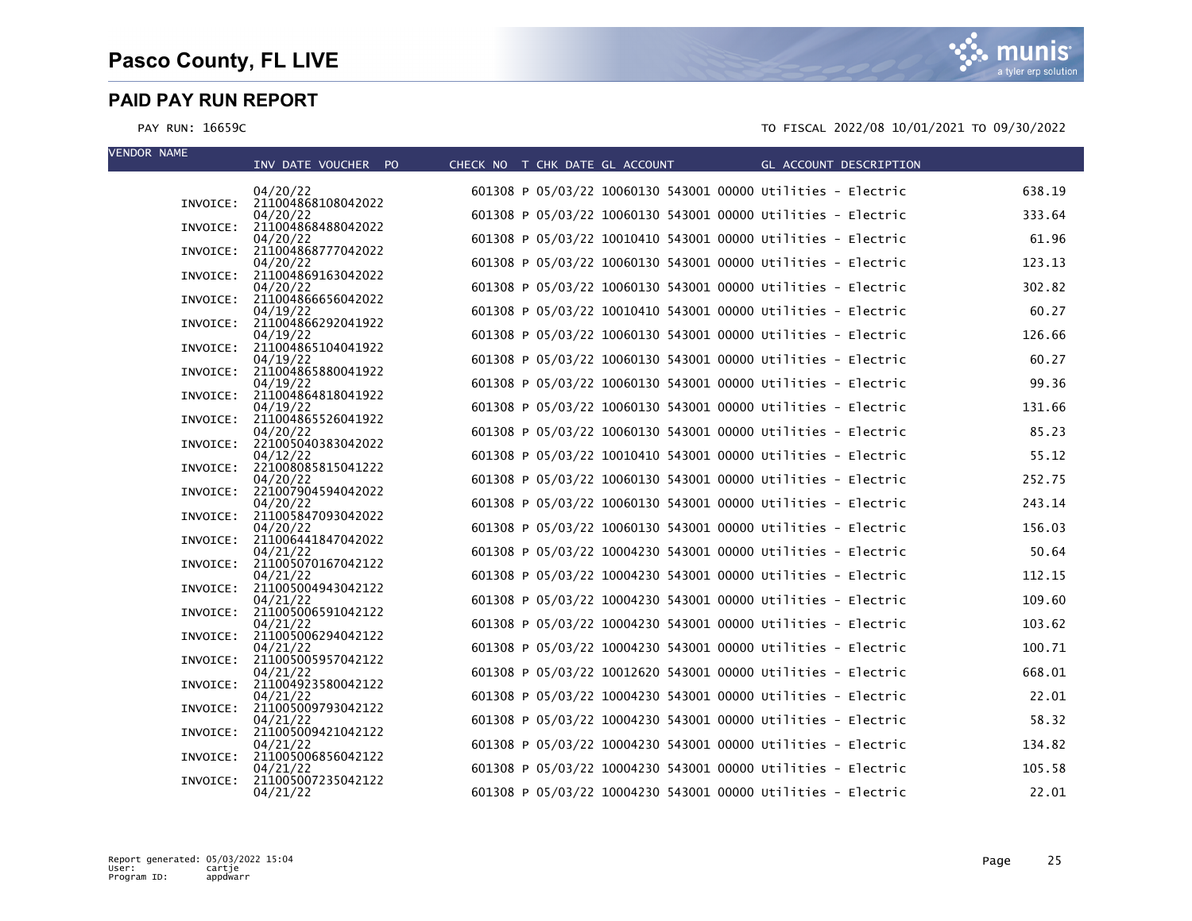# Pasco County, FL LIVE

## PAID PAY RUN REPORT

PAY RUN: 16659C

TO FISCAL 2022/08 10/01/2021 TO 09/30/2022

| VENDOR NAME | INV DATE VOUCHER PO | CHECK NO | T | CHK DATE | GL ACCOUNT | GL ACCOUNT DESCRIPTION | |
|---|---|---|---|---|---|---|---|
| | 04/20/22 | 601308 | P | 05/03/22 | 10060130 543001 00000 | Utilities - Electric | 638.19 |
| INVOICE: | 211004868108042022 04/20/22 | 601308 | P | 05/03/22 | 10060130 543001 00000 | Utilities - Electric | 333.64 |
| INVOICE: | 211004868488042022 04/20/22 | 601308 | P | 05/03/22 | 10010410 543001 00000 | Utilities - Electric | 61.96 |
| INVOICE: | 211004868777042022 04/20/22 | 601308 | P | 05/03/22 | 10060130 543001 00000 | Utilities - Electric | 123.13 |
| INVOICE: | 211004869163042022 04/20/22 | 601308 | P | 05/03/22 | 10060130 543001 00000 | Utilities - Electric | 302.82 |
| INVOICE: | 211004866656042022 04/19/22 | 601308 | P | 05/03/22 | 10010410 543001 00000 | Utilities - Electric | 60.27 |
| INVOICE: | 211004866292041922 04/19/22 | 601308 | P | 05/03/22 | 10060130 543001 00000 | Utilities - Electric | 126.66 |
| INVOICE: | 211004865104041922 04/19/22 | 601308 | P | 05/03/22 | 10060130 543001 00000 | Utilities - Electric | 60.27 |
| INVOICE: | 211004865880041922 04/19/22 | 601308 | P | 05/03/22 | 10060130 543001 00000 | Utilities - Electric | 99.36 |
| INVOICE: | 211004864818041922 04/19/22 | 601308 | P | 05/03/22 | 10060130 543001 00000 | Utilities - Electric | 131.66 |
| INVOICE: | 211004865526041922 04/20/22 | 601308 | P | 05/03/22 | 10060130 543001 00000 | Utilities - Electric | 85.23 |
| INVOICE: | 221005040383042022 04/12/22 | 601308 | P | 05/03/22 | 10010410 543001 00000 | Utilities - Electric | 55.12 |
| INVOICE: | 221008085815041222 04/20/22 | 601308 | P | 05/03/22 | 10060130 543001 00000 | Utilities - Electric | 252.75 |
| INVOICE: | 221007904594042022 04/20/22 | 601308 | P | 05/03/22 | 10060130 543001 00000 | Utilities - Electric | 243.14 |
| INVOICE: | 211005847093042022 04/20/22 | 601308 | P | 05/03/22 | 10060130 543001 00000 | Utilities - Electric | 156.03 |
| INVOICE: | 211006441847042022 04/21/22 | 601308 | P | 05/03/22 | 10004230 543001 00000 | Utilities - Electric | 50.64 |
| INVOICE: | 211005070167042122 04/21/22 | 601308 | P | 05/03/22 | 10004230 543001 00000 | Utilities - Electric | 112.15 |
| INVOICE: | 211005004943042122 04/21/22 | 601308 | P | 05/03/22 | 10004230 543001 00000 | Utilities - Electric | 109.60 |
| INVOICE: | 211005006591042122 04/21/22 | 601308 | P | 05/03/22 | 10004230 543001 00000 | Utilities - Electric | 103.62 |
| INVOICE: | 211005006294042122 04/21/22 | 601308 | P | 05/03/22 | 10004230 543001 00000 | Utilities - Electric | 100.71 |
| INVOICE: | 211005005957042122 04/21/22 | 601308 | P | 05/03/22 | 10012620 543001 00000 | Utilities - Electric | 668.01 |
| INVOICE: | 211004923580042122 04/21/22 | 601308 | P | 05/03/22 | 10004230 543001 00000 | Utilities - Electric | 22.01 |
| INVOICE: | 211005009793042122 04/21/22 | 601308 | P | 05/03/22 | 10004230 543001 00000 | Utilities - Electric | 58.32 |
| INVOICE: | 211005009421042122 04/21/22 | 601308 | P | 05/03/22 | 10004230 543001 00000 | Utilities - Electric | 134.82 |
| INVOICE: | 211005006856042122 04/21/22 | 601308 | P | 05/03/22 | 10004230 543001 00000 | Utilities - Electric | 105.58 |
| INVOICE: | 211005007235042122 04/21/22 | 601308 | P | 05/03/22 | 10004230 543001 00000 | Utilities - Electric | 22.01 |

Report generated: 05/03/2022 15:04
User: cartje
Program ID: appdwarr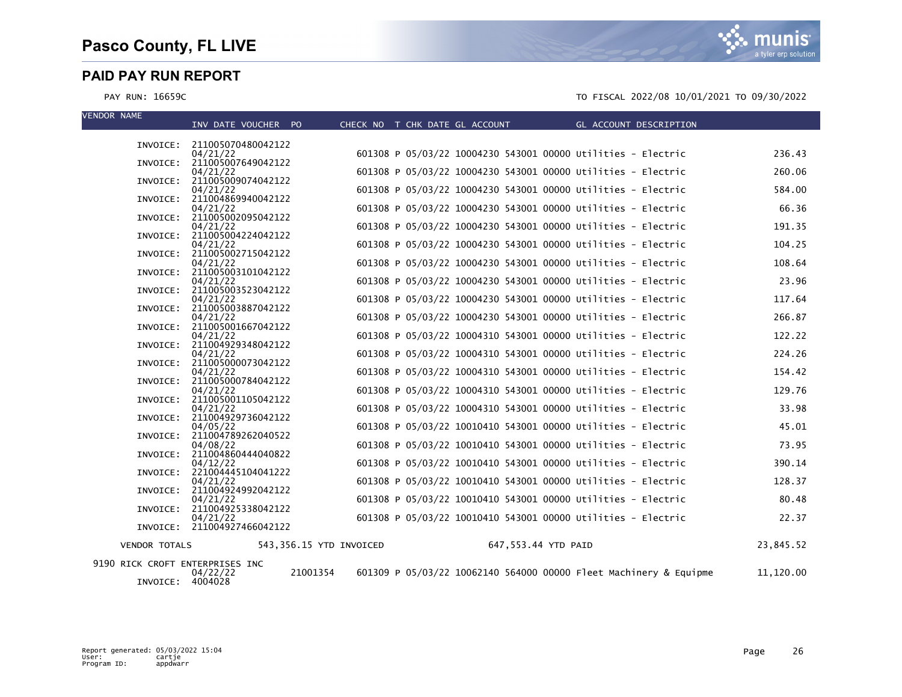# Pasco County, FL LIVE

## PAID PAY RUN REPORT

PAY RUN: 16659C

TO FISCAL 2022/08 10/01/2021 TO 09/30/2022

| VENDOR NAME | INV DATE VOUCHER | PO | CHECK NO | T | CHK DATE | GL ACCOUNT | GL ACCOUNT DESCRIPTION | |
|---|---|---|---|---|---|---|---|---|
| INVOICE: 211005070480042122 | 04/21/22 | | 601308 | P | 05/03/22 | 10004230 543001 00000 | Utilities - Electric | 236.43 |
| INVOICE: 211005007649042122 | 04/21/22 | | 601308 | P | 05/03/22 | 10004230 543001 00000 | Utilities - Electric | 260.06 |
| INVOICE: 211005009074042122 | 04/21/22 | | 601308 | P | 05/03/22 | 10004230 543001 00000 | Utilities - Electric | 584.00 |
| INVOICE: 211004869940042122 | 04/21/22 | | 601308 | P | 05/03/22 | 10004230 543001 00000 | Utilities - Electric | 66.36 |
| INVOICE: 211005002095042122 | 04/21/22 | | 601308 | P | 05/03/22 | 10004230 543001 00000 | Utilities - Electric | 191.35 |
| INVOICE: 211005004224042122 | 04/21/22 | | 601308 | P | 05/03/22 | 10004230 543001 00000 | Utilities - Electric | 104.25 |
| INVOICE: 211005002715042122 | 04/21/22 | | 601308 | P | 05/03/22 | 10004230 543001 00000 | Utilities - Electric | 108.64 |
| INVOICE: 211005003101042122 | 04/21/22 | | 601308 | P | 05/03/22 | 10004230 543001 00000 | Utilities - Electric | 23.96 |
| INVOICE: 211005003523042122 | 04/21/22 | | 601308 | P | 05/03/22 | 10004230 543001 00000 | Utilities - Electric | 117.64 |
| INVOICE: 211005003887042122 | 04/21/22 | | 601308 | P | 05/03/22 | 10004230 543001 00000 | Utilities - Electric | 266.87 |
| INVOICE: 211005001667042122 | 04/21/22 | | 601308 | P | 05/03/22 | 10004310 543001 00000 | Utilities - Electric | 122.22 |
| INVOICE: 211004929348042122 | 04/21/22 | | 601308 | P | 05/03/22 | 10004310 543001 00000 | Utilities - Electric | 224.26 |
| INVOICE: 211005000073042122 | 04/21/22 | | 601308 | P | 05/03/22 | 10004310 543001 00000 | Utilities - Electric | 154.42 |
| INVOICE: 211005000784042122 | 04/21/22 | | 601308 | P | 05/03/22 | 10004310 543001 00000 | Utilities - Electric | 129.76 |
| INVOICE: 211005001105042122 | 04/21/22 | | 601308 | P | 05/03/22 | 10004310 543001 00000 | Utilities - Electric | 33.98 |
| INVOICE: 211004929736042122 | 04/05/22 | | 601308 | P | 05/03/22 | 10010410 543001 00000 | Utilities - Electric | 45.01 |
| INVOICE: 211004789262040522 | 04/08/22 | | 601308 | P | 05/03/22 | 10010410 543001 00000 | Utilities - Electric | 73.95 |
| INVOICE: 211004860444040822 | 04/12/22 | | 601308 | P | 05/03/22 | 10010410 543001 00000 | Utilities - Electric | 390.14 |
| INVOICE: 221004445104041222 | 04/21/22 | | 601308 | P | 05/03/22 | 10010410 543001 00000 | Utilities - Electric | 128.37 |
| INVOICE: 211004924992042122 | 04/21/22 | | 601308 | P | 05/03/22 | 10010410 543001 00000 | Utilities - Electric | 80.48 |
| INVOICE: 211004925338042122 | 04/21/22 | | 601308 | P | 05/03/22 | 10010410 543001 00000 | Utilities - Electric | 22.37 |
| INVOICE: 211004927466042122 | | | | | | | | |
| VENDOR TOTALS | 543,356.15 YTD INVOICED | | | | | 647,553.44 YTD PAID | | 23,845.52 |
| 9190 RICK CROFT ENTERPRISES INC | 04/22/22 | 21001354 | 601309 | P | 05/03/22 | 10062140 564000 00000 | Fleet Machinery & Equipme | 11,120.00 |
| INVOICE: 4004028 | | | | | | | | |

Report generated: 05/03/2022 15:04
User: cartje
Program ID: appdwarr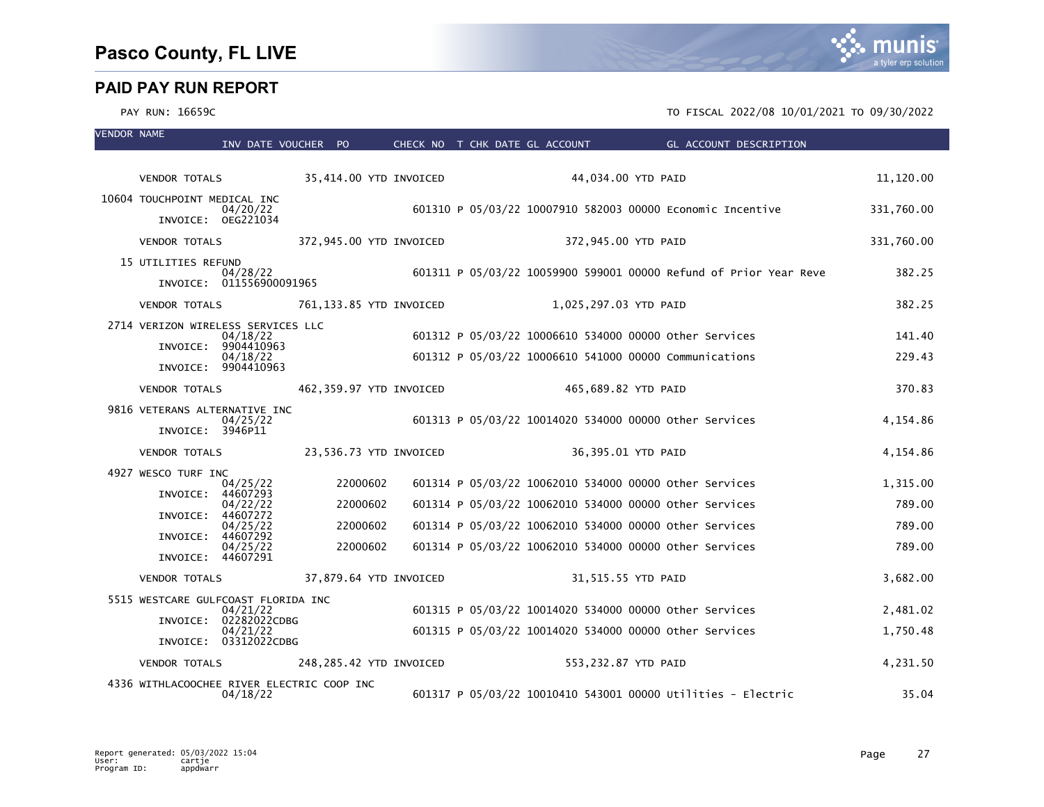# Pasco County, FL LIVE

## PAID PAY RUN REPORT

PAY RUN: 16659C

TO FISCAL 2022/08 10/01/2021 TO 09/30/2022

| VENDOR NAME | INV DATE | VOUCHER | PO | CHECK NO | T | CHK DATE | GL ACCOUNT | GL ACCOUNT DESCRIPTION | AMOUNT |
|---|---|---|---|---|---|---|---|---|---|
| VENDOR TOTALS | 35,414.00 YTD INVOICED | | | | | | 44,034.00 YTD PAID | | 11,120.00 |
| 10604 TOUCHPOINT MEDICAL INC | 04/20/22 | | | 601310 | P | 05/03/22 | 10007910 582003 00000 | Economic Incentive | 331,760.00 |
| INVOICE: OEG221034 | | | | | | | | | |
| VENDOR TOTALS | 372,945.00 YTD INVOICED | | | | | | 372,945.00 YTD PAID | | 331,760.00 |
| 15 UTILITIES REFUND | 04/28/22 | | | 601311 | P | 05/03/22 | 10059900 599001 00000 | Refund of Prior Year Reve | 382.25 |
| INVOICE: 011556900091965 | | | | | | | | | |
| VENDOR TOTALS | 761,133.85 YTD INVOICED | | | | | | 1,025,297.03 YTD PAID | | 382.25 |
| 2714 VERIZON WIRELESS SERVICES LLC | 04/18/22 | | | 601312 | P | 05/03/22 | 10006610 534000 00000 | Other Services | 141.40 |
| INVOICE: 9904410963 | 04/18/22 | | | 601312 | P | 05/03/22 | 10006610 541000 00000 | Communications | 229.43 |
| INVOICE: 9904410963 | | | | | | | | | |
| VENDOR TOTALS | 462,359.97 YTD INVOICED | | | | | | 465,689.82 YTD PAID | | 370.83 |
| 9816 VETERANS ALTERNATIVE INC | 04/25/22 | | | 601313 | P | 05/03/22 | 10014020 534000 00000 | Other Services | 4,154.86 |
| INVOICE: 3946P11 | | | | | | | | | |
| VENDOR TOTALS | 23,536.73 YTD INVOICED | | | | | | 36,395.01 YTD PAID | | 4,154.86 |
| 4927 WESCO TURF INC | 04/25/22 | | 22000602 | 601314 | P | 05/03/22 | 10062010 534000 00000 | Other Services | 1,315.00 |
| INVOICE: 44607293 | 04/22/22 | | 22000602 | 601314 | P | 05/03/22 | 10062010 534000 00000 | Other Services | 789.00 |
| INVOICE: 44607272 | 04/25/22 | | 22000602 | 601314 | P | 05/03/22 | 10062010 534000 00000 | Other Services | 789.00 |
| INVOICE: 44607292 | 04/25/22 | | 22000602 | 601314 | P | 05/03/22 | 10062010 534000 00000 | Other Services | 789.00 |
| INVOICE: 44607291 | | | | | | | | | |
| VENDOR TOTALS | 37,879.64 YTD INVOICED | | | | | | 31,515.55 YTD PAID | | 3,682.00 |
| 5515 WESTCARE GULFCOAST FLORIDA INC | 04/21/22 | | | 601315 | P | 05/03/22 | 10014020 534000 00000 | Other Services | 2,481.02 |
| INVOICE: 02282022CDBG | 04/21/22 | | | 601315 | P | 05/03/22 | 10014020 534000 00000 | Other Services | 1,750.48 |
| INVOICE: 03312022CDBG | | | | | | | | | |
| VENDOR TOTALS | 248,285.42 YTD INVOICED | | | | | | 553,232.87 YTD PAID | | 4,231.50 |
| 4336 WITHLACOOCHEE RIVER ELECTRIC COOP INC | 04/18/22 | | | 601317 | P | 05/03/22 | 10010410 543001 00000 | Utilities - Electric | 35.04 |

Report generated: 05/03/2022 15:04
User: cartje
Program ID: appdwarr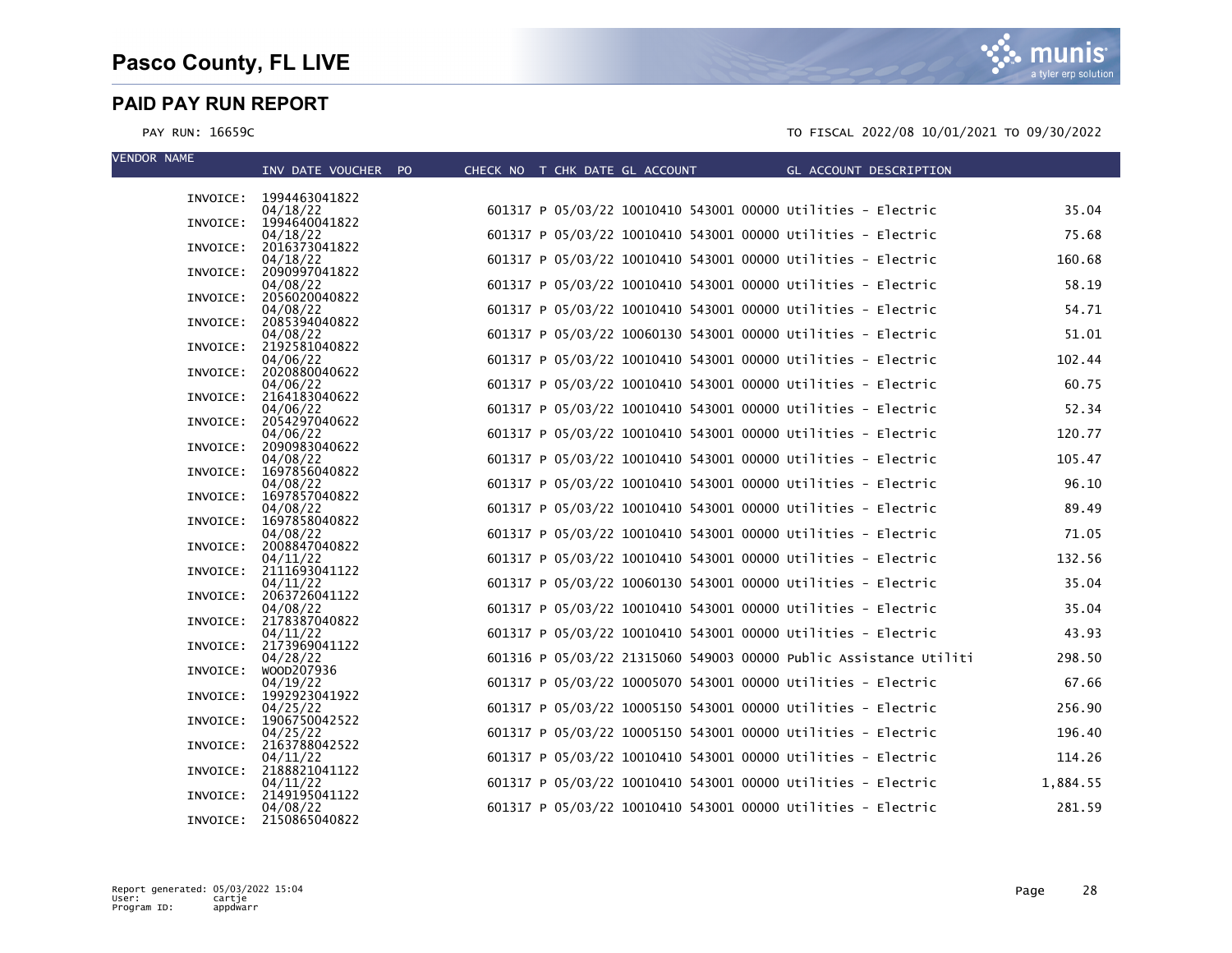# Pasco County, FL LIVE

## PAID PAY RUN REPORT

PAY RUN: 16659C

TO FISCAL 2022/08 10/01/2021 TO 09/30/2022

| VENDOR NAME | INV DATE VOUCHER PO | CHECK NO | T | CHK DATE | GL ACCOUNT | GL ACCOUNT DESCRIPTION | AMOUNT |
|---|---|---|---|---|---|---|---|
| INVOICE: | 1994463041822 04/18/22 | 601317 | P | 05/03/22 | 10010410 543001 00000 | Utilities - Electric | 35.04 |
| INVOICE: | 1994640041822 04/18/22 | 601317 | P | 05/03/22 | 10010410 543001 00000 | Utilities - Electric | 75.68 |
| INVOICE: | 2016373041822 04/18/22 | 601317 | P | 05/03/22 | 10010410 543001 00000 | Utilities - Electric | 160.68 |
| INVOICE: | 2090997041822 04/08/22 | 601317 | P | 05/03/22 | 10010410 543001 00000 | Utilities - Electric | 58.19 |
| INVOICE: | 2056020040822 04/08/22 | 601317 | P | 05/03/22 | 10010410 543001 00000 | Utilities - Electric | 54.71 |
| INVOICE: | 2085394040822 04/08/22 | 601317 | P | 05/03/22 | 10060130 543001 00000 | Utilities - Electric | 51.01 |
| INVOICE: | 2192581040822 04/06/22 | 601317 | P | 05/03/22 | 10010410 543001 00000 | Utilities - Electric | 102.44 |
| INVOICE: | 2020880040622 04/06/22 | 601317 | P | 05/03/22 | 10010410 543001 00000 | Utilities - Electric | 60.75 |
| INVOICE: | 2164183040622 04/06/22 | 601317 | P | 05/03/22 | 10010410 543001 00000 | Utilities - Electric | 52.34 |
| INVOICE: | 2054297040622 04/06/22 | 601317 | P | 05/03/22 | 10010410 543001 00000 | Utilities - Electric | 120.77 |
| INVOICE: | 2090983040622 04/08/22 | 601317 | P | 05/03/22 | 10010410 543001 00000 | Utilities - Electric | 105.47 |
| INVOICE: | 1697856040822 04/08/22 | 601317 | P | 05/03/22 | 10010410 543001 00000 | Utilities - Electric | 96.10 |
| INVOICE: | 1697857040822 04/08/22 | 601317 | P | 05/03/22 | 10010410 543001 00000 | Utilities - Electric | 89.49 |
| INVOICE: | 1697858040822 04/08/22 | 601317 | P | 05/03/22 | 10010410 543001 00000 | Utilities - Electric | 71.05 |
| INVOICE: | 2008847040822 04/11/22 | 601317 | P | 05/03/22 | 10010410 543001 00000 | Utilities - Electric | 132.56 |
| INVOICE: | 2111693041122 04/11/22 | 601317 | P | 05/03/22 | 10060130 543001 00000 | Utilities - Electric | 35.04 |
| INVOICE: | 2063726041122 04/08/22 | 601317 | P | 05/03/22 | 10010410 543001 00000 | Utilities - Electric | 35.04 |
| INVOICE: | 2178387040822 04/11/22 | 601317 | P | 05/03/22 | 10010410 543001 00000 | Utilities - Electric | 43.93 |
| INVOICE: | 2173969041122 04/28/22 | 601316 | P | 05/03/22 | 21315060 549003 00000 | Public Assistance Utiliti | 298.50 |
| INVOICE: | WOOD207936 04/19/22 | 601317 | P | 05/03/22 | 10005070 543001 00000 | Utilities - Electric | 67.66 |
| INVOICE: | 1992923041922 04/25/22 | 601317 | P | 05/03/22 | 10005150 543001 00000 | Utilities - Electric | 256.90 |
| INVOICE: | 1906750042522 04/25/22 | 601317 | P | 05/03/22 | 10005150 543001 00000 | Utilities - Electric | 196.40 |
| INVOICE: | 2163788042522 04/11/22 | 601317 | P | 05/03/22 | 10010410 543001 00000 | Utilities - Electric | 114.26 |
| INVOICE: | 2188821041122 04/11/22 | 601317 | P | 05/03/22 | 10010410 543001 00000 | Utilities - Electric | 1,884.55 |
| INVOICE: | 2149195041122 04/08/22 | 601317 | P | 05/03/22 | 10010410 543001 00000 | Utilities - Electric | 281.59 |
| INVOICE: | 2150865040822 | | | | | | |

Report generated: 05/03/2022 15:04
User: cartje
Program ID: appdwarr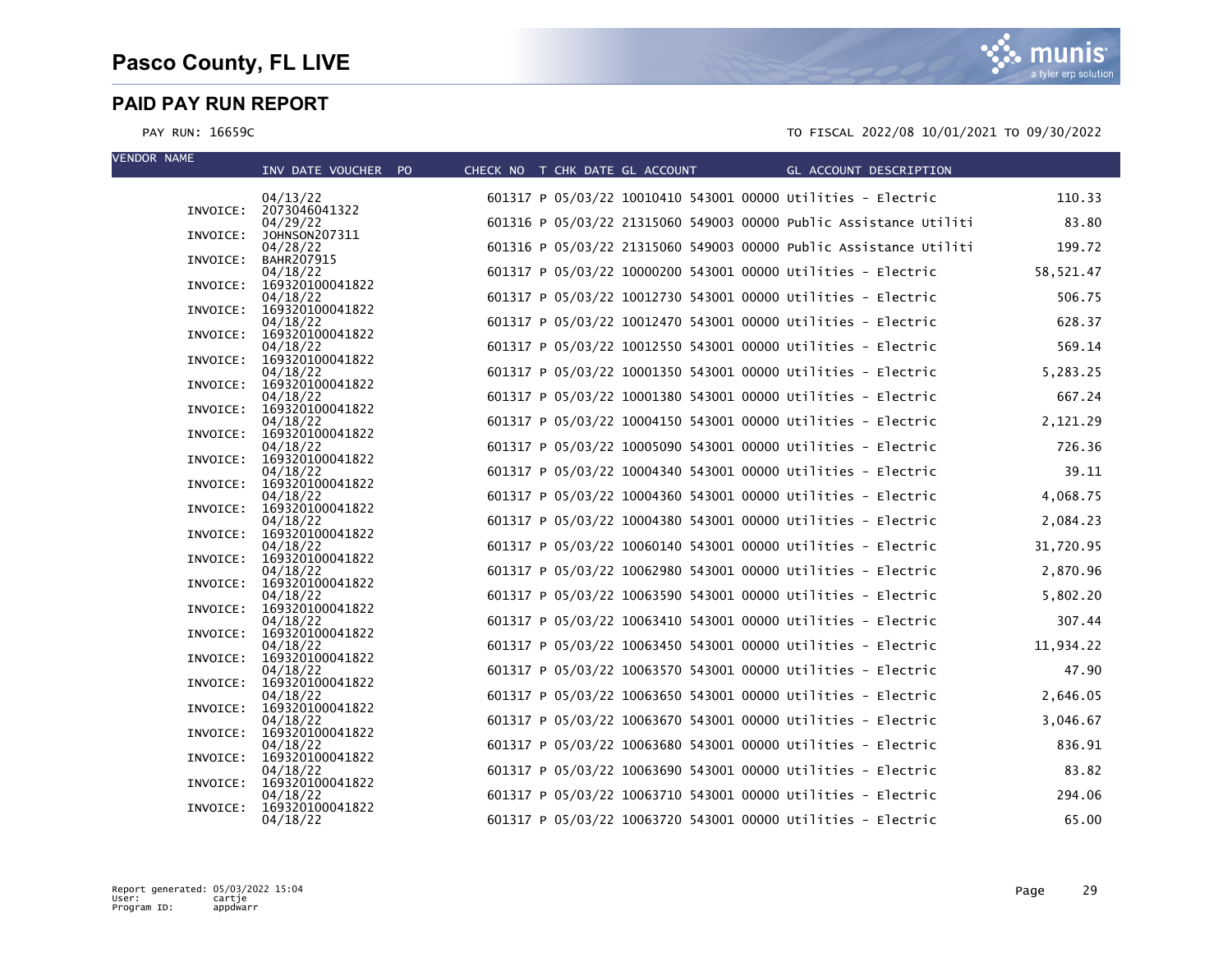# Pasco County, FL LIVE

## PAID PAY RUN REPORT

PAY RUN: 16659C

TO FISCAL 2022/08 10/01/2021 TO 09/30/2022

| VENDOR NAME | INV DATE VOUCHER PO | CHECK NO | T | CHK DATE | GL ACCOUNT | GL ACCOUNT DESCRIPTION | |
|---|---|---|---|---|---|---|---|
| | 04/13/22 | 601317 | P | 05/03/22 | 10010410 543001 00000 | Utilities - Electric | 110.33 |
| INVOICE: | 2073046041322 | | | | | | |
| | 04/29/22 | 601316 | P | 05/03/22 | 21315060 549003 00000 | Public Assistance Utiliti | 83.80 |
| INVOICE: | JOHNSON207311 | | | | | | |
| | 04/28/22 | 601316 | P | 05/03/22 | 21315060 549003 00000 | Public Assistance Utiliti | 199.72 |
| INVOICE: | BAHR207915 | | | | | | |
| | 04/18/22 | 601317 | P | 05/03/22 | 10000200 543001 00000 | Utilities - Electric | 58,521.47 |
| INVOICE: | 169320100041822 | | | | | | |
| | 04/18/22 | 601317 | P | 05/03/22 | 10012730 543001 00000 | Utilities - Electric | 506.75 |
| INVOICE: | 169320100041822 | | | | | | |
| | 04/18/22 | 601317 | P | 05/03/22 | 10012470 543001 00000 | Utilities - Electric | 628.37 |
| INVOICE: | 169320100041822 | | | | | | |
| | 04/18/22 | 601317 | P | 05/03/22 | 10012550 543001 00000 | Utilities - Electric | 569.14 |
| INVOICE: | 169320100041822 | | | | | | |
| | 04/18/22 | 601317 | P | 05/03/22 | 10001350 543001 00000 | Utilities - Electric | 5,283.25 |
| INVOICE: | 169320100041822 | | | | | | |
| | 04/18/22 | 601317 | P | 05/03/22 | 10001380 543001 00000 | Utilities - Electric | 667.24 |
| INVOICE: | 169320100041822 | | | | | | |
| | 04/18/22 | 601317 | P | 05/03/22 | 10004150 543001 00000 | Utilities - Electric | 2,121.29 |
| INVOICE: | 169320100041822 | | | | | | |
| | 04/18/22 | 601317 | P | 05/03/22 | 10005090 543001 00000 | Utilities - Electric | 726.36 |
| INVOICE: | 169320100041822 | | | | | | |
| | 04/18/22 | 601317 | P | 05/03/22 | 10004340 543001 00000 | Utilities - Electric | 39.11 |
| INVOICE: | 169320100041822 | | | | | | |
| | 04/18/22 | 601317 | P | 05/03/22 | 10004360 543001 00000 | Utilities - Electric | 4,068.75 |
| INVOICE: | 169320100041822 | | | | | | |
| | 04/18/22 | 601317 | P | 05/03/22 | 10004380 543001 00000 | Utilities - Electric | 2,084.23 |
| INVOICE: | 169320100041822 | | | | | | |
| | 04/18/22 | 601317 | P | 05/03/22 | 10060140 543001 00000 | Utilities - Electric | 31,720.95 |
| INVOICE: | 169320100041822 | | | | | | |
| | 04/18/22 | 601317 | P | 05/03/22 | 10062980 543001 00000 | Utilities - Electric | 2,870.96 |
| INVOICE: | 169320100041822 | | | | | | |
| | 04/18/22 | 601317 | P | 05/03/22 | 10063590 543001 00000 | Utilities - Electric | 5,802.20 |
| INVOICE: | 169320100041822 | | | | | | |
| | 04/18/22 | 601317 | P | 05/03/22 | 10063410 543001 00000 | Utilities - Electric | 307.44 |
| INVOICE: | 169320100041822 | | | | | | |
| | 04/18/22 | 601317 | P | 05/03/22 | 10063450 543001 00000 | Utilities - Electric | 11,934.22 |
| INVOICE: | 169320100041822 | | | | | | |
| | 04/18/22 | 601317 | P | 05/03/22 | 10063570 543001 00000 | Utilities - Electric | 47.90 |
| INVOICE: | 169320100041822 | | | | | | |
| | 04/18/22 | 601317 | P | 05/03/22 | 10063650 543001 00000 | Utilities - Electric | 2,646.05 |
| INVOICE: | 169320100041822 | | | | | | |
| | 04/18/22 | 601317 | P | 05/03/22 | 10063670 543001 00000 | Utilities - Electric | 3,046.67 |
| INVOICE: | 169320100041822 | | | | | | |
| | 04/18/22 | 601317 | P | 05/03/22 | 10063680 543001 00000 | Utilities - Electric | 836.91 |
| INVOICE: | 169320100041822 | | | | | | |
| | 04/18/22 | 601317 | P | 05/03/22 | 10063690 543001 00000 | Utilities - Electric | 83.82 |
| INVOICE: | 169320100041822 | | | | | | |
| | 04/18/22 | 601317 | P | 05/03/22 | 10063710 543001 00000 | Utilities - Electric | 294.06 |
| INVOICE: | 169320100041822 | | | | | | |
| | 04/18/22 | 601317 | P | 05/03/22 | 10063720 543001 00000 | Utilities - Electric | 65.00 |

Report generated: 05/03/2022 15:04
User: cartje
Program ID: appdwarr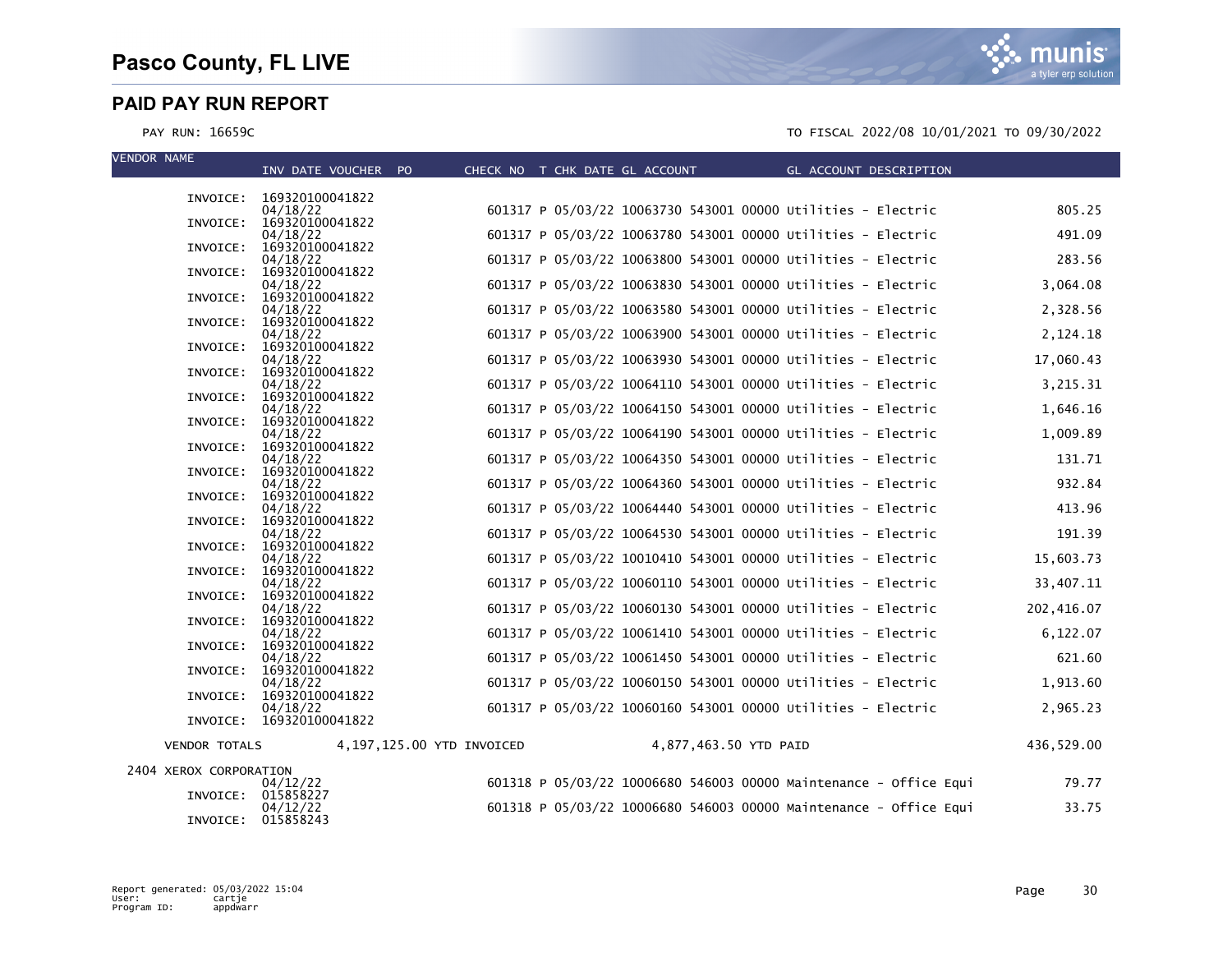# Pasco County, FL LIVE

## PAID PAY RUN REPORT

PAY RUN: 16659C

TO FISCAL 2022/08 10/01/2021 TO 09/30/2022

| VENDOR NAME | INV DATE VOUCHER PO | CHECK NO | T | CHK DATE | GL ACCOUNT | GL ACCOUNT DESCRIPTION | |
|---|---|---|---|---|---|---|---|
| INVOICE: | 169320100041822 | | | | | | |
| | 04/18/22 | 601317 | P | 05/03/22 | 10063730 543001 00000 | Utilities - Electric | 805.25 |
| INVOICE: | 169320100041822 | | | | | | |
| | 04/18/22 | 601317 | P | 05/03/22 | 10063780 543001 00000 | Utilities - Electric | 491.09 |
| INVOICE: | 169320100041822 | | | | | | |
| | 04/18/22 | 601317 | P | 05/03/22 | 10063800 543001 00000 | Utilities - Electric | 283.56 |
| INVOICE: | 169320100041822 | | | | | | |
| | 04/18/22 | 601317 | P | 05/03/22 | 10063830 543001 00000 | Utilities - Electric | 3,064.08 |
| INVOICE: | 169320100041822 | | | | | | |
| | 04/18/22 | 601317 | P | 05/03/22 | 10063580 543001 00000 | Utilities - Electric | 2,328.56 |
| INVOICE: | 169320100041822 | | | | | | |
| | 04/18/22 | 601317 | P | 05/03/22 | 10063900 543001 00000 | Utilities - Electric | 2,124.18 |
| INVOICE: | 169320100041822 | | | | | | |
| | 04/18/22 | 601317 | P | 05/03/22 | 10063930 543001 00000 | Utilities - Electric | 17,060.43 |
| INVOICE: | 169320100041822 | | | | | | |
| | 04/18/22 | 601317 | P | 05/03/22 | 10064110 543001 00000 | Utilities - Electric | 3,215.31 |
| INVOICE: | 169320100041822 | | | | | | |
| | 04/18/22 | 601317 | P | 05/03/22 | 10064150 543001 00000 | Utilities - Electric | 1,646.16 |
| INVOICE: | 169320100041822 | | | | | | |
| | 04/18/22 | 601317 | P | 05/03/22 | 10064190 543001 00000 | Utilities - Electric | 1,009.89 |
| INVOICE: | 169320100041822 | | | | | | |
| | 04/18/22 | 601317 | P | 05/03/22 | 10064350 543001 00000 | Utilities - Electric | 131.71 |
| INVOICE: | 169320100041822 | | | | | | |
| | 04/18/22 | 601317 | P | 05/03/22 | 10064360 543001 00000 | Utilities - Electric | 932.84 |
| INVOICE: | 169320100041822 | | | | | | |
| | 04/18/22 | 601317 | P | 05/03/22 | 10064440 543001 00000 | Utilities - Electric | 413.96 |
| INVOICE: | 169320100041822 | | | | | | |
| | 04/18/22 | 601317 | P | 05/03/22 | 10064530 543001 00000 | Utilities - Electric | 191.39 |
| INVOICE: | 169320100041822 | | | | | | |
| | 04/18/22 | 601317 | P | 05/03/22 | 10010410 543001 00000 | Utilities - Electric | 15,603.73 |
| INVOICE: | 169320100041822 | | | | | | |
| | 04/18/22 | 601317 | P | 05/03/22 | 10060110 543001 00000 | Utilities - Electric | 33,407.11 |
| INVOICE: | 169320100041822 | | | | | | |
| | 04/18/22 | 601317 | P | 05/03/22 | 10060130 543001 00000 | Utilities - Electric | 202,416.07 |
| INVOICE: | 169320100041822 | | | | | | |
| | 04/18/22 | 601317 | P | 05/03/22 | 10061410 543001 00000 | Utilities - Electric | 6,122.07 |
| INVOICE: | 169320100041822 | | | | | | |
| | 04/18/22 | 601317 | P | 05/03/22 | 10061450 543001 00000 | Utilities - Electric | 621.60 |
| INVOICE: | 169320100041822 | | | | | | |
| | 04/18/22 | 601317 | P | 05/03/22 | 10060150 543001 00000 | Utilities - Electric | 1,913.60 |
| INVOICE: | 169320100041822 | | | | | | |
| | 04/18/22 | 601317 | P | 05/03/22 | 10060160 543001 00000 | Utilities - Electric | 2,965.23 |
| INVOICE: | 169320100041822 | | | | | | |
| VENDOR TOTALS | 4,197,125.00 YTD INVOICED | | | | 4,877,463.50 YTD PAID | | 436,529.00 |
| 2404 XEROX CORPORATION | | | | | | | |
| | 04/12/22 | 601318 | P | 05/03/22 | 10006680 546003 00000 | Maintenance - Office Equi | 79.77 |
| INVOICE: | 015858227 | | | | | | |
| | 04/12/22 | 601318 | P | 05/03/22 | 10006680 546003 00000 | Maintenance - Office Equi | 33.75 |
| INVOICE: | 015858243 | | | | | | |

Report generated: 05/03/2022 15:04
User: cartje
Program ID: appdwarr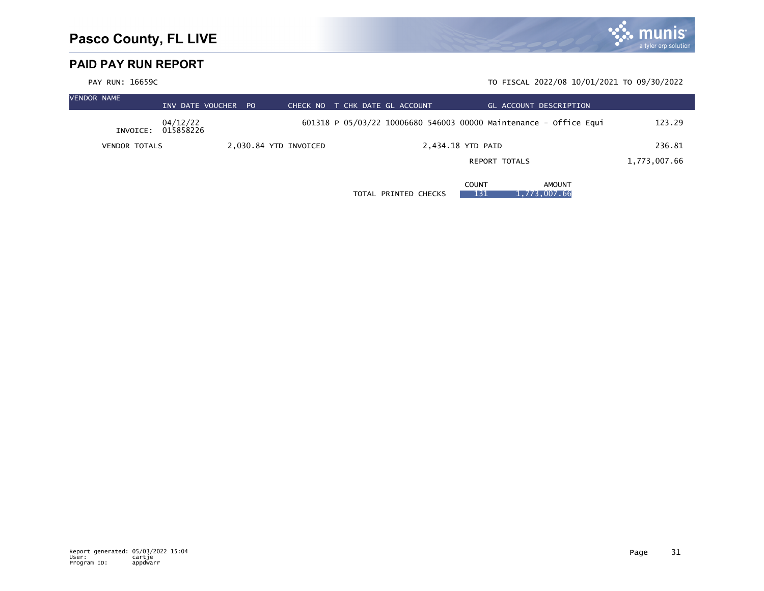# Pasco County, FL LIVE

## PAID PAY RUN REPORT

PAY RUN: 16659C

TO FISCAL 2022/08 10/01/2021 TO 09/30/2022

| VENDOR NAME | INV DATE VOUCHER PO | CHECK NO T CHK DATE GL ACCOUNT | GL ACCOUNT DESCRIPTION | |
|---|---|---|---|---|
| INVOICE: | 04/12/22 015858226 | 601318 P 05/03/22 10006680 546003 00000 | Maintenance - Office Equi | 123.29 |
| VENDOR TOTALS | 2,030.84 YTD INVOICED | 2,434.18 YTD PAID | | 236.81 |
| | | | REPORT TOTALS | 1,773,007.66 |

| | COUNT | AMOUNT |
|---|---|---|
| TOTAL PRINTED CHECKS | 131 | 1,773,007.66 |

Report generated: 05/03/2022 15:04
User: cartje
Program ID: appdwarr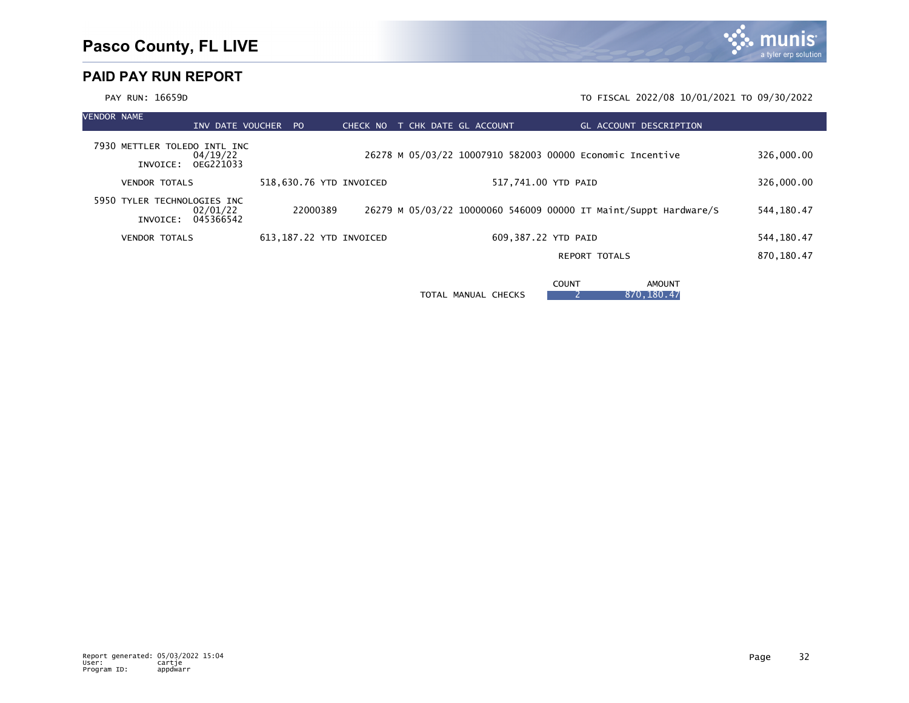# Pasco County, FL LIVE

## PAID PAY RUN REPORT

PAY RUN: 16659D

TO FISCAL 2022/08 10/01/2021 TO 09/30/2022

| VENDOR NAME | INV DATE | VOUCHER | PO | CHECK NO | T | CHK DATE | GL ACCOUNT | GL ACCOUNT DESCRIPTION | |
|---|---|---|---|---|---|---|---|---|---|
| 7930 METTLER TOLEDO INTL INC | | | | | | | | | |
| INVOICE: | 04/19/22 OEG221033 | | | 26278 | M | 05/03/22 | 10007910 582003 00000 | Economic Incentive | 326,000.00 |
| VENDOR TOTALS | 518,630.76 YTD INVOICED | | | | | | 517,741.00 YTD PAID | | 326,000.00 |
| 5950 TYLER TECHNOLOGIES INC | | | | | | | | | |
| INVOICE: | 02/01/22 045366542 | | 22000389 | 26279 | M | 05/03/22 | 10000060 546009 00000 | IT Maint/Suppt Hardware/S | 544,180.47 |
| VENDOR TOTALS | 613,187.22 YTD INVOICED | | | | | | 609,387.22 YTD PAID | | 544,180.47 |
| | | | | | | | | REPORT TOTALS | 870,180.47 |

| | COUNT | AMOUNT |
|---|---|---|
| TOTAL MANUAL CHECKS | 2 | 870,180.47 |

Report generated: 05/03/2022 15:04
User: cartje
Program ID: appdwarr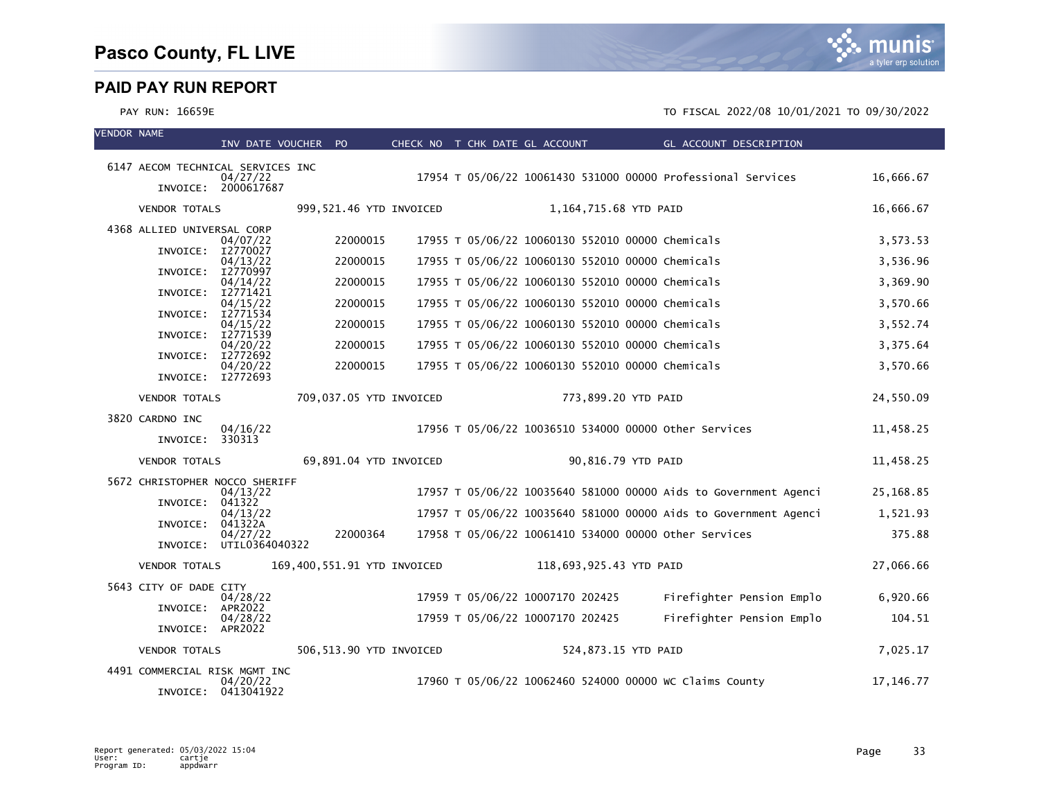# Pasco County, FL LIVE

## PAID PAY RUN REPORT

PAY RUN: 16659E

TO FISCAL 2022/08 10/01/2021 TO 09/30/2022

| VENDOR NAME | INV DATE | VOUCHER | PO | CHECK NO | T | CHK DATE | GL ACCOUNT | GL ACCOUNT DESCRIPTION | |
|---|---|---|---|---|---|---|---|---|---|
| 6147 AECOM TECHNICAL SERVICES INC | | | | | | | | | |
| INVOICE: 2000617687 | 04/27/22 | | | 17954 | T | 05/06/22 | 10061430 531000 00000 | Professional Services | 16,666.67 |
| VENDOR TOTALS | 999,521.46 YTD INVOICED | | | | | | 1,164,715.68 YTD PAID | | 16,666.67 |
| 4368 ALLIED UNIVERSAL CORP | | | | | | | | | |
| INVOICE: I2770027 | 04/07/22 | | 22000015 | 17955 | T | 05/06/22 | 10060130 552010 00000 | Chemicals | 3,573.53 |
| INVOICE: I2770997 | 04/13/22 | | 22000015 | 17955 | T | 05/06/22 | 10060130 552010 00000 | Chemicals | 3,536.96 |
| INVOICE: I2771421 | 04/14/22 | | 22000015 | 17955 | T | 05/06/22 | 10060130 552010 00000 | Chemicals | 3,369.90 |
| INVOICE: I2771534 | 04/15/22 | | 22000015 | 17955 | T | 05/06/22 | 10060130 552010 00000 | Chemicals | 3,570.66 |
| INVOICE: I2771539 | 04/15/22 | | 22000015 | 17955 | T | 05/06/22 | 10060130 552010 00000 | Chemicals | 3,552.74 |
| INVOICE: I2772692 | 04/20/22 | | 22000015 | 17955 | T | 05/06/22 | 10060130 552010 00000 | Chemicals | 3,375.64 |
| INVOICE: I2772693 | 04/20/22 | | 22000015 | 17955 | T | 05/06/22 | 10060130 552010 00000 | Chemicals | 3,570.66 |
| VENDOR TOTALS | 709,037.05 YTD INVOICED | | | | | | 773,899.20 YTD PAID | | 24,550.09 |
| 3820 CARDNO INC | | | | | | | | | |
| INVOICE: 330313 | 04/16/22 | | | 17956 | T | 05/06/22 | 10036510 534000 00000 | Other Services | 11,458.25 |
| VENDOR TOTALS | 69,891.04 YTD INVOICED | | | | | | 90,816.79 YTD PAID | | 11,458.25 |
| 5672 CHRISTOPHER NOCCO SHERIFF | | | | | | | | | |
| INVOICE: 041322 | 04/13/22 | | | 17957 | T | 05/06/22 | 10035640 581000 00000 | Aids to Government Agenci | 25,168.85 |
| INVOICE: 041322A | 04/13/22 | | | 17957 | T | 05/06/22 | 10035640 581000 00000 | Aids to Government Agenci | 1,521.93 |
| INVOICE: UTIL0364040322 | 04/27/22 | | 22000364 | 17958 | T | 05/06/22 | 10061410 534000 00000 | Other Services | 375.88 |
| VENDOR TOTALS | 169,400,551.91 YTD INVOICED | | | | | | 118,693,925.43 YTD PAID | | 27,066.66 |
| 5643 CITY OF DADE CITY | | | | | | | | | |
| INVOICE: APR2022 | 04/28/22 | | | 17959 | T | 05/06/22 | 10007170 202425 | Firefighter Pension Emplo | 6,920.66 |
| INVOICE: APR2022 | 04/28/22 | | | 17959 | T | 05/06/22 | 10007170 202425 | Firefighter Pension Emplo | 104.51 |
| VENDOR TOTALS | 506,513.90 YTD INVOICED | | | | | | 524,873.15 YTD PAID | | 7,025.17 |
| 4491 COMMERCIAL RISK MGMT INC | | | | | | | | | |
| INVOICE: 0413041922 | 04/20/22 | | | 17960 | T | 05/06/22 | 10062460 524000 00000 | WC Claims County | 17,146.77 |

Report generated: 05/03/2022 15:04
User: cartje
Program ID: appdwarr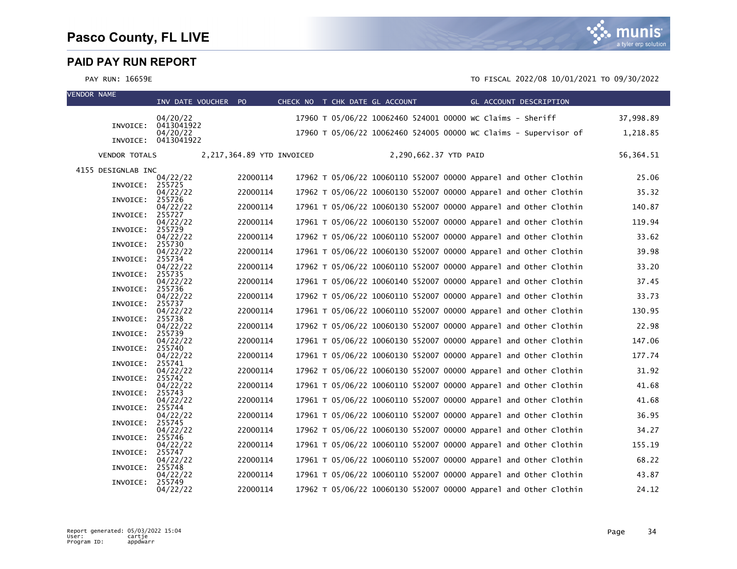# Pasco County, FL LIVE

## PAID PAY RUN REPORT

PAY RUN: 16659E

TO FISCAL 2022/08 10/01/2021 TO 09/30/2022

| VENDOR NAME | INV DATE | VOUCHER | PO | CHECK NO | T | CHK DATE | GL ACCOUNT | GL ACCOUNT DESCRIPTION | |
|---|---|---|---|---|---|---|---|---|---|
| INVOICE: 0413041922 | 04/20/22 | | | 17960 | T | 05/06/22 | 10062460 524001 00000 | WC Claims - Sheriff | 37,998.89 |
| INVOICE: 0413041922 | 04/20/22 | | | 17960 | T | 05/06/22 | 10062460 524005 00000 | WC Claims - Supervisor of | 1,218.85 |
| VENDOR TOTALS | 2,217,364.89 YTD INVOICED | | | | | | 2,290,662.37 YTD PAID | | 56,364.51 |
| 4155 DESIGNLAB INC | | | | | | | | | |
| INVOICE: 255725 | 04/22/22 | | 22000114 | 17962 | T | 05/06/22 | 10060110 552007 00000 | Apparel and Other Clothin | 25.06 |
| INVOICE: 255726 | 04/22/22 | | 22000114 | 17962 | T | 05/06/22 | 10060130 552007 00000 | Apparel and Other Clothin | 35.32 |
| INVOICE: 255727 | 04/22/22 | | 22000114 | 17961 | T | 05/06/22 | 10060130 552007 00000 | Apparel and Other Clothin | 140.87 |
| INVOICE: 255729 | 04/22/22 | | 22000114 | 17961 | T | 05/06/22 | 10060130 552007 00000 | Apparel and Other Clothin | 119.94 |
| INVOICE: 255730 | 04/22/22 | | 22000114 | 17962 | T | 05/06/22 | 10060110 552007 00000 | Apparel and Other Clothin | 33.62 |
| INVOICE: 255734 | 04/22/22 | | 22000114 | 17961 | T | 05/06/22 | 10060130 552007 00000 | Apparel and Other Clothin | 39.98 |
| INVOICE: 255735 | 04/22/22 | | 22000114 | 17962 | T | 05/06/22 | 10060110 552007 00000 | Apparel and Other Clothin | 33.20 |
| INVOICE: 255736 | 04/22/22 | | 22000114 | 17961 | T | 05/06/22 | 10060140 552007 00000 | Apparel and Other Clothin | 37.45 |
| INVOICE: 255737 | 04/22/22 | | 22000114 | 17962 | T | 05/06/22 | 10060110 552007 00000 | Apparel and Other Clothin | 33.73 |
| INVOICE: 255738 | 04/22/22 | | 22000114 | 17961 | T | 05/06/22 | 10060110 552007 00000 | Apparel and Other Clothin | 130.95 |
| INVOICE: 255739 | 04/22/22 | | 22000114 | 17962 | T | 05/06/22 | 10060130 552007 00000 | Apparel and Other Clothin | 22.98 |
| INVOICE: 255740 | 04/22/22 | | 22000114 | 17961 | T | 05/06/22 | 10060130 552007 00000 | Apparel and Other Clothin | 147.06 |
| INVOICE: 255741 | 04/22/22 | | 22000114 | 17961 | T | 05/06/22 | 10060130 552007 00000 | Apparel and Other Clothin | 177.74 |
| INVOICE: 255742 | 04/22/22 | | 22000114 | 17962 | T | 05/06/22 | 10060130 552007 00000 | Apparel and Other Clothin | 31.92 |
| INVOICE: 255743 | 04/22/22 | | 22000114 | 17961 | T | 05/06/22 | 10060110 552007 00000 | Apparel and Other Clothin | 41.68 |
| INVOICE: 255744 | 04/22/22 | | 22000114 | 17961 | T | 05/06/22 | 10060110 552007 00000 | Apparel and Other Clothin | 41.68 |
| INVOICE: 255745 | 04/22/22 | | 22000114 | 17961 | T | 05/06/22 | 10060110 552007 00000 | Apparel and Other Clothin | 36.95 |
| INVOICE: 255746 | 04/22/22 | | 22000114 | 17962 | T | 05/06/22 | 10060130 552007 00000 | Apparel and Other Clothin | 34.27 |
| INVOICE: 255747 | 04/22/22 | | 22000114 | 17961 | T | 05/06/22 | 10060110 552007 00000 | Apparel and Other Clothin | 155.19 |
| INVOICE: 255748 | 04/22/22 | | 22000114 | 17961 | T | 05/06/22 | 10060110 552007 00000 | Apparel and Other Clothin | 68.22 |
| INVOICE: 255749 | 04/22/22 | | 22000114 | 17961 | T | 05/06/22 | 10060110 552007 00000 | Apparel and Other Clothin | 43.87 |
| | 04/22/22 | | 22000114 | 17962 | T | 05/06/22 | 10060130 552007 00000 | Apparel and Other Clothin | 24.12 |

Report generated: 05/03/2022 15:04
User: cartje
Program ID: appdwarr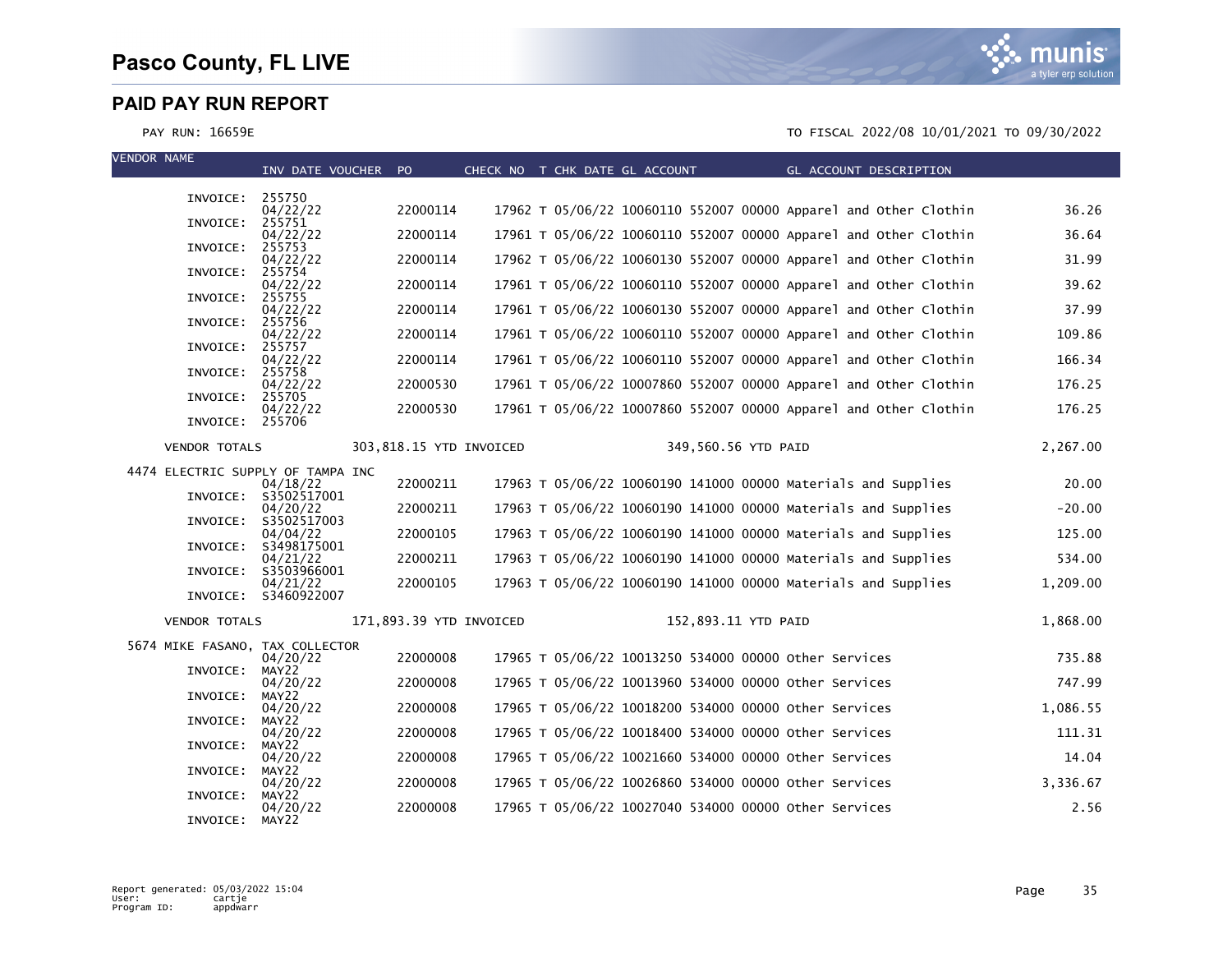# Pasco County, FL LIVE

## PAID PAY RUN REPORT

PAY RUN: 16659E

TO FISCAL 2022/08 10/01/2021 TO 09/30/2022

| VENDOR NAME | INV DATE VOUCHER | PO | CHECK NO | T | CHK DATE | GL ACCOUNT | GL ACCOUNT DESCRIPTION | AMOUNT |
|---|---|---|---|---|---|---|---|---|
| INVOICE: 255750 | 04/22/22 | 22000114 | 17962 | T | 05/06/22 | 10060110 552007 00000 | Apparel and Other Clothin | 36.26 |
| INVOICE: 255751 | 04/22/22 | 22000114 | 17961 | T | 05/06/22 | 10060110 552007 00000 | Apparel and Other Clothin | 36.64 |
| INVOICE: 255753 | 04/22/22 | 22000114 | 17962 | T | 05/06/22 | 10060130 552007 00000 | Apparel and Other Clothin | 31.99 |
| INVOICE: 255754 | 04/22/22 | 22000114 | 17961 | T | 05/06/22 | 10060110 552007 00000 | Apparel and Other Clothin | 39.62 |
| INVOICE: 255755 | 04/22/22 | 22000114 | 17961 | T | 05/06/22 | 10060130 552007 00000 | Apparel and Other Clothin | 37.99 |
| INVOICE: 255756 | 04/22/22 | 22000114 | 17961 | T | 05/06/22 | 10060110 552007 00000 | Apparel and Other Clothin | 109.86 |
| INVOICE: 255757 | 04/22/22 | 22000114 | 17961 | T | 05/06/22 | 10060110 552007 00000 | Apparel and Other Clothin | 166.34 |
| INVOICE: 255758 | 04/22/22 | 22000530 | 17961 | T | 05/06/22 | 10007860 552007 00000 | Apparel and Other Clothin | 176.25 |
| INVOICE: 255705 | 04/22/22 | 22000530 | 17961 | T | 05/06/22 | 10007860 552007 00000 | Apparel and Other Clothin | 176.25 |
| INVOICE: 255706 | | | | | | | | |
| VENDOR TOTALS | 303,818.15 YTD INVOICED | | | | | 349,560.56 YTD PAID | | 2,267.00 |
| 4474 ELECTRIC SUPPLY OF TAMPA INC | 04/18/22 | 22000211 | 17963 | T | 05/06/22 | 10060190 141000 00000 | Materials and Supplies | 20.00 |
| INVOICE: S3502517001 | 04/20/22 | 22000211 | 17963 | T | 05/06/22 | 10060190 141000 00000 | Materials and Supplies | -20.00 |
| INVOICE: S3502517003 | 04/04/22 | 22000105 | 17963 | T | 05/06/22 | 10060190 141000 00000 | Materials and Supplies | 125.00 |
| INVOICE: S3498175001 | 04/21/22 | 22000211 | 17963 | T | 05/06/22 | 10060190 141000 00000 | Materials and Supplies | 534.00 |
| INVOICE: S3503966001 | 04/21/22 | 22000105 | 17963 | T | 05/06/22 | 10060190 141000 00000 | Materials and Supplies | 1,209.00 |
| INVOICE: S3460922007 | | | | | | | | |
| VENDOR TOTALS | 171,893.39 YTD INVOICED | | | | | 152,893.11 YTD PAID | | 1,868.00 |
| 5674 MIKE FASANO, TAX COLLECTOR | 04/20/22 | 22000008 | 17965 | T | 05/06/22 | 10013250 534000 00000 | Other Services | 735.88 |
| INVOICE: MAY22 | 04/20/22 | 22000008 | 17965 | T | 05/06/22 | 10013960 534000 00000 | Other Services | 747.99 |
| INVOICE: MAY22 | 04/20/22 | 22000008 | 17965 | T | 05/06/22 | 10018200 534000 00000 | Other Services | 1,086.55 |
| INVOICE: MAY22 | 04/20/22 | 22000008 | 17965 | T | 05/06/22 | 10018400 534000 00000 | Other Services | 111.31 |
| INVOICE: MAY22 | 04/20/22 | 22000008 | 17965 | T | 05/06/22 | 10021660 534000 00000 | Other Services | 14.04 |
| INVOICE: MAY22 | 04/20/22 | 22000008 | 17965 | T | 05/06/22 | 10026860 534000 00000 | Other Services | 3,336.67 |
| INVOICE: MAY22 | 04/20/22 | 22000008 | 17965 | T | 05/06/22 | 10027040 534000 00000 | Other Services | 2.56 |
| INVOICE: MAY22 | | | | | | | | |

Report generated: 05/03/2022 15:04
User: cartje
Program ID: appdwarr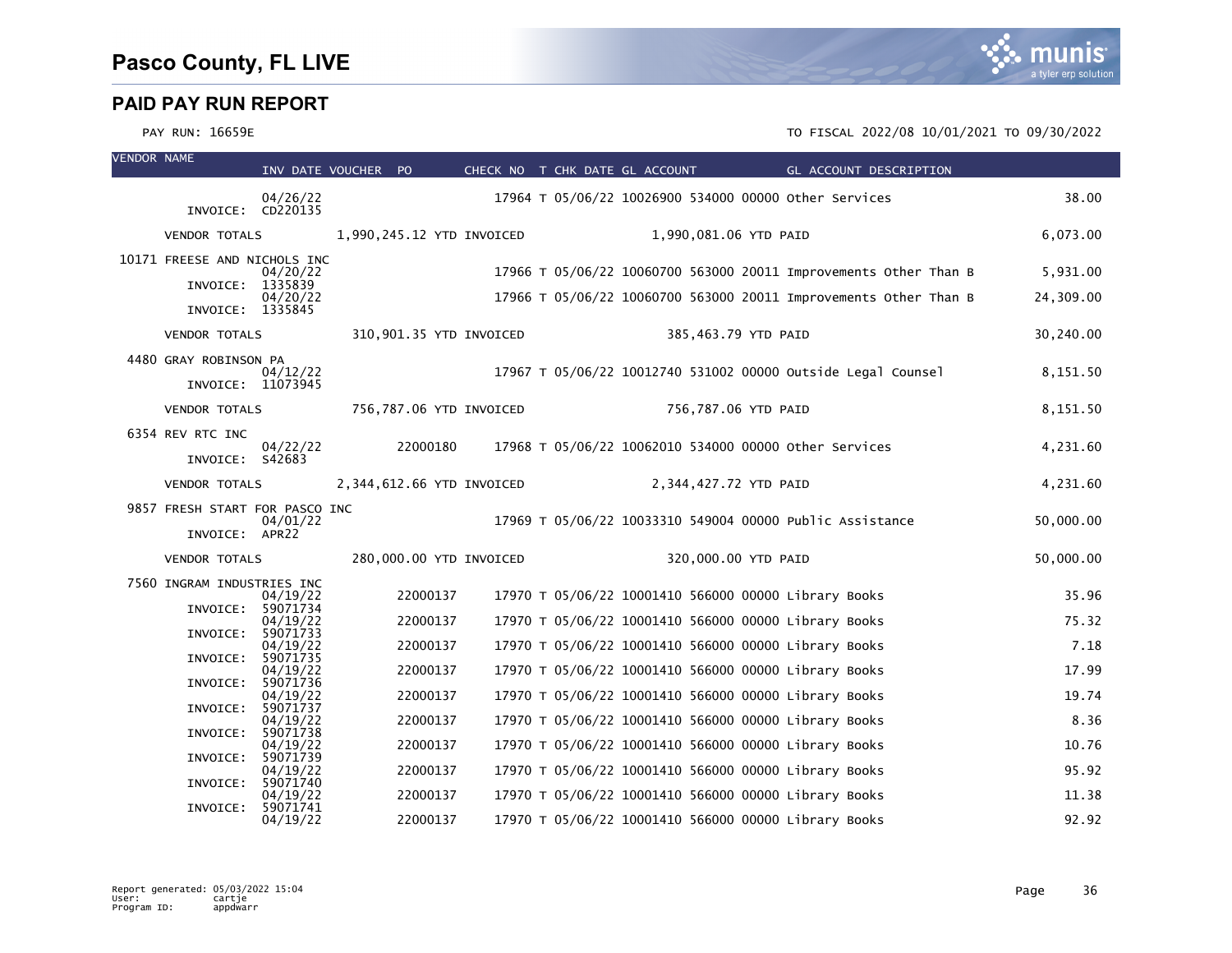# Pasco County, FL LIVE

## PAID PAY RUN REPORT

PAY RUN: 16659E

TO FISCAL 2022/08 10/01/2021 TO 09/30/2022

| VENDOR NAME | INV DATE | VOUCHER | PO | CHECK NO | T | CHK DATE | GL ACCOUNT | GL ACCOUNT DESCRIPTION | |
|---|---|---|---|---|---|---|---|---|---|
| INVOICE: CD220135 | 04/26/22 | | | 17964 | T | 05/06/22 | 10026900 534000 00000 | Other Services | 38.00 |
| VENDOR TOTALS | 1,990,245.12 YTD INVOICED | | | | | | 1,990,081.06 YTD PAID | | 6,073.00 |
| 10171 FREESE AND NICHOLS INC | | | | | | | | | |
| INVOICE: 1335839 | 04/20/22 | | | 17966 | T | 05/06/22 | 10060700 563000 20011 | Improvements Other Than B | 5,931.00 |
| INVOICE: 1335845 | 04/20/22 | | | 17966 | T | 05/06/22 | 10060700 563000 20011 | Improvements Other Than B | 24,309.00 |
| VENDOR TOTALS | 310,901.35 YTD INVOICED | | | | | | 385,463.79 YTD PAID | | 30,240.00 |
| 4480 GRAY ROBINSON PA | | | | | | | | | |
| INVOICE: 11073945 | 04/12/22 | | | 17967 | T | 05/06/22 | 10012740 531002 00000 | Outside Legal Counsel | 8,151.50 |
| VENDOR TOTALS | 756,787.06 YTD INVOICED | | | | | | 756,787.06 YTD PAID | | 8,151.50 |
| 6354 REV RTC INC | | | | | | | | | |
| INVOICE: S42683 | 04/22/22 | | 22000180 | 17968 | T | 05/06/22 | 10062010 534000 00000 | Other Services | 4,231.60 |
| VENDOR TOTALS | 2,344,612.66 YTD INVOICED | | | | | | 2,344,427.72 YTD PAID | | 4,231.60 |
| 9857 FRESH START FOR PASCO INC | | | | | | | | | |
| INVOICE: APR22 | 04/01/22 | | | 17969 | T | 05/06/22 | 10033310 549004 00000 | Public Assistance | 50,000.00 |
| VENDOR TOTALS | 280,000.00 YTD INVOICED | | | | | | 320,000.00 YTD PAID | | 50,000.00 |
| 7560 INGRAM INDUSTRIES INC | | | | | | | | | |
| INVOICE: 59071734 | 04/19/22 | | 22000137 | 17970 | T | 05/06/22 | 10001410 566000 00000 | Library Books | 35.96 |
| INVOICE: 59071733 | 04/19/22 | | 22000137 | 17970 | T | 05/06/22 | 10001410 566000 00000 | Library Books | 75.32 |
| INVOICE: 59071735 | 04/19/22 | | 22000137 | 17970 | T | 05/06/22 | 10001410 566000 00000 | Library Books | 7.18 |
| INVOICE: 59071736 | 04/19/22 | | 22000137 | 17970 | T | 05/06/22 | 10001410 566000 00000 | Library Books | 17.99 |
| INVOICE: 59071737 | 04/19/22 | | 22000137 | 17970 | T | 05/06/22 | 10001410 566000 00000 | Library Books | 19.74 |
| INVOICE: 59071738 | 04/19/22 | | 22000137 | 17970 | T | 05/06/22 | 10001410 566000 00000 | Library Books | 8.36 |
| INVOICE: 59071739 | 04/19/22 | | 22000137 | 17970 | T | 05/06/22 | 10001410 566000 00000 | Library Books | 10.76 |
| INVOICE: 59071740 | 04/19/22 | | 22000137 | 17970 | T | 05/06/22 | 10001410 566000 00000 | Library Books | 95.92 |
| INVOICE: 59071741 | 04/19/22 | | 22000137 | 17970 | T | 05/06/22 | 10001410 566000 00000 | Library Books | 11.38 |
| | 04/19/22 | | 22000137 | 17970 | T | 05/06/22 | 10001410 566000 00000 | Library Books | 92.92 |

Report generated: 05/03/2022 15:04
User: cartje
Program ID: appdwarr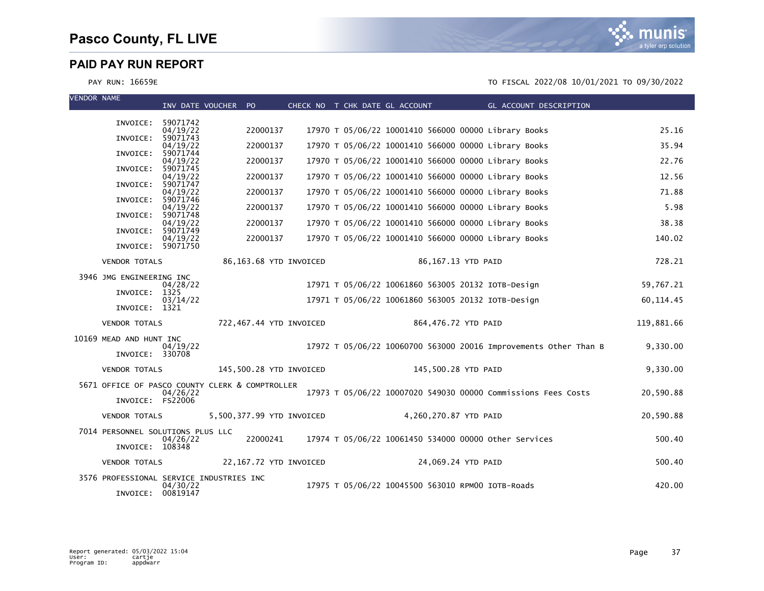# Pasco County, FL LIVE

## PAID PAY RUN REPORT

PAY RUN: 16659E

TO FISCAL 2022/08 10/01/2021 TO 09/30/2022

| VENDOR NAME | INV DATE | VOUCHER | PO | CHECK NO | T | CHK DATE | GL ACCOUNT | GL ACCOUNT DESCRIPTION | |
|---|---|---|---|---|---|---|---|---|---|
| INVOICE: 59071742 | 04/19/22 | | 22000137 | 17970 | T | 05/06/22 | 10001410 566000 00000 | Library Books | 25.16 |
| INVOICE: 59071743 | 04/19/22 | | 22000137 | 17970 | T | 05/06/22 | 10001410 566000 00000 | Library Books | 35.94 |
| INVOICE: 59071744 | 04/19/22 | | 22000137 | 17970 | T | 05/06/22 | 10001410 566000 00000 | Library Books | 22.76 |
| INVOICE: 59071745 | 04/19/22 | | 22000137 | 17970 | T | 05/06/22 | 10001410 566000 00000 | Library Books | 12.56 |
| INVOICE: 59071747 | 04/19/22 | | 22000137 | 17970 | T | 05/06/22 | 10001410 566000 00000 | Library Books | 71.88 |
| INVOICE: 59071746 | 04/19/22 | | 22000137 | 17970 | T | 05/06/22 | 10001410 566000 00000 | Library Books | 5.98 |
| INVOICE: 59071748 | 04/19/22 | | 22000137 | 17970 | T | 05/06/22 | 10001410 566000 00000 | Library Books | 38.38 |
| INVOICE: 59071749 | 04/19/22 | | 22000137 | 17970 | T | 05/06/22 | 10001410 566000 00000 | Library Books | 140.02 |
| INVOICE: 59071750 | | | | | | | | | |
| VENDOR TOTALS | 86,163.68 YTD INVOICED | | | | | | 86,167.13 YTD PAID | | 728.21 |
| 3946 JMG ENGINEERING INC | | | | | | | | | |
| INVOICE: 1325 | 04/28/22 | | | 17971 | T | 05/06/22 | 10061860 563005 20132 | IOTB-Design | 59,767.21 |
| INVOICE: 1321 | 03/14/22 | | | 17971 | T | 05/06/22 | 10061860 563005 20132 | IOTB-Design | 60,114.45 |
| VENDOR TOTALS | 722,467.44 YTD INVOICED | | | | | | 864,476.72 YTD PAID | | 119,881.66 |
| 10169 MEAD AND HUNT INC | | | | | | | | | |
| INVOICE: 330708 | 04/19/22 | | | 17972 | T | 05/06/22 | 10060700 563000 20016 | Improvements Other Than B | 9,330.00 |
| VENDOR TOTALS | 145,500.28 YTD INVOICED | | | | | | 145,500.28 YTD PAID | | 9,330.00 |
| 5671 OFFICE OF PASCO COUNTY CLERK & COMPTROLLER | | | | | | | | | |
| INVOICE: FS22006 | 04/26/22 | | | 17973 | T | 05/06/22 | 10007020 549030 00000 | Commissions Fees Costs | 20,590.88 |
| VENDOR TOTALS | 5,500,377.99 YTD INVOICED | | | | | | 4,260,270.87 YTD PAID | | 20,590.88 |
| 7014 PERSONNEL SOLUTIONS PLUS LLC | | | | | | | | | |
| INVOICE: 108348 | 04/26/22 | | 22000241 | 17974 | T | 05/06/22 | 10061450 534000 00000 | Other Services | 500.40 |
| VENDOR TOTALS | 22,167.72 YTD INVOICED | | | | | | 24,069.24 YTD PAID | | 500.40 |
| 3576 PROFESSIONAL SERVICE INDUSTRIES INC | | | | | | | | | |
| INVOICE: 00819147 | 04/30/22 | | | 17975 | T | 05/06/22 | 10045500 563010 RPM00 | IOTB-Roads | 420.00 |

Report generated: 05/03/2022 15:04
User: cartje
Program ID: appdwarr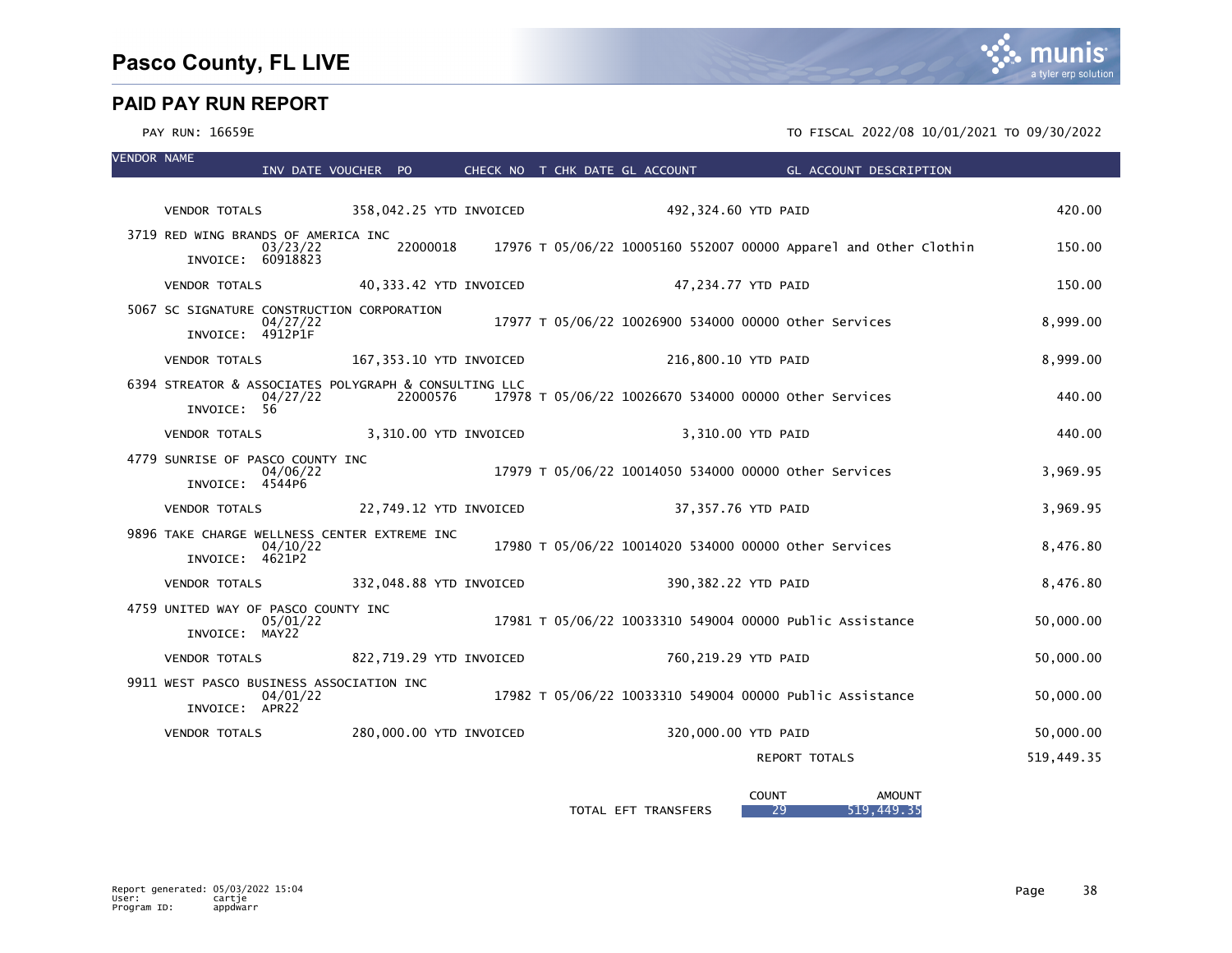# Pasco County, FL LIVE

## PAID PAY RUN REPORT

PAY RUN: 16659E

TO FISCAL 2022/08 10/01/2021 TO 09/30/2022

| VENDOR NAME | INV DATE | VOUCHER | PO | CHECK NO | T | CHK DATE | GL ACCOUNT | GL ACCOUNT DESCRIPTION | |
|---|---|---|---|---|---|---|---|---|---|
| VENDOR TOTALS | | 358,042.25 YTD INVOICED | | | | 492,324.60 YTD PAID | | | 420.00 |
| 3719 RED WING BRANDS OF AMERICA INC | 03/23/22 | | 22000018 | 17976 | T | 05/06/22 | 10005160 552007 00000 | Apparel and Other Clothin | 150.00 |
| INVOICE: 60918823 | | | | | | | | | |
| VENDOR TOTALS | | 40,333.42 YTD INVOICED | | | | 47,234.77 YTD PAID | | | 150.00 |
| 5067 SC SIGNATURE CONSTRUCTION CORPORATION | 04/27/22 | | | 17977 | T | 05/06/22 | 10026900 534000 00000 | Other Services | 8,999.00 |
| INVOICE: 4912P1F | | | | | | | | | |
| VENDOR TOTALS | | 167,353.10 YTD INVOICED | | | | 216,800.10 YTD PAID | | | 8,999.00 |
| 6394 STREATOR & ASSOCIATES POLYGRAPH & CONSULTING LLC | 04/27/22 | | 22000576 | 17978 | T | 05/06/22 | 10026670 534000 00000 | Other Services | 440.00 |
| INVOICE: 56 | | | | | | | | | |
| VENDOR TOTALS | | 3,310.00 YTD INVOICED | | | | 3,310.00 YTD PAID | | | 440.00 |
| 4779 SUNRISE OF PASCO COUNTY INC | 04/06/22 | | | 17979 | T | 05/06/22 | 10014050 534000 00000 | Other Services | 3,969.95 |
| INVOICE: 4544P6 | | | | | | | | | |
| VENDOR TOTALS | | 22,749.12 YTD INVOICED | | | | 37,357.76 YTD PAID | | | 3,969.95 |
| 9896 TAKE CHARGE WELLNESS CENTER EXTREME INC | 04/10/22 | | | 17980 | T | 05/06/22 | 10014020 534000 00000 | Other Services | 8,476.80 |
| INVOICE: 4621P2 | | | | | | | | | |
| VENDOR TOTALS | | 332,048.88 YTD INVOICED | | | | 390,382.22 YTD PAID | | | 8,476.80 |
| 4759 UNITED WAY OF PASCO COUNTY INC | 05/01/22 | | | 17981 | T | 05/06/22 | 10033310 549004 00000 | Public Assistance | 50,000.00 |
| INVOICE: MAY22 | | | | | | | | | |
| VENDOR TOTALS | | 822,719.29 YTD INVOICED | | | | 760,219.29 YTD PAID | | | 50,000.00 |
| 9911 WEST PASCO BUSINESS ASSOCIATION INC | 04/01/22 | | | 17982 | T | 05/06/22 | 10033310 549004 00000 | Public Assistance | 50,000.00 |
| INVOICE: APR22 | | | | | | | | | |
| VENDOR TOTALS | | 280,000.00 YTD INVOICED | | | | 320,000.00 YTD PAID | | | 50,000.00 |
| | | | | | | | | REPORT TOTALS | 519,449.35 |

| | COUNT | AMOUNT |
|---|---|---|
| TOTAL EFT TRANSFERS | 29 | 519,449.35 |

Report generated: 05/03/2022 15:04
User: cartje
Program ID: appdwarr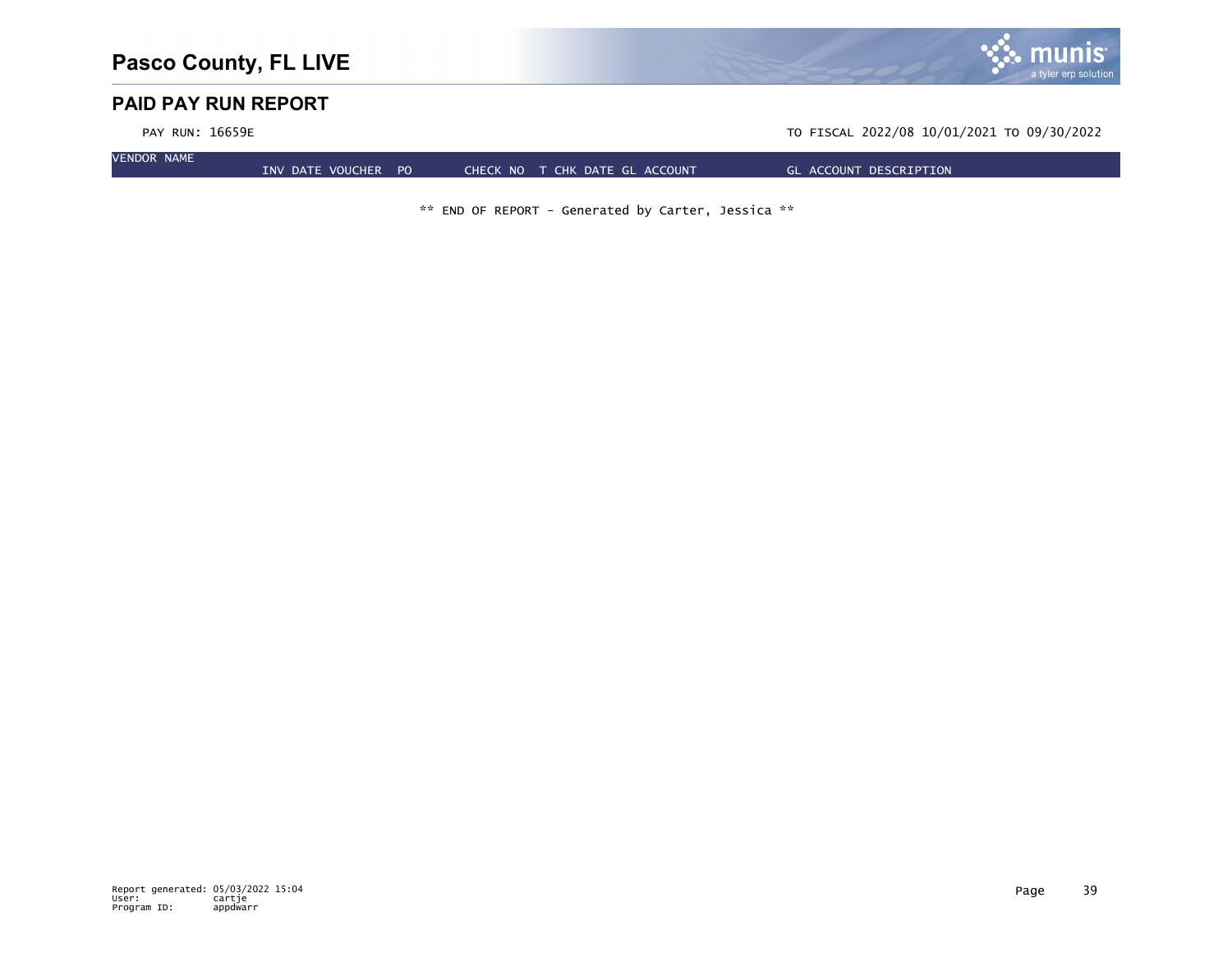# Pasco County, FL LIVE

## PAID PAY RUN REPORT

PAY RUN: 16659E TO FISCAL 2022/08 10/01/2021 TO 09/30/2022

| VENDOR NAME INV DATE | VOUCHER | PO | CHECK NO | T | CHK DATE | GL ACCOUNT | GL ACCOUNT DESCRIPTION |
|---|---|---|---|---|---|---|---|

** END OF REPORT - Generated by Carter, Jessica **

Report generated: 05/03/2022 15:04
User: cartje
Program ID: appdwarr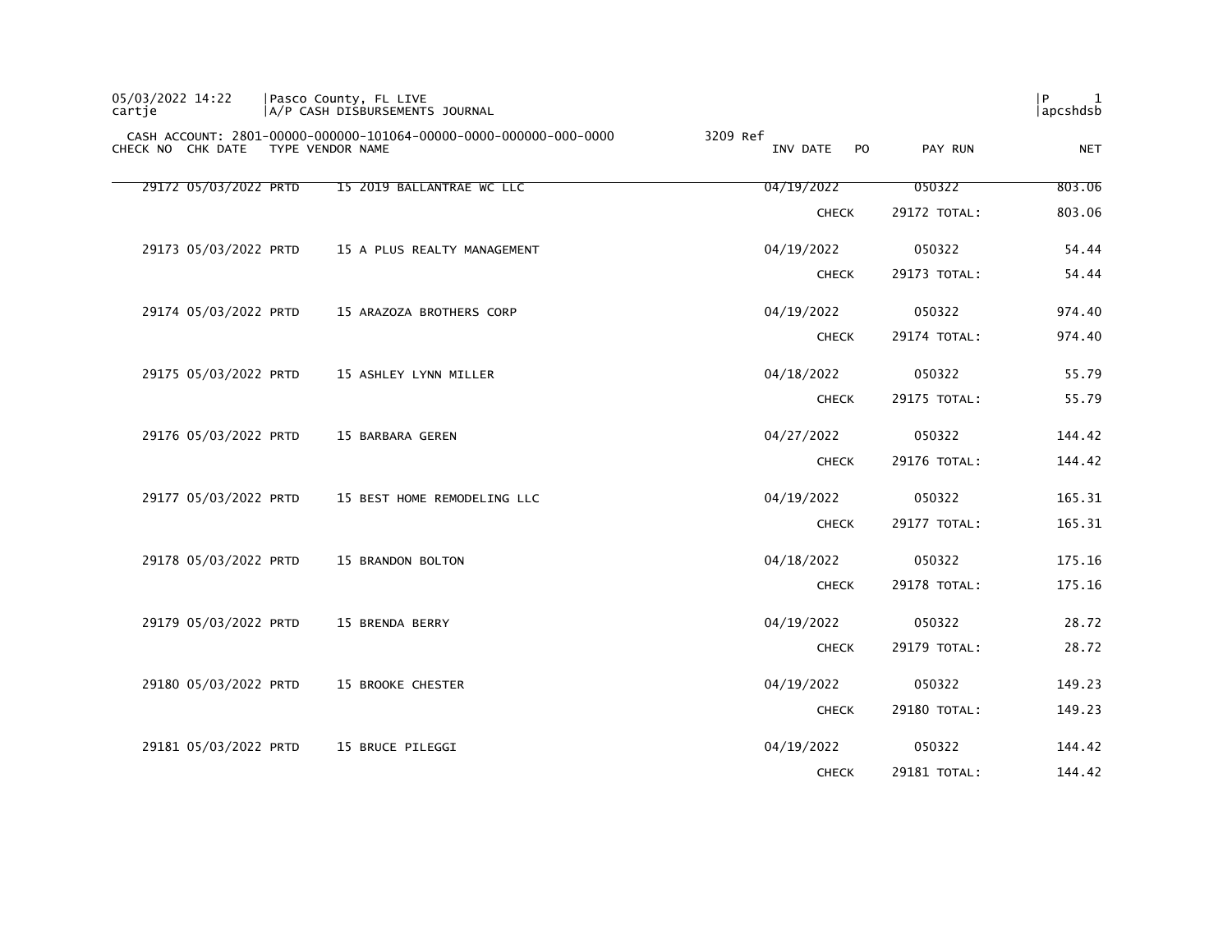05/03/2022 14:22 | Pasco County, FL LIVE
cartje | A/P CASH DISBURSEMENTS JOURNAL

CASH ACCOUNT: 2801-00000-000000-101064-00000-0000-000000-000-0000 3209 Ref

| CHECK NO | CHK DATE | TYPE | VENDOR NAME | INV DATE | PO | PAY RUN | NET |
|---|---|---|---|---|---|---|---|
| 29172 | 05/03/2022 | PRTD | 15 2019 BALLANTRAE WC LLC | 04/19/2022 | | 050322 | 803.06 |
| | | | | CHECK | | 29172 TOTAL: | 803.06 |
| 29173 | 05/03/2022 | PRTD | 15 A PLUS REALTY MANAGEMENT | 04/19/2022 | | 050322 | 54.44 |
| | | | | CHECK | | 29173 TOTAL: | 54.44 |
| 29174 | 05/03/2022 | PRTD | 15 ARAZOZA BROTHERS CORP | 04/19/2022 | | 050322 | 974.40 |
| | | | | CHECK | | 29174 TOTAL: | 974.40 |
| 29175 | 05/03/2022 | PRTD | 15 ASHLEY LYNN MILLER | 04/18/2022 | | 050322 | 55.79 |
| | | | | CHECK | | 29175 TOTAL: | 55.79 |
| 29176 | 05/03/2022 | PRTD | 15 BARBARA GEREN | 04/27/2022 | | 050322 | 144.42 |
| | | | | CHECK | | 29176 TOTAL: | 144.42 |
| 29177 | 05/03/2022 | PRTD | 15 BEST HOME REMODELING LLC | 04/19/2022 | | 050322 | 165.31 |
| | | | | CHECK | | 29177 TOTAL: | 165.31 |
| 29178 | 05/03/2022 | PRTD | 15 BRANDON BOLTON | 04/18/2022 | | 050322 | 175.16 |
| | | | | CHECK | | 29178 TOTAL: | 175.16 |
| 29179 | 05/03/2022 | PRTD | 15 BRENDA BERRY | 04/19/2022 | | 050322 | 28.72 |
| | | | | CHECK | | 29179 TOTAL: | 28.72 |
| 29180 | 05/03/2022 | PRTD | 15 BROOKE CHESTER | 04/19/2022 | | 050322 | 149.23 |
| | | | | CHECK | | 29180 TOTAL: | 149.23 |
| 29181 | 05/03/2022 | PRTD | 15 BRUCE PILEGGI | 04/19/2022 | | 050322 | 144.42 |
| | | | | CHECK | | 29181 TOTAL: | 144.42 |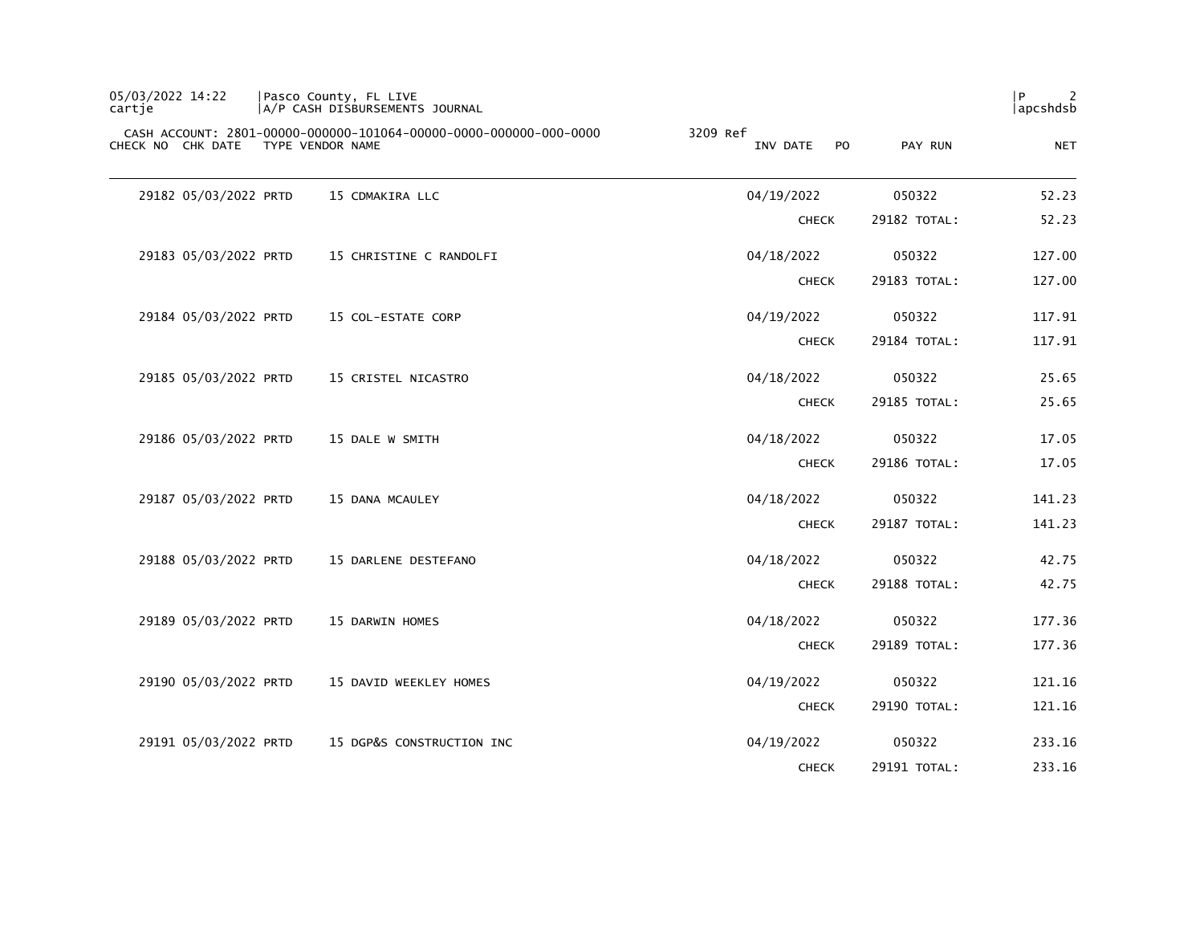Pasco County, FL LIVE
A/P CASH DISBURSEMENTS JOURNAL

CASH ACCOUNT: 2801-00000-000000-101064-00000-0000-000000-000-0000 3209 Ref

| CHECK NO | CHK DATE | TYPE | VENDOR NAME | INV DATE | PO | PAY RUN | NET |
|---|---|---|---|---|---|---|---|
| 29182 | 05/03/2022 | PRTD | 15 CDMAKIRA LLC | 04/19/2022 | | 050322 | 52.23 |
| | | | | CHECK | | 29182 TOTAL: | 52.23 |
| 29183 | 05/03/2022 | PRTD | 15 CHRISTINE C RANDOLFI | 04/18/2022 | | 050322 | 127.00 |
| | | | | CHECK | | 29183 TOTAL: | 127.00 |
| 29184 | 05/03/2022 | PRTD | 15 COL-ESTATE CORP | 04/19/2022 | | 050322 | 117.91 |
| | | | | CHECK | | 29184 TOTAL: | 117.91 |
| 29185 | 05/03/2022 | PRTD | 15 CRISTEL NICASTRO | 04/18/2022 | | 050322 | 25.65 |
| | | | | CHECK | | 29185 TOTAL: | 25.65 |
| 29186 | 05/03/2022 | PRTD | 15 DALE W SMITH | 04/18/2022 | | 050322 | 17.05 |
| | | | | CHECK | | 29186 TOTAL: | 17.05 |
| 29187 | 05/03/2022 | PRTD | 15 DANA MCAULEY | 04/18/2022 | | 050322 | 141.23 |
| | | | | CHECK | | 29187 TOTAL: | 141.23 |
| 29188 | 05/03/2022 | PRTD | 15 DARLENE DESTEFANO | 04/18/2022 | | 050322 | 42.75 |
| | | | | CHECK | | 29188 TOTAL: | 42.75 |
| 29189 | 05/03/2022 | PRTD | 15 DARWIN HOMES | 04/18/2022 | | 050322 | 177.36 |
| | | | | CHECK | | 29189 TOTAL: | 177.36 |
| 29190 | 05/03/2022 | PRTD | 15 DAVID WEEKLEY HOMES | 04/19/2022 | | 050322 | 121.16 |
| | | | | CHECK | | 29190 TOTAL: | 121.16 |
| 29191 | 05/03/2022 | PRTD | 15 DGP&S CONSTRUCTION INC | 04/19/2022 | | 050322 | 233.16 |
| | | | | CHECK | | 29191 TOTAL: | 233.16 |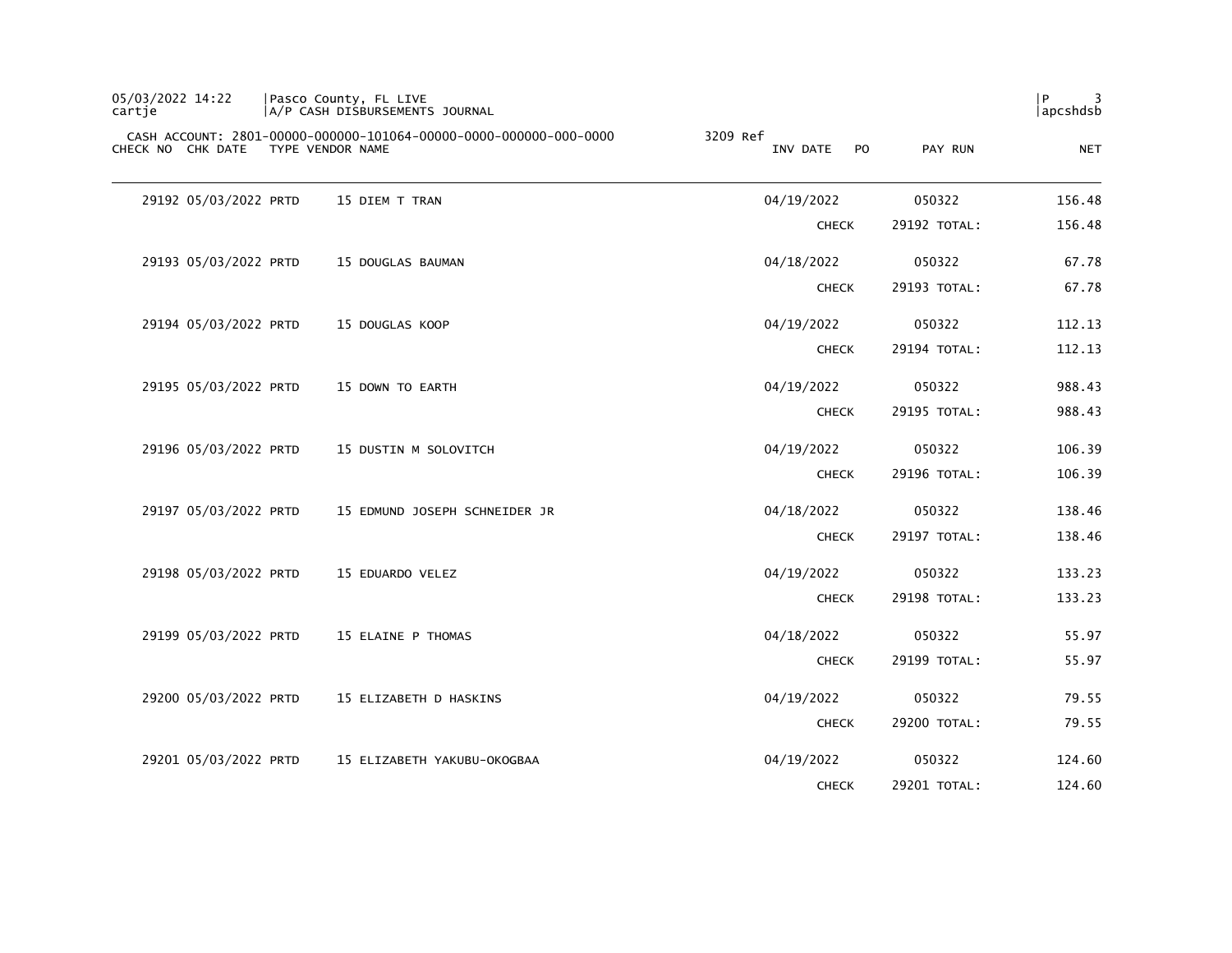05/03/2022 14:22 | Pasco County, FL LIVE
cartje | A/P CASH DISBURSEMENTS JOURNAL | apcshdsb

CASH ACCOUNT: 2801-00000-000000-101064-00000-0000-000000-000-0000 3209 Ref

| CHECK NO | CHK DATE | TYPE | VENDOR NAME | INV DATE | PO | PAY RUN | NET |
|---|---|---|---|---|---|---|---|
| 29192 | 05/03/2022 | PRTD | 15 DIEM T TRAN | 04/19/2022 | | 050322 | 156.48 |
| | | | | CHECK | | 29192 TOTAL: | 156.48 |
| 29193 | 05/03/2022 | PRTD | 15 DOUGLAS BAUMAN | 04/18/2022 | | 050322 | 67.78 |
| | | | | CHECK | | 29193 TOTAL: | 67.78 |
| 29194 | 05/03/2022 | PRTD | 15 DOUGLAS KOOP | 04/19/2022 | | 050322 | 112.13 |
| | | | | CHECK | | 29194 TOTAL: | 112.13 |
| 29195 | 05/03/2022 | PRTD | 15 DOWN TO EARTH | 04/19/2022 | | 050322 | 988.43 |
| | | | | CHECK | | 29195 TOTAL: | 988.43 |
| 29196 | 05/03/2022 | PRTD | 15 DUSTIN M SOLOVITCH | 04/19/2022 | | 050322 | 106.39 |
| | | | | CHECK | | 29196 TOTAL: | 106.39 |
| 29197 | 05/03/2022 | PRTD | 15 EDMUND JOSEPH SCHNEIDER JR | 04/18/2022 | | 050322 | 138.46 |
| | | | | CHECK | | 29197 TOTAL: | 138.46 |
| 29198 | 05/03/2022 | PRTD | 15 EDUARDO VELEZ | 04/19/2022 | | 050322 | 133.23 |
| | | | | CHECK | | 29198 TOTAL: | 133.23 |
| 29199 | 05/03/2022 | PRTD | 15 ELAINE P THOMAS | 04/18/2022 | | 050322 | 55.97 |
| | | | | CHECK | | 29199 TOTAL: | 55.97 |
| 29200 | 05/03/2022 | PRTD | 15 ELIZABETH D HASKINS | 04/19/2022 | | 050322 | 79.55 |
| | | | | CHECK | | 29200 TOTAL: | 79.55 |
| 29201 | 05/03/2022 | PRTD | 15 ELIZABETH YAKUBU-OKOGBAA | 04/19/2022 | | 050322 | 124.60 |
| | | | | CHECK | | 29201 TOTAL: | 124.60 |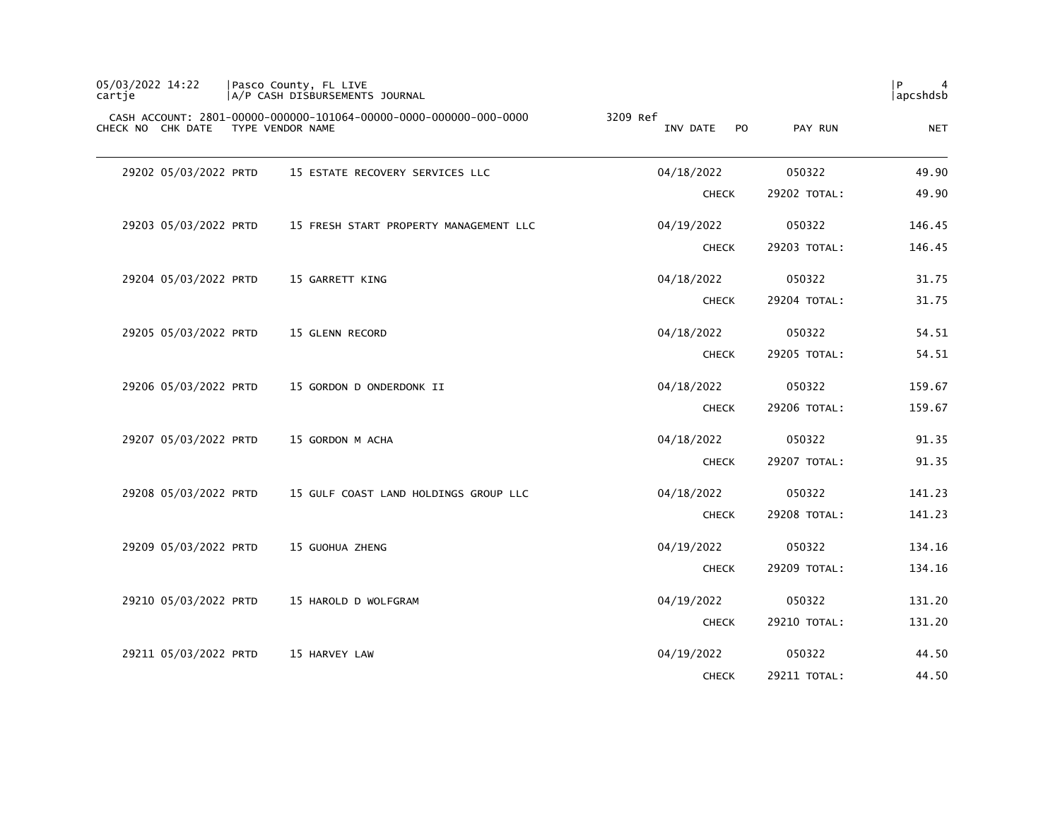CASH ACCOUNT: 2801-00000-000000-101064-00000-0000-000000-000-0000 3209 Ref

| CHECK NO | CHK DATE | TYPE | VENDOR NAME | INV DATE | PO | PAY RUN | NET |
|---|---|---|---|---|---|---|---|
| 29202 | 05/03/2022 | PRTD | 15 ESTATE RECOVERY SERVICES LLC | 04/18/2022 | | 050322 | 49.90 |
| | | | | CHECK | | 29202 TOTAL: | 49.90 |
| 29203 | 05/03/2022 | PRTD | 15 FRESH START PROPERTY MANAGEMENT LLC | 04/19/2022 | | 050322 | 146.45 |
| | | | | CHECK | | 29203 TOTAL: | 146.45 |
| 29204 | 05/03/2022 | PRTD | 15 GARRETT KING | 04/18/2022 | | 050322 | 31.75 |
| | | | | CHECK | | 29204 TOTAL: | 31.75 |
| 29205 | 05/03/2022 | PRTD | 15 GLENN RECORD | 04/18/2022 | | 050322 | 54.51 |
| | | | | CHECK | | 29205 TOTAL: | 54.51 |
| 29206 | 05/03/2022 | PRTD | 15 GORDON D ONDERDONK II | 04/18/2022 | | 050322 | 159.67 |
| | | | | CHECK | | 29206 TOTAL: | 159.67 |
| 29207 | 05/03/2022 | PRTD | 15 GORDON M ACHA | 04/18/2022 | | 050322 | 91.35 |
| | | | | CHECK | | 29207 TOTAL: | 91.35 |
| 29208 | 05/03/2022 | PRTD | 15 GULF COAST LAND HOLDINGS GROUP LLC | 04/18/2022 | | 050322 | 141.23 |
| | | | | CHECK | | 29208 TOTAL: | 141.23 |
| 29209 | 05/03/2022 | PRTD | 15 GUOHUA ZHENG | 04/19/2022 | | 050322 | 134.16 |
| | | | | CHECK | | 29209 TOTAL: | 134.16 |
| 29210 | 05/03/2022 | PRTD | 15 HAROLD D WOLFGRAM | 04/19/2022 | | 050322 | 131.20 |
| | | | | CHECK | | 29210 TOTAL: | 131.20 |
| 29211 | 05/03/2022 | PRTD | 15 HARVEY LAW | 04/19/2022 | | 050322 | 44.50 |
| | | | | CHECK | | 29211 TOTAL: | 44.50 |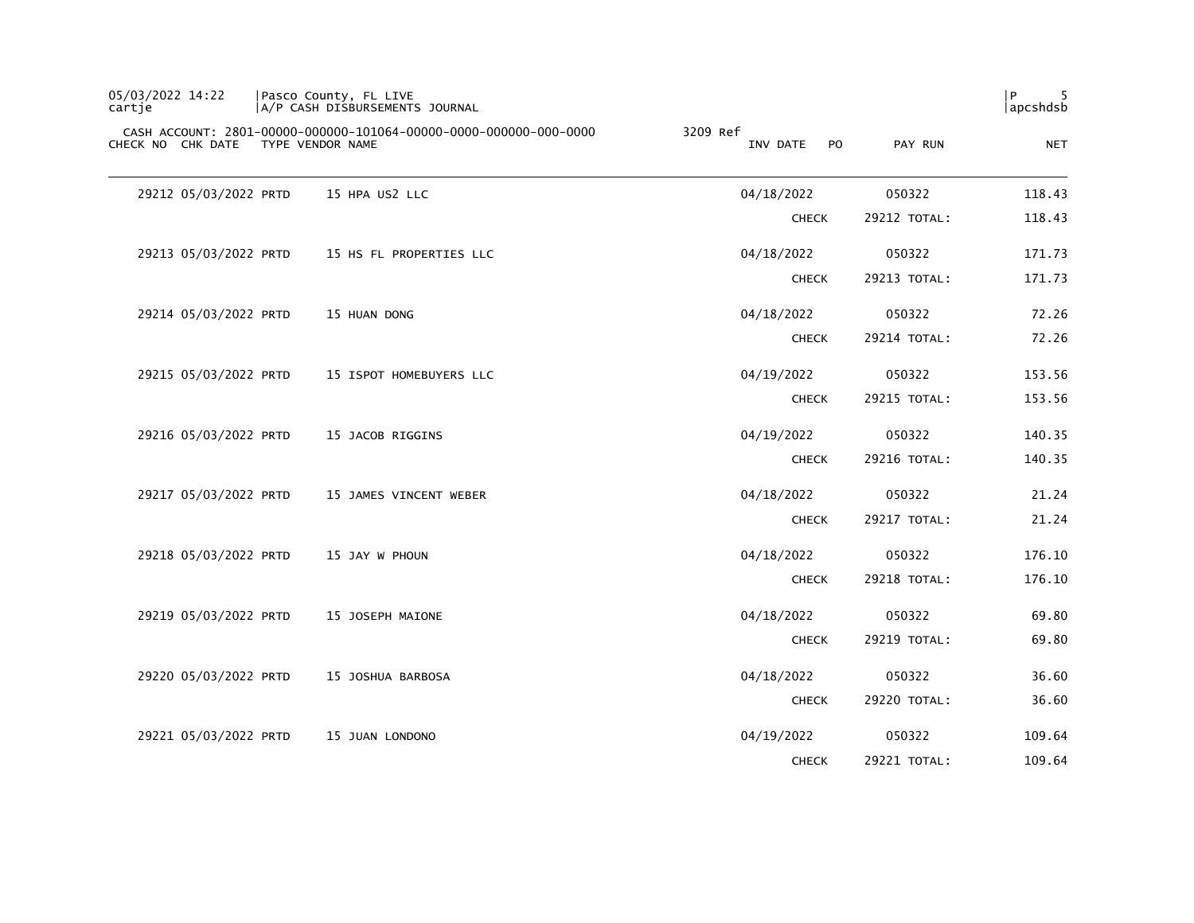05/03/2022 14:22 | Pasco County, FL LIVE
cartje | A/P CASH DISBURSEMENTS JOURNAL

CASH ACCOUNT: 2801-00000-000000-101064-00000-0000-000000-000-0000 3209 Ref

| CHECK NO | CHK DATE | TYPE | VENDOR NAME | INV DATE | PO | PAY RUN | NET |
|---|---|---|---|---|---|---|---|
| 29212 | 05/03/2022 | PRTD | 15 HPA US2 LLC | 04/18/2022 | | 050322 | 118.43 |
| | | | | CHECK | | 29212 TOTAL: | 118.43 |
| 29213 | 05/03/2022 | PRTD | 15 HS FL PROPERTIES LLC | 04/18/2022 | | 050322 | 171.73 |
| | | | | CHECK | | 29213 TOTAL: | 171.73 |
| 29214 | 05/03/2022 | PRTD | 15 HUAN DONG | 04/18/2022 | | 050322 | 72.26 |
| | | | | CHECK | | 29214 TOTAL: | 72.26 |
| 29215 | 05/03/2022 | PRTD | 15 ISPOT HOMEBUYERS LLC | 04/19/2022 | | 050322 | 153.56 |
| | | | | CHECK | | 29215 TOTAL: | 153.56 |
| 29216 | 05/03/2022 | PRTD | 15 JACOB RIGGINS | 04/19/2022 | | 050322 | 140.35 |
| | | | | CHECK | | 29216 TOTAL: | 140.35 |
| 29217 | 05/03/2022 | PRTD | 15 JAMES VINCENT WEBER | 04/18/2022 | | 050322 | 21.24 |
| | | | | CHECK | | 29217 TOTAL: | 21.24 |
| 29218 | 05/03/2022 | PRTD | 15 JAY W PHOUN | 04/18/2022 | | 050322 | 176.10 |
| | | | | CHECK | | 29218 TOTAL: | 176.10 |
| 29219 | 05/03/2022 | PRTD | 15 JOSEPH MAIONE | 04/18/2022 | | 050322 | 69.80 |
| | | | | CHECK | | 29219 TOTAL: | 69.80 |
| 29220 | 05/03/2022 | PRTD | 15 JOSHUA BARBOSA | 04/18/2022 | | 050322 | 36.60 |
| | | | | CHECK | | 29220 TOTAL: | 36.60 |
| 29221 | 05/03/2022 | PRTD | 15 JUAN LONDONO | 04/19/2022 | | 050322 | 109.64 |
| | | | | CHECK | | 29221 TOTAL: | 109.64 |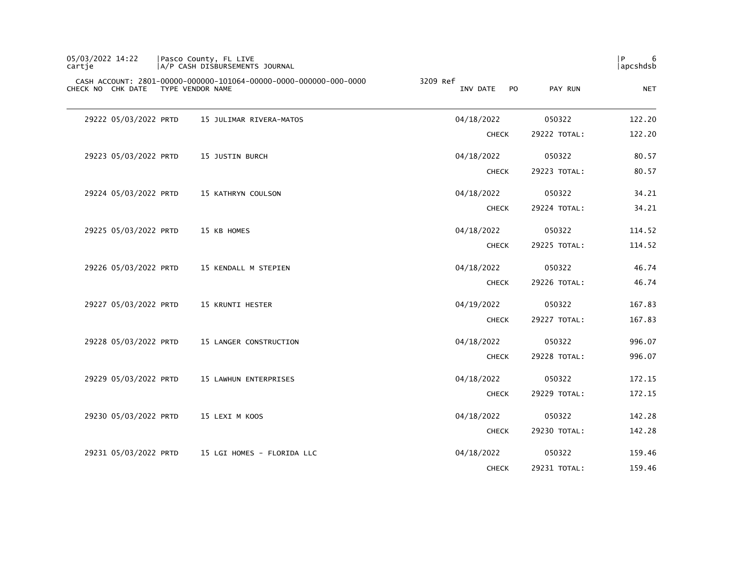CASH ACCOUNT: 2801-00000-000000-101064-00000-0000-000000-000-0000 3209 Ref

| CHECK NO | CHK DATE | TYPE | VENDOR NAME | INV DATE | PO | PAY RUN | NET |
|---|---|---|---|---|---|---|---|
| 29222 | 05/03/2022 | PRTD | 15 JULIMAR RIVERA-MATOS | 04/18/2022 | | 050322 | 122.20 |
| | | | | CHECK | | 29222 TOTAL: | 122.20 |
| 29223 | 05/03/2022 | PRTD | 15 JUSTIN BURCH | 04/18/2022 | | 050322 | 80.57 |
| | | | | CHECK | | 29223 TOTAL: | 80.57 |
| 29224 | 05/03/2022 | PRTD | 15 KATHRYN COULSON | 04/18/2022 | | 050322 | 34.21 |
| | | | | CHECK | | 29224 TOTAL: | 34.21 |
| 29225 | 05/03/2022 | PRTD | 15 KB HOMES | 04/18/2022 | | 050322 | 114.52 |
| | | | | CHECK | | 29225 TOTAL: | 114.52 |
| 29226 | 05/03/2022 | PRTD | 15 KENDALL M STEPIEN | 04/18/2022 | | 050322 | 46.74 |
| | | | | CHECK | | 29226 TOTAL: | 46.74 |
| 29227 | 05/03/2022 | PRTD | 15 KRUNTI HESTER | 04/19/2022 | | 050322 | 167.83 |
| | | | | CHECK | | 29227 TOTAL: | 167.83 |
| 29228 | 05/03/2022 | PRTD | 15 LANGER CONSTRUCTION | 04/18/2022 | | 050322 | 996.07 |
| | | | | CHECK | | 29228 TOTAL: | 996.07 |
| 29229 | 05/03/2022 | PRTD | 15 LAWHUN ENTERPRISES | 04/18/2022 | | 050322 | 172.15 |
| | | | | CHECK | | 29229 TOTAL: | 172.15 |
| 29230 | 05/03/2022 | PRTD | 15 LEXI M KOOS | 04/18/2022 | | 050322 | 142.28 |
| | | | | CHECK | | 29230 TOTAL: | 142.28 |
| 29231 | 05/03/2022 | PRTD | 15 LGI HOMES - FLORIDA LLC | 04/18/2022 | | 050322 | 159.46 |
| | | | | CHECK | | 29231 TOTAL: | 159.46 |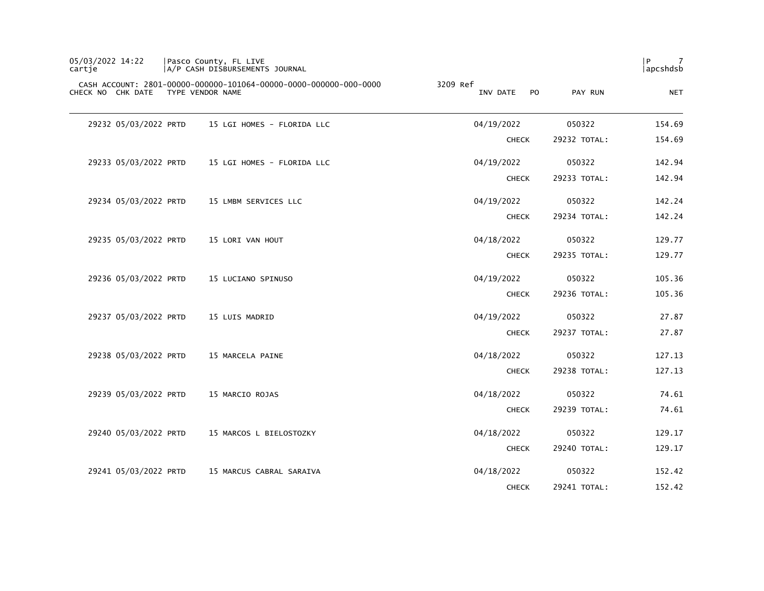CASH ACCOUNT: 2801-00000-000000-101064-00000-0000-000000-000-0000 3209 Ref

| CHECK NO | CHK DATE | TYPE | VENDOR NAME | INV DATE | PO | PAY RUN | NET |
|---|---|---|---|---|---|---|---|
| 29232 | 05/03/2022 | PRTD | 15 LGI HOMES - FLORIDA LLC | 04/19/2022 | | 050322 | 154.69 |
| | | | | CHECK | | 29232 TOTAL: | 154.69 |
| 29233 | 05/03/2022 | PRTD | 15 LGI HOMES - FLORIDA LLC | 04/19/2022 | | 050322 | 142.94 |
| | | | | CHECK | | 29233 TOTAL: | 142.94 |
| 29234 | 05/03/2022 | PRTD | 15 LMBM SERVICES LLC | 04/19/2022 | | 050322 | 142.24 |
| | | | | CHECK | | 29234 TOTAL: | 142.24 |
| 29235 | 05/03/2022 | PRTD | 15 LORI VAN HOUT | 04/18/2022 | | 050322 | 129.77 |
| | | | | CHECK | | 29235 TOTAL: | 129.77 |
| 29236 | 05/03/2022 | PRTD | 15 LUCIANO SPINUSO | 04/19/2022 | | 050322 | 105.36 |
| | | | | CHECK | | 29236 TOTAL: | 105.36 |
| 29237 | 05/03/2022 | PRTD | 15 LUIS MADRID | 04/19/2022 | | 050322 | 27.87 |
| | | | | CHECK | | 29237 TOTAL: | 27.87 |
| 29238 | 05/03/2022 | PRTD | 15 MARCELA PAINE | 04/18/2022 | | 050322 | 127.13 |
| | | | | CHECK | | 29238 TOTAL: | 127.13 |
| 29239 | 05/03/2022 | PRTD | 15 MARCIO ROJAS | 04/18/2022 | | 050322 | 74.61 |
| | | | | CHECK | | 29239 TOTAL: | 74.61 |
| 29240 | 05/03/2022 | PRTD | 15 MARCOS L BIELOSTOZKY | 04/18/2022 | | 050322 | 129.17 |
| | | | | CHECK | | 29240 TOTAL: | 129.17 |
| 29241 | 05/03/2022 | PRTD | 15 MARCUS CABRAL SARAIVA | 04/18/2022 | | 050322 | 152.42 |
| | | | | CHECK | | 29241 TOTAL: | 152.42 |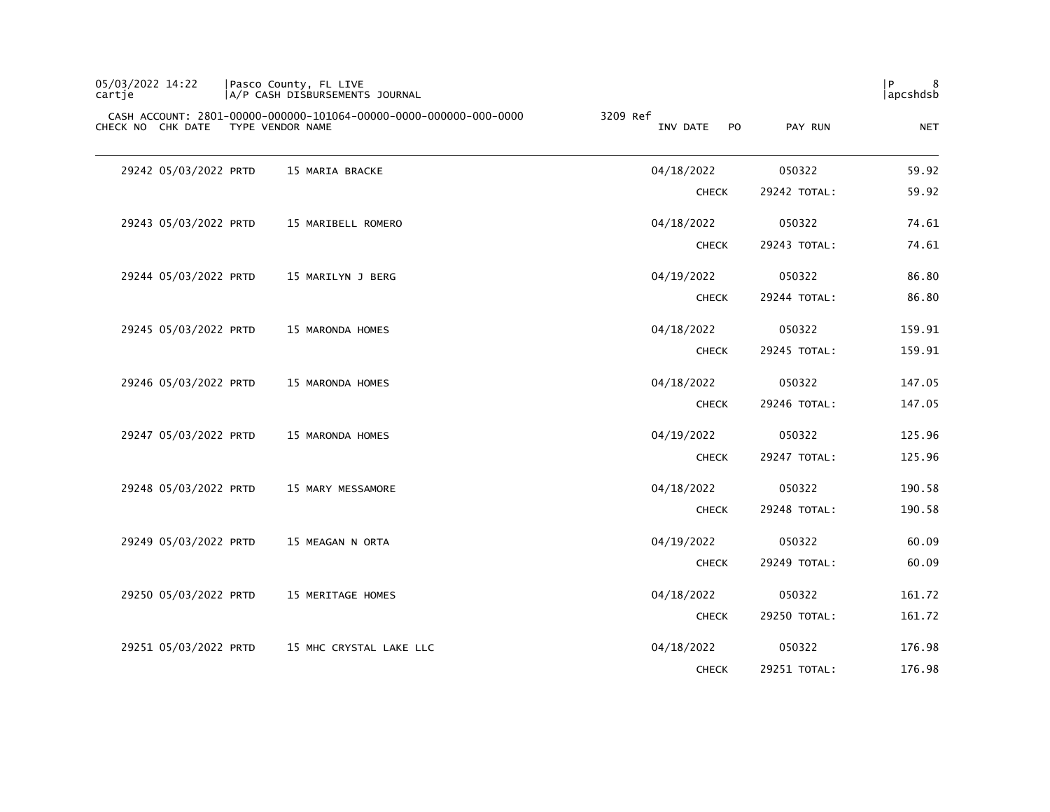05/03/2022 14:22 | Pasco County, FL LIVE
cartje | A/P CASH DISBURSEMENTS JOURNAL

CASH ACCOUNT: 2801-00000-000000-101064-00000-0000-000000-000-0000 3209 Ref

| CHECK NO | CHK DATE | TYPE | VENDOR NAME | INV DATE | PO | PAY RUN | NET |
|---|---|---|---|---|---|---|---|
| 29242 | 05/03/2022 | PRTD | 15 MARIA BRACKE | 04/18/2022 | | 050322 | 59.92 |
| | | | | CHECK | | 29242 TOTAL: | 59.92 |
| 29243 | 05/03/2022 | PRTD | 15 MARIBELL ROMERO | 04/18/2022 | | 050322 | 74.61 |
| | | | | CHECK | | 29243 TOTAL: | 74.61 |
| 29244 | 05/03/2022 | PRTD | 15 MARILYN J BERG | 04/19/2022 | | 050322 | 86.80 |
| | | | | CHECK | | 29244 TOTAL: | 86.80 |
| 29245 | 05/03/2022 | PRTD | 15 MARONDA HOMES | 04/18/2022 | | 050322 | 159.91 |
| | | | | CHECK | | 29245 TOTAL: | 159.91 |
| 29246 | 05/03/2022 | PRTD | 15 MARONDA HOMES | 04/18/2022 | | 050322 | 147.05 |
| | | | | CHECK | | 29246 TOTAL: | 147.05 |
| 29247 | 05/03/2022 | PRTD | 15 MARONDA HOMES | 04/19/2022 | | 050322 | 125.96 |
| | | | | CHECK | | 29247 TOTAL: | 125.96 |
| 29248 | 05/03/2022 | PRTD | 15 MARY MESSAMORE | 04/18/2022 | | 050322 | 190.58 |
| | | | | CHECK | | 29248 TOTAL: | 190.58 |
| 29249 | 05/03/2022 | PRTD | 15 MEAGAN N ORTA | 04/19/2022 | | 050322 | 60.09 |
| | | | | CHECK | | 29249 TOTAL: | 60.09 |
| 29250 | 05/03/2022 | PRTD | 15 MERITAGE HOMES | 04/18/2022 | | 050322 | 161.72 |
| | | | | CHECK | | 29250 TOTAL: | 161.72 |
| 29251 | 05/03/2022 | PRTD | 15 MHC CRYSTAL LAKE LLC | 04/18/2022 | | 050322 | 176.98 |
| | | | | CHECK | | 29251 TOTAL: | 176.98 |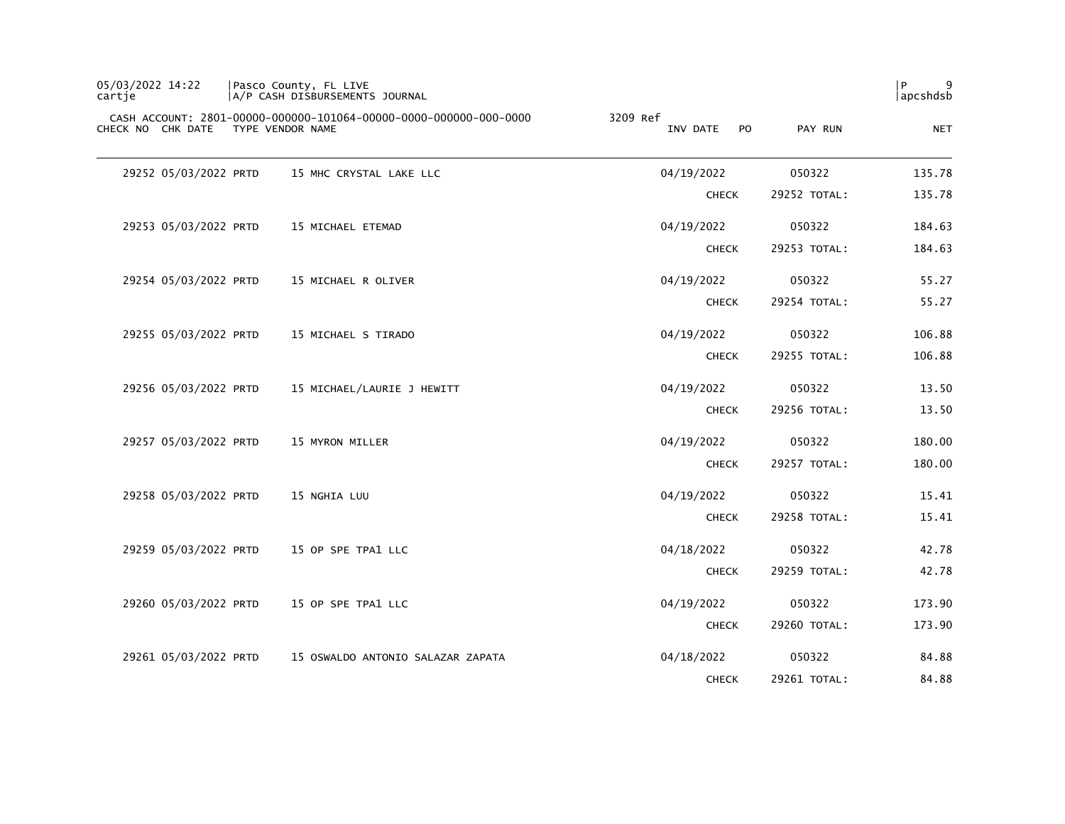05/03/2022 14:22 | Pasco County, FL LIVE
cartje | A/P CASH DISBURSEMENTS JOURNAL

CASH ACCOUNT: 2801-00000-000000-101064-00000-0000-000000-000-0000 3209 Ref

| CHECK NO | CHK DATE | TYPE | VENDOR NAME | INV DATE | PO | PAY RUN | NET |
|---|---|---|---|---|---|---|---|
| 29252 | 05/03/2022 | PRTD | 15 MHC CRYSTAL LAKE LLC | 04/19/2022 | | 050322 | 135.78 |
| | | | | CHECK | | 29252 TOTAL: | 135.78 |
| 29253 | 05/03/2022 | PRTD | 15 MICHAEL ETEMAD | 04/19/2022 | | 050322 | 184.63 |
| | | | | CHECK | | 29253 TOTAL: | 184.63 |
| 29254 | 05/03/2022 | PRTD | 15 MICHAEL R OLIVER | 04/19/2022 | | 050322 | 55.27 |
| | | | | CHECK | | 29254 TOTAL: | 55.27 |
| 29255 | 05/03/2022 | PRTD | 15 MICHAEL S TIRADO | 04/19/2022 | | 050322 | 106.88 |
| | | | | CHECK | | 29255 TOTAL: | 106.88 |
| 29256 | 05/03/2022 | PRTD | 15 MICHAEL/LAURIE J HEWITT | 04/19/2022 | | 050322 | 13.50 |
| | | | | CHECK | | 29256 TOTAL: | 13.50 |
| 29257 | 05/03/2022 | PRTD | 15 MYRON MILLER | 04/19/2022 | | 050322 | 180.00 |
| | | | | CHECK | | 29257 TOTAL: | 180.00 |
| 29258 | 05/03/2022 | PRTD | 15 NGHIA LUU | 04/19/2022 | | 050322 | 15.41 |
| | | | | CHECK | | 29258 TOTAL: | 15.41 |
| 29259 | 05/03/2022 | PRTD | 15 OP SPE TPA1 LLC | 04/18/2022 | | 050322 | 42.78 |
| | | | | CHECK | | 29259 TOTAL: | 42.78 |
| 29260 | 05/03/2022 | PRTD | 15 OP SPE TPA1 LLC | 04/19/2022 | | 050322 | 173.90 |
| | | | | CHECK | | 29260 TOTAL: | 173.90 |
| 29261 | 05/03/2022 | PRTD | 15 OSWALDO ANTONIO SALAZAR ZAPATA | 04/18/2022 | | 050322 | 84.88 |
| | | | | CHECK | | 29261 TOTAL: | 84.88 |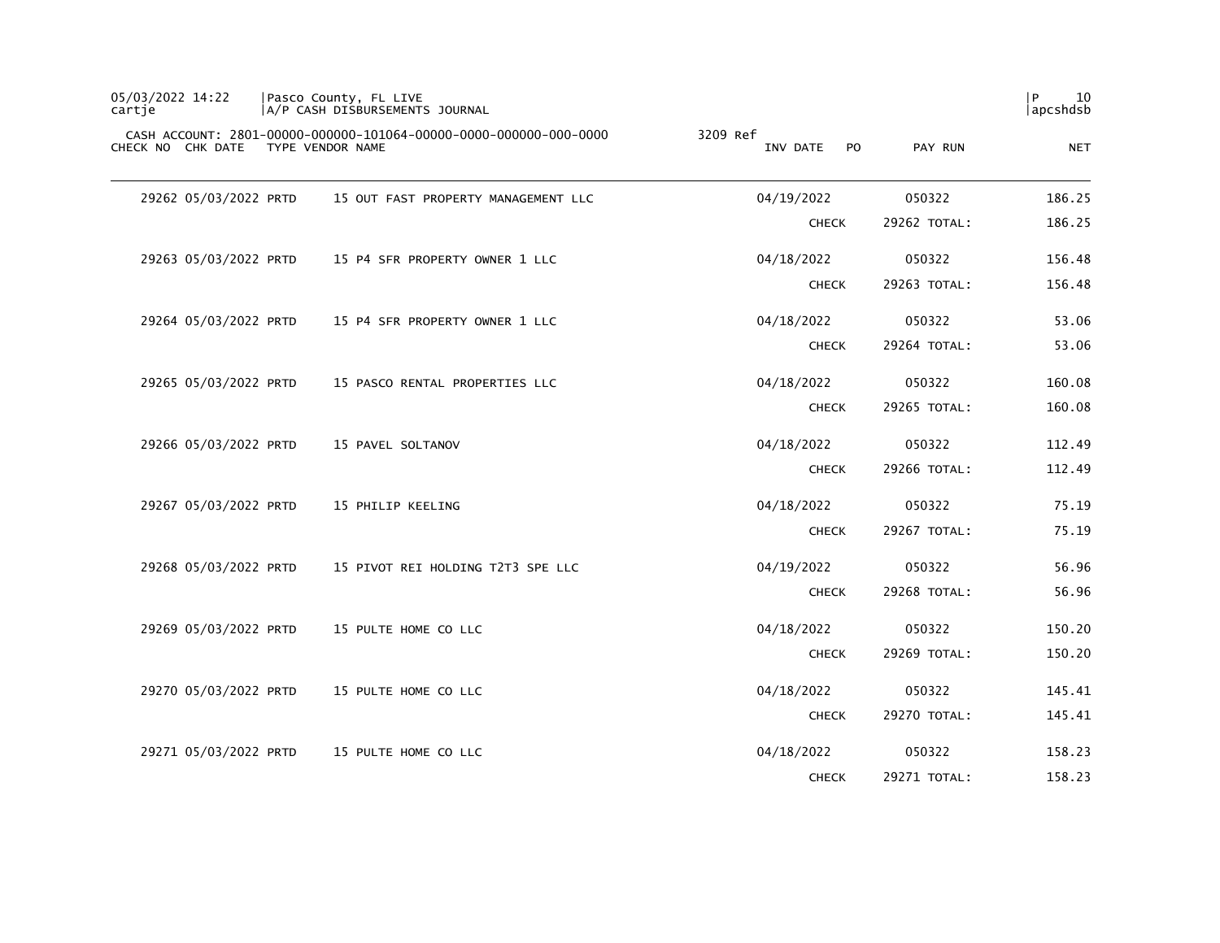05/03/2022 14:22 | Pasco County, FL LIVE
cartje | A/P CASH DISBURSEMENTS JOURNAL

CASH ACCOUNT: 2801-00000-000000-101064-00000-0000-000000-000-0000 3209 Ref

| CHECK NO | CHK DATE | TYPE | VENDOR NAME | INV DATE | PO | PAY RUN | NET |
|---|---|---|---|---|---|---|---|
| 29262 | 05/03/2022 | PRTD | 15 OUT FAST PROPERTY MANAGEMENT LLC | 04/19/2022 | | 050322 | 186.25 |
| | | | | CHECK | | 29262 TOTAL: | 186.25 |
| 29263 | 05/03/2022 | PRTD | 15 P4 SFR PROPERTY OWNER 1 LLC | 04/18/2022 | | 050322 | 156.48 |
| | | | | CHECK | | 29263 TOTAL: | 156.48 |
| 29264 | 05/03/2022 | PRTD | 15 P4 SFR PROPERTY OWNER 1 LLC | 04/18/2022 | | 050322 | 53.06 |
| | | | | CHECK | | 29264 TOTAL: | 53.06 |
| 29265 | 05/03/2022 | PRTD | 15 PASCO RENTAL PROPERTIES LLC | 04/18/2022 | | 050322 | 160.08 |
| | | | | CHECK | | 29265 TOTAL: | 160.08 |
| 29266 | 05/03/2022 | PRTD | 15 PAVEL SOLTANOV | 04/18/2022 | | 050322 | 112.49 |
| | | | | CHECK | | 29266 TOTAL: | 112.49 |
| 29267 | 05/03/2022 | PRTD | 15 PHILIP KEELING | 04/18/2022 | | 050322 | 75.19 |
| | | | | CHECK | | 29267 TOTAL: | 75.19 |
| 29268 | 05/03/2022 | PRTD | 15 PIVOT REI HOLDING T2T3 SPE LLC | 04/19/2022 | | 050322 | 56.96 |
| | | | | CHECK | | 29268 TOTAL: | 56.96 |
| 29269 | 05/03/2022 | PRTD | 15 PULTE HOME CO LLC | 04/18/2022 | | 050322 | 150.20 |
| | | | | CHECK | | 29269 TOTAL: | 150.20 |
| 29270 | 05/03/2022 | PRTD | 15 PULTE HOME CO LLC | 04/18/2022 | | 050322 | 145.41 |
| | | | | CHECK | | 29270 TOTAL: | 145.41 |
| 29271 | 05/03/2022 | PRTD | 15 PULTE HOME CO LLC | 04/18/2022 | | 050322 | 158.23 |
| | | | | CHECK | | 29271 TOTAL: | 158.23 |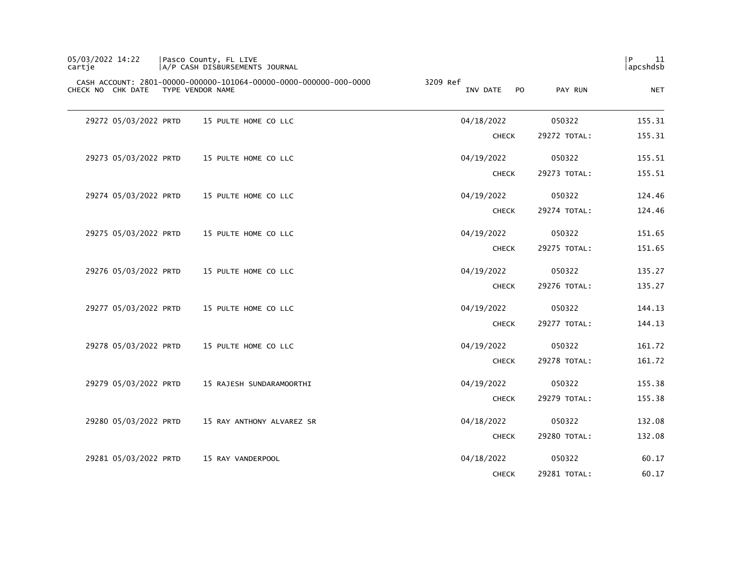Pasco County, FL LIVE
A/P CASH DISBURSEMENTS JOURNAL

CASH ACCOUNT: 2801-00000-000000-101064-00000-0000-000000-000-0000 3209 Ref

| CHECK NO | CHK DATE | TYPE | VENDOR NAME | INV DATE | PO | PAY RUN | NET |
|---|---|---|---|---|---|---|---|
| 29272 | 05/03/2022 | PRTD | 15 PULTE HOME CO LLC | 04/18/2022 | | 050322 | 155.31 |
| | | | | CHECK | | 29272 TOTAL: | 155.31 |
| 29273 | 05/03/2022 | PRTD | 15 PULTE HOME CO LLC | 04/19/2022 | | 050322 | 155.51 |
| | | | | CHECK | | 29273 TOTAL: | 155.51 |
| 29274 | 05/03/2022 | PRTD | 15 PULTE HOME CO LLC | 04/19/2022 | | 050322 | 124.46 |
| | | | | CHECK | | 29274 TOTAL: | 124.46 |
| 29275 | 05/03/2022 | PRTD | 15 PULTE HOME CO LLC | 04/19/2022 | | 050322 | 151.65 |
| | | | | CHECK | | 29275 TOTAL: | 151.65 |
| 29276 | 05/03/2022 | PRTD | 15 PULTE HOME CO LLC | 04/19/2022 | | 050322 | 135.27 |
| | | | | CHECK | | 29276 TOTAL: | 135.27 |
| 29277 | 05/03/2022 | PRTD | 15 PULTE HOME CO LLC | 04/19/2022 | | 050322 | 144.13 |
| | | | | CHECK | | 29277 TOTAL: | 144.13 |
| 29278 | 05/03/2022 | PRTD | 15 PULTE HOME CO LLC | 04/19/2022 | | 050322 | 161.72 |
| | | | | CHECK | | 29278 TOTAL: | 161.72 |
| 29279 | 05/03/2022 | PRTD | 15 RAJESH SUNDARAMOORTHI | 04/19/2022 | | 050322 | 155.38 |
| | | | | CHECK | | 29279 TOTAL: | 155.38 |
| 29280 | 05/03/2022 | PRTD | 15 RAY ANTHONY ALVAREZ SR | 04/18/2022 | | 050322 | 132.08 |
| | | | | CHECK | | 29280 TOTAL: | 132.08 |
| 29281 | 05/03/2022 | PRTD | 15 RAY VANDERPOOL | 04/18/2022 | | 050322 | 60.17 |
| | | | | CHECK | | 29281 TOTAL: | 60.17 |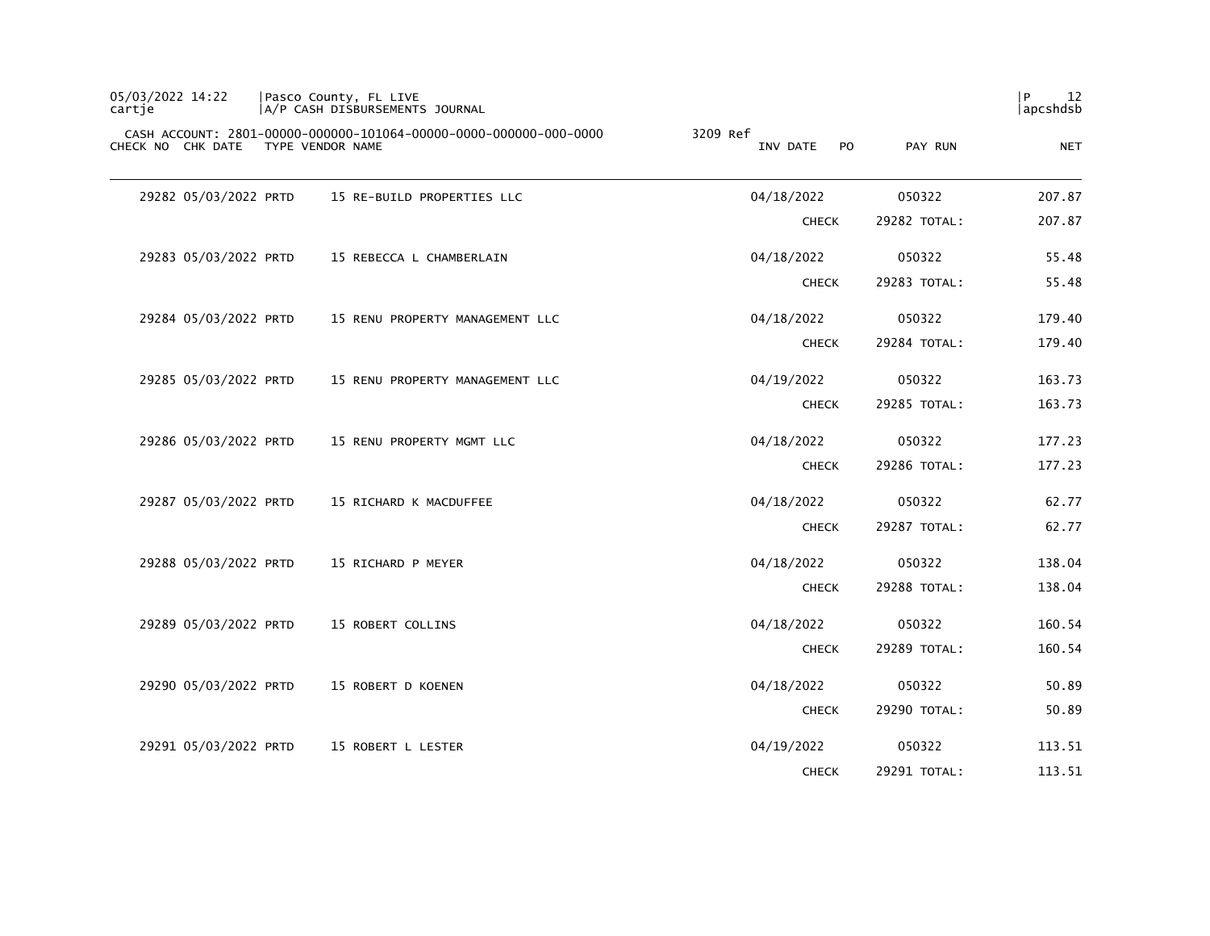05/03/2022 14:22 | Pasco County, FL LIVE | P 12
cartje | A/P CASH DISBURSEMENTS JOURNAL | apcshdsb

CASH ACCOUNT: 2801-00000-000000-101064-00000-0000-000000-000-0000 3209 Ref

| CHECK NO | CHK DATE | TYPE | VENDOR NAME | INV DATE | PO | PAY RUN | NET |
|---|---|---|---|---|---|---|---|
| 29282 | 05/03/2022 | PRTD | 15 RE-BUILD PROPERTIES LLC | 04/18/2022 | | 050322 | 207.87 |
| | | | | CHECK | | 29282 TOTAL: | 207.87 |
| 29283 | 05/03/2022 | PRTD | 15 REBECCA L CHAMBERLAIN | 04/18/2022 | | 050322 | 55.48 |
| | | | | CHECK | | 29283 TOTAL: | 55.48 |
| 29284 | 05/03/2022 | PRTD | 15 RENU PROPERTY MANAGEMENT LLC | 04/18/2022 | | 050322 | 179.40 |
| | | | | CHECK | | 29284 TOTAL: | 179.40 |
| 29285 | 05/03/2022 | PRTD | 15 RENU PROPERTY MANAGEMENT LLC | 04/19/2022 | | 050322 | 163.73 |
| | | | | CHECK | | 29285 TOTAL: | 163.73 |
| 29286 | 05/03/2022 | PRTD | 15 RENU PROPERTY MGMT LLC | 04/18/2022 | | 050322 | 177.23 |
| | | | | CHECK | | 29286 TOTAL: | 177.23 |
| 29287 | 05/03/2022 | PRTD | 15 RICHARD K MACDUFFEE | 04/18/2022 | | 050322 | 62.77 |
| | | | | CHECK | | 29287 TOTAL: | 62.77 |
| 29288 | 05/03/2022 | PRTD | 15 RICHARD P MEYER | 04/18/2022 | | 050322 | 138.04 |
| | | | | CHECK | | 29288 TOTAL: | 138.04 |
| 29289 | 05/03/2022 | PRTD | 15 ROBERT COLLINS | 04/18/2022 | | 050322 | 160.54 |
| | | | | CHECK | | 29289 TOTAL: | 160.54 |
| 29290 | 05/03/2022 | PRTD | 15 ROBERT D KOENEN | 04/18/2022 | | 050322 | 50.89 |
| | | | | CHECK | | 29290 TOTAL: | 50.89 |
| 29291 | 05/03/2022 | PRTD | 15 ROBERT L LESTER | 04/19/2022 | | 050322 | 113.51 |
| | | | | CHECK | | 29291 TOTAL: | 113.51 |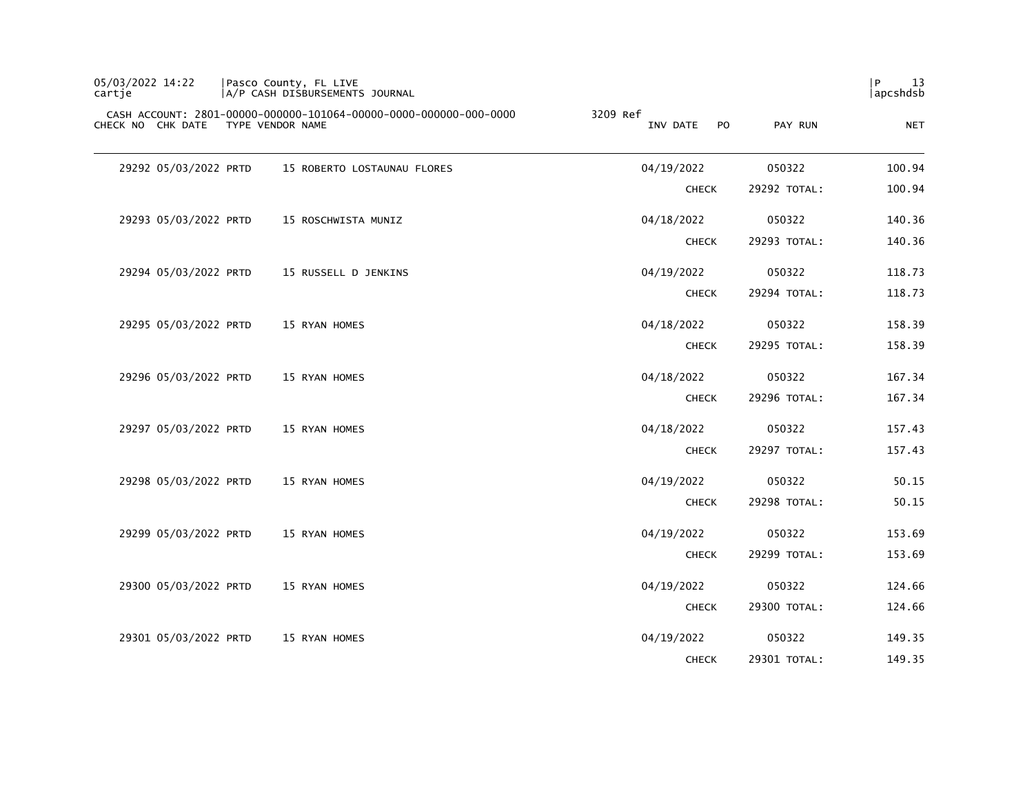CASH ACCOUNT: 2801-00000-000000-101064-00000-0000-000000-000-0000 3209 Ref

| CHECK NO | CHK DATE | TYPE | VENDOR NAME | INV DATE | PO | PAY RUN | NET |
|---|---|---|---|---|---|---|---|
| 29292 | 05/03/2022 | PRTD | 15 ROBERTO LOSTAUNAU FLORES | 04/19/2022 | | 050322 | 100.94 |
| | | | | CHECK | | 29292 TOTAL: | 100.94 |
| 29293 | 05/03/2022 | PRTD | 15 ROSCHWISTA MUNIZ | 04/18/2022 | | 050322 | 140.36 |
| | | | | CHECK | | 29293 TOTAL: | 140.36 |
| 29294 | 05/03/2022 | PRTD | 15 RUSSELL D JENKINS | 04/19/2022 | | 050322 | 118.73 |
| | | | | CHECK | | 29294 TOTAL: | 118.73 |
| 29295 | 05/03/2022 | PRTD | 15 RYAN HOMES | 04/18/2022 | | 050322 | 158.39 |
| | | | | CHECK | | 29295 TOTAL: | 158.39 |
| 29296 | 05/03/2022 | PRTD | 15 RYAN HOMES | 04/18/2022 | | 050322 | 167.34 |
| | | | | CHECK | | 29296 TOTAL: | 167.34 |
| 29297 | 05/03/2022 | PRTD | 15 RYAN HOMES | 04/18/2022 | | 050322 | 157.43 |
| | | | | CHECK | | 29297 TOTAL: | 157.43 |
| 29298 | 05/03/2022 | PRTD | 15 RYAN HOMES | 04/19/2022 | | 050322 | 50.15 |
| | | | | CHECK | | 29298 TOTAL: | 50.15 |
| 29299 | 05/03/2022 | PRTD | 15 RYAN HOMES | 04/19/2022 | | 050322 | 153.69 |
| | | | | CHECK | | 29299 TOTAL: | 153.69 |
| 29300 | 05/03/2022 | PRTD | 15 RYAN HOMES | 04/19/2022 | | 050322 | 124.66 |
| | | | | CHECK | | 29300 TOTAL: | 124.66 |
| 29301 | 05/03/2022 | PRTD | 15 RYAN HOMES | 04/19/2022 | | 050322 | 149.35 |
| | | | | CHECK | | 29301 TOTAL: | 149.35 |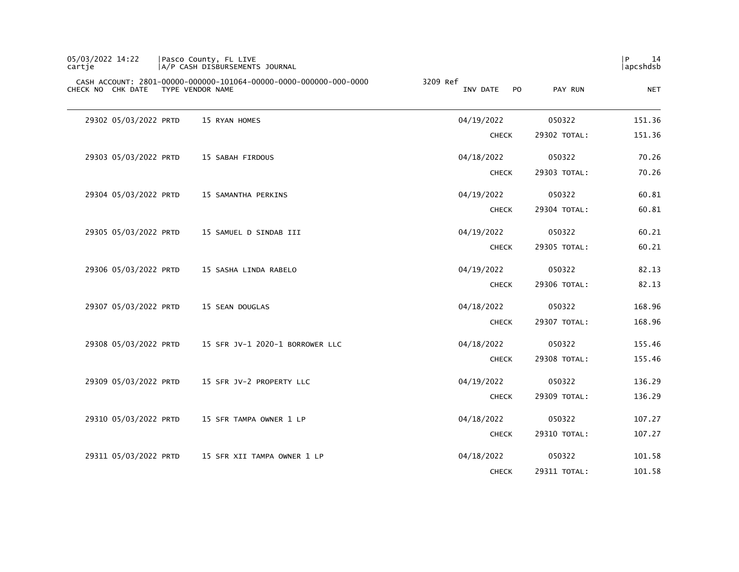CASH ACCOUNT: 2801-00000-000000-101064-00000-0000-000000-000-0000    3209 Ref

| CHECK NO | CHK DATE | TYPE | VENDOR NAME | INV DATE | PO | PAY RUN | NET |
|---|---|---|---|---|---|---|---|
| 29302 | 05/03/2022 | PRTD | 15 RYAN HOMES | 04/19/2022 | | 050322 | 151.36 |
| | | | | CHECK | | 29302 TOTAL: | 151.36 |
| 29303 | 05/03/2022 | PRTD | 15 SABAH FIRDOUS | 04/18/2022 | | 050322 | 70.26 |
| | | | | CHECK | | 29303 TOTAL: | 70.26 |
| 29304 | 05/03/2022 | PRTD | 15 SAMANTHA PERKINS | 04/19/2022 | | 050322 | 60.81 |
| | | | | CHECK | | 29304 TOTAL: | 60.81 |
| 29305 | 05/03/2022 | PRTD | 15 SAMUEL D SINDAB III | 04/19/2022 | | 050322 | 60.21 |
| | | | | CHECK | | 29305 TOTAL: | 60.21 |
| 29306 | 05/03/2022 | PRTD | 15 SASHA LINDA RABELO | 04/19/2022 | | 050322 | 82.13 |
| | | | | CHECK | | 29306 TOTAL: | 82.13 |
| 29307 | 05/03/2022 | PRTD | 15 SEAN DOUGLAS | 04/18/2022 | | 050322 | 168.96 |
| | | | | CHECK | | 29307 TOTAL: | 168.96 |
| 29308 | 05/03/2022 | PRTD | 15 SFR JV-1 2020-1 BORROWER LLC | 04/18/2022 | | 050322 | 155.46 |
| | | | | CHECK | | 29308 TOTAL: | 155.46 |
| 29309 | 05/03/2022 | PRTD | 15 SFR JV-2 PROPERTY LLC | 04/19/2022 | | 050322 | 136.29 |
| | | | | CHECK | | 29309 TOTAL: | 136.29 |
| 29310 | 05/03/2022 | PRTD | 15 SFR TAMPA OWNER 1 LP | 04/18/2022 | | 050322 | 107.27 |
| | | | | CHECK | | 29310 TOTAL: | 107.27 |
| 29311 | 05/03/2022 | PRTD | 15 SFR XII TAMPA OWNER 1 LP | 04/18/2022 | | 050322 | 101.58 |
| | | | | CHECK | | 29311 TOTAL: | 101.58 |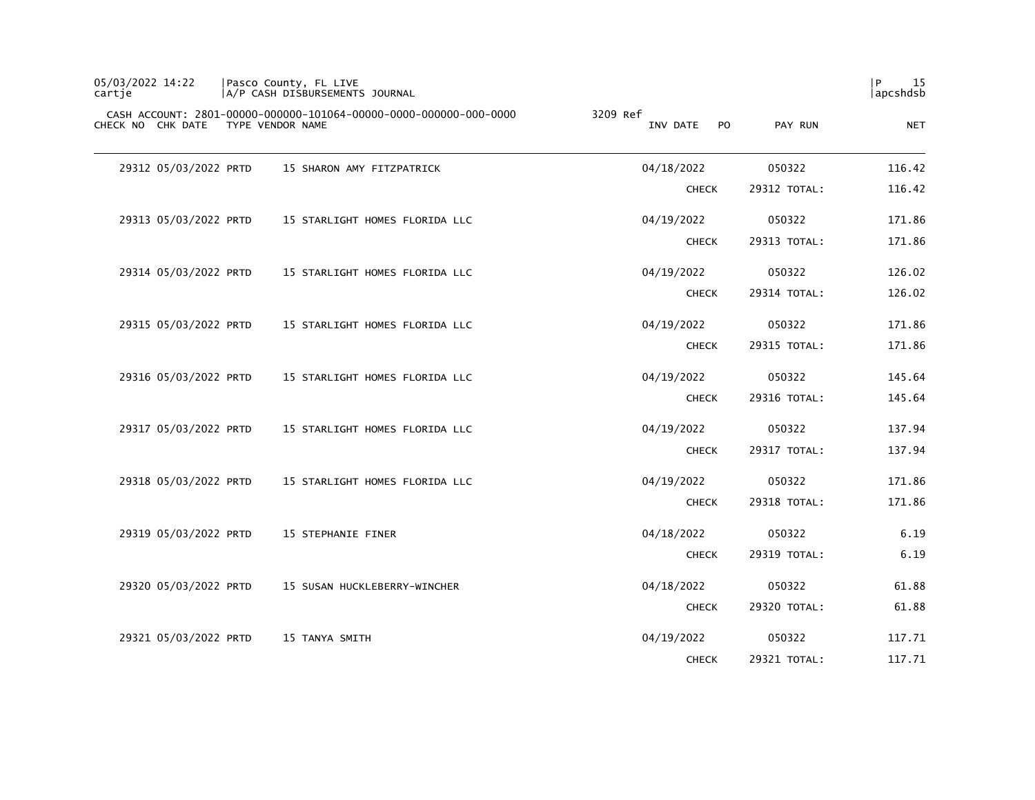CASH ACCOUNT: 2801-00000-000000-101064-00000-0000-000000-000-0000 3209 Ref

| CHECK NO | CHK DATE | TYPE | VENDOR NAME | INV DATE | PO | PAY RUN | NET |
|---|---|---|---|---|---|---|---|
| 29312 | 05/03/2022 | PRTD | 15 SHARON AMY FITZPATRICK | 04/18/2022 | | 050322 | 116.42 |
| | | | | CHECK | | 29312 TOTAL: | 116.42 |
| 29313 | 05/03/2022 | PRTD | 15 STARLIGHT HOMES FLORIDA LLC | 04/19/2022 | | 050322 | 171.86 |
| | | | | CHECK | | 29313 TOTAL: | 171.86 |
| 29314 | 05/03/2022 | PRTD | 15 STARLIGHT HOMES FLORIDA LLC | 04/19/2022 | | 050322 | 126.02 |
| | | | | CHECK | | 29314 TOTAL: | 126.02 |
| 29315 | 05/03/2022 | PRTD | 15 STARLIGHT HOMES FLORIDA LLC | 04/19/2022 | | 050322 | 171.86 |
| | | | | CHECK | | 29315 TOTAL: | 171.86 |
| 29316 | 05/03/2022 | PRTD | 15 STARLIGHT HOMES FLORIDA LLC | 04/19/2022 | | 050322 | 145.64 |
| | | | | CHECK | | 29316 TOTAL: | 145.64 |
| 29317 | 05/03/2022 | PRTD | 15 STARLIGHT HOMES FLORIDA LLC | 04/19/2022 | | 050322 | 137.94 |
| | | | | CHECK | | 29317 TOTAL: | 137.94 |
| 29318 | 05/03/2022 | PRTD | 15 STARLIGHT HOMES FLORIDA LLC | 04/19/2022 | | 050322 | 171.86 |
| | | | | CHECK | | 29318 TOTAL: | 171.86 |
| 29319 | 05/03/2022 | PRTD | 15 STEPHANIE FINER | 04/18/2022 | | 050322 | 6.19 |
| | | | | CHECK | | 29319 TOTAL: | 6.19 |
| 29320 | 05/03/2022 | PRTD | 15 SUSAN HUCKLEBERRY-WINCHER | 04/18/2022 | | 050322 | 61.88 |
| | | | | CHECK | | 29320 TOTAL: | 61.88 |
| 29321 | 05/03/2022 | PRTD | 15 TANYA SMITH | 04/19/2022 | | 050322 | 117.71 |
| | | | | CHECK | | 29321 TOTAL: | 117.71 |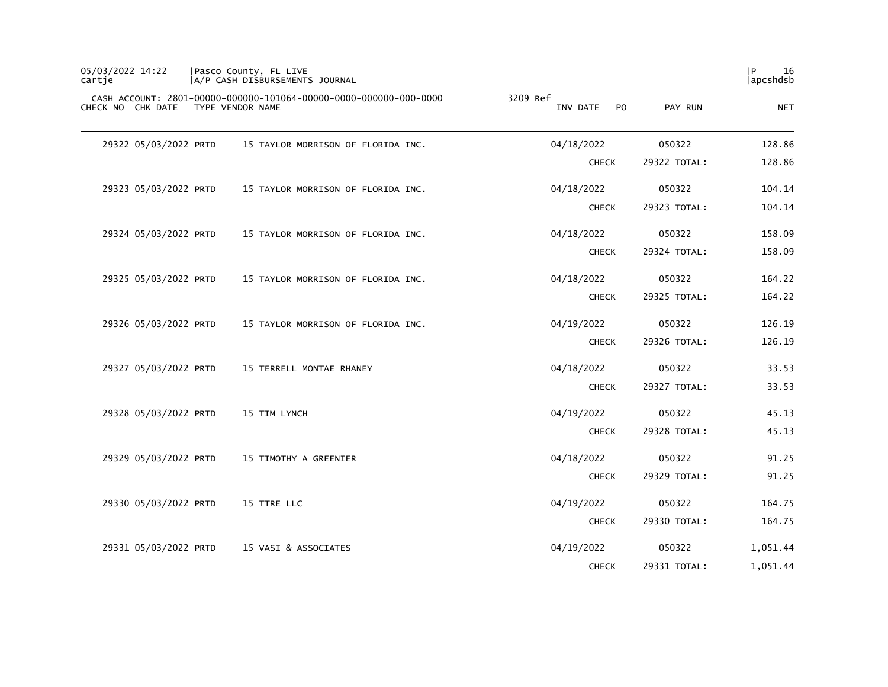CASH ACCOUNT: 2801-00000-000000-101064-00000-0000-000000-000-0000 3209 Ref

| CHECK NO | CHK DATE | TYPE | VENDOR NAME | INV DATE | PO | PAY RUN | NET |
|---|---|---|---|---|---|---|---|
| 29322 | 05/03/2022 | PRTD | 15 TAYLOR MORRISON OF FLORIDA INC. | 04/18/2022 | | 050322 | 128.86 |
| | | | | CHECK | | 29322 TOTAL: | 128.86 |
| 29323 | 05/03/2022 | PRTD | 15 TAYLOR MORRISON OF FLORIDA INC. | 04/18/2022 | | 050322 | 104.14 |
| | | | | CHECK | | 29323 TOTAL: | 104.14 |
| 29324 | 05/03/2022 | PRTD | 15 TAYLOR MORRISON OF FLORIDA INC. | 04/18/2022 | | 050322 | 158.09 |
| | | | | CHECK | | 29324 TOTAL: | 158.09 |
| 29325 | 05/03/2022 | PRTD | 15 TAYLOR MORRISON OF FLORIDA INC. | 04/18/2022 | | 050322 | 164.22 |
| | | | | CHECK | | 29325 TOTAL: | 164.22 |
| 29326 | 05/03/2022 | PRTD | 15 TAYLOR MORRISON OF FLORIDA INC. | 04/19/2022 | | 050322 | 126.19 |
| | | | | CHECK | | 29326 TOTAL: | 126.19 |
| 29327 | 05/03/2022 | PRTD | 15 TERRELL MONTAE RHANEY | 04/18/2022 | | 050322 | 33.53 |
| | | | | CHECK | | 29327 TOTAL: | 33.53 |
| 29328 | 05/03/2022 | PRTD | 15 TIM LYNCH | 04/19/2022 | | 050322 | 45.13 |
| | | | | CHECK | | 29328 TOTAL: | 45.13 |
| 29329 | 05/03/2022 | PRTD | 15 TIMOTHY A GREENIER | 04/18/2022 | | 050322 | 91.25 |
| | | | | CHECK | | 29329 TOTAL: | 91.25 |
| 29330 | 05/03/2022 | PRTD | 15 TTRE LLC | 04/19/2022 | | 050322 | 164.75 |
| | | | | CHECK | | 29330 TOTAL: | 164.75 |
| 29331 | 05/03/2022 | PRTD | 15 VASI & ASSOCIATES | 04/19/2022 | | 050322 | 1,051.44 |
| | | | | CHECK | | 29331 TOTAL: | 1,051.44 |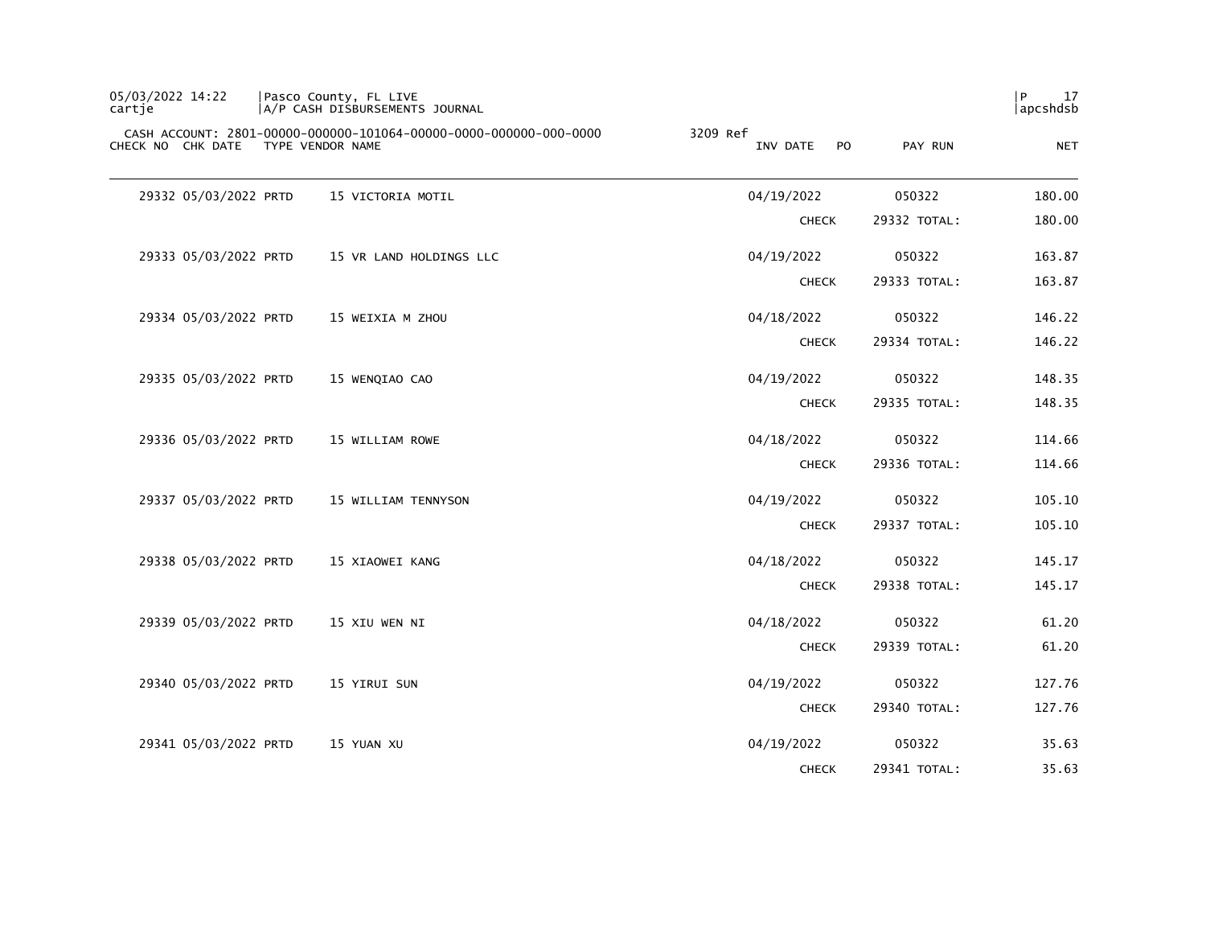CASH ACCOUNT: 2801-00000-000000-101064-00000-0000-000000-000-0000 3209 Ref

| CHECK NO | CHK DATE | TYPE | VENDOR NAME | INV DATE | PO | PAY RUN | NET |
|---|---|---|---|---|---|---|---|
| 29332 | 05/03/2022 | PRTD | 15 VICTORIA MOTIL | 04/19/2022 | | 050322 | 180.00 |
| | | | | CHECK | | 29332 TOTAL: | 180.00 |
| 29333 | 05/03/2022 | PRTD | 15 VR LAND HOLDINGS LLC | 04/19/2022 | | 050322 | 163.87 |
| | | | | CHECK | | 29333 TOTAL: | 163.87 |
| 29334 | 05/03/2022 | PRTD | 15 WEIXIA M ZHOU | 04/18/2022 | | 050322 | 146.22 |
| | | | | CHECK | | 29334 TOTAL: | 146.22 |
| 29335 | 05/03/2022 | PRTD | 15 WENQIAO CAO | 04/19/2022 | | 050322 | 148.35 |
| | | | | CHECK | | 29335 TOTAL: | 148.35 |
| 29336 | 05/03/2022 | PRTD | 15 WILLIAM ROWE | 04/18/2022 | | 050322 | 114.66 |
| | | | | CHECK | | 29336 TOTAL: | 114.66 |
| 29337 | 05/03/2022 | PRTD | 15 WILLIAM TENNYSON | 04/19/2022 | | 050322 | 105.10 |
| | | | | CHECK | | 29337 TOTAL: | 105.10 |
| 29338 | 05/03/2022 | PRTD | 15 XIAOWEI KANG | 04/18/2022 | | 050322 | 145.17 |
| | | | | CHECK | | 29338 TOTAL: | 145.17 |
| 29339 | 05/03/2022 | PRTD | 15 XIU WEN NI | 04/18/2022 | | 050322 | 61.20 |
| | | | | CHECK | | 29339 TOTAL: | 61.20 |
| 29340 | 05/03/2022 | PRTD | 15 YIRUI SUN | 04/19/2022 | | 050322 | 127.76 |
| | | | | CHECK | | 29340 TOTAL: | 127.76 |
| 29341 | 05/03/2022 | PRTD | 15 YUAN XU | 04/19/2022 | | 050322 | 35.63 |
| | | | | CHECK | | 29341 TOTAL: | 35.63 |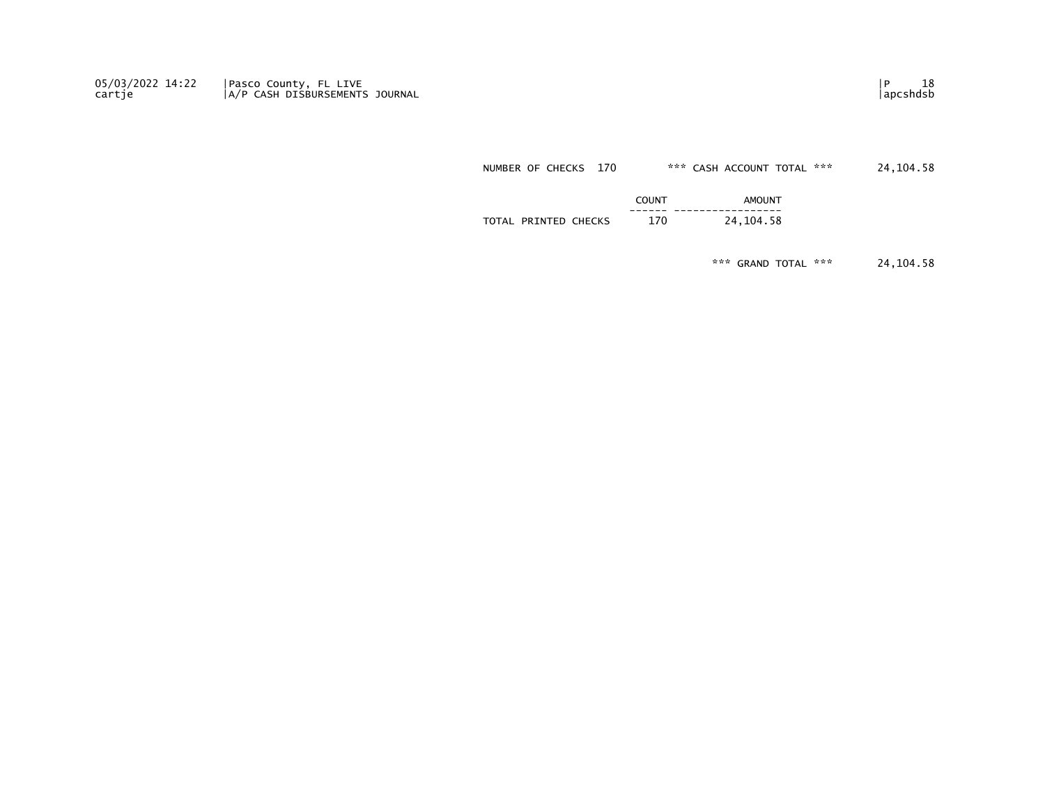NUMBER OF CHECKS 170 *** CASH ACCOUNT TOTAL *** 24,104.58

| | COUNT | AMOUNT |
|---|---|---|
| TOTAL PRINTED CHECKS | 170 | 24,104.58 |

*** GRAND TOTAL *** 24,104.58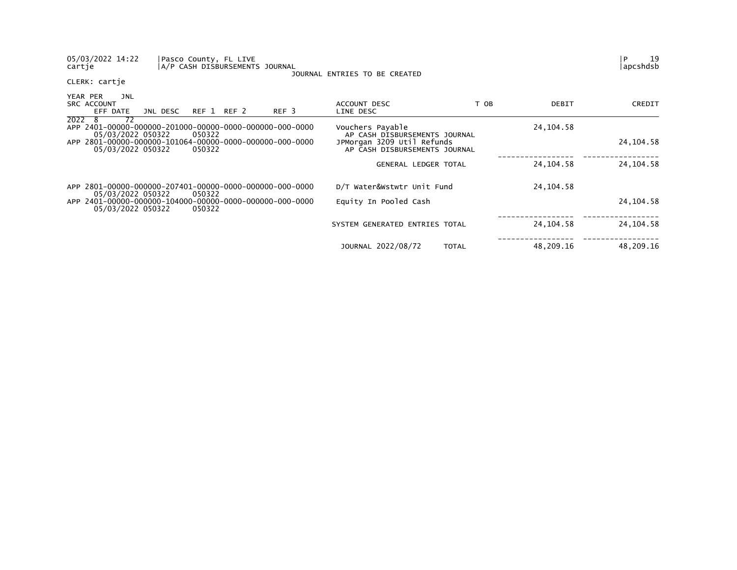05/03/2022 14:22 | Pasco County, FL LIVE
cartje | A/P CASH DISBURSEMENTS JOURNAL

JOURNAL ENTRIES TO BE CREATED

CLERK: cartje

| YEAR PER JNL SRC ACCOUNT EFF DATE JNL DESC REF 1 REF 2 REF 3 | ACCOUNT DESC LINE DESC | T OB | DEBIT | CREDIT |
|---|---|---|---|---|
| 2022 8 72 | | | | |
| APP 2401-00000-000000-201000-00000-0000-000000-000-0000 05/03/2022 050322 050322 | Vouchers Payable AP CASH DISBURSEMENTS JOURNAL | | 24,104.58 | |
| APP 2801-00000-000000-101064-00000-0000-000000-000-0000 05/03/2022 050322 050322 | JPMorgan 3209 Util Refunds AP CASH DISBURSEMENTS JOURNAL | | | 24,104.58 |
| | GENERAL LEDGER TOTAL | | 24,104.58 | 24,104.58 |
| APP 2801-00000-000000-207401-00000-0000-000000-000-0000 05/03/2022 050322 050322 | D/T Water&Wstwtr Unit Fund | | 24,104.58 | |
| APP 2401-00000-000000-104000-00000-0000-000000-000-0000 05/03/2022 050322 050322 | Equity In Pooled Cash | | | 24,104.58 |
| | SYSTEM GENERATED ENTRIES TOTAL | | 24,104.58 | 24,104.58 |
| | JOURNAL 2022/08/72 | TOTAL | 48,209.16 | 48,209.16 |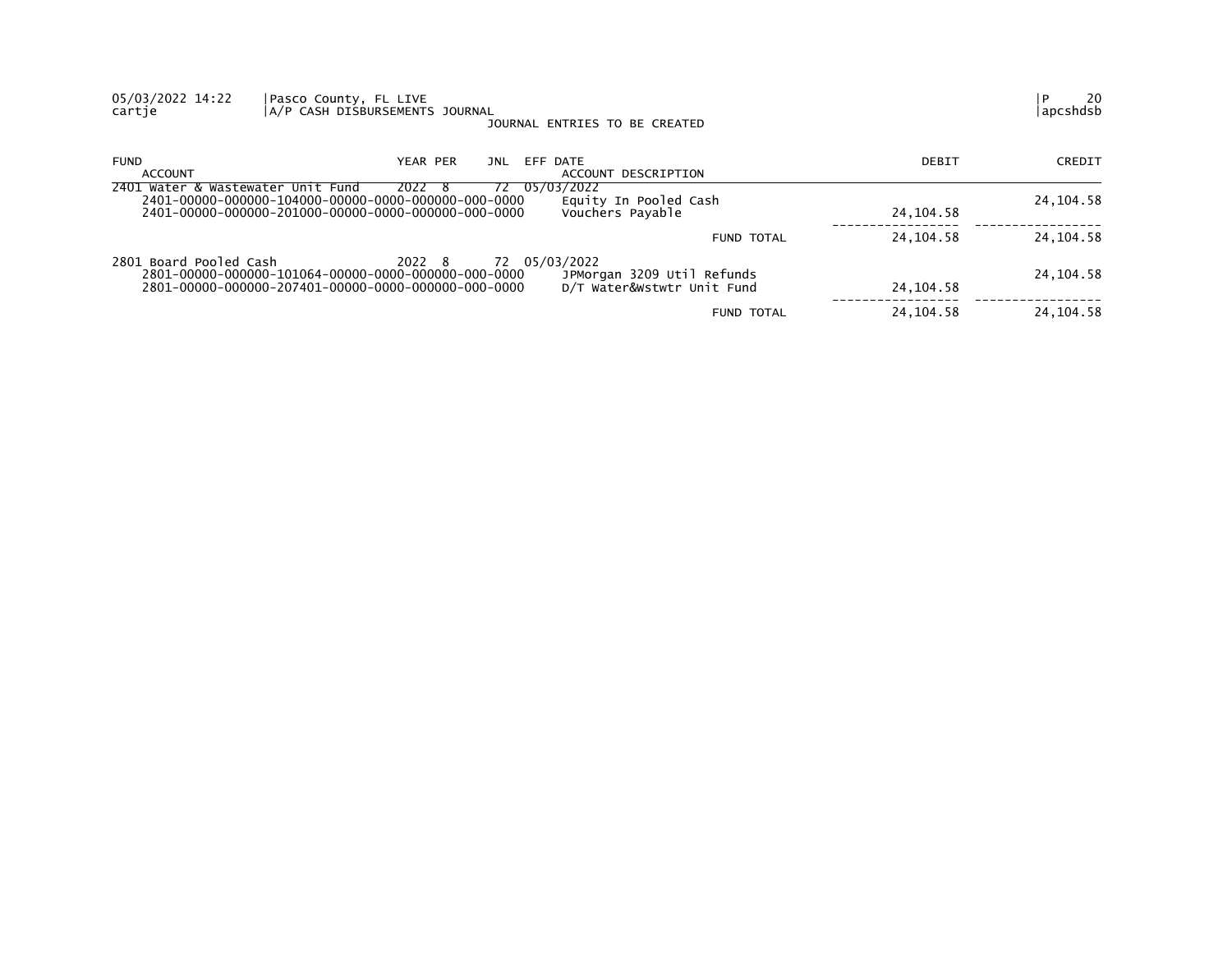05/03/2022 14:22 | Pasco County, FL LIVE | P 20
cartje | A/P CASH DISBURSEMENTS JOURNAL | apcshdsb

JOURNAL ENTRIES TO BE CREATED

| FUND<br>ACCOUNT | YEAR | PER | JNL | EFF DATE<br>ACCOUNT DESCRIPTION | DEBIT | CREDIT |
|---|---|---|---|---|---|---|
| 2401 Water & Wastewater Unit Fund | 2022 | 8 | 72 | 05/03/2022 | | |
| 2401-00000-000000-104000-00000-0000-000000-000-0000 | | | | Equity In Pooled Cash | | 24,104.58 |
| 2401-00000-000000-201000-00000-0000-000000-000-0000 | | | | Vouchers Payable | 24,104.58 | |
| | | | | FUND TOTAL | 24,104.58 | 24,104.58 |
| 2801 Board Pooled Cash | 2022 | 8 | 72 | 05/03/2022 | | |
| 2801-00000-000000-101064-00000-0000-000000-000-0000 | | | | JPMorgan 3209 Util Refunds | | 24,104.58 |
| 2801-00000-000000-207401-00000-0000-000000-000-0000 | | | | D/T Water&Wstwtr Unit Fund | 24,104.58 | |
| | | | | FUND TOTAL | 24,104.58 | 24,104.58 |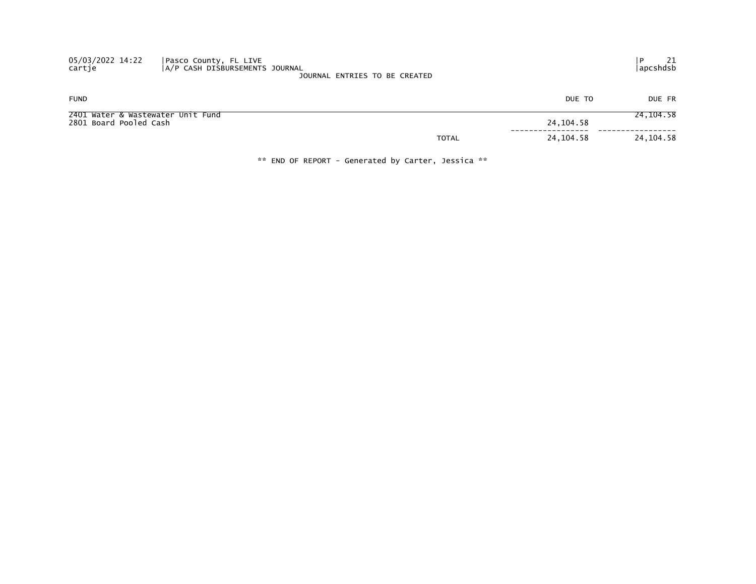JOURNAL ENTRIES TO BE CREATED

| FUND | | DUE TO | DUE FR |
|---|---|---|---|
| 2401 Water & Wastewater Unit Fund | | | 24,104.58 |
| 2801 Board Pooled Cash | | 24,104.58 | |
| | TOTAL | 24,104.58 | 24,104.58 |

** END OF REPORT - Generated by Carter, Jessica **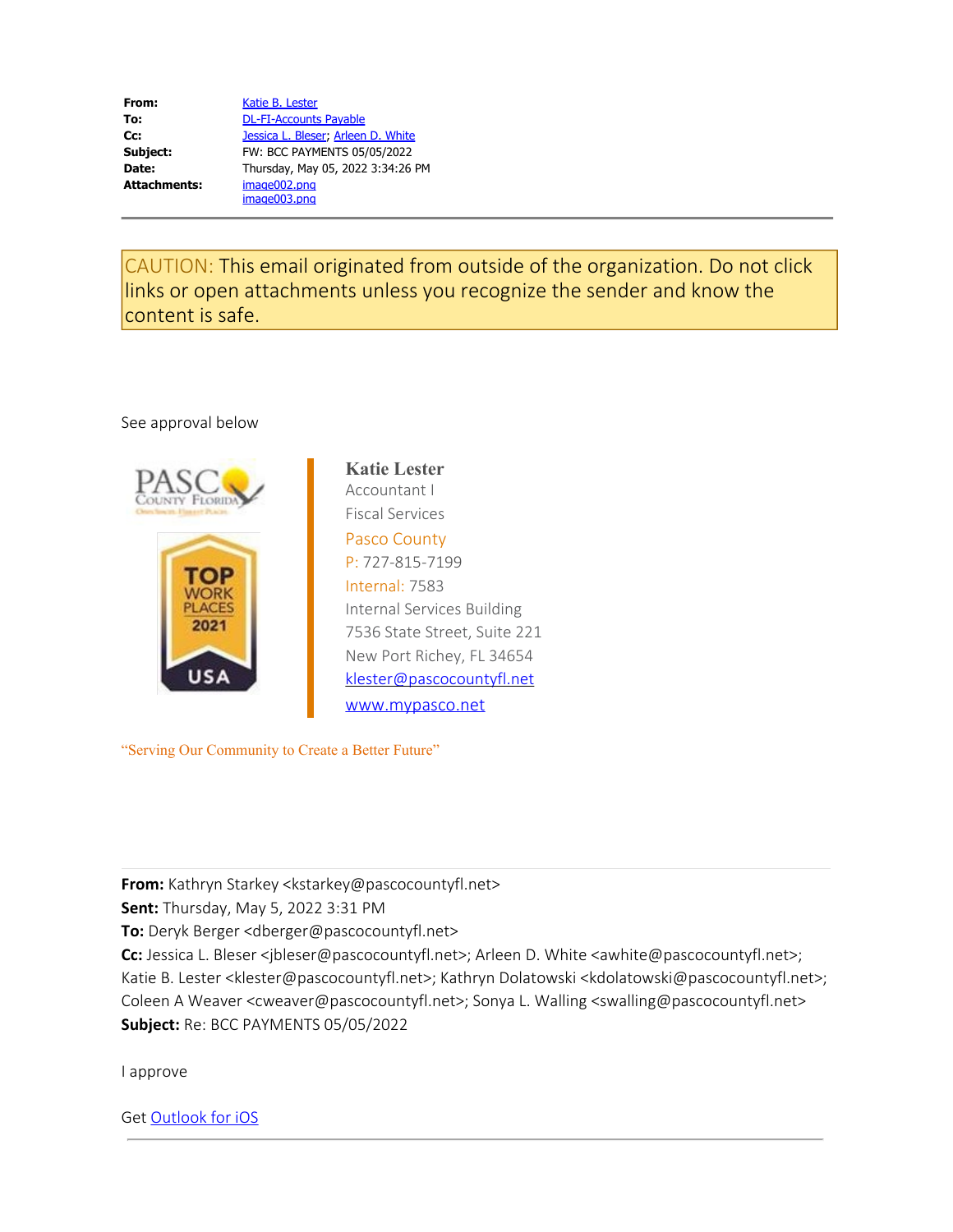**From:** Katie B. Lester
**To:** DL-FI-Accounts Payable
**Cc:** Jessica L. Bleser; Arleen D. White
**Subject:** FW: BCC PAYMENTS 05/05/2022
**Date:** Thursday, May 05, 2022 3:34:26 PM
**Attachments:** image002.png
image003.png

---

CAUTION: This email originated from outside of the organization. Do not click links or open attachments unless you recognize the sender and know the content is safe.

See approval below

**Katie Lester**
Accountant I
Fiscal Services
Pasco County
P: 727-815-7199
Internal: 7583
Internal Services Building
7536 State Street, Suite 221
New Port Richey, FL 34654
klester@pascocountyfl.net
www.mypasco.net

"Serving Our Community to Create a Better Future"

---

**From:** Kathryn Starkey <kstarkey@pascocountyfl.net>
**Sent:** Thursday, May 5, 2022 3:31 PM
**To:** Deryk Berger <dberger@pascocountyfl.net>
**Cc:** Jessica L. Bleser <jbleser@pascocountyfl.net>; Arleen D. White <awhite@pascocountyfl.net>; Katie B. Lester <klester@pascocountyfl.net>; Kathryn Dolatowski <kdolatowski@pascocountyfl.net>; Coleen A Weaver <cweaver@pascocountyfl.net>; Sonya L. Walling <swalling@pascocountyfl.net>
**Subject:** Re: BCC PAYMENTS 05/05/2022

I approve

Get Outlook for iOS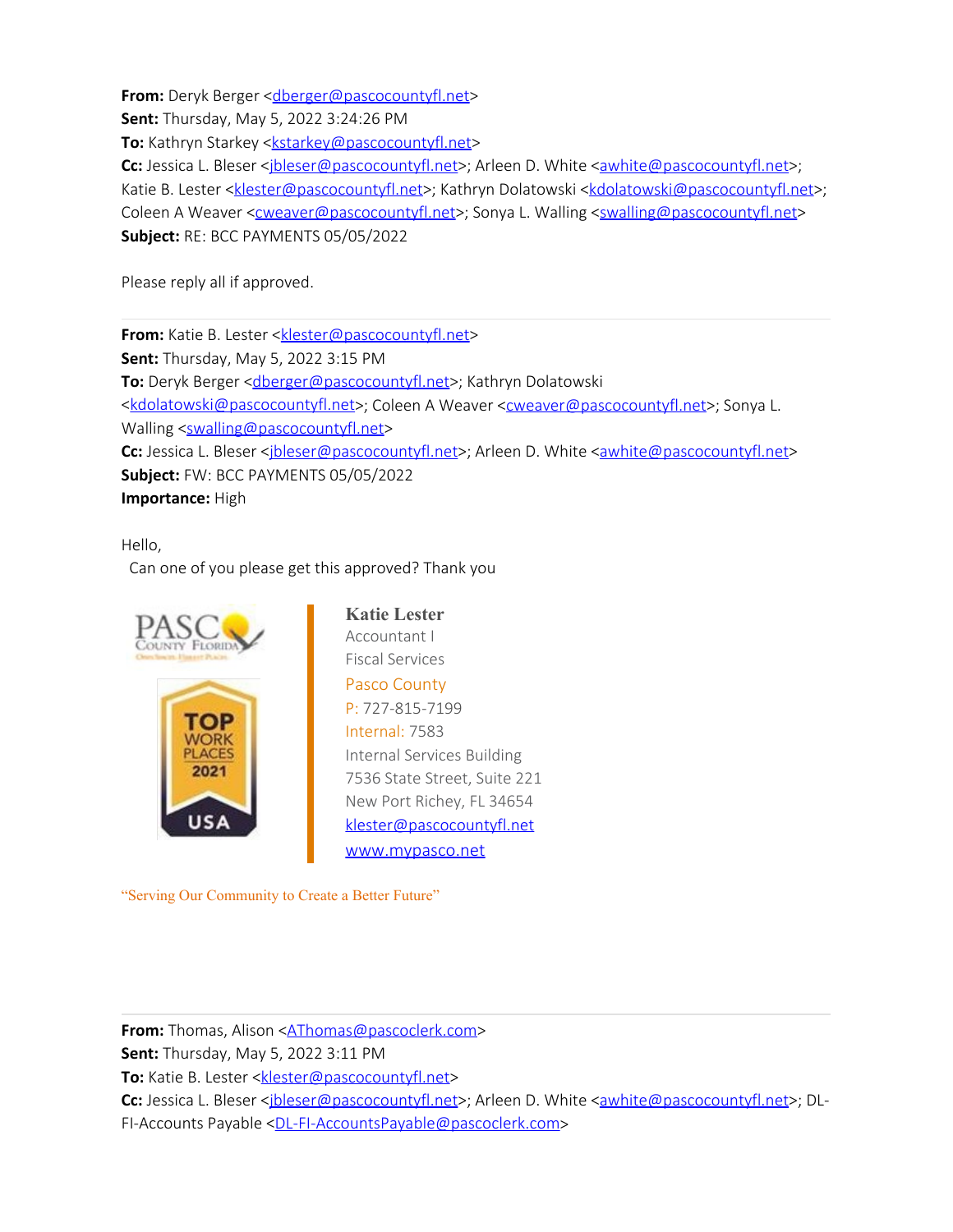**From:** Deryk Berger <dberger@pascocountyfl.net>
**Sent:** Thursday, May 5, 2022 3:24:26 PM
**To:** Kathryn Starkey <kstarkey@pascocountyfl.net>
**Cc:** Jessica L. Bleser <jbleser@pascocountyfl.net>; Arleen D. White <awhite@pascocountyfl.net>; Katie B. Lester <klester@pascocountyfl.net>; Kathryn Dolatowski <kdolatowski@pascocountyfl.net>; Coleen A Weaver <cweaver@pascocountyfl.net>; Sonya L. Walling <swalling@pascocountyfl.net>
**Subject:** RE: BCC PAYMENTS 05/05/2022

Please reply all if approved.

---

**From:** Katie B. Lester <klester@pascocountyfl.net>
**Sent:** Thursday, May 5, 2022 3:15 PM
**To:** Deryk Berger <dberger@pascocountyfl.net>; Kathryn Dolatowski <kdolatowski@pascocountyfl.net>; Coleen A Weaver <cweaver@pascocountyfl.net>; Sonya L. Walling <swalling@pascocountyfl.net>
**Cc:** Jessica L. Bleser <jbleser@pascocountyfl.net>; Arleen D. White <awhite@pascocountyfl.net>
**Subject:** FW: BCC PAYMENTS 05/05/2022
**Importance:** High

Hello,
Can one of you please get this approved? Thank you

**Katie Lester**
Accountant I
Fiscal Services
Pasco County
P: 727-815-7199
Internal: 7583
Internal Services Building
7536 State Street, Suite 221
New Port Richey, FL 34654
klester@pascocountyfl.net
www.mypasco.net

"Serving Our Community to Create a Better Future"

---

**From:** Thomas, Alison <AThomas@pascoclerk.com>
**Sent:** Thursday, May 5, 2022 3:11 PM
**To:** Katie B. Lester <klester@pascocountyfl.net>
**Cc:** Jessica L. Bleser <jbleser@pascocountyfl.net>; Arleen D. White <awhite@pascocountyfl.net>; DL-FI-Accounts Payable <DL-FI-AccountsPayable@pascoclerk.com>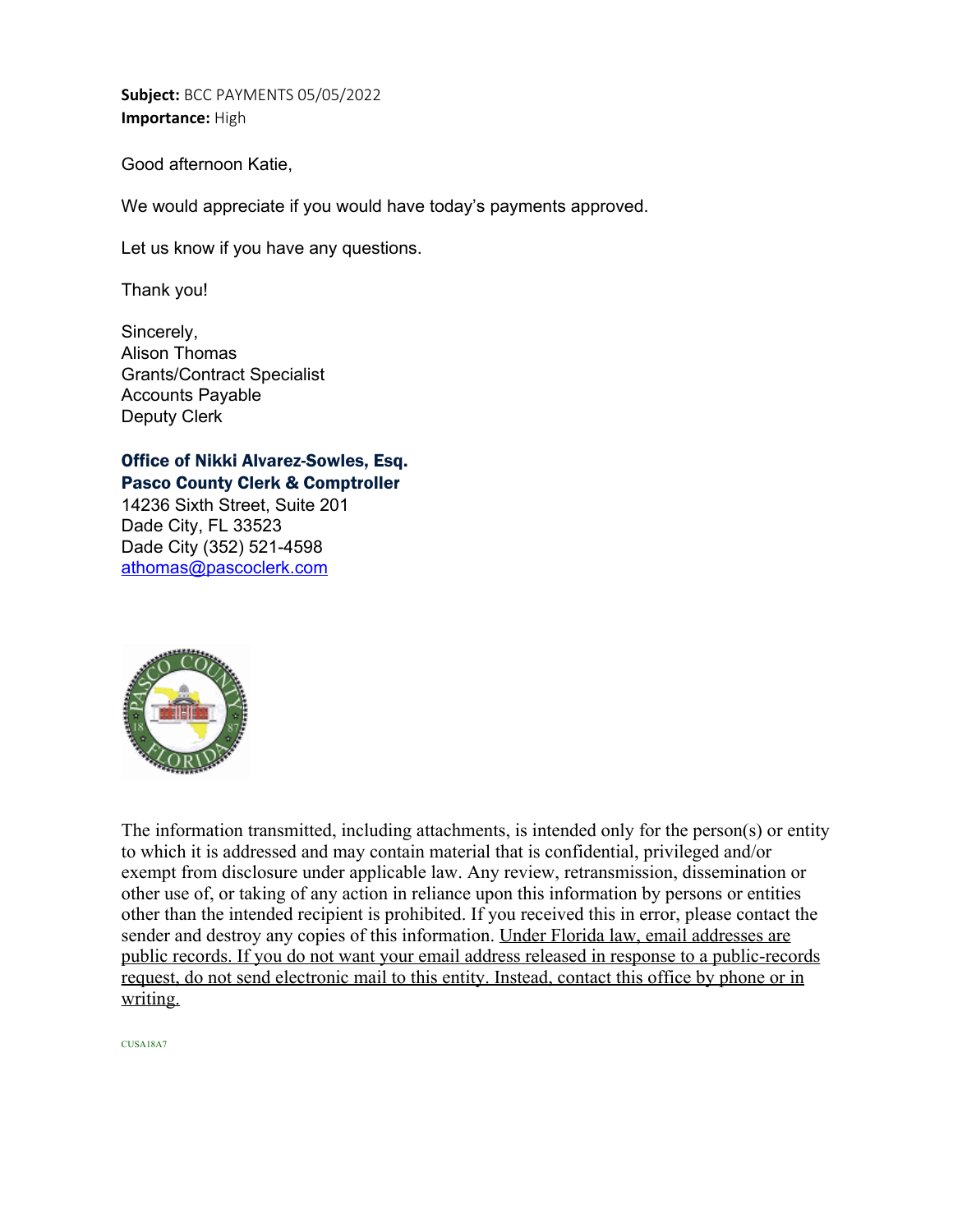**Subject:** BCC PAYMENTS 05/05/2022
**Importance:** High

Good afternoon Katie,

We would appreciate if you would have today's payments approved.

Let us know if you have any questions.

Thank you!

Sincerely,
Alison Thomas
Grants/Contract Specialist
Accounts Payable
Deputy Clerk

**Office of Nikki Alvarez-Sowles, Esq.**
**Pasco County Clerk & Comptroller**
14236 Sixth Street, Suite 201
Dade City, FL 33523
Dade City (352) 521-4598
athomas@pascoclerk.com

The information transmitted, including attachments, is intended only for the person(s) or entity to which it is addressed and may contain material that is confidential, privileged and/or exempt from disclosure under applicable law. Any review, retransmission, dissemination or other use of, or taking of any action in reliance upon this information by persons or entities other than the intended recipient is prohibited. If you received this in error, please contact the sender and destroy any copies of this information. Under Florida law, email addresses are public records. If you do not want your email address released in response to a public-records request, do not send electronic mail to this entity. Instead, contact this office by phone or in writing.

CUSA18A7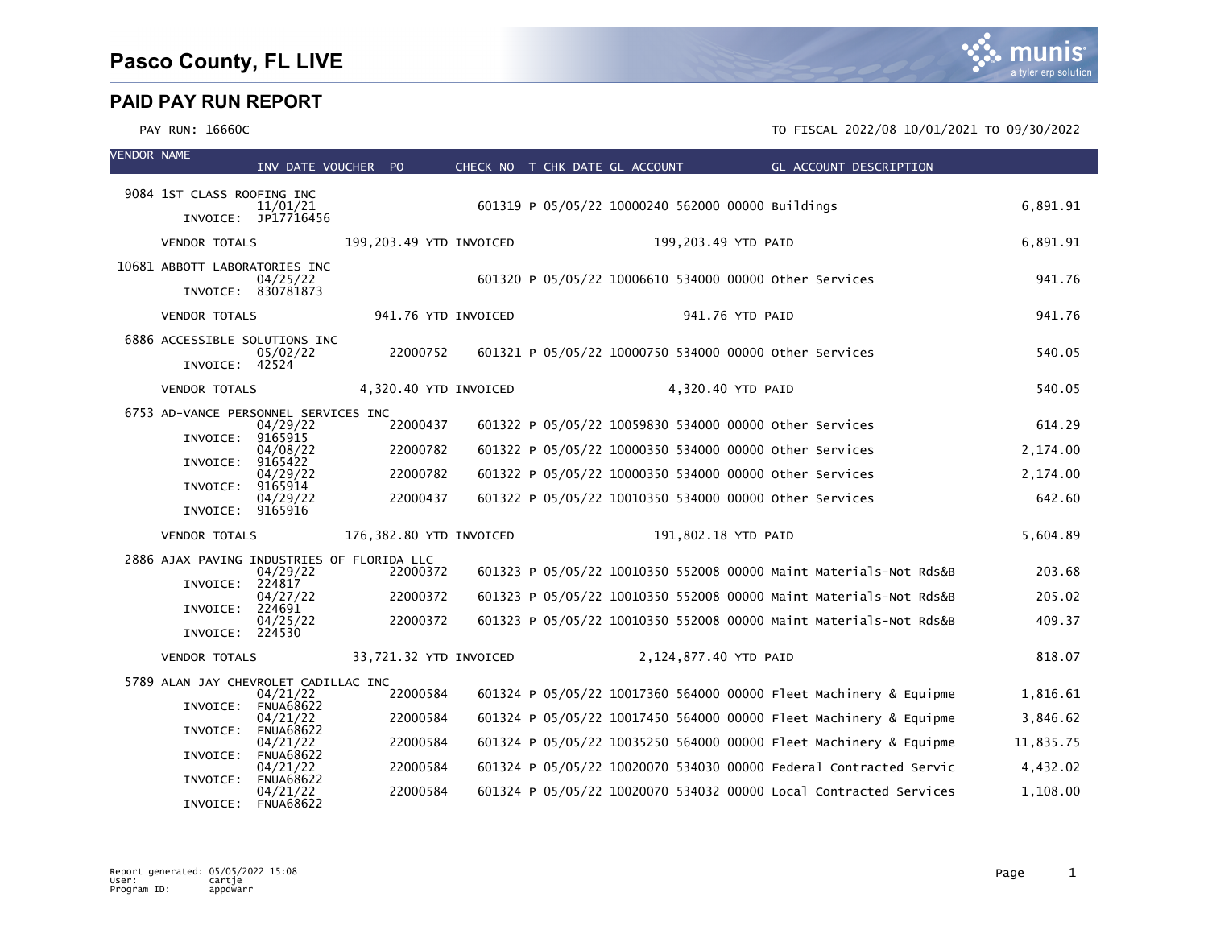# Pasco County, FL LIVE

## PAID PAY RUN REPORT

PAY RUN: 16660C

TO FISCAL 2022/08 10/01/2021 TO 09/30/2022

| VENDOR NAME | INV DATE | VOUCHER | PO | CHECK NO | T | CHK DATE | GL ACCOUNT | GL ACCOUNT DESCRIPTION | AMOUNT |
|---|---|---|---|---|---|---|---|---|---|
| 9084 1ST CLASS ROOFING INC | | | | | | | | | |
| INVOICE: JP17716456 | 11/01/21 | | | 601319 | P | 05/05/22 | 10000240 562000 00000 | Buildings | 6,891.91 |
| VENDOR TOTALS | 199,203.49 YTD INVOICED | | | 199,203.49 YTD PAID | | | | | 6,891.91 |
| 10681 ABBOTT LABORATORIES INC | | | | | | | | | |
| INVOICE: 830781873 | 04/25/22 | | | 601320 | P | 05/05/22 | 10006610 534000 00000 | Other Services | 941.76 |
| VENDOR TOTALS | 941.76 YTD INVOICED | | | 941.76 YTD PAID | | | | | 941.76 |
| 6886 ACCESSIBLE SOLUTIONS INC | | | | | | | | | |
| INVOICE: 42524 | 05/02/22 | | 22000752 | 601321 | P | 05/05/22 | 10000750 534000 00000 | Other Services | 540.05 |
| VENDOR TOTALS | 4,320.40 YTD INVOICED | | | 4,320.40 YTD PAID | | | | | 540.05 |
| 6753 AD-VANCE PERSONNEL SERVICES INC | | | | | | | | | |
| INVOICE: 9165915 | 04/29/22 | | 22000437 | 601322 | P | 05/05/22 | 10059830 534000 00000 | Other Services | 614.29 |
| INVOICE: 9165422 | 04/08/22 | | 22000782 | 601322 | P | 05/05/22 | 10000350 534000 00000 | Other Services | 2,174.00 |
| INVOICE: 9165914 | 04/29/22 | | 22000782 | 601322 | P | 05/05/22 | 10000350 534000 00000 | Other Services | 2,174.00 |
| INVOICE: 9165916 | 04/29/22 | | 22000437 | 601322 | P | 05/05/22 | 10010350 534000 00000 | Other Services | 642.60 |
| VENDOR TOTALS | 176,382.80 YTD INVOICED | | | 191,802.18 YTD PAID | | | | | 5,604.89 |
| 2886 AJAX PAVING INDUSTRIES OF FLORIDA LLC | | | | | | | | | |
| INVOICE: 224817 | 04/29/22 | | 22000372 | 601323 | P | 05/05/22 | 10010350 552008 00000 | Maint Materials-Not Rds&B | 203.68 |
| INVOICE: 224691 | 04/27/22 | | 22000372 | 601323 | P | 05/05/22 | 10010350 552008 00000 | Maint Materials-Not Rds&B | 205.02 |
| INVOICE: 224530 | 04/25/22 | | 22000372 | 601323 | P | 05/05/22 | 10010350 552008 00000 | Maint Materials-Not Rds&B | 409.37 |
| VENDOR TOTALS | 33,721.32 YTD INVOICED | | | 2,124,877.40 YTD PAID | | | | | 818.07 |
| 5789 ALAN JAY CHEVROLET CADILLAC INC | | | | | | | | | |
| INVOICE: FNUA68622 | 04/21/22 | | 22000584 | 601324 | P | 05/05/22 | 10017360 564000 00000 | Fleet Machinery & Equipme | 1,816.61 |
| INVOICE: FNUA68622 | 04/21/22 | | 22000584 | 601324 | P | 05/05/22 | 10017450 564000 00000 | Fleet Machinery & Equipme | 3,846.62 |
| INVOICE: FNUA68622 | 04/21/22 | | 22000584 | 601324 | P | 05/05/22 | 10035250 564000 00000 | Fleet Machinery & Equipme | 11,835.75 |
| INVOICE: FNUA68622 | 04/21/22 | | 22000584 | 601324 | P | 05/05/22 | 10020070 534030 00000 | Federal Contracted Servic | 4,432.02 |
| INVOICE: FNUA68622 | 04/21/22 | | 22000584 | 601324 | P | 05/05/22 | 10020070 534032 00000 | Local Contracted Services | 1,108.00 |

Report generated: 05/05/2022 15:08
User: cartje
Program ID: appdwarr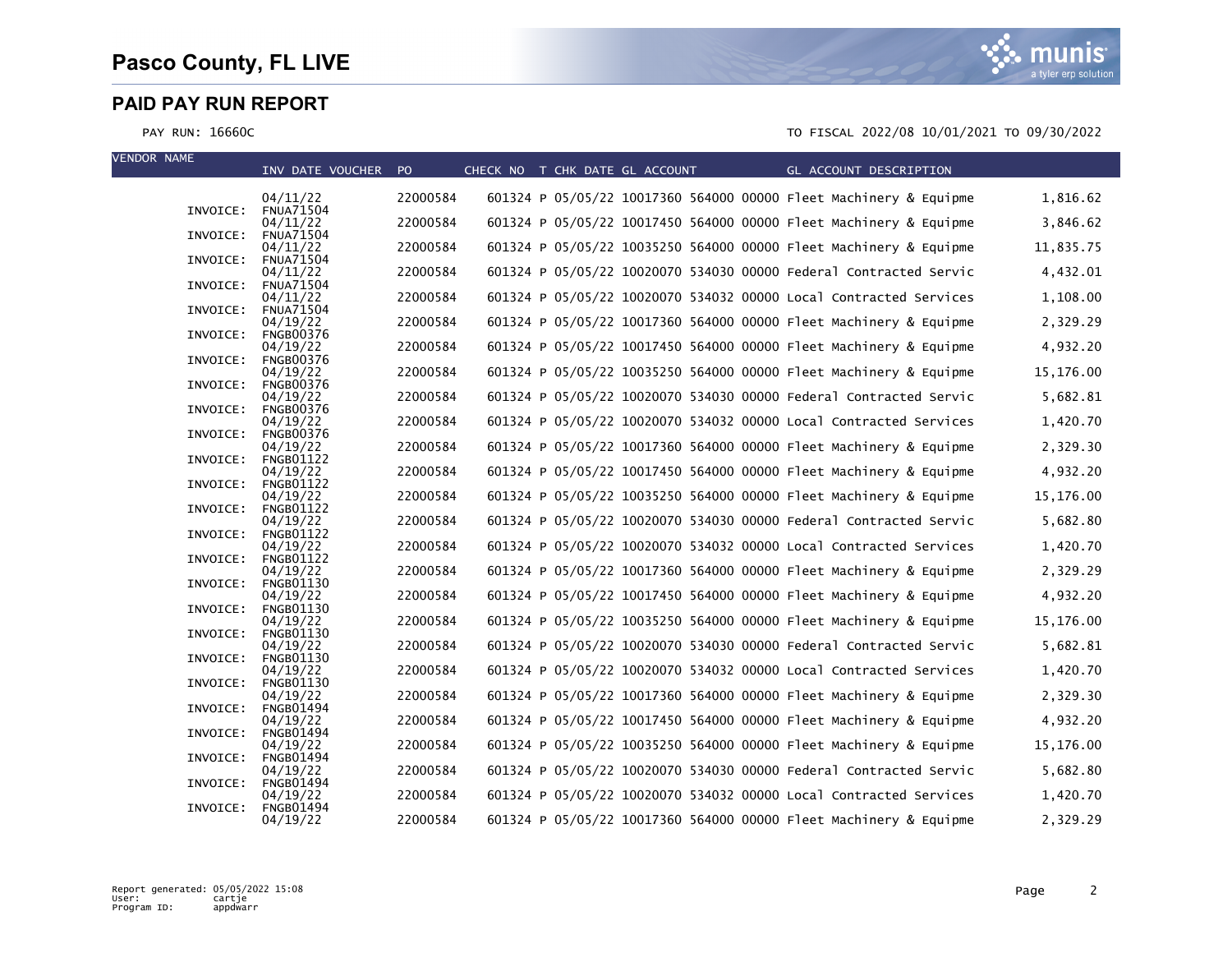# Pasco County, FL LIVE

## PAID PAY RUN REPORT

PAY RUN: 16660C

TO FISCAL 2022/08 10/01/2021 TO 09/30/2022

| VENDOR NAME | INV DATE VOUCHER | PO | CHECK NO | T | CHK DATE | GL ACCOUNT | GL ACCOUNT DESCRIPTION | |
|---|---|---|---|---|---|---|---|---|
| | 04/11/22 | 22000584 | 601324 | P | 05/05/22 | 10017360 564000 00000 | Fleet Machinery & Equipme | 1,816.62 |
| INVOICE: | FNUA71504 | | | | | | | |
| | 04/11/22 | 22000584 | 601324 | P | 05/05/22 | 10017450 564000 00000 | Fleet Machinery & Equipme | 3,846.62 |
| INVOICE: | FNUA71504 | | | | | | | |
| | 04/11/22 | 22000584 | 601324 | P | 05/05/22 | 10035250 564000 00000 | Fleet Machinery & Equipme | 11,835.75 |
| INVOICE: | FNUA71504 | | | | | | | |
| | 04/11/22 | 22000584 | 601324 | P | 05/05/22 | 10020070 534030 00000 | Federal Contracted Servic | 4,432.01 |
| INVOICE: | FNUA71504 | | | | | | | |
| | 04/11/22 | 22000584 | 601324 | P | 05/05/22 | 10020070 534032 00000 | Local Contracted Services | 1,108.00 |
| INVOICE: | FNUA71504 | | | | | | | |
| | 04/19/22 | 22000584 | 601324 | P | 05/05/22 | 10017360 564000 00000 | Fleet Machinery & Equipme | 2,329.29 |
| INVOICE: | FNGB00376 | | | | | | | |
| | 04/19/22 | 22000584 | 601324 | P | 05/05/22 | 10017450 564000 00000 | Fleet Machinery & Equipme | 4,932.20 |
| INVOICE: | FNGB00376 | | | | | | | |
| | 04/19/22 | 22000584 | 601324 | P | 05/05/22 | 10035250 564000 00000 | Fleet Machinery & Equipme | 15,176.00 |
| INVOICE: | FNGB00376 | | | | | | | |
| | 04/19/22 | 22000584 | 601324 | P | 05/05/22 | 10020070 534030 00000 | Federal Contracted Servic | 5,682.81 |
| INVOICE: | FNGB00376 | | | | | | | |
| | 04/19/22 | 22000584 | 601324 | P | 05/05/22 | 10020070 534032 00000 | Local Contracted Services | 1,420.70 |
| INVOICE: | FNGB00376 | | | | | | | |
| | 04/19/22 | 22000584 | 601324 | P | 05/05/22 | 10017360 564000 00000 | Fleet Machinery & Equipme | 2,329.30 |
| INVOICE: | FNGB01122 | | | | | | | |
| | 04/19/22 | 22000584 | 601324 | P | 05/05/22 | 10017450 564000 00000 | Fleet Machinery & Equipme | 4,932.20 |
| INVOICE: | FNGB01122 | | | | | | | |
| | 04/19/22 | 22000584 | 601324 | P | 05/05/22 | 10035250 564000 00000 | Fleet Machinery & Equipme | 15,176.00 |
| INVOICE: | FNGB01122 | | | | | | | |
| | 04/19/22 | 22000584 | 601324 | P | 05/05/22 | 10020070 534030 00000 | Federal Contracted Servic | 5,682.80 |
| INVOICE: | FNGB01122 | | | | | | | |
| | 04/19/22 | 22000584 | 601324 | P | 05/05/22 | 10020070 534032 00000 | Local Contracted Services | 1,420.70 |
| INVOICE: | FNGB01122 | | | | | | | |
| | 04/19/22 | 22000584 | 601324 | P | 05/05/22 | 10017360 564000 00000 | Fleet Machinery & Equipme | 2,329.29 |
| INVOICE: | FNGB01130 | | | | | | | |
| | 04/19/22 | 22000584 | 601324 | P | 05/05/22 | 10017450 564000 00000 | Fleet Machinery & Equipme | 4,932.20 |
| INVOICE: | FNGB01130 | | | | | | | |
| | 04/19/22 | 22000584 | 601324 | P | 05/05/22 | 10035250 564000 00000 | Fleet Machinery & Equipme | 15,176.00 |
| INVOICE: | FNGB01130 | | | | | | | |
| | 04/19/22 | 22000584 | 601324 | P | 05/05/22 | 10020070 534030 00000 | Federal Contracted Servic | 5,682.81 |
| INVOICE: | FNGB01130 | | | | | | | |
| | 04/19/22 | 22000584 | 601324 | P | 05/05/22 | 10020070 534032 00000 | Local Contracted Services | 1,420.70 |
| INVOICE: | FNGB01130 | | | | | | | |
| | 04/19/22 | 22000584 | 601324 | P | 05/05/22 | 10017360 564000 00000 | Fleet Machinery & Equipme | 2,329.30 |
| INVOICE: | FNGB01494 | | | | | | | |
| | 04/19/22 | 22000584 | 601324 | P | 05/05/22 | 10017450 564000 00000 | Fleet Machinery & Equipme | 4,932.20 |
| INVOICE: | FNGB01494 | | | | | | | |
| | 04/19/22 | 22000584 | 601324 | P | 05/05/22 | 10035250 564000 00000 | Fleet Machinery & Equipme | 15,176.00 |
| INVOICE: | FNGB01494 | | | | | | | |
| | 04/19/22 | 22000584 | 601324 | P | 05/05/22 | 10020070 534030 00000 | Federal Contracted Servic | 5,682.80 |
| INVOICE: | FNGB01494 | | | | | | | |
| | 04/19/22 | 22000584 | 601324 | P | 05/05/22 | 10020070 534032 00000 | Local Contracted Services | 1,420.70 |
| INVOICE: | FNGB01494 | | | | | | | |
| | 04/19/22 | 22000584 | 601324 | P | 05/05/22 | 10017360 564000 00000 | Fleet Machinery & Equipme | 2,329.29 |

Report generated: 05/05/2022 15:08
User: cartje
Program ID: appdwarr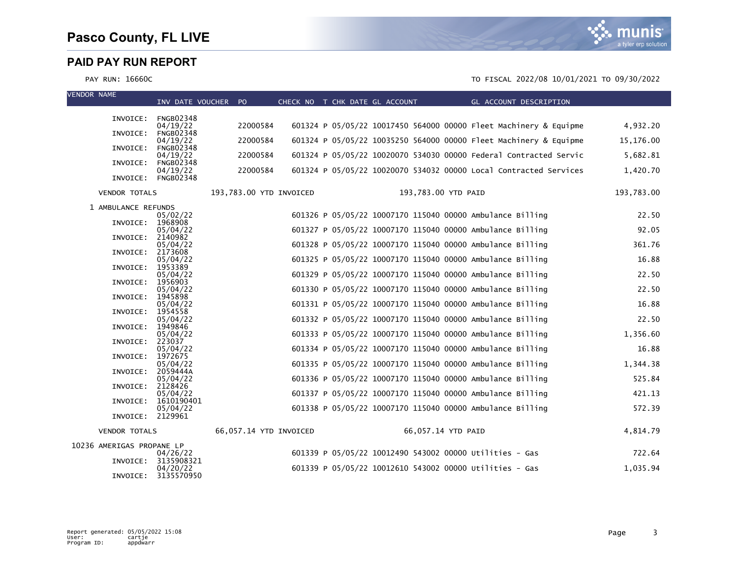# Pasco County, FL LIVE

## PAID PAY RUN REPORT

PAY RUN: 16660C

TO FISCAL 2022/08 10/01/2021 TO 09/30/2022

| VENDOR NAME | INV DATE | VOUCHER | PO | CHECK NO | T | CHK DATE | GL ACCOUNT | GL ACCOUNT DESCRIPTION | AMOUNT |
|---|---|---|---|---|---|---|---|---|---|
| INVOICE: FNGB02348 | 04/19/22 | | 22000584 | 601324 | P | 05/05/22 | 10017450 564000 00000 | Fleet Machinery & Equipme | 4,932.20 |
| INVOICE: FNGB02348 | 04/19/22 | | 22000584 | 601324 | P | 05/05/22 | 10035250 564000 00000 | Fleet Machinery & Equipme | 15,176.00 |
| INVOICE: FNGB02348 | 04/19/22 | | 22000584 | 601324 | P | 05/05/22 | 10020070 534030 00000 | Federal Contracted Servic | 5,682.81 |
| INVOICE: FNGB02348 | 04/19/22 | | 22000584 | 601324 | P | 05/05/22 | 10020070 534032 00000 | Local Contracted Services | 1,420.70 |
| INVOICE: FNGB02348 | | | | | | | | | |
| VENDOR TOTALS | 193,783.00 YTD INVOICED | | | | | | 193,783.00 YTD PAID | | 193,783.00 |
| 1 AMBULANCE REFUNDS | | | | | | | | | |
| INVOICE: 1968908 | 05/02/22 | | | 601326 | P | 05/05/22 | 10007170 115040 00000 | Ambulance Billing | 22.50 |
| INVOICE: 2140982 | 05/04/22 | | | 601327 | P | 05/05/22 | 10007170 115040 00000 | Ambulance Billing | 92.05 |
| INVOICE: 2173608 | 05/04/22 | | | 601328 | P | 05/05/22 | 10007170 115040 00000 | Ambulance Billing | 361.76 |
| INVOICE: 1953389 | 05/04/22 | | | 601325 | P | 05/05/22 | 10007170 115040 00000 | Ambulance Billing | 16.88 |
| INVOICE: 1956903 | 05/04/22 | | | 601329 | P | 05/05/22 | 10007170 115040 00000 | Ambulance Billing | 22.50 |
| INVOICE: 1945898 | 05/04/22 | | | 601330 | P | 05/05/22 | 10007170 115040 00000 | Ambulance Billing | 22.50 |
| INVOICE: 1954558 | 05/04/22 | | | 601331 | P | 05/05/22 | 10007170 115040 00000 | Ambulance Billing | 16.88 |
| INVOICE: 1949846 | 05/04/22 | | | 601332 | P | 05/05/22 | 10007170 115040 00000 | Ambulance Billing | 22.50 |
| INVOICE: 223037 | 05/04/22 | | | 601333 | P | 05/05/22 | 10007170 115040 00000 | Ambulance Billing | 1,356.60 |
| INVOICE: 1972675 | 05/04/22 | | | 601334 | P | 05/05/22 | 10007170 115040 00000 | Ambulance Billing | 16.88 |
| INVOICE: 2059444A | 05/04/22 | | | 601335 | P | 05/05/22 | 10007170 115040 00000 | Ambulance Billing | 1,344.38 |
| INVOICE: 2128426 | 05/04/22 | | | 601336 | P | 05/05/22 | 10007170 115040 00000 | Ambulance Billing | 525.84 |
| INVOICE: 1610190401 | 05/04/22 | | | 601337 | P | 05/05/22 | 10007170 115040 00000 | Ambulance Billing | 421.13 |
| INVOICE: 2129961 | 05/04/22 | | | 601338 | P | 05/05/22 | 10007170 115040 00000 | Ambulance Billing | 572.39 |
| VENDOR TOTALS | 66,057.14 YTD INVOICED | | | | | | 66,057.14 YTD PAID | | 4,814.79 |
| 10236 AMERIGAS PROPANE LP | | | | | | | | | |
| INVOICE: 3135908321 | 04/26/22 | | | 601339 | P | 05/05/22 | 10012490 543002 00000 | Utilities - Gas | 722.64 |
| INVOICE: 3135570950 | 04/20/22 | | | 601339 | P | 05/05/22 | 10012610 543002 00000 | Utilities - Gas | 1,035.94 |

Report generated: 05/05/2022 15:08
User: cartje
Program ID: appdwarr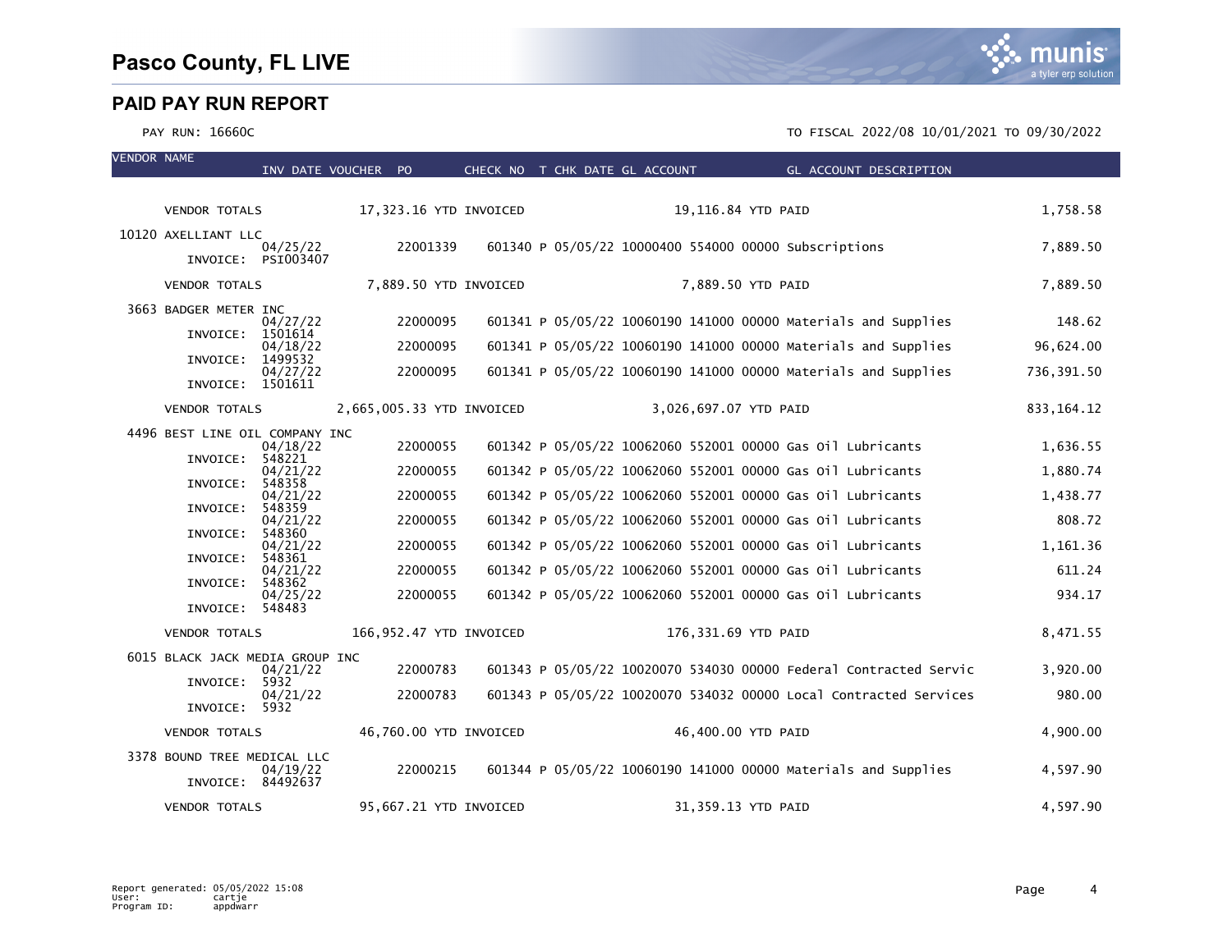# Pasco County, FL LIVE

## PAID PAY RUN REPORT

PAY RUN: 16660C

TO FISCAL 2022/08 10/01/2021 TO 09/30/2022

| VENDOR NAME | INV DATE | VOUCHER | PO | CHECK NO | T | CHK DATE | GL ACCOUNT | GL ACCOUNT DESCRIPTION | |
|---|---|---|---|---|---|---|---|---|---|
| VENDOR TOTALS | | 17,323.16 YTD INVOICED | | | | 19,116.84 YTD PAID | | | 1,758.58 |
| 10120 AXELLIANT LLC | | | | | | | | | |
| INVOICE: PSI003407 | 04/25/22 | | 22001339 | 601340 | P | 05/05/22 | 10000400 554000 00000 | Subscriptions | 7,889.50 |
| VENDOR TOTALS | | 7,889.50 YTD INVOICED | | | | 7,889.50 YTD PAID | | | 7,889.50 |
| 3663 BADGER METER INC | | | | | | | | | |
| INVOICE: 1501614 | 04/27/22 | | 22000095 | 601341 | P | 05/05/22 | 10060190 141000 00000 | Materials and Supplies | 148.62 |
| INVOICE: 1499532 | 04/18/22 | | 22000095 | 601341 | P | 05/05/22 | 10060190 141000 00000 | Materials and Supplies | 96,624.00 |
| INVOICE: 1501611 | 04/27/22 | | 22000095 | 601341 | P | 05/05/22 | 10060190 141000 00000 | Materials and Supplies | 736,391.50 |
| VENDOR TOTALS | | 2,665,005.33 YTD INVOICED | | | | 3,026,697.07 YTD PAID | | | 833,164.12 |
| 4496 BEST LINE OIL COMPANY INC | | | | | | | | | |
| INVOICE: 548221 | 04/18/22 | | 22000055 | 601342 | P | 05/05/22 | 10062060 552001 00000 | Gas Oil Lubricants | 1,636.55 |
| INVOICE: 548358 | 04/21/22 | | 22000055 | 601342 | P | 05/05/22 | 10062060 552001 00000 | Gas Oil Lubricants | 1,880.74 |
| INVOICE: 548359 | 04/21/22 | | 22000055 | 601342 | P | 05/05/22 | 10062060 552001 00000 | Gas Oil Lubricants | 1,438.77 |
| INVOICE: 548360 | 04/21/22 | | 22000055 | 601342 | P | 05/05/22 | 10062060 552001 00000 | Gas Oil Lubricants | 808.72 |
| INVOICE: 548361 | 04/21/22 | | 22000055 | 601342 | P | 05/05/22 | 10062060 552001 00000 | Gas Oil Lubricants | 1,161.36 |
| INVOICE: 548362 | 04/21/22 | | 22000055 | 601342 | P | 05/05/22 | 10062060 552001 00000 | Gas Oil Lubricants | 611.24 |
| INVOICE: 548483 | 04/25/22 | | 22000055 | 601342 | P | 05/05/22 | 10062060 552001 00000 | Gas Oil Lubricants | 934.17 |
| VENDOR TOTALS | | 166,952.47 YTD INVOICED | | | | 176,331.69 YTD PAID | | | 8,471.55 |
| 6015 BLACK JACK MEDIA GROUP INC | | | | | | | | | |
| INVOICE: 5932 | 04/21/22 | | 22000783 | 601343 | P | 05/05/22 | 10020070 534030 00000 | Federal Contracted Servic | 3,920.00 |
| INVOICE: 5932 | 04/21/22 | | 22000783 | 601343 | P | 05/05/22 | 10020070 534032 00000 | Local Contracted Services | 980.00 |
| VENDOR TOTALS | | 46,760.00 YTD INVOICED | | | | 46,400.00 YTD PAID | | | 4,900.00 |
| 3378 BOUND TREE MEDICAL LLC | | | | | | | | | |
| INVOICE: 84492637 | 04/19/22 | | 22000215 | 601344 | P | 05/05/22 | 10060190 141000 00000 | Materials and Supplies | 4,597.90 |
| VENDOR TOTALS | | 95,667.21 YTD INVOICED | | | | 31,359.13 YTD PAID | | | 4,597.90 |

Report generated: 05/05/2022 15:08
User: cartje
Program ID: appdwarr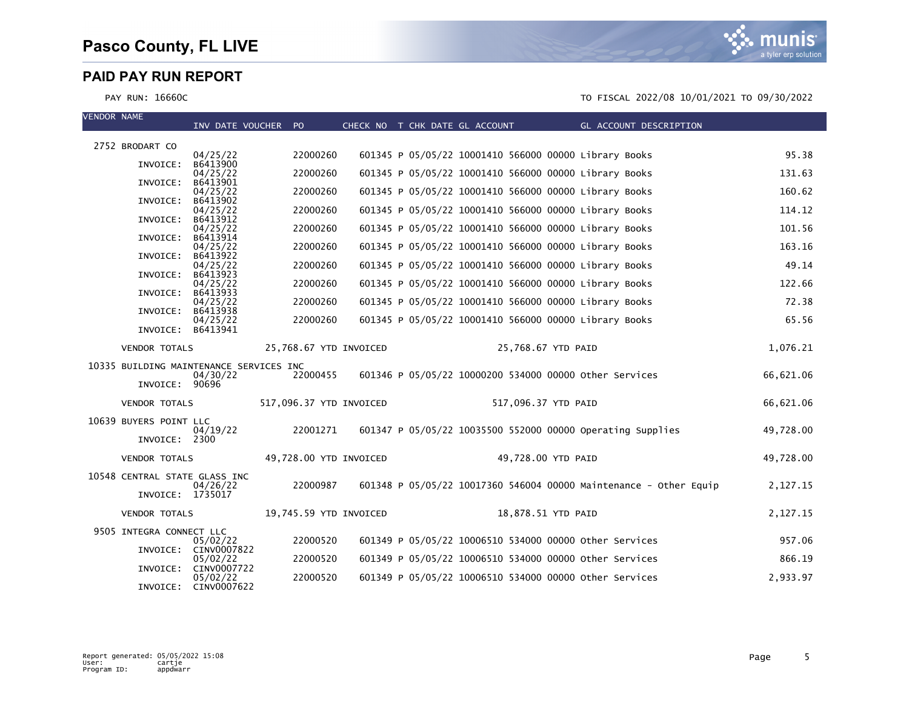# Pasco County, FL LIVE

## PAID PAY RUN REPORT

PAY RUN: 16660C

TO FISCAL 2022/08 10/01/2021 TO 09/30/2022

| VENDOR NAME | INV DATE | VOUCHER | PO | CHECK NO | T | CHK DATE | GL ACCOUNT | GL ACCOUNT DESCRIPTION | AMOUNT |
|---|---|---|---|---|---|---|---|---|---|
| 2752 BRODART CO | | | | | | | | | |
| INVOICE: B6413900 | 04/25/22 | | 22000260 | 601345 | P | 05/05/22 | 10001410 566000 00000 | Library Books | 95.38 |
| INVOICE: B6413901 | 04/25/22 | | 22000260 | 601345 | P | 05/05/22 | 10001410 566000 00000 | Library Books | 131.63 |
| INVOICE: B6413902 | 04/25/22 | | 22000260 | 601345 | P | 05/05/22 | 10001410 566000 00000 | Library Books | 160.62 |
| INVOICE: B6413912 | 04/25/22 | | 22000260 | 601345 | P | 05/05/22 | 10001410 566000 00000 | Library Books | 114.12 |
| INVOICE: B6413914 | 04/25/22 | | 22000260 | 601345 | P | 05/05/22 | 10001410 566000 00000 | Library Books | 101.56 |
| INVOICE: B6413922 | 04/25/22 | | 22000260 | 601345 | P | 05/05/22 | 10001410 566000 00000 | Library Books | 163.16 |
| INVOICE: B6413923 | 04/25/22 | | 22000260 | 601345 | P | 05/05/22 | 10001410 566000 00000 | Library Books | 49.14 |
| INVOICE: B6413933 | 04/25/22 | | 22000260 | 601345 | P | 05/05/22 | 10001410 566000 00000 | Library Books | 122.66 |
| INVOICE: B6413938 | 04/25/22 | | 22000260 | 601345 | P | 05/05/22 | 10001410 566000 00000 | Library Books | 72.38 |
| INVOICE: B6413941 | 04/25/22 | | 22000260 | 601345 | P | 05/05/22 | 10001410 566000 00000 | Library Books | 65.56 |
| VENDOR TOTALS | 25,768.67 YTD INVOICED | | | | | | 25,768.67 YTD PAID | | 1,076.21 |
| 10335 BUILDING MAINTENANCE SERVICES INC | | | | | | | | | |
| INVOICE: 90696 | 04/30/22 | | 22000455 | 601346 | P | 05/05/22 | 10000200 534000 00000 | Other Services | 66,621.06 |
| VENDOR TOTALS | 517,096.37 YTD INVOICED | | | | | | 517,096.37 YTD PAID | | 66,621.06 |
| 10639 BUYERS POINT LLC | | | | | | | | | |
| INVOICE: 2300 | 04/19/22 | | 22001271 | 601347 | P | 05/05/22 | 10035500 552000 00000 | Operating Supplies | 49,728.00 |
| VENDOR TOTALS | 49,728.00 YTD INVOICED | | | | | | 49,728.00 YTD PAID | | 49,728.00 |
| 10548 CENTRAL STATE GLASS INC | | | | | | | | | |
| INVOICE: 1735017 | 04/26/22 | | 22000987 | 601348 | P | 05/05/22 | 10017360 546004 00000 | Maintenance - Other Equip | 2,127.15 |
| VENDOR TOTALS | 19,745.59 YTD INVOICED | | | | | | 18,878.51 YTD PAID | | 2,127.15 |
| 9505 INTEGRA CONNECT LLC | | | | | | | | | |
| INVOICE: CINV0007822 | 05/02/22 | | 22000520 | 601349 | P | 05/05/22 | 10006510 534000 00000 | Other Services | 957.06 |
| INVOICE: CINV0007722 | 05/02/22 | | 22000520 | 601349 | P | 05/05/22 | 10006510 534000 00000 | Other Services | 866.19 |
| INVOICE: CINV0007622 | 05/02/22 | | 22000520 | 601349 | P | 05/05/22 | 10006510 534000 00000 | Other Services | 2,933.97 |

Report generated: 05/05/2022 15:08
User: cartje
Program ID: appdwarr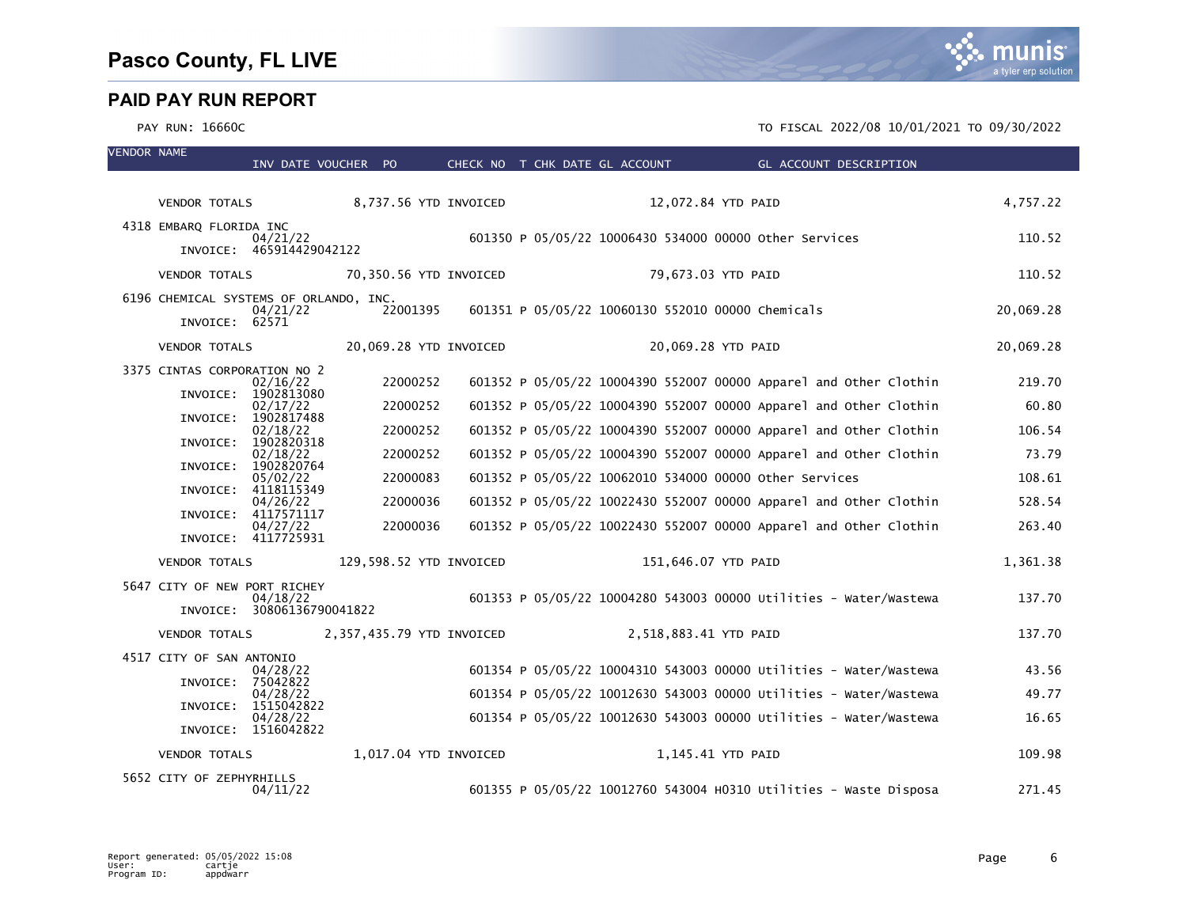# Pasco County, FL LIVE

## PAID PAY RUN REPORT

PAY RUN: 16660C

TO FISCAL 2022/08 10/01/2021 TO 09/30/2022

| VENDOR NAME | INV DATE | VOUCHER | PO | CHECK NO | T | CHK DATE | GL ACCOUNT | GL ACCOUNT DESCRIPTION | |
|---|---|---|---|---|---|---|---|---|---|
| VENDOR TOTALS | 8,737.56 YTD INVOICED | | | | | | 12,072.84 YTD PAID | | 4,757.22 |
| 4318 EMBARQ FLORIDA INC | | | | | | | | | |
| | 04/21/22 | | | 601350 | P | 05/05/22 | 10006430 534000 00000 | Other Services | 110.52 |
| INVOICE: 465914429042122 | | | | | | | | | |
| VENDOR TOTALS | 70,350.56 YTD INVOICED | | | | | | 79,673.03 YTD PAID | | 110.52 |
| 6196 CHEMICAL SYSTEMS OF ORLANDO, INC. | | | | | | | | | |
| | 04/21/22 | | 22001395 | 601351 | P | 05/05/22 | 10060130 552010 00000 | Chemicals | 20,069.28 |
| INVOICE: 62571 | | | | | | | | | |
| VENDOR TOTALS | 20,069.28 YTD INVOICED | | | | | | 20,069.28 YTD PAID | | 20,069.28 |
| 3375 CINTAS CORPORATION NO 2 | | | | | | | | | |
| | 02/16/22 | | 22000252 | 601352 | P | 05/05/22 | 10004390 552007 00000 | Apparel and Other Clothin | 219.70 |
| INVOICE: 1902813080 | | | | | | | | | |
| | 02/17/22 | | 22000252 | 601352 | P | 05/05/22 | 10004390 552007 00000 | Apparel and Other Clothin | 60.80 |
| INVOICE: 1902817488 | | | | | | | | | |
| | 02/18/22 | | 22000252 | 601352 | P | 05/05/22 | 10004390 552007 00000 | Apparel and Other Clothin | 106.54 |
| INVOICE: 1902820318 | | | | | | | | | |
| | 02/18/22 | | 22000252 | 601352 | P | 05/05/22 | 10004390 552007 00000 | Apparel and Other Clothin | 73.79 |
| INVOICE: 1902820764 | | | | | | | | | |
| | 05/02/22 | | 22000083 | 601352 | P | 05/05/22 | 10062010 534000 00000 | Other Services | 108.61 |
| INVOICE: 4118115349 | | | | | | | | | |
| | 04/26/22 | | 22000036 | 601352 | P | 05/05/22 | 10022430 552007 00000 | Apparel and Other Clothin | 528.54 |
| INVOICE: 4117571117 | | | | | | | | | |
| | 04/27/22 | | 22000036 | 601352 | P | 05/05/22 | 10022430 552007 00000 | Apparel and Other Clothin | 263.40 |
| INVOICE: 4117725931 | | | | | | | | | |
| VENDOR TOTALS | 129,598.52 YTD INVOICED | | | | | | 151,646.07 YTD PAID | | 1,361.38 |
| 5647 CITY OF NEW PORT RICHEY | | | | | | | | | |
| | 04/18/22 | | | 601353 | P | 05/05/22 | 10004280 543003 00000 | Utilities - Water/Wastewa | 137.70 |
| INVOICE: 30806136790041822 | | | | | | | | | |
| VENDOR TOTALS | 2,357,435.79 YTD INVOICED | | | | | | 2,518,883.41 YTD PAID | | 137.70 |
| 4517 CITY OF SAN ANTONIO | | | | | | | | | |
| | 04/28/22 | | | 601354 | P | 05/05/22 | 10004310 543003 00000 | Utilities - Water/Wastewa | 43.56 |
| INVOICE: 75042822 | | | | | | | | | |
| | 04/28/22 | | | 601354 | P | 05/05/22 | 10012630 543003 00000 | Utilities - Water/Wastewa | 49.77 |
| INVOICE: 1515042822 | | | | | | | | | |
| | 04/28/22 | | | 601354 | P | 05/05/22 | 10012630 543003 00000 | Utilities - Water/Wastewa | 16.65 |
| INVOICE: 1516042822 | | | | | | | | | |
| VENDOR TOTALS | 1,017.04 YTD INVOICED | | | | | | 1,145.41 YTD PAID | | 109.98 |
| 5652 CITY OF ZEPHYRHILLS | | | | | | | | | |
| | 04/11/22 | | | 601355 | P | 05/05/22 | 10012760 543004 H0310 | Utilities - Waste Disposa | 271.45 |

Report generated: 05/05/2022 15:08
User: cartje
Program ID: appdwarr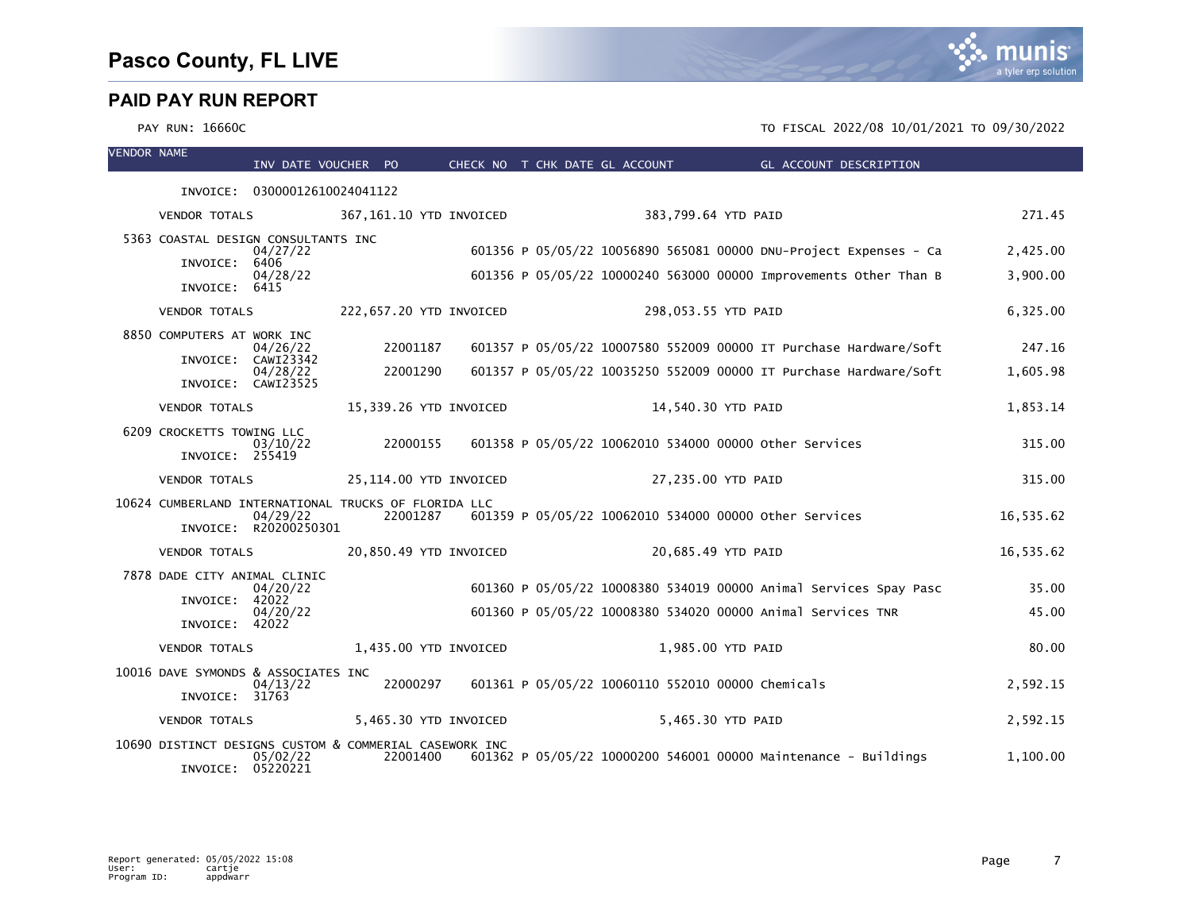# Pasco County, FL LIVE

## PAID PAY RUN REPORT

PAY RUN: 16660C

TO FISCAL 2022/08 10/01/2021 TO 09/30/2022

| VENDOR NAME | INV DATE | VOUCHER | PO | CHECK NO | T | CHK DATE | GL ACCOUNT | GL ACCOUNT DESCRIPTION | AMOUNT |
|---|---|---|---|---|---|---|---|---|---|
| INVOICE: 03000012610024041122 | | | | | | | | | |
| VENDOR TOTALS | 367,161.10 YTD INVOICED | | | | | | 383,799.64 YTD PAID | | 271.45 |
| 5363 COASTAL DESIGN CONSULTANTS INC | | | | | | | | | |
| INVOICE: 6406 | 04/27/22 | | | 601356 | P | 05/05/22 | 10056890 565081 00000 | DNU-Project Expenses - Ca | 2,425.00 |
| INVOICE: 6415 | 04/28/22 | | | 601356 | P | 05/05/22 | 10000240 563000 00000 | Improvements Other Than B | 3,900.00 |
| VENDOR TOTALS | 222,657.20 YTD INVOICED | | | | | | 298,053.55 YTD PAID | | 6,325.00 |
| 8850 COMPUTERS AT WORK INC | | | | | | | | | |
| INVOICE: CAWI23342 | 04/26/22 | | 22001187 | 601357 | P | 05/05/22 | 10007580 552009 00000 | IT Purchase Hardware/Soft | 247.16 |
| INVOICE: CAWI23525 | 04/28/22 | | 22001290 | 601357 | P | 05/05/22 | 10035250 552009 00000 | IT Purchase Hardware/Soft | 1,605.98 |
| VENDOR TOTALS | 15,339.26 YTD INVOICED | | | | | | 14,540.30 YTD PAID | | 1,853.14 |
| 6209 CROCKETTS TOWING LLC | | | | | | | | | |
| INVOICE: 255419 | 03/10/22 | | 22000155 | 601358 | P | 05/05/22 | 10062010 534000 00000 | Other Services | 315.00 |
| VENDOR TOTALS | 25,114.00 YTD INVOICED | | | | | | 27,235.00 YTD PAID | | 315.00 |
| 10624 CUMBERLAND INTERNATIONAL TRUCKS OF FLORIDA LLC | | | | | | | | | |
| INVOICE: R20200250301 | 04/29/22 | | 22001287 | 601359 | P | 05/05/22 | 10062010 534000 00000 | Other Services | 16,535.62 |
| VENDOR TOTALS | 20,850.49 YTD INVOICED | | | | | | 20,685.49 YTD PAID | | 16,535.62 |
| 7878 DADE CITY ANIMAL CLINIC | | | | | | | | | |
| INVOICE: 42022 | 04/20/22 | | | 601360 | P | 05/05/22 | 10008380 534019 00000 | Animal Services Spay Pasc | 35.00 |
| INVOICE: 42022 | 04/20/22 | | | 601360 | P | 05/05/22 | 10008380 534020 00000 | Animal Services TNR | 45.00 |
| VENDOR TOTALS | 1,435.00 YTD INVOICED | | | | | | 1,985.00 YTD PAID | | 80.00 |
| 10016 DAVE SYMONDS & ASSOCIATES INC | | | | | | | | | |
| INVOICE: 31763 | 04/13/22 | | 22000297 | 601361 | P | 05/05/22 | 10060110 552010 00000 | Chemicals | 2,592.15 |
| VENDOR TOTALS | 5,465.30 YTD INVOICED | | | | | | 5,465.30 YTD PAID | | 2,592.15 |
| 10690 DISTINCT DESIGNS CUSTOM & COMMERIAL CASEWORK INC | | | | | | | | | |
| INVOICE: 05220221 | 05/02/22 | | 22001400 | 601362 | P | 05/05/22 | 10000200 546001 00000 | Maintenance - Buildings | 1,100.00 |

Report generated: 05/05/2022 15:08
User: cartje
Program ID: appdwarr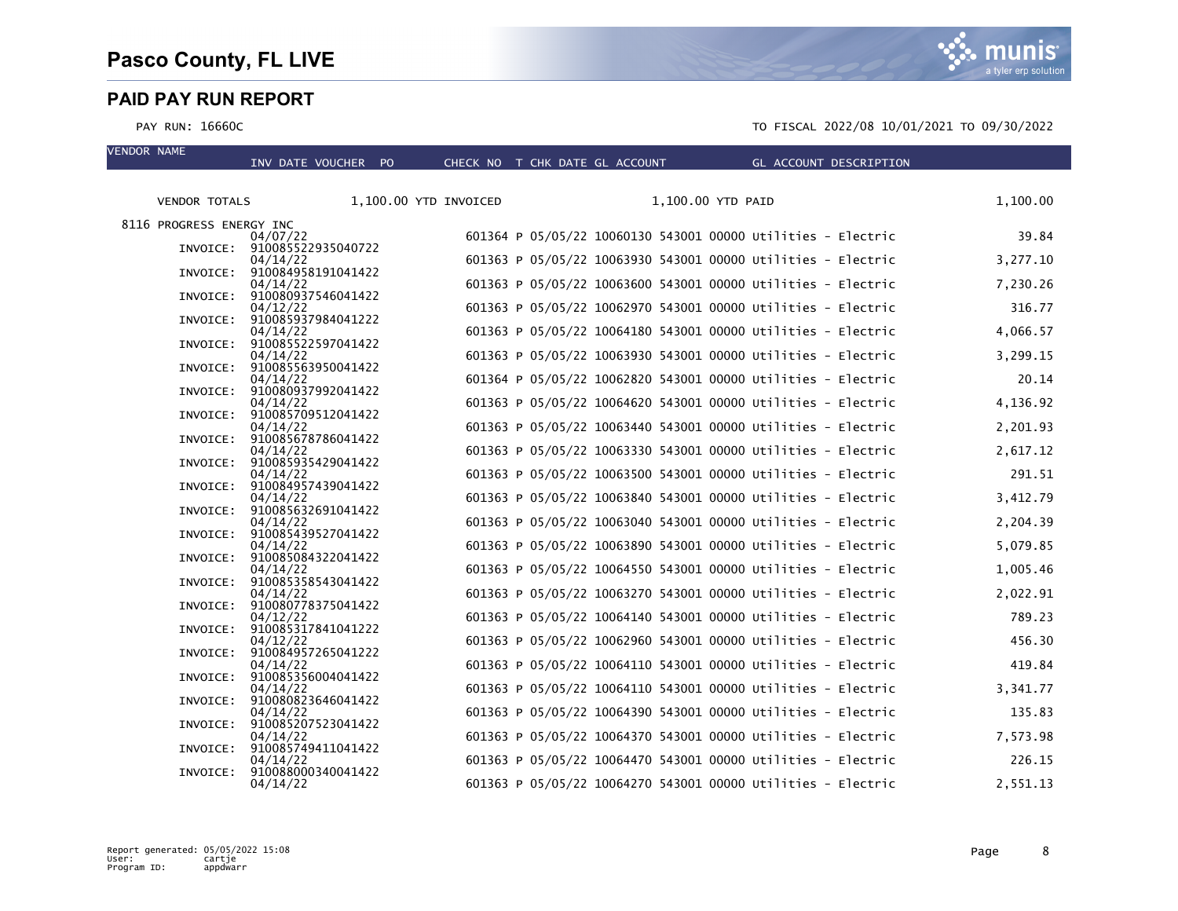# Pasco County, FL LIVE

## PAID PAY RUN REPORT

PAY RUN: 16660C

TO FISCAL 2022/08 10/01/2021 TO 09/30/2022

| VENDOR NAME | INV DATE VOUCHER PO | CHECK NO | T | CHK DATE | GL ACCOUNT | GL ACCOUNT DESCRIPTION | |
|---|---|---|---|---|---|---|---|
| VENDOR TOTALS | 1,100.00 YTD INVOICED | | | | 1,100.00 YTD PAID | | 1,100.00 |
| 8116 PROGRESS ENERGY INC | 04/07/22 | 601364 | P | 05/05/22 | 10060130 543001 00000 | Utilities - Electric | 39.84 |
| INVOICE: 910085522935040722 | 04/14/22 | 601363 | P | 05/05/22 | 10063930 543001 00000 | Utilities - Electric | 3,277.10 |
| INVOICE: 910084958191041422 | 04/14/22 | 601363 | P | 05/05/22 | 10063600 543001 00000 | Utilities - Electric | 7,230.26 |
| INVOICE: 910080937546041422 | 04/12/22 | 601363 | P | 05/05/22 | 10062970 543001 00000 | Utilities - Electric | 316.77 |
| INVOICE: 910085937984041222 | 04/14/22 | 601363 | P | 05/05/22 | 10064180 543001 00000 | Utilities - Electric | 4,066.57 |
| INVOICE: 910085522597041422 | 04/14/22 | 601363 | P | 05/05/22 | 10063930 543001 00000 | Utilities - Electric | 3,299.15 |
| INVOICE: 910085563950041422 | 04/14/22 | 601364 | P | 05/05/22 | 10062820 543001 00000 | Utilities - Electric | 20.14 |
| INVOICE: 910080937992041422 | 04/14/22 | 601363 | P | 05/05/22 | 10064620 543001 00000 | Utilities - Electric | 4,136.92 |
| INVOICE: 910085709512041422 | 04/14/22 | 601363 | P | 05/05/22 | 10063440 543001 00000 | Utilities - Electric | 2,201.93 |
| INVOICE: 910085678786041422 | 04/14/22 | 601363 | P | 05/05/22 | 10063330 543001 00000 | Utilities - Electric | 2,617.12 |
| INVOICE: 910085935429041422 | 04/14/22 | 601363 | P | 05/05/22 | 10063500 543001 00000 | Utilities - Electric | 291.51 |
| INVOICE: 910084957439041422 | 04/14/22 | 601363 | P | 05/05/22 | 10063840 543001 00000 | Utilities - Electric | 3,412.79 |
| INVOICE: 910085632691041422 | 04/14/22 | 601363 | P | 05/05/22 | 10063040 543001 00000 | Utilities - Electric | 2,204.39 |
| INVOICE: 910085439527041422 | 04/14/22 | 601363 | P | 05/05/22 | 10063890 543001 00000 | Utilities - Electric | 5,079.85 |
| INVOICE: 910085084322041422 | 04/14/22 | 601363 | P | 05/05/22 | 10064550 543001 00000 | Utilities - Electric | 1,005.46 |
| INVOICE: 910085358543041422 | 04/14/22 | 601363 | P | 05/05/22 | 10063270 543001 00000 | Utilities - Electric | 2,022.91 |
| INVOICE: 910080778375041422 | 04/12/22 | 601363 | P | 05/05/22 | 10064140 543001 00000 | Utilities - Electric | 789.23 |
| INVOICE: 910085317841041222 | 04/12/22 | 601363 | P | 05/05/22 | 10062960 543001 00000 | Utilities - Electric | 456.30 |
| INVOICE: 910084957265041222 | 04/14/22 | 601363 | P | 05/05/22 | 10064110 543001 00000 | Utilities - Electric | 419.84 |
| INVOICE: 910085356004041422 | 04/14/22 | 601363 | P | 05/05/22 | 10064110 543001 00000 | Utilities - Electric | 3,341.77 |
| INVOICE: 910080823646041422 | 04/14/22 | 601363 | P | 05/05/22 | 10064390 543001 00000 | Utilities - Electric | 135.83 |
| INVOICE: 910085207523041422 | 04/14/22 | 601363 | P | 05/05/22 | 10064370 543001 00000 | Utilities - Electric | 7,573.98 |
| INVOICE: 910085749411041422 | 04/14/22 | 601363 | P | 05/05/22 | 10064470 543001 00000 | Utilities - Electric | 226.15 |
| INVOICE: 910088000340041422 | 04/14/22 | 601363 | P | 05/05/22 | 10064270 543001 00000 | Utilities - Electric | 2,551.13 |

Report generated: 05/05/2022 15:08
User: cartje
Program ID: appdwarr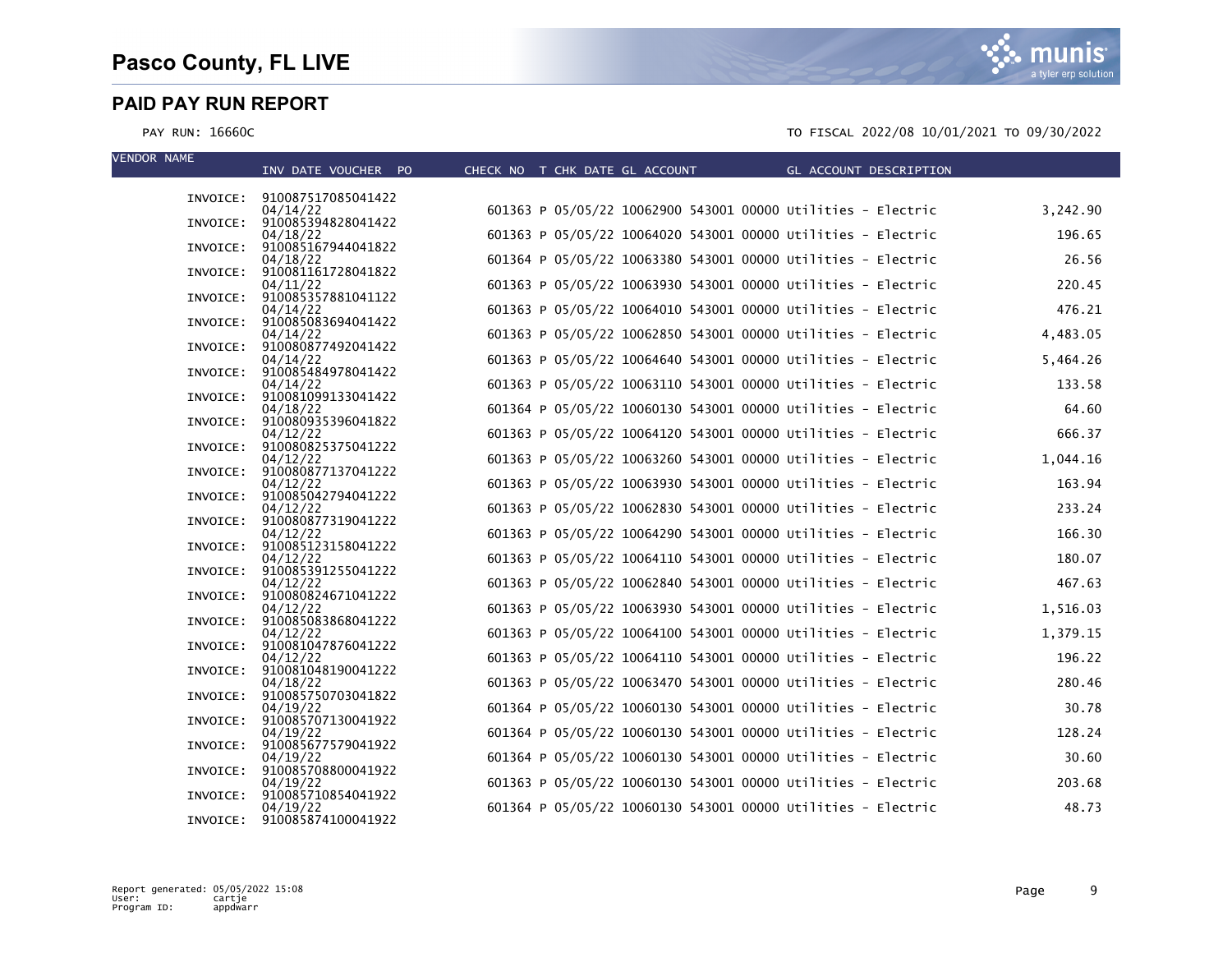# Pasco County, FL LIVE

## PAID PAY RUN REPORT

PAY RUN: 16660C

TO FISCAL 2022/08 10/01/2021 TO 09/30/2022

| VENDOR NAME | INV DATE VOUCHER PO | CHECK NO | T | CHK DATE | GL ACCOUNT | GL ACCOUNT DESCRIPTION | |
|---|---|---|---|---|---|---|---|
| INVOICE: | 910087517085041422 04/14/22 | 601363 | P | 05/05/22 | 10062900 543001 00000 | Utilities - Electric | 3,242.90 |
| INVOICE: | 910085394828041422 04/18/22 | 601363 | P | 05/05/22 | 10064020 543001 00000 | Utilities - Electric | 196.65 |
| INVOICE: | 910085167944041822 04/18/22 | 601364 | P | 05/05/22 | 10063380 543001 00000 | Utilities - Electric | 26.56 |
| INVOICE: | 910081161728041822 04/11/22 | 601363 | P | 05/05/22 | 10063930 543001 00000 | Utilities - Electric | 220.45 |
| INVOICE: | 910085357881041122 04/14/22 | 601363 | P | 05/05/22 | 10064010 543001 00000 | Utilities - Electric | 476.21 |
| INVOICE: | 910085083694041422 04/14/22 | 601363 | P | 05/05/22 | 10062850 543001 00000 | Utilities - Electric | 4,483.05 |
| INVOICE: | 910080877492041422 04/14/22 | 601363 | P | 05/05/22 | 10064640 543001 00000 | Utilities - Electric | 5,464.26 |
| INVOICE: | 910085484978041422 04/14/22 | 601363 | P | 05/05/22 | 10063110 543001 00000 | Utilities - Electric | 133.58 |
| INVOICE: | 910081099133041422 04/18/22 | 601364 | P | 05/05/22 | 10060130 543001 00000 | Utilities - Electric | 64.60 |
| INVOICE: | 910080935396041822 04/12/22 | 601363 | P | 05/05/22 | 10064120 543001 00000 | Utilities - Electric | 666.37 |
| INVOICE: | 910080825375041222 04/12/22 | 601363 | P | 05/05/22 | 10063260 543001 00000 | Utilities - Electric | 1,044.16 |
| INVOICE: | 910080877137041222 04/12/22 | 601363 | P | 05/05/22 | 10063930 543001 00000 | Utilities - Electric | 163.94 |
| INVOICE: | 910085042794041222 04/12/22 | 601363 | P | 05/05/22 | 10062830 543001 00000 | Utilities - Electric | 233.24 |
| INVOICE: | 910080877319041222 04/12/22 | 601363 | P | 05/05/22 | 10064290 543001 00000 | Utilities - Electric | 166.30 |
| INVOICE: | 910085123158041222 04/12/22 | 601363 | P | 05/05/22 | 10064110 543001 00000 | Utilities - Electric | 180.07 |
| INVOICE: | 910085391255041222 04/12/22 | 601363 | P | 05/05/22 | 10062840 543001 00000 | Utilities - Electric | 467.63 |
| INVOICE: | 910080824671041222 04/12/22 | 601363 | P | 05/05/22 | 10063930 543001 00000 | Utilities - Electric | 1,516.03 |
| INVOICE: | 910085083868041222 04/12/22 | 601363 | P | 05/05/22 | 10064100 543001 00000 | Utilities - Electric | 1,379.15 |
| INVOICE: | 910081047876041222 04/12/22 | 601363 | P | 05/05/22 | 10064110 543001 00000 | Utilities - Electric | 196.22 |
| INVOICE: | 910081048190041222 04/18/22 | 601363 | P | 05/05/22 | 10063470 543001 00000 | Utilities - Electric | 280.46 |
| INVOICE: | 910085750703041822 04/19/22 | 601364 | P | 05/05/22 | 10060130 543001 00000 | Utilities - Electric | 30.78 |
| INVOICE: | 910085707130041922 04/19/22 | 601364 | P | 05/05/22 | 10060130 543001 00000 | Utilities - Electric | 128.24 |
| INVOICE: | 910085677579041922 04/19/22 | 601364 | P | 05/05/22 | 10060130 543001 00000 | Utilities - Electric | 30.60 |
| INVOICE: | 910085708800041922 04/19/22 | 601363 | P | 05/05/22 | 10060130 543001 00000 | Utilities - Electric | 203.68 |
| INVOICE: | 910085710854041922 04/19/22 | 601364 | P | 05/05/22 | 10060130 543001 00000 | Utilities - Electric | 48.73 |
| INVOICE: | 910085874100041922 | | | | | | |

Report generated: 05/05/2022 15:08
User: cartje
Program ID: appdwarr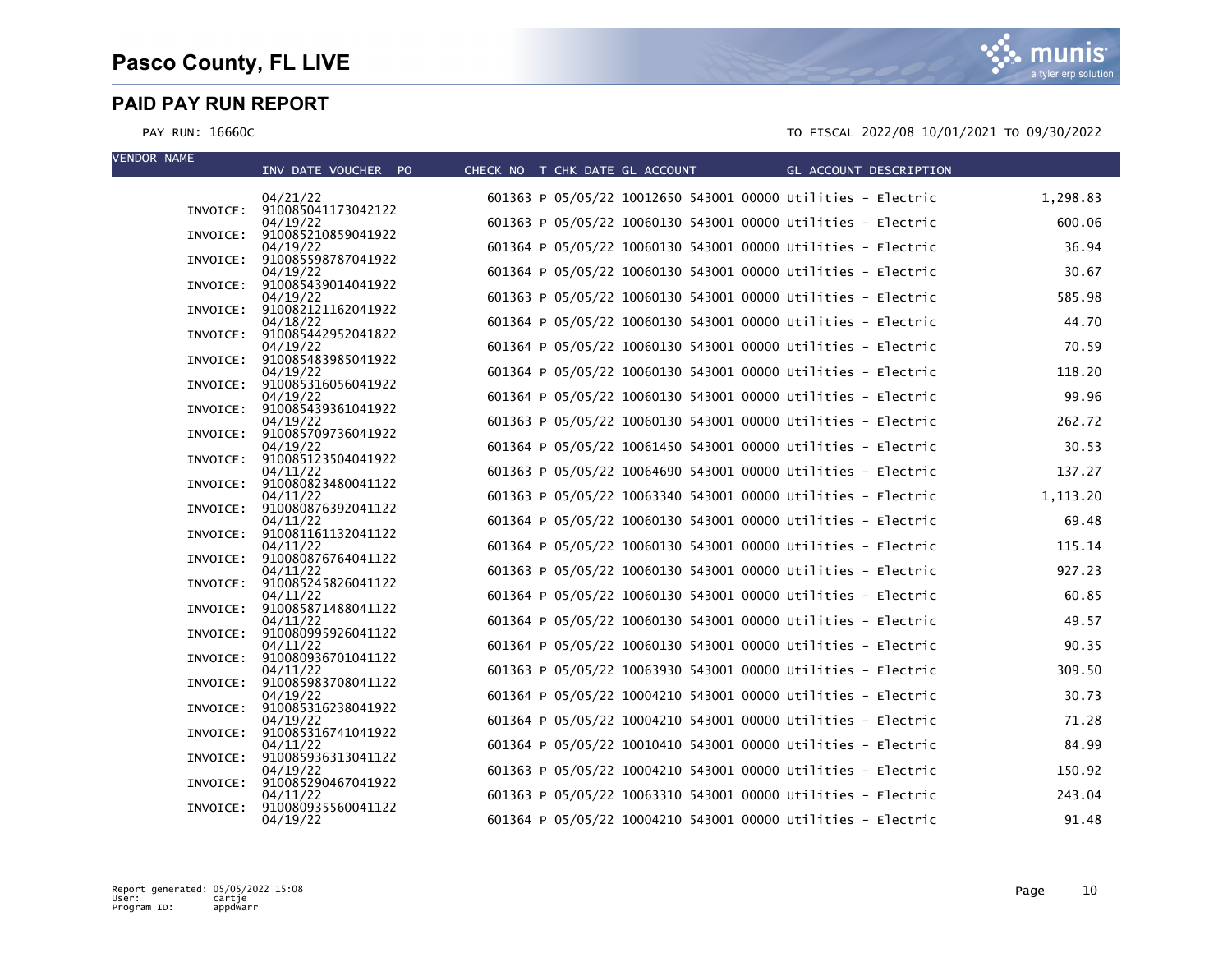# Pasco County, FL LIVE

## PAID PAY RUN REPORT

PAY RUN: 16660C

TO FISCAL 2022/08 10/01/2021 TO 09/30/2022

| VENDOR NAME | INVOICE | INV DATE | VOUCHER | PO | CHECK NO | T | CHK DATE | GL ACCOUNT | GL ACCOUNT DESCRIPTION | AMOUNT |
|---|---|---|---|---|---|---|---|---|---|---|
| | 910085041173042122 | 04/21/22 | | | 601363 | P | 05/05/22 | 10012650 543001 00000 | Utilities - Electric | 1,298.83 |
| | 910085210859041922 | 04/19/22 | | | 601363 | P | 05/05/22 | 10060130 543001 00000 | Utilities - Electric | 600.06 |
| | 910085598787041922 | 04/19/22 | | | 601364 | P | 05/05/22 | 10060130 543001 00000 | Utilities - Electric | 36.94 |
| | 910085439014041922 | 04/19/22 | | | 601364 | P | 05/05/22 | 10060130 543001 00000 | Utilities - Electric | 30.67 |
| | 910082121162041922 | 04/19/22 | | | 601363 | P | 05/05/22 | 10060130 543001 00000 | Utilities - Electric | 585.98 |
| | 910085442952041822 | 04/18/22 | | | 601364 | P | 05/05/22 | 10060130 543001 00000 | Utilities - Electric | 44.70 |
| | 910085483985041922 | 04/19/22 | | | 601364 | P | 05/05/22 | 10060130 543001 00000 | Utilities - Electric | 70.59 |
| | 910085316056041922 | 04/19/22 | | | 601364 | P | 05/05/22 | 10060130 543001 00000 | Utilities - Electric | 118.20 |
| | 910085439361041922 | 04/19/22 | | | 601364 | P | 05/05/22 | 10060130 543001 00000 | Utilities - Electric | 99.96 |
| | 910085709736041922 | 04/19/22 | | | 601363 | P | 05/05/22 | 10060130 543001 00000 | Utilities - Electric | 262.72 |
| | 910085123504041922 | 04/19/22 | | | 601364 | P | 05/05/22 | 10061450 543001 00000 | Utilities - Electric | 30.53 |
| | 910080823480041122 | 04/11/22 | | | 601363 | P | 05/05/22 | 10064690 543001 00000 | Utilities - Electric | 137.27 |
| | 910080876392041122 | 04/11/22 | | | 601363 | P | 05/05/22 | 10063340 543001 00000 | Utilities - Electric | 1,113.20 |
| | 910081161132041122 | 04/11/22 | | | 601364 | P | 05/05/22 | 10060130 543001 00000 | Utilities - Electric | 69.48 |
| | 910080876764041122 | 04/11/22 | | | 601364 | P | 05/05/22 | 10060130 543001 00000 | Utilities - Electric | 115.14 |
| | 910085245826041122 | 04/11/22 | | | 601363 | P | 05/05/22 | 10060130 543001 00000 | Utilities - Electric | 927.23 |
| | 910085871488041122 | 04/11/22 | | | 601364 | P | 05/05/22 | 10060130 543001 00000 | Utilities - Electric | 60.85 |
| | 910080995926041122 | 04/11/22 | | | 601364 | P | 05/05/22 | 10060130 543001 00000 | Utilities - Electric | 49.57 |
| | 910080936701041122 | 04/11/22 | | | 601364 | P | 05/05/22 | 10060130 543001 00000 | Utilities - Electric | 90.35 |
| | 910085983708041122 | 04/11/22 | | | 601363 | P | 05/05/22 | 10063930 543001 00000 | Utilities - Electric | 309.50 |
| | 910085316238041922 | 04/19/22 | | | 601364 | P | 05/05/22 | 10004210 543001 00000 | Utilities - Electric | 30.73 |
| | 910085316741041922 | 04/19/22 | | | 601364 | P | 05/05/22 | 10004210 543001 00000 | Utilities - Electric | 71.28 |
| | 910085936313041122 | 04/11/22 | | | 601364 | P | 05/05/22 | 10010410 543001 00000 | Utilities - Electric | 84.99 |
| | 910085290467041922 | 04/19/22 | | | 601363 | P | 05/05/22 | 10004210 543001 00000 | Utilities - Electric | 150.92 |
| | 910080935560041122 | 04/11/22 | | | 601363 | P | 05/05/22 | 10063310 543001 00000 | Utilities - Electric | 243.04 |
| | | 04/19/22 | | | 601364 | P | 05/05/22 | 10004210 543001 00000 | Utilities - Electric | 91.48 |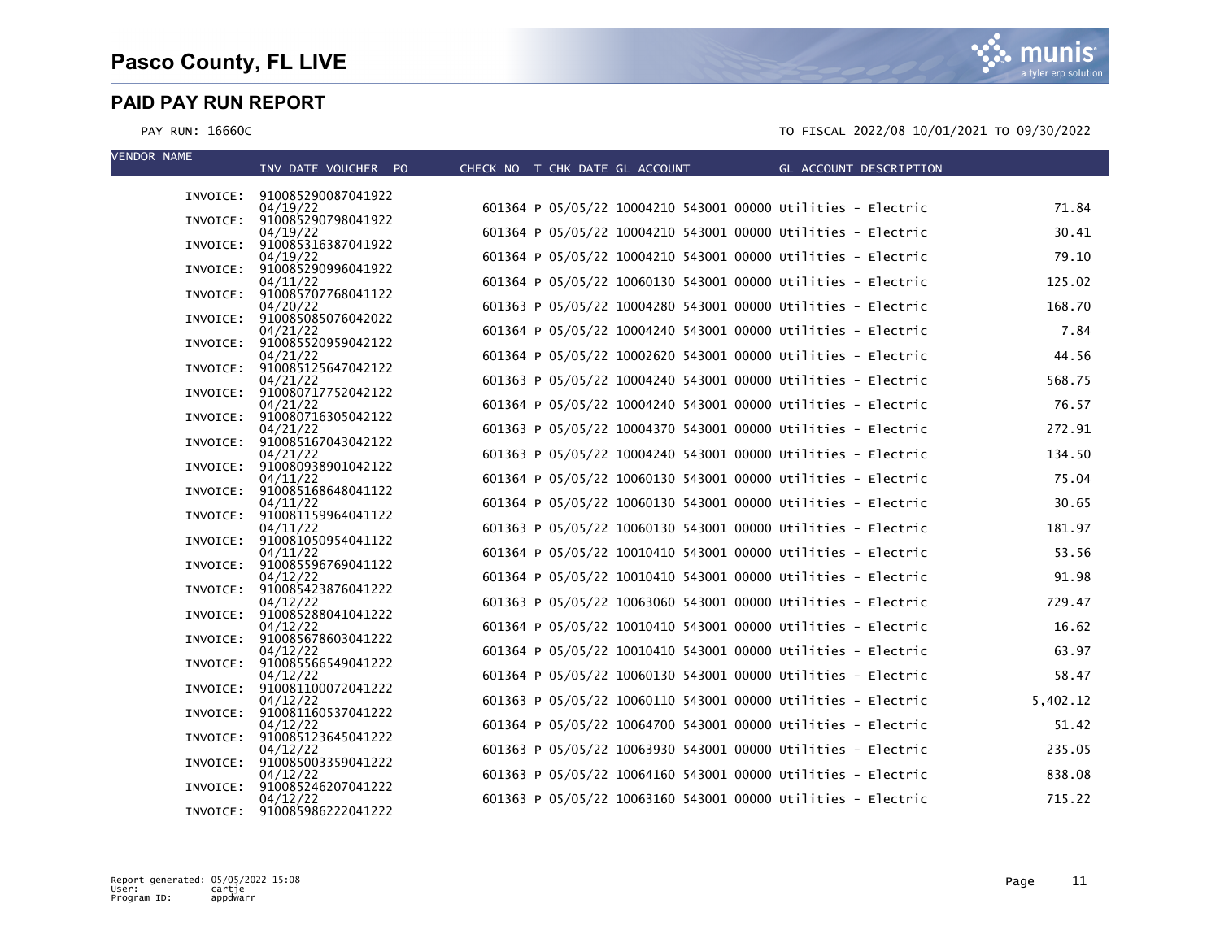# Pasco County, FL LIVE

## PAID PAY RUN REPORT

PAY RUN: 16660C

TO FISCAL 2022/08 10/01/2021 TO 09/30/2022

| VENDOR NAME | INV DATE VOUCHER PO | CHECK NO | T | CHK DATE | GL ACCOUNT | GL ACCOUNT DESCRIPTION | |
|---|---|---|---|---|---|---|---|
| INVOICE: | 910085290087041922 04/19/22 | 601364 | P | 05/05/22 | 10004210 543001 00000 | Utilities - Electric | 71.84 |
| INVOICE: | 910085290798041922 04/19/22 | 601364 | P | 05/05/22 | 10004210 543001 00000 | Utilities - Electric | 30.41 |
| INVOICE: | 910085316387041922 04/19/22 | 601364 | P | 05/05/22 | 10004210 543001 00000 | Utilities - Electric | 79.10 |
| INVOICE: | 910085290996041922 04/11/22 | 601364 | P | 05/05/22 | 10060130 543001 00000 | Utilities - Electric | 125.02 |
| INVOICE: | 910085707768041122 04/20/22 | 601363 | P | 05/05/22 | 10004280 543001 00000 | Utilities - Electric | 168.70 |
| INVOICE: | 910085085076042022 04/21/22 | 601364 | P | 05/05/22 | 10004240 543001 00000 | Utilities - Electric | 7.84 |
| INVOICE: | 910085520959042122 04/21/22 | 601364 | P | 05/05/22 | 10002620 543001 00000 | Utilities - Electric | 44.56 |
| INVOICE: | 910085125647042122 04/21/22 | 601363 | P | 05/05/22 | 10004240 543001 00000 | Utilities - Electric | 568.75 |
| INVOICE: | 910080717752042122 04/21/22 | 601364 | P | 05/05/22 | 10004240 543001 00000 | Utilities - Electric | 76.57 |
| INVOICE: | 910080716305042122 04/21/22 | 601363 | P | 05/05/22 | 10004370 543001 00000 | Utilities - Electric | 272.91 |
| INVOICE: | 910085167043042122 04/21/22 | 601363 | P | 05/05/22 | 10004240 543001 00000 | Utilities - Electric | 134.50 |
| INVOICE: | 910080938901042122 04/11/22 | 601364 | P | 05/05/22 | 10060130 543001 00000 | Utilities - Electric | 75.04 |
| INVOICE: | 910085168648041122 04/11/22 | 601364 | P | 05/05/22 | 10060130 543001 00000 | Utilities - Electric | 30.65 |
| INVOICE: | 910081159964041122 04/11/22 | 601363 | P | 05/05/22 | 10060130 543001 00000 | Utilities - Electric | 181.97 |
| INVOICE: | 910081050954041122 04/11/22 | 601364 | P | 05/05/22 | 10010410 543001 00000 | Utilities - Electric | 53.56 |
| INVOICE: | 910085596769041122 04/12/22 | 601364 | P | 05/05/22 | 10010410 543001 00000 | Utilities - Electric | 91.98 |
| INVOICE: | 910085423876041222 04/12/22 | 601363 | P | 05/05/22 | 10063060 543001 00000 | Utilities - Electric | 729.47 |
| INVOICE: | 910085288041041222 04/12/22 | 601364 | P | 05/05/22 | 10010410 543001 00000 | Utilities - Electric | 16.62 |
| INVOICE: | 910085678603041222 04/12/22 | 601364 | P | 05/05/22 | 10010410 543001 00000 | Utilities - Electric | 63.97 |
| INVOICE: | 910085566549041222 04/12/22 | 601364 | P | 05/05/22 | 10060130 543001 00000 | Utilities - Electric | 58.47 |
| INVOICE: | 910081100072041222 04/12/22 | 601363 | P | 05/05/22 | 10060110 543001 00000 | Utilities - Electric | 5,402.12 |
| INVOICE: | 910081160537041222 04/12/22 | 601364 | P | 05/05/22 | 10064700 543001 00000 | Utilities - Electric | 51.42 |
| INVOICE: | 910085123645041222 04/12/22 | 601363 | P | 05/05/22 | 10063930 543001 00000 | Utilities - Electric | 235.05 |
| INVOICE: | 910085003359041222 04/12/22 | 601363 | P | 05/05/22 | 10064160 543001 00000 | Utilities - Electric | 838.08 |
| INVOICE: | 910085246207041222 04/12/22 | 601363 | P | 05/05/22 | 10063160 543001 00000 | Utilities - Electric | 715.22 |
| INVOICE: | 910085986222041222 | | | | | | |

Report generated: 05/05/2022 15:08
User: cartje
Program ID: appdwarr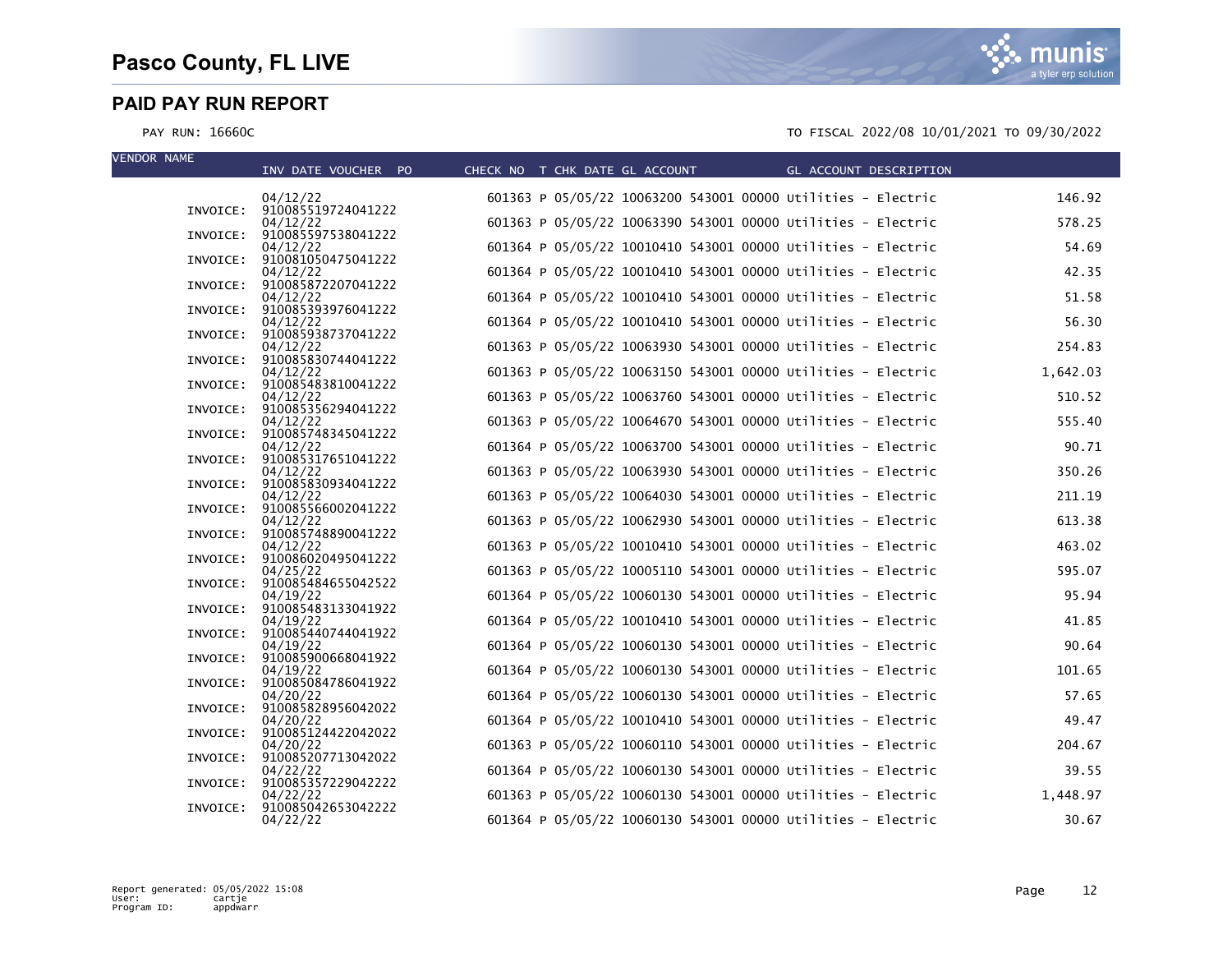# Pasco County, FL LIVE

## PAID PAY RUN REPORT

PAY RUN: 16660C

TO FISCAL 2022/08 10/01/2021 TO 09/30/2022

| VENDOR NAME | INV DATE | VOUCHER | PO | CHECK NO | T | CHK DATE | GL ACCOUNT | GL ACCOUNT DESCRIPTION | AMOUNT |
|---|---|---|---|---|---|---|---|---|---|
| | 04/12/22 | | | 601363 | P | 05/05/22 | 10063200 543001 00000 | Utilities - Electric | 146.92 |
| INVOICE: 910085519724041222 | 04/12/22 | | | 601363 | P | 05/05/22 | 10063390 543001 00000 | Utilities - Electric | 578.25 |
| INVOICE: 910085597538041222 | 04/12/22 | | | 601364 | P | 05/05/22 | 10010410 543001 00000 | Utilities - Electric | 54.69 |
| INVOICE: 910081050475041222 | 04/12/22 | | | 601364 | P | 05/05/22 | 10010410 543001 00000 | Utilities - Electric | 42.35 |
| INVOICE: 910085872207041222 | 04/12/22 | | | 601364 | P | 05/05/22 | 10010410 543001 00000 | Utilities - Electric | 51.58 |
| INVOICE: 910085393976041222 | 04/12/22 | | | 601364 | P | 05/05/22 | 10010410 543001 00000 | Utilities - Electric | 56.30 |
| INVOICE: 910085938737041222 | 04/12/22 | | | 601363 | P | 05/05/22 | 10063930 543001 00000 | Utilities - Electric | 254.83 |
| INVOICE: 910085830744041222 | 04/12/22 | | | 601363 | P | 05/05/22 | 10063150 543001 00000 | Utilities - Electric | 1,642.03 |
| INVOICE: 910085483810041222 | 04/12/22 | | | 601363 | P | 05/05/22 | 10063760 543001 00000 | Utilities - Electric | 510.52 |
| INVOICE: 910085356294041222 | 04/12/22 | | | 601363 | P | 05/05/22 | 10064670 543001 00000 | Utilities - Electric | 555.40 |
| INVOICE: 910085748345041222 | 04/12/22 | | | 601364 | P | 05/05/22 | 10063700 543001 00000 | Utilities - Electric | 90.71 |
| INVOICE: 910085317651041222 | 04/12/22 | | | 601363 | P | 05/05/22 | 10063930 543001 00000 | Utilities - Electric | 350.26 |
| INVOICE: 910085830934041222 | 04/12/22 | | | 601363 | P | 05/05/22 | 10064030 543001 00000 | Utilities - Electric | 211.19 |
| INVOICE: 910085566002041222 | 04/12/22 | | | 601363 | P | 05/05/22 | 10062930 543001 00000 | Utilities - Electric | 613.38 |
| INVOICE: 910085748890041222 | 04/12/22 | | | 601363 | P | 05/05/22 | 10010410 543001 00000 | Utilities - Electric | 463.02 |
| INVOICE: 910086020495041222 | 04/25/22 | | | 601363 | P | 05/05/22 | 10005110 543001 00000 | Utilities - Electric | 595.07 |
| INVOICE: 910085484655042522 | 04/19/22 | | | 601364 | P | 05/05/22 | 10060130 543001 00000 | Utilities - Electric | 95.94 |
| INVOICE: 910085483133041922 | 04/19/22 | | | 601364 | P | 05/05/22 | 10010410 543001 00000 | Utilities - Electric | 41.85 |
| INVOICE: 910085440744041922 | 04/19/22 | | | 601364 | P | 05/05/22 | 10060130 543001 00000 | Utilities - Electric | 90.64 |
| INVOICE: 910085900668041922 | 04/19/22 | | | 601364 | P | 05/05/22 | 10060130 543001 00000 | Utilities - Electric | 101.65 |
| INVOICE: 910085084786041922 | 04/20/22 | | | 601364 | P | 05/05/22 | 10060130 543001 00000 | Utilities - Electric | 57.65 |
| INVOICE: 910085828956042022 | 04/20/22 | | | 601364 | P | 05/05/22 | 10010410 543001 00000 | Utilities - Electric | 49.47 |
| INVOICE: 910085124422042022 | 04/20/22 | | | 601363 | P | 05/05/22 | 10060110 543001 00000 | Utilities - Electric | 204.67 |
| INVOICE: 910085207713042022 | 04/22/22 | | | 601364 | P | 05/05/22 | 10060130 543001 00000 | Utilities - Electric | 39.55 |
| INVOICE: 910085357229042222 | 04/22/22 | | | 601363 | P | 05/05/22 | 10060130 543001 00000 | Utilities - Electric | 1,448.97 |
| INVOICE: 910085042653042222 | 04/22/22 | | | 601364 | P | 05/05/22 | 10060130 543001 00000 | Utilities - Electric | 30.67 |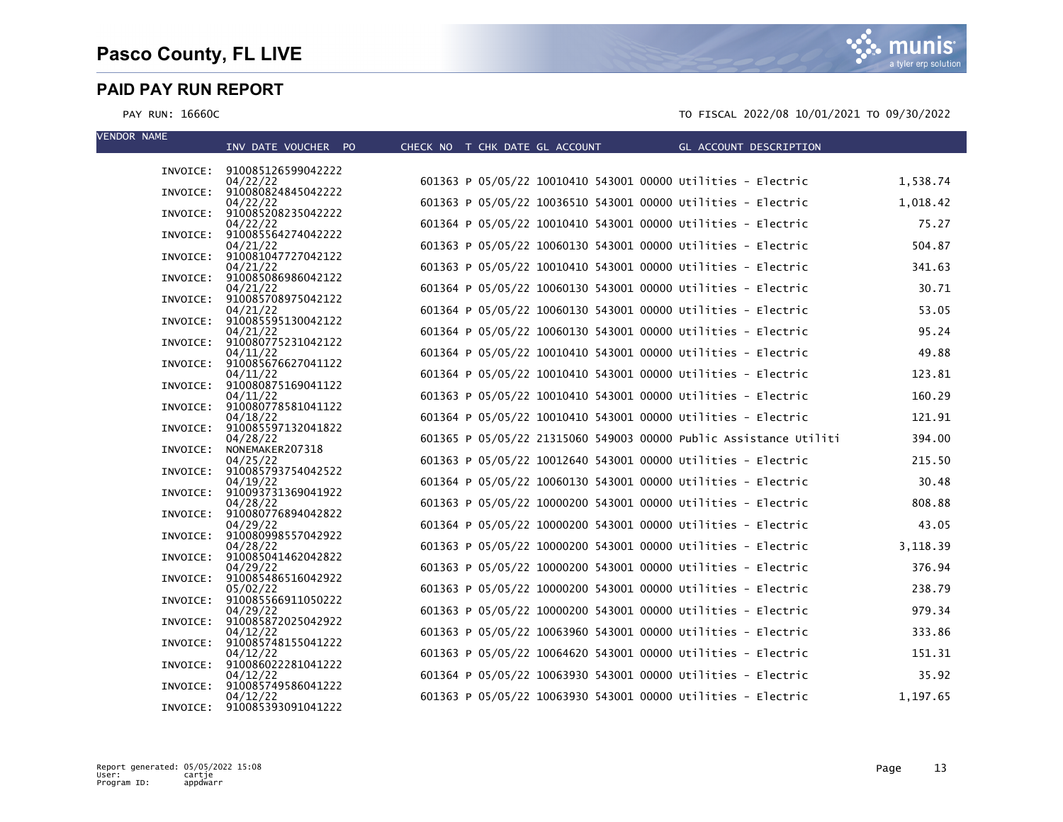# Pasco County, FL LIVE

## PAID PAY RUN REPORT

PAY RUN: 16660C

TO FISCAL 2022/08 10/01/2021 TO 09/30/2022

| VENDOR NAME | INV DATE VOUCHER PO | CHECK NO | T | CHK DATE | GL ACCOUNT | GL ACCOUNT DESCRIPTION | |
|---|---|---|---|---|---|---|---|
| INVOICE: | 910085126599042222 04/22/22 | 601363 | P | 05/05/22 | 10010410 543001 00000 | Utilities - Electric | 1,538.74 |
| INVOICE: | 910080824845042222 04/22/22 | 601363 | P | 05/05/22 | 10036510 543001 00000 | Utilities - Electric | 1,018.42 |
| INVOICE: | 910085208235042222 04/22/22 | 601364 | P | 05/05/22 | 10010410 543001 00000 | Utilities - Electric | 75.27 |
| INVOICE: | 910085564274042222 04/21/22 | 601363 | P | 05/05/22 | 10060130 543001 00000 | Utilities - Electric | 504.87 |
| INVOICE: | 910081047727042122 04/21/22 | 601363 | P | 05/05/22 | 10010410 543001 00000 | Utilities - Electric | 341.63 |
| INVOICE: | 910085086986042122 04/21/22 | 601364 | P | 05/05/22 | 10060130 543001 00000 | Utilities - Electric | 30.71 |
| INVOICE: | 910085708975042122 04/21/22 | 601364 | P | 05/05/22 | 10060130 543001 00000 | Utilities - Electric | 53.05 |
| INVOICE: | 910085595130042122 04/21/22 | 601364 | P | 05/05/22 | 10060130 543001 00000 | Utilities - Electric | 95.24 |
| INVOICE: | 910080775231042122 04/11/22 | 601364 | P | 05/05/22 | 10010410 543001 00000 | Utilities - Electric | 49.88 |
| INVOICE: | 910085676627041122 04/11/22 | 601364 | P | 05/05/22 | 10010410 543001 00000 | Utilities - Electric | 123.81 |
| INVOICE: | 910080875169041122 04/11/22 | 601363 | P | 05/05/22 | 10010410 543001 00000 | Utilities - Electric | 160.29 |
| INVOICE: | 910080778581041122 04/18/22 | 601364 | P | 05/05/22 | 10010410 543001 00000 | Utilities - Electric | 121.91 |
| INVOICE: | 910085597132041822 04/28/22 | 601365 | P | 05/05/22 | 21315060 549003 00000 | Public Assistance Utiliti | 394.00 |
| INVOICE: | NONEMAKER207318 04/25/22 | 601363 | P | 05/05/22 | 10012640 543001 00000 | Utilities - Electric | 215.50 |
| INVOICE: | 910085793754042522 04/19/22 | 601364 | P | 05/05/22 | 10060130 543001 00000 | Utilities - Electric | 30.48 |
| INVOICE: | 910093731369041922 04/28/22 | 601363 | P | 05/05/22 | 10000200 543001 00000 | Utilities - Electric | 808.88 |
| INVOICE: | 910080776894042822 04/29/22 | 601364 | P | 05/05/22 | 10000200 543001 00000 | Utilities - Electric | 43.05 |
| INVOICE: | 910080998557042922 04/28/22 | 601363 | P | 05/05/22 | 10000200 543001 00000 | Utilities - Electric | 3,118.39 |
| INVOICE: | 910085041462042822 04/29/22 | 601363 | P | 05/05/22 | 10000200 543001 00000 | Utilities - Electric | 376.94 |
| INVOICE: | 910085486516042922 05/02/22 | 601363 | P | 05/05/22 | 10000200 543001 00000 | Utilities - Electric | 238.79 |
| INVOICE: | 910085566911050222 04/29/22 | 601363 | P | 05/05/22 | 10000200 543001 00000 | Utilities - Electric | 979.34 |
| INVOICE: | 910085872025042922 04/12/22 | 601363 | P | 05/05/22 | 10063960 543001 00000 | Utilities - Electric | 333.86 |
| INVOICE: | 910085748155041222 04/12/22 | 601363 | P | 05/05/22 | 10064620 543001 00000 | Utilities - Electric | 151.31 |
| INVOICE: | 910086022281041222 04/12/22 | 601364 | P | 05/05/22 | 10063930 543001 00000 | Utilities - Electric | 35.92 |
| INVOICE: | 910085749586041222 04/12/22 | 601363 | P | 05/05/22 | 10063930 543001 00000 | Utilities - Electric | 1,197.65 |
| INVOICE: | 910085393091041222 | | | | | | |

Report generated: 05/05/2022 15:08
User: cartje
Program ID: appdwarr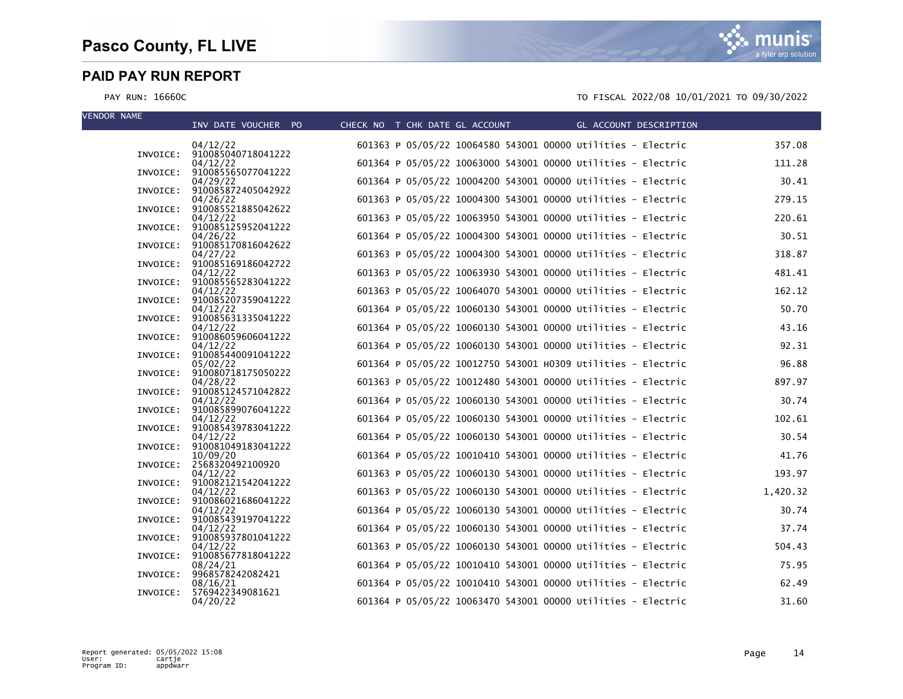# Pasco County, FL LIVE

## PAID PAY RUN REPORT

PAY RUN: 16660C

TO FISCAL 2022/08 10/01/2021 TO 09/30/2022

| VENDOR NAME | INV DATE VOUCHER PO | CHECK NO | T | CHK DATE | GL ACCOUNT | GL ACCOUNT DESCRIPTION | |
|---|---|---|---|---|---|---|---|
| | 04/12/22 | 601363 | P | 05/05/22 | 10064580 543001 00000 | Utilities - Electric | 357.08 |
| INVOICE: | 910085040718041222 | | | | | | |
| | 04/12/22 | 601364 | P | 05/05/22 | 10063000 543001 00000 | Utilities - Electric | 111.28 |
| INVOICE: | 910085565077041222 | | | | | | |
| | 04/29/22 | 601364 | P | 05/05/22 | 10004200 543001 00000 | Utilities - Electric | 30.41 |
| INVOICE: | 910085872405042922 | | | | | | |
| | 04/26/22 | 601363 | P | 05/05/22 | 10004300 543001 00000 | Utilities - Electric | 279.15 |
| INVOICE: | 910085521885042622 | | | | | | |
| | 04/12/22 | 601363 | P | 05/05/22 | 10063950 543001 00000 | Utilities - Electric | 220.61 |
| INVOICE: | 910085125952041222 | | | | | | |
| | 04/26/22 | 601364 | P | 05/05/22 | 10004300 543001 00000 | Utilities - Electric | 30.51 |
| INVOICE: | 910085170816042622 | | | | | | |
| | 04/27/22 | 601363 | P | 05/05/22 | 10004300 543001 00000 | Utilities - Electric | 318.87 |
| INVOICE: | 910085169186042722 | | | | | | |
| | 04/12/22 | 601363 | P | 05/05/22 | 10063930 543001 00000 | Utilities - Electric | 481.41 |
| INVOICE: | 910085565283041222 | | | | | | |
| | 04/12/22 | 601363 | P | 05/05/22 | 10064070 543001 00000 | Utilities - Electric | 162.12 |
| INVOICE: | 910085207359041222 | | | | | | |
| | 04/12/22 | 601364 | P | 05/05/22 | 10060130 543001 00000 | Utilities - Electric | 50.70 |
| INVOICE: | 910085631335041222 | | | | | | |
| | 04/12/22 | 601364 | P | 05/05/22 | 10060130 543001 00000 | Utilities - Electric | 43.16 |
| INVOICE: | 910086059606041222 | | | | | | |
| | 04/12/22 | 601364 | P | 05/05/22 | 10060130 543001 00000 | Utilities - Electric | 92.31 |
| INVOICE: | 910085440091041222 | | | | | | |
| | 05/02/22 | 601364 | P | 05/05/22 | 10012750 543001 H0309 | Utilities - Electric | 96.88 |
| INVOICE: | 910080718175050222 | | | | | | |
| | 04/28/22 | 601363 | P | 05/05/22 | 10012480 543001 00000 | Utilities - Electric | 897.97 |
| INVOICE: | 910085124571042822 | | | | | | |
| | 04/12/22 | 601364 | P | 05/05/22 | 10060130 543001 00000 | Utilities - Electric | 30.74 |
| INVOICE: | 910085899076041222 | | | | | | |
| | 04/12/22 | 601364 | P | 05/05/22 | 10060130 543001 00000 | Utilities - Electric | 102.61 |
| INVOICE: | 910085439783041222 | | | | | | |
| | 04/12/22 | 601364 | P | 05/05/22 | 10060130 543001 00000 | Utilities - Electric | 30.54 |
| INVOICE: | 910081049183041222 | | | | | | |
| | 10/09/20 | 601364 | P | 05/05/22 | 10010410 543001 00000 | Utilities - Electric | 41.76 |
| INVOICE: | 2568320492100920 | | | | | | |
| | 04/12/22 | 601363 | P | 05/05/22 | 10060130 543001 00000 | Utilities - Electric | 193.97 |
| INVOICE: | 910082121542041222 | | | | | | |
| | 04/12/22 | 601363 | P | 05/05/22 | 10060130 543001 00000 | Utilities - Electric | 1,420.32 |
| INVOICE: | 910086021686041222 | | | | | | |
| | 04/12/22 | 601364 | P | 05/05/22 | 10060130 543001 00000 | Utilities - Electric | 30.74 |
| INVOICE: | 910085439197041222 | | | | | | |
| | 04/12/22 | 601364 | P | 05/05/22 | 10060130 543001 00000 | Utilities - Electric | 37.74 |
| INVOICE: | 910085937801041222 | | | | | | |
| | 04/12/22 | 601363 | P | 05/05/22 | 10060130 543001 00000 | Utilities - Electric | 504.43 |
| INVOICE: | 910085677818041222 | | | | | | |
| | 08/24/21 | 601364 | P | 05/05/22 | 10010410 543001 00000 | Utilities - Electric | 75.95 |
| INVOICE: | 9968578242082421 | | | | | | |
| | 08/16/21 | 601364 | P | 05/05/22 | 10010410 543001 00000 | Utilities - Electric | 62.49 |
| INVOICE: | 5769422349081621 | | | | | | |
| | 04/20/22 | 601364 | P | 05/05/22 | 10063470 543001 00000 | Utilities - Electric | 31.60 |

Report generated: 05/05/2022 15:08
User: cartje
Program ID: appdwarr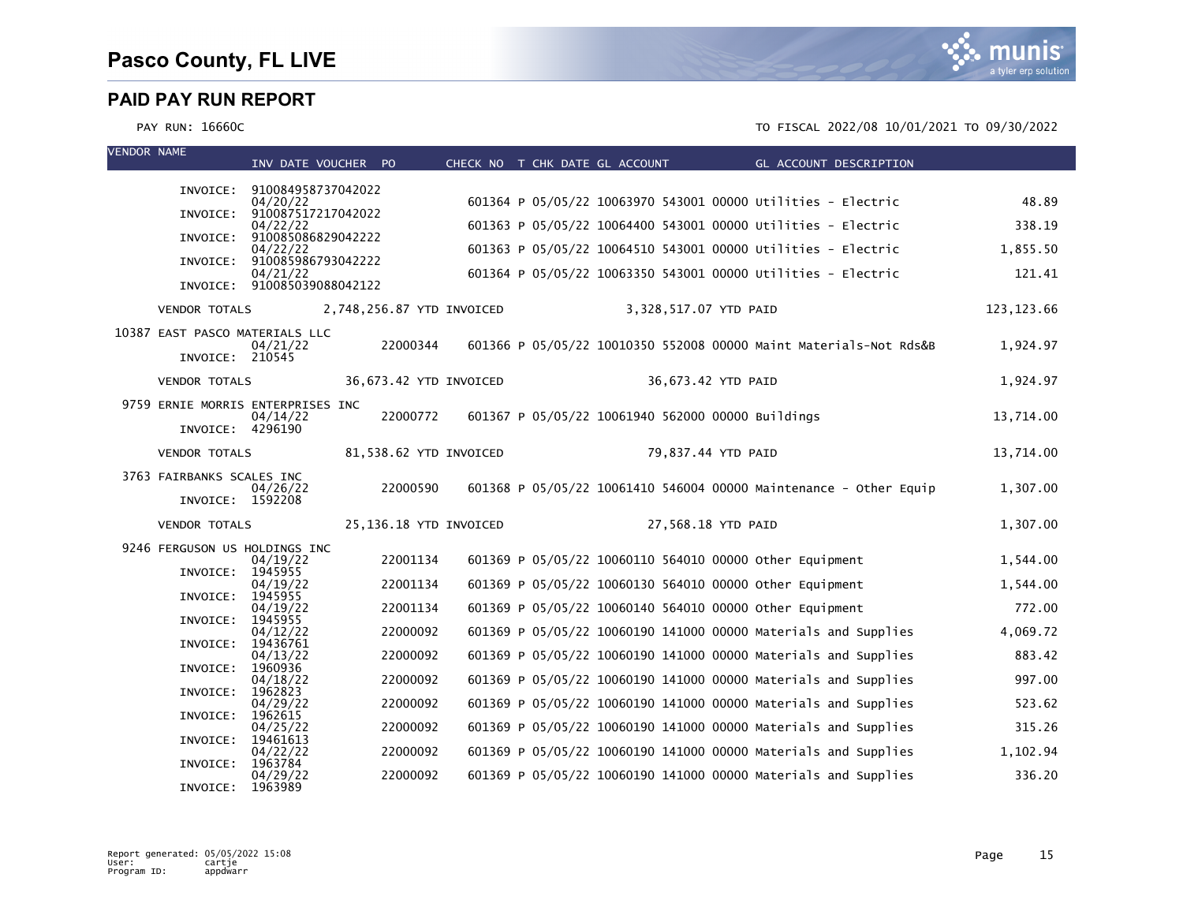# Pasco County, FL LIVE

## PAID PAY RUN REPORT

PAY RUN: 16660C

TO FISCAL 2022/08 10/01/2021 TO 09/30/2022

| VENDOR NAME | INV DATE VOUCHER | PO | CHECK NO | T | CHK DATE | GL ACCOUNT | GL ACCOUNT DESCRIPTION | |
|---|---|---|---|---|---|---|---|---|
| INVOICE: | 910084958737042022 04/20/22 | | 601364 | P | 05/05/22 | 10063970 543001 00000 | Utilities - Electric | 48.89 |
| INVOICE: | 910087517217042022 04/22/22 | | 601363 | P | 05/05/22 | 10064400 543001 00000 | Utilities - Electric | 338.19 |
| INVOICE: | 910085086829042222 04/22/22 | | 601363 | P | 05/05/22 | 10064510 543001 00000 | Utilities - Electric | 1,855.50 |
| INVOICE: | 910085986793042222 04/21/22 | | 601364 | P | 05/05/22 | 10063350 543001 00000 | Utilities - Electric | 121.41 |
| INVOICE: | 910085039088042122 | | | | | | | |
| VENDOR TOTALS | 2,748,256.87 YTD INVOICED | | | | | 3,328,517.07 YTD PAID | | 123,123.66 |
| 10387 EAST PASCO MATERIALS LLC | 04/21/22 | 22000344 | 601366 | P | 05/05/22 | 10010350 552008 00000 | Maint Materials-Not Rds&B | 1,924.97 |
| INVOICE: | 210545 | | | | | | | |
| VENDOR TOTALS | 36,673.42 YTD INVOICED | | | | | 36,673.42 YTD PAID | | 1,924.97 |
| 9759 ERNIE MORRIS ENTERPRISES INC | 04/14/22 | 22000772 | 601367 | P | 05/05/22 | 10061940 562000 00000 | Buildings | 13,714.00 |
| INVOICE: | 4296190 | | | | | | | |
| VENDOR TOTALS | 81,538.62 YTD INVOICED | | | | | 79,837.44 YTD PAID | | 13,714.00 |
| 3763 FAIRBANKS SCALES INC | 04/26/22 | 22000590 | 601368 | P | 05/05/22 | 10061410 546004 00000 | Maintenance - Other Equip | 1,307.00 |
| INVOICE: | 1592208 | | | | | | | |
| VENDOR TOTALS | 25,136.18 YTD INVOICED | | | | | 27,568.18 YTD PAID | | 1,307.00 |
| 9246 FERGUSON US HOLDINGS INC | 04/19/22 | 22001134 | 601369 | P | 05/05/22 | 10060110 564010 00000 | Other Equipment | 1,544.00 |
| INVOICE: | 1945955 04/19/22 | 22001134 | 601369 | P | 05/05/22 | 10060130 564010 00000 | Other Equipment | 1,544.00 |
| INVOICE: | 1945955 04/19/22 | 22001134 | 601369 | P | 05/05/22 | 10060140 564010 00000 | Other Equipment | 772.00 |
| INVOICE: | 1945955 04/12/22 | 22000092 | 601369 | P | 05/05/22 | 10060190 141000 00000 | Materials and Supplies | 4,069.72 |
| INVOICE: | 19436761 04/13/22 | 22000092 | 601369 | P | 05/05/22 | 10060190 141000 00000 | Materials and Supplies | 883.42 |
| INVOICE: | 1960936 04/18/22 | 22000092 | 601369 | P | 05/05/22 | 10060190 141000 00000 | Materials and Supplies | 997.00 |
| INVOICE: | 1962823 04/29/22 | 22000092 | 601369 | P | 05/05/22 | 10060190 141000 00000 | Materials and Supplies | 523.62 |
| INVOICE: | 1962615 04/25/22 | 22000092 | 601369 | P | 05/05/22 | 10060190 141000 00000 | Materials and Supplies | 315.26 |
| INVOICE: | 19461613 04/22/22 | 22000092 | 601369 | P | 05/05/22 | 10060190 141000 00000 | Materials and Supplies | 1,102.94 |
| INVOICE: | 1963784 04/29/22 | 22000092 | 601369 | P | 05/05/22 | 10060190 141000 00000 | Materials and Supplies | 336.20 |
| INVOICE: | 1963989 | | | | | | | |

Report generated: 05/05/2022 15:08
User: cartje
Program ID: appdwarr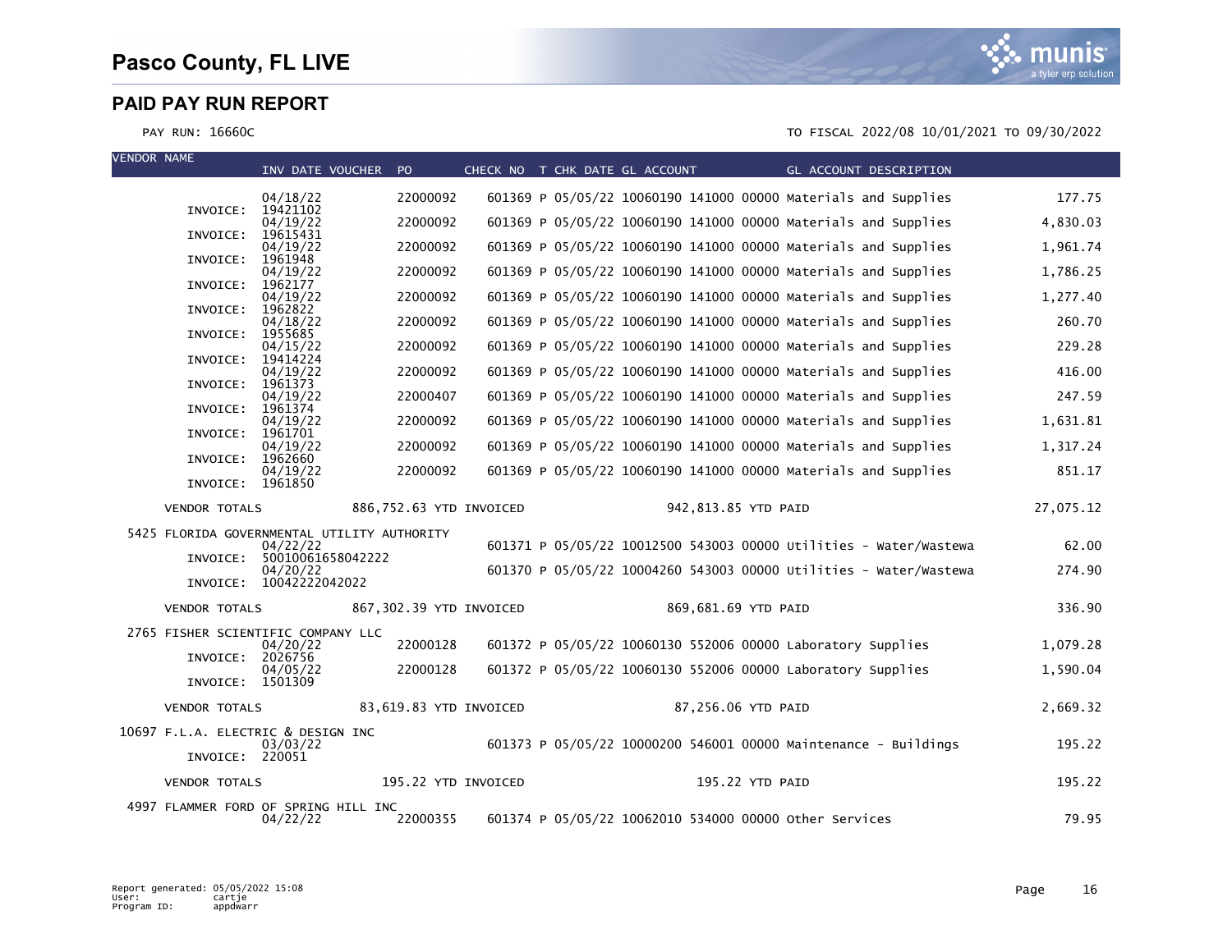# Pasco County, FL LIVE

## PAID PAY RUN REPORT

PAY RUN: 16660C

TO FISCAL 2022/08 10/01/2021 TO 09/30/2022

| VENDOR NAME | INV DATE | VOUCHER | PO | CHECK NO | T | CHK DATE | GL ACCOUNT | GL ACCOUNT DESCRIPTION | |
|---|---|---|---|---|---|---|---|---|---|
| INVOICE: 19421102 | 04/18/22 | | 22000092 | 601369 | P | 05/05/22 | 10060190 141000 00000 | Materials and Supplies | 177.75 |
| INVOICE: 19615431 | 04/19/22 | | 22000092 | 601369 | P | 05/05/22 | 10060190 141000 00000 | Materials and Supplies | 4,830.03 |
| INVOICE: 1961948 | 04/19/22 | | 22000092 | 601369 | P | 05/05/22 | 10060190 141000 00000 | Materials and Supplies | 1,961.74 |
| INVOICE: 1962177 | 04/19/22 | | 22000092 | 601369 | P | 05/05/22 | 10060190 141000 00000 | Materials and Supplies | 1,786.25 |
| INVOICE: 1962822 | 04/19/22 | | 22000092 | 601369 | P | 05/05/22 | 10060190 141000 00000 | Materials and Supplies | 1,277.40 |
| INVOICE: 1955685 | 04/18/22 | | 22000092 | 601369 | P | 05/05/22 | 10060190 141000 00000 | Materials and Supplies | 260.70 |
| INVOICE: 19414224 | 04/15/22 | | 22000092 | 601369 | P | 05/05/22 | 10060190 141000 00000 | Materials and Supplies | 229.28 |
| INVOICE: 1961373 | 04/19/22 | | 22000092 | 601369 | P | 05/05/22 | 10060190 141000 00000 | Materials and Supplies | 416.00 |
| INVOICE: 1961374 | 04/19/22 | | 22000407 | 601369 | P | 05/05/22 | 10060190 141000 00000 | Materials and Supplies | 247.59 |
| INVOICE: 1961701 | 04/19/22 | | 22000092 | 601369 | P | 05/05/22 | 10060190 141000 00000 | Materials and Supplies | 1,631.81 |
| INVOICE: 1962660 | 04/19/22 | | 22000092 | 601369 | P | 05/05/22 | 10060190 141000 00000 | Materials and Supplies | 1,317.24 |
| INVOICE: 1961850 | 04/19/22 | | 22000092 | 601369 | P | 05/05/22 | 10060190 141000 00000 | Materials and Supplies | 851.17 |
| VENDOR TOTALS | | 886,752.63 YTD INVOICED | | | | | 942,813.85 YTD PAID | | 27,075.12 |
| 5425 FLORIDA GOVERNMENTAL UTILITY AUTHORITY | | | | | | | | | |
| INVOICE: 50010061658042222 | 04/22/22 | | | 601371 | P | 05/05/22 | 10012500 543003 00000 | Utilities - Water/Wastewa | 62.00 |
| INVOICE: 10042222042022 | 04/20/22 | | | 601370 | P | 05/05/22 | 10004260 543003 00000 | Utilities - Water/Wastewa | 274.90 |
| VENDOR TOTALS | | 867,302.39 YTD INVOICED | | | | | 869,681.69 YTD PAID | | 336.90 |
| 2765 FISHER SCIENTIFIC COMPANY LLC | | | | | | | | | |
| INVOICE: 2026756 | 04/20/22 | | 22000128 | 601372 | P | 05/05/22 | 10060130 552006 00000 | Laboratory Supplies | 1,079.28 |
| INVOICE: 1501309 | 04/05/22 | | 22000128 | 601372 | P | 05/05/22 | 10060130 552006 00000 | Laboratory Supplies | 1,590.04 |
| VENDOR TOTALS | | 83,619.83 YTD INVOICED | | | | | 87,256.06 YTD PAID | | 2,669.32 |
| 10697 F.L.A. ELECTRIC & DESIGN INC | | | | | | | | | |
| INVOICE: 220051 | 03/03/22 | | | 601373 | P | 05/05/22 | 10000200 546001 00000 | Maintenance - Buildings | 195.22 |
| VENDOR TOTALS | | 195.22 YTD INVOICED | | | | | 195.22 YTD PAID | | 195.22 |
| 4997 FLAMMER FORD OF SPRING HILL INC | | | | | | | | | |
| | 04/22/22 | | 22000355 | 601374 | P | 05/05/22 | 10062010 534000 00000 | Other Services | 79.95 |

Report generated: 05/05/2022 15:08
User: cartje
Program ID: appdwarr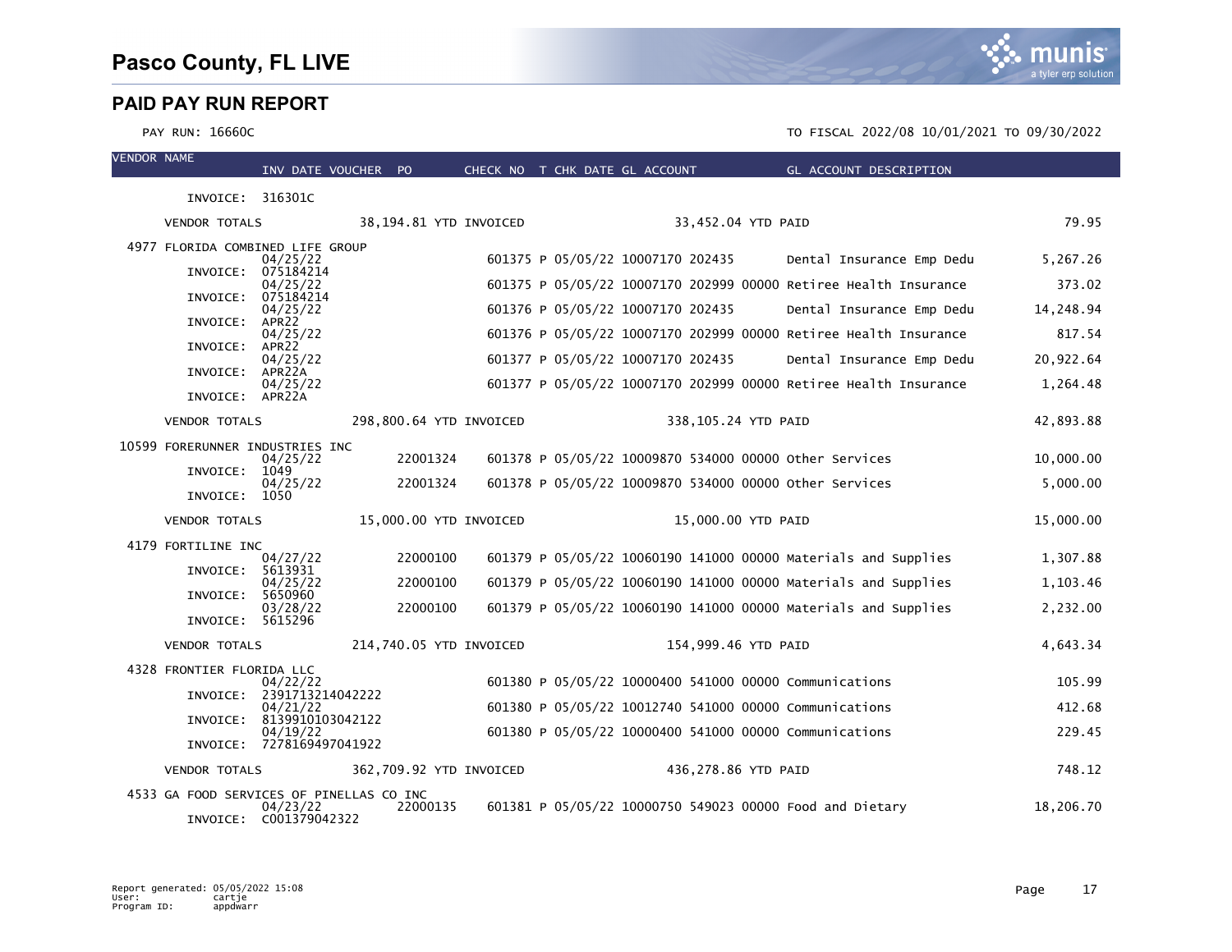# Pasco County, FL LIVE

## PAID PAY RUN REPORT

PAY RUN: 16660C

TO FISCAL 2022/08 10/01/2021 TO 09/30/2022

| VENDOR NAME | INV DATE | VOUCHER | PO | CHECK NO | T | CHK DATE | GL ACCOUNT | GL ACCOUNT DESCRIPTION | AMOUNT |
|---|---|---|---|---|---|---|---|---|---|
| INVOICE: 316301C | | | | | | | | | |
| VENDOR TOTALS | 38,194.81 YTD INVOICED | | | | | | 33,452.04 YTD PAID | | 79.95 |
| 4977 FLORIDA COMBINED LIFE GROUP | | | | | | | | | |
| INVOICE: 075184214 | 04/25/22 | | | 601375 | P | 05/05/22 | 10007170 202435 | Dental Insurance Emp Dedu | 5,267.26 |
| INVOICE: 075184214 | 04/25/22 | | | 601375 | P | 05/05/22 | 10007170 202999 00000 | Retiree Health Insurance | 373.02 |
| INVOICE: APR22 | 04/25/22 | | | 601376 | P | 05/05/22 | 10007170 202435 | Dental Insurance Emp Dedu | 14,248.94 |
| INVOICE: APR22 | 04/25/22 | | | 601376 | P | 05/05/22 | 10007170 202999 00000 | Retiree Health Insurance | 817.54 |
| INVOICE: APR22A | 04/25/22 | | | 601377 | P | 05/05/22 | 10007170 202435 | Dental Insurance Emp Dedu | 20,922.64 |
| INVOICE: APR22A | 04/25/22 | | | 601377 | P | 05/05/22 | 10007170 202999 00000 | Retiree Health Insurance | 1,264.48 |
| VENDOR TOTALS | 298,800.64 YTD INVOICED | | | | | | 338,105.24 YTD PAID | | 42,893.88 |
| 10599 FORERUNNER INDUSTRIES INC | | | | | | | | | |
| INVOICE: 1049 | 04/25/22 | | 22001324 | 601378 | P | 05/05/22 | 10009870 534000 00000 | Other Services | 10,000.00 |
| INVOICE: 1050 | 04/25/22 | | 22001324 | 601378 | P | 05/05/22 | 10009870 534000 00000 | Other Services | 5,000.00 |
| VENDOR TOTALS | 15,000.00 YTD INVOICED | | | | | | 15,000.00 YTD PAID | | 15,000.00 |
| 4179 FORTILINE INC | | | | | | | | | |
| INVOICE: 5613931 | 04/27/22 | | 22000100 | 601379 | P | 05/05/22 | 10060190 141000 00000 | Materials and Supplies | 1,307.88 |
| INVOICE: 5650960 | 04/25/22 | | 22000100 | 601379 | P | 05/05/22 | 10060190 141000 00000 | Materials and Supplies | 1,103.46 |
| INVOICE: 5615296 | 03/28/22 | | 22000100 | 601379 | P | 05/05/22 | 10060190 141000 00000 | Materials and Supplies | 2,232.00 |
| VENDOR TOTALS | 214,740.05 YTD INVOICED | | | | | | 154,999.46 YTD PAID | | 4,643.34 |
| 4328 FRONTIER FLORIDA LLC | | | | | | | | | |
| INVOICE: 2391713214042222 | 04/22/22 | | | 601380 | P | 05/05/22 | 10000400 541000 00000 | Communications | 105.99 |
| INVOICE: 8139910103042122 | 04/21/22 | | | 601380 | P | 05/05/22 | 10012740 541000 00000 | Communications | 412.68 |
| INVOICE: 7278169497041922 | 04/19/22 | | | 601380 | P | 05/05/22 | 10000400 541000 00000 | Communications | 229.45 |
| VENDOR TOTALS | 362,709.92 YTD INVOICED | | | | | | 436,278.86 YTD PAID | | 748.12 |
| 4533 GA FOOD SERVICES OF PINELLAS CO INC | | | | | | | | | |
| INVOICE: C001379042322 | 04/23/22 | | 22000135 | 601381 | P | 05/05/22 | 10000750 549023 00000 | Food and Dietary | 18,206.70 |

Report generated: 05/05/2022 15:08
User: cartje
Program ID: appdwarr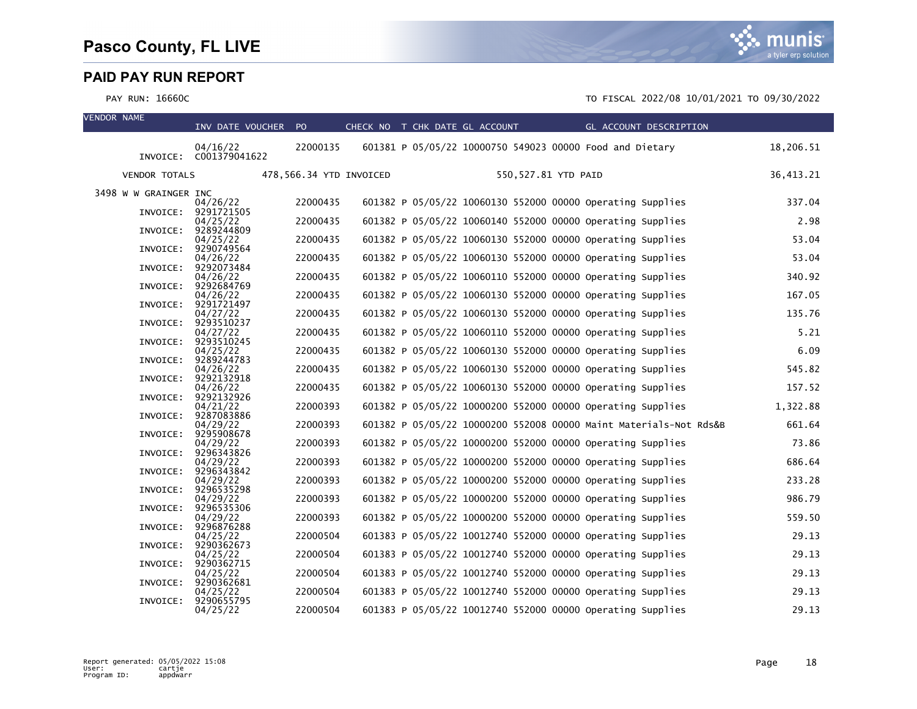# Pasco County, FL LIVE

## PAID PAY RUN REPORT

PAY RUN: 16660C

TO FISCAL 2022/08 10/01/2021 TO 09/30/2022

| VENDOR NAME | INV DATE VOUCHER | PO | CHECK NO | T | CHK DATE | GL ACCOUNT | GL ACCOUNT DESCRIPTION | |
|---|---|---|---|---|---|---|---|---|
| | 04/16/22 | 22000135 | 601381 | P | 05/05/22 | 10000750 549023 00000 | Food and Dietary | 18,206.51 |
| INVOICE: | C001379041622 | | | | | | | |
| VENDOR TOTALS | | 478,566.34 YTD INVOICED | | | | 550,527.81 YTD PAID | | 36,413.21 |
| 3498 W W GRAINGER INC | 04/26/22 | 22000435 | 601382 | P | 05/05/22 | 10060130 552000 00000 | Operating Supplies | 337.04 |
| INVOICE: | 9291721505 | | | | | | | |
| | 04/25/22 | 22000435 | 601382 | P | 05/05/22 | 10060140 552000 00000 | Operating Supplies | 2.98 |
| INVOICE: | 9289244809 | | | | | | | |
| | 04/25/22 | 22000435 | 601382 | P | 05/05/22 | 10060130 552000 00000 | Operating Supplies | 53.04 |
| INVOICE: | 9290749564 | | | | | | | |
| | 04/26/22 | 22000435 | 601382 | P | 05/05/22 | 10060130 552000 00000 | Operating Supplies | 53.04 |
| INVOICE: | 9292073484 | | | | | | | |
| | 04/26/22 | 22000435 | 601382 | P | 05/05/22 | 10060110 552000 00000 | Operating Supplies | 340.92 |
| INVOICE: | 9292684769 | | | | | | | |
| | 04/26/22 | 22000435 | 601382 | P | 05/05/22 | 10060130 552000 00000 | Operating Supplies | 167.05 |
| INVOICE: | 9291721497 | | | | | | | |
| | 04/27/22 | 22000435 | 601382 | P | 05/05/22 | 10060130 552000 00000 | Operating Supplies | 135.76 |
| INVOICE: | 9293510237 | | | | | | | |
| | 04/27/22 | 22000435 | 601382 | P | 05/05/22 | 10060110 552000 00000 | Operating Supplies | 5.21 |
| INVOICE: | 9293510245 | | | | | | | |
| | 04/25/22 | 22000435 | 601382 | P | 05/05/22 | 10060130 552000 00000 | Operating Supplies | 6.09 |
| INVOICE: | 9289244783 | | | | | | | |
| | 04/26/22 | 22000435 | 601382 | P | 05/05/22 | 10060130 552000 00000 | Operating Supplies | 545.82 |
| INVOICE: | 9292132918 | | | | | | | |
| | 04/26/22 | 22000435 | 601382 | P | 05/05/22 | 10060130 552000 00000 | Operating Supplies | 157.52 |
| INVOICE: | 9292132926 | | | | | | | |
| | 04/21/22 | 22000393 | 601382 | P | 05/05/22 | 10000200 552000 00000 | Operating Supplies | 1,322.88 |
| INVOICE: | 9287083886 | | | | | | | |
| | 04/29/22 | 22000393 | 601382 | P | 05/05/22 | 10000200 552008 00000 | Maint Materials-Not Rds&B | 661.64 |
| INVOICE: | 9295908678 | | | | | | | |
| | 04/29/22 | 22000393 | 601382 | P | 05/05/22 | 10000200 552000 00000 | Operating Supplies | 73.86 |
| INVOICE: | 9296343826 | | | | | | | |
| | 04/29/22 | 22000393 | 601382 | P | 05/05/22 | 10000200 552000 00000 | Operating Supplies | 686.64 |
| INVOICE: | 9296343842 | | | | | | | |
| | 04/29/22 | 22000393 | 601382 | P | 05/05/22 | 10000200 552000 00000 | Operating Supplies | 233.28 |
| INVOICE: | 9296535298 | | | | | | | |
| | 04/29/22 | 22000393 | 601382 | P | 05/05/22 | 10000200 552000 00000 | Operating Supplies | 986.79 |
| INVOICE: | 9296535306 | | | | | | | |
| | 04/29/22 | 22000393 | 601382 | P | 05/05/22 | 10000200 552000 00000 | Operating Supplies | 559.50 |
| INVOICE: | 9296876288 | | | | | | | |
| | 04/25/22 | 22000504 | 601383 | P | 05/05/22 | 10012740 552000 00000 | Operating Supplies | 29.13 |
| INVOICE: | 9290362673 | | | | | | | |
| | 04/25/22 | 22000504 | 601383 | P | 05/05/22 | 10012740 552000 00000 | Operating Supplies | 29.13 |
| INVOICE: | 9290362715 | | | | | | | |
| | 04/25/22 | 22000504 | 601383 | P | 05/05/22 | 10012740 552000 00000 | Operating Supplies | 29.13 |
| INVOICE: | 9290362681 | | | | | | | |
| | 04/25/22 | 22000504 | 601383 | P | 05/05/22 | 10012740 552000 00000 | Operating Supplies | 29.13 |
| INVOICE: | 9290655795 | | | | | | | |
| | 04/25/22 | 22000504 | 601383 | P | 05/05/22 | 10012740 552000 00000 | Operating Supplies | 29.13 |

Report generated: 05/05/2022 15:08
User: cartje
Program ID: appdwarr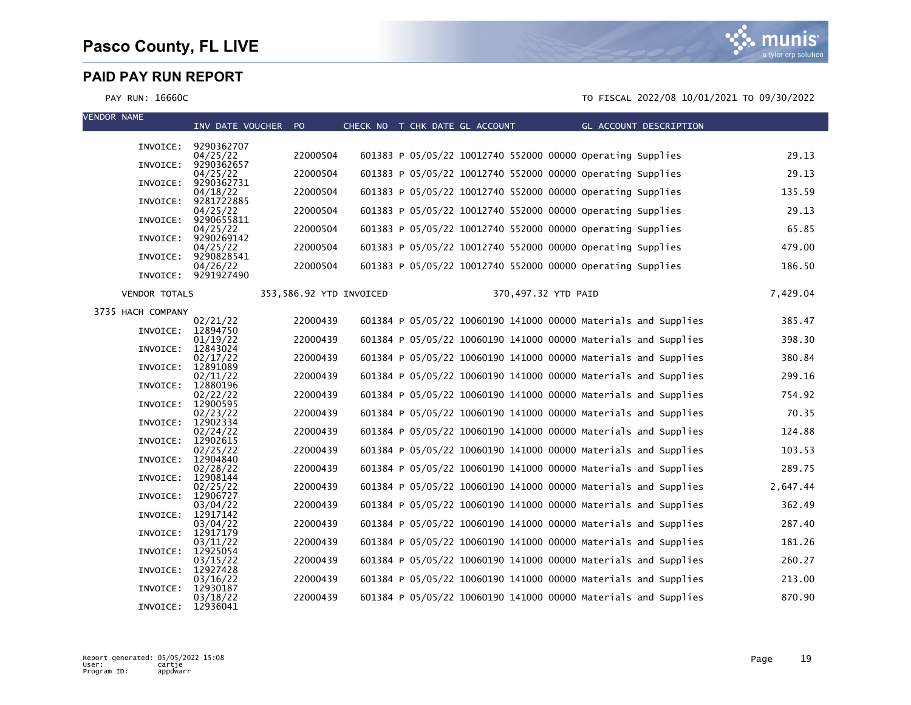# Pasco County, FL LIVE

## PAID PAY RUN REPORT

PAY RUN: 16660C

TO FISCAL 2022/08 10/01/2021 TO 09/30/2022

| VENDOR NAME | INV DATE VOUCHER | PO | CHECK NO | T | CHK DATE | GL ACCOUNT | GL ACCOUNT DESCRIPTION | |
|---|---|---|---|---|---|---|---|---|
| INVOICE: 9290362707 | 04/25/22 | 22000504 | 601383 | P | 05/05/22 | 10012740 552000 00000 | Operating Supplies | 29.13 |
| INVOICE: 9290362657 | 04/25/22 | 22000504 | 601383 | P | 05/05/22 | 10012740 552000 00000 | Operating Supplies | 29.13 |
| INVOICE: 9290362731 | 04/18/22 | 22000504 | 601383 | P | 05/05/22 | 10012740 552000 00000 | Operating Supplies | 135.59 |
| INVOICE: 9281722885 | 04/25/22 | 22000504 | 601383 | P | 05/05/22 | 10012740 552000 00000 | Operating Supplies | 29.13 |
| INVOICE: 9290655811 | 04/25/22 | 22000504 | 601383 | P | 05/05/22 | 10012740 552000 00000 | Operating Supplies | 65.85 |
| INVOICE: 9290269142 | 04/25/22 | 22000504 | 601383 | P | 05/05/22 | 10012740 552000 00000 | Operating Supplies | 479.00 |
| INVOICE: 9290828541 | 04/26/22 | 22000504 | 601383 | P | 05/05/22 | 10012740 552000 00000 | Operating Supplies | 186.50 |
| INVOICE: 9291927490 | | | | | | | | |
| VENDOR TOTALS | 353,586.92 YTD INVOICED | | | | | 370,497.32 YTD PAID | | 7,429.04 |
| 3735 HACH COMPANY | | | | | | | | |
| | 02/21/22 | 22000439 | 601384 | P | 05/05/22 | 10060190 141000 00000 | Materials and Supplies | 385.47 |
| INVOICE: 12894750 | 01/19/22 | 22000439 | 601384 | P | 05/05/22 | 10060190 141000 00000 | Materials and Supplies | 398.30 |
| INVOICE: 12843024 | 02/17/22 | 22000439 | 601384 | P | 05/05/22 | 10060190 141000 00000 | Materials and Supplies | 380.84 |
| INVOICE: 12891089 | 02/11/22 | 22000439 | 601384 | P | 05/05/22 | 10060190 141000 00000 | Materials and Supplies | 299.16 |
| INVOICE: 12880196 | 02/22/22 | 22000439 | 601384 | P | 05/05/22 | 10060190 141000 00000 | Materials and Supplies | 754.92 |
| INVOICE: 12900595 | 02/23/22 | 22000439 | 601384 | P | 05/05/22 | 10060190 141000 00000 | Materials and Supplies | 70.35 |
| INVOICE: 12902334 | 02/24/22 | 22000439 | 601384 | P | 05/05/22 | 10060190 141000 00000 | Materials and Supplies | 124.88 |
| INVOICE: 12902615 | 02/25/22 | 22000439 | 601384 | P | 05/05/22 | 10060190 141000 00000 | Materials and Supplies | 103.53 |
| INVOICE: 12904840 | 02/28/22 | 22000439 | 601384 | P | 05/05/22 | 10060190 141000 00000 | Materials and Supplies | 289.75 |
| INVOICE: 12908144 | 02/25/22 | 22000439 | 601384 | P | 05/05/22 | 10060190 141000 00000 | Materials and Supplies | 2,647.44 |
| INVOICE: 12906727 | 03/04/22 | 22000439 | 601384 | P | 05/05/22 | 10060190 141000 00000 | Materials and Supplies | 362.49 |
| INVOICE: 12917142 | 03/04/22 | 22000439 | 601384 | P | 05/05/22 | 10060190 141000 00000 | Materials and Supplies | 287.40 |
| INVOICE: 12917179 | 03/11/22 | 22000439 | 601384 | P | 05/05/22 | 10060190 141000 00000 | Materials and Supplies | 181.26 |
| INVOICE: 12925054 | 03/15/22 | 22000439 | 601384 | P | 05/05/22 | 10060190 141000 00000 | Materials and Supplies | 260.27 |
| INVOICE: 12927428 | 03/16/22 | 22000439 | 601384 | P | 05/05/22 | 10060190 141000 00000 | Materials and Supplies | 213.00 |
| INVOICE: 12930187 | 03/18/22 | 22000439 | 601384 | P | 05/05/22 | 10060190 141000 00000 | Materials and Supplies | 870.90 |
| INVOICE: 12936041 | | | | | | | | |

Report generated: 05/05/2022 15:08
User: cartje
Program ID: appdwarr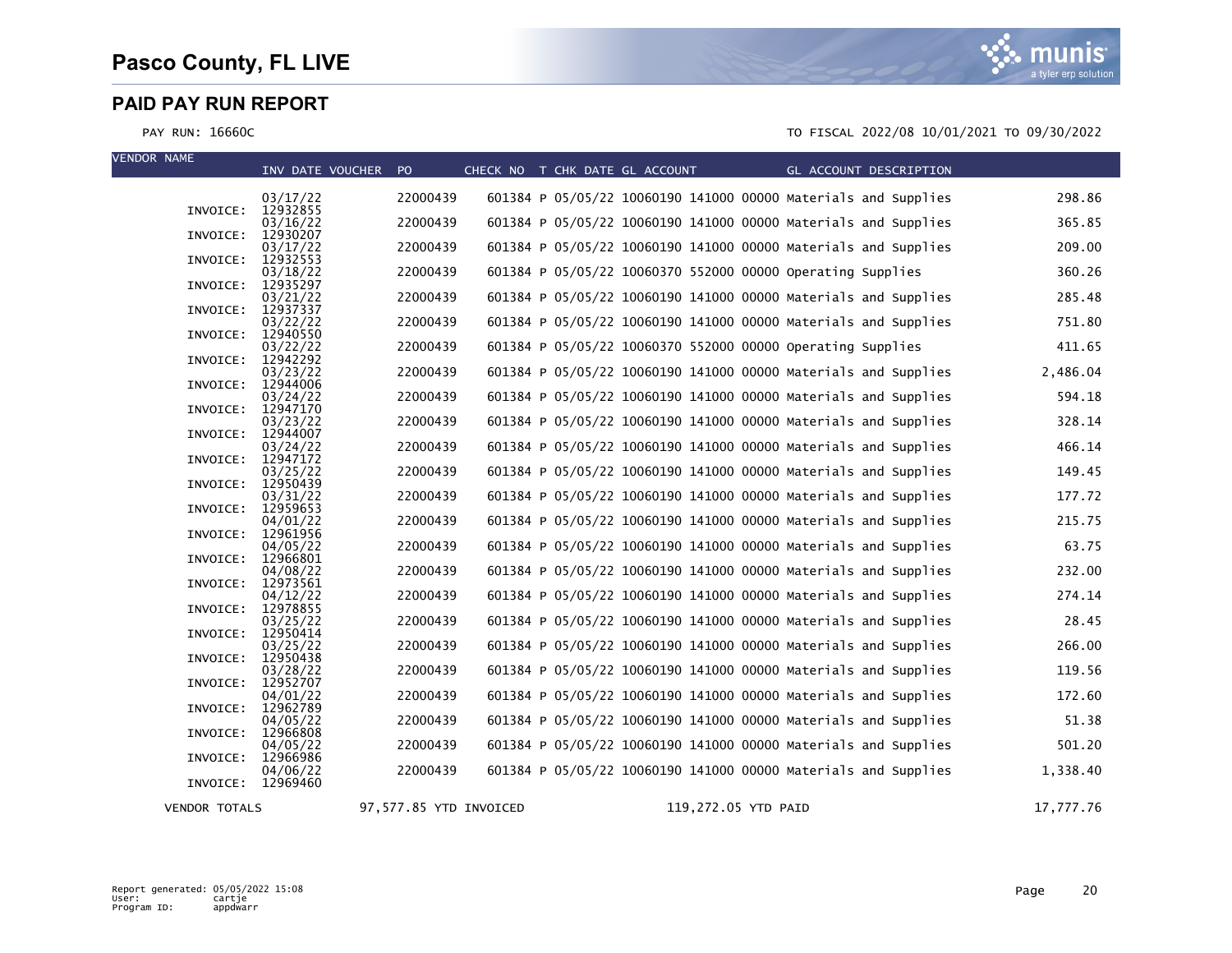# Pasco County, FL LIVE

## PAID PAY RUN REPORT

PAY RUN: 16660C

TO FISCAL 2022/08 10/01/2021 TO 09/30/2022

| VENDOR NAME | INV DATE VOUCHER | PO | CHECK NO | T | CHK DATE | GL ACCOUNT | GL ACCOUNT DESCRIPTION | |
|---|---|---|---|---|---|---|---|---|
| INVOICE: 12932855 | 03/17/22 | 22000439 | 601384 | P | 05/05/22 | 10060190 141000 00000 | Materials and Supplies | 298.86 |
| INVOICE: 12930207 | 03/16/22 | 22000439 | 601384 | P | 05/05/22 | 10060190 141000 00000 | Materials and Supplies | 365.85 |
| INVOICE: 12932553 | 03/17/22 | 22000439 | 601384 | P | 05/05/22 | 10060190 141000 00000 | Materials and Supplies | 209.00 |
| INVOICE: 12935297 | 03/18/22 | 22000439 | 601384 | P | 05/05/22 | 10060370 552000 00000 | Operating Supplies | 360.26 |
| INVOICE: 12937337 | 03/21/22 | 22000439 | 601384 | P | 05/05/22 | 10060190 141000 00000 | Materials and Supplies | 285.48 |
| INVOICE: 12940550 | 03/22/22 | 22000439 | 601384 | P | 05/05/22 | 10060190 141000 00000 | Materials and Supplies | 751.80 |
| INVOICE: 12942292 | 03/22/22 | 22000439 | 601384 | P | 05/05/22 | 10060370 552000 00000 | Operating Supplies | 411.65 |
| INVOICE: 12944006 | 03/23/22 | 22000439 | 601384 | P | 05/05/22 | 10060190 141000 00000 | Materials and Supplies | 2,486.04 |
| INVOICE: 12947170 | 03/24/22 | 22000439 | 601384 | P | 05/05/22 | 10060190 141000 00000 | Materials and Supplies | 594.18 |
| INVOICE: 12944007 | 03/23/22 | 22000439 | 601384 | P | 05/05/22 | 10060190 141000 00000 | Materials and Supplies | 328.14 |
| INVOICE: 12947172 | 03/24/22 | 22000439 | 601384 | P | 05/05/22 | 10060190 141000 00000 | Materials and Supplies | 466.14 |
| INVOICE: 12950439 | 03/25/22 | 22000439 | 601384 | P | 05/05/22 | 10060190 141000 00000 | Materials and Supplies | 149.45 |
| INVOICE: 12959653 | 03/31/22 | 22000439 | 601384 | P | 05/05/22 | 10060190 141000 00000 | Materials and Supplies | 177.72 |
| INVOICE: 12961956 | 04/01/22 | 22000439 | 601384 | P | 05/05/22 | 10060190 141000 00000 | Materials and Supplies | 215.75 |
| INVOICE: 12966801 | 04/05/22 | 22000439 | 601384 | P | 05/05/22 | 10060190 141000 00000 | Materials and Supplies | 63.75 |
| INVOICE: 12973561 | 04/08/22 | 22000439 | 601384 | P | 05/05/22 | 10060190 141000 00000 | Materials and Supplies | 232.00 |
| INVOICE: 12978855 | 04/12/22 | 22000439 | 601384 | P | 05/05/22 | 10060190 141000 00000 | Materials and Supplies | 274.14 |
| INVOICE: 12950414 | 03/25/22 | 22000439 | 601384 | P | 05/05/22 | 10060190 141000 00000 | Materials and Supplies | 28.45 |
| INVOICE: 12950438 | 03/25/22 | 22000439 | 601384 | P | 05/05/22 | 10060190 141000 00000 | Materials and Supplies | 266.00 |
| INVOICE: 12952707 | 03/28/22 | 22000439 | 601384 | P | 05/05/22 | 10060190 141000 00000 | Materials and Supplies | 119.56 |
| INVOICE: 12962789 | 04/01/22 | 22000439 | 601384 | P | 05/05/22 | 10060190 141000 00000 | Materials and Supplies | 172.60 |
| INVOICE: 12966808 | 04/05/22 | 22000439 | 601384 | P | 05/05/22 | 10060190 141000 00000 | Materials and Supplies | 51.38 |
| INVOICE: 12966986 | 04/05/22 | 22000439 | 601384 | P | 05/05/22 | 10060190 141000 00000 | Materials and Supplies | 501.20 |
| INVOICE: 12969460 | 04/06/22 | 22000439 | 601384 | P | 05/05/22 | 10060190 141000 00000 | Materials and Supplies | 1,338.40 |
| VENDOR TOTALS | | 97,577.85 YTD INVOICED | | | | 119,272.05 YTD PAID | | 17,777.76 |

Report generated: 05/05/2022 15:08
User: cartje
Program ID: appdwarr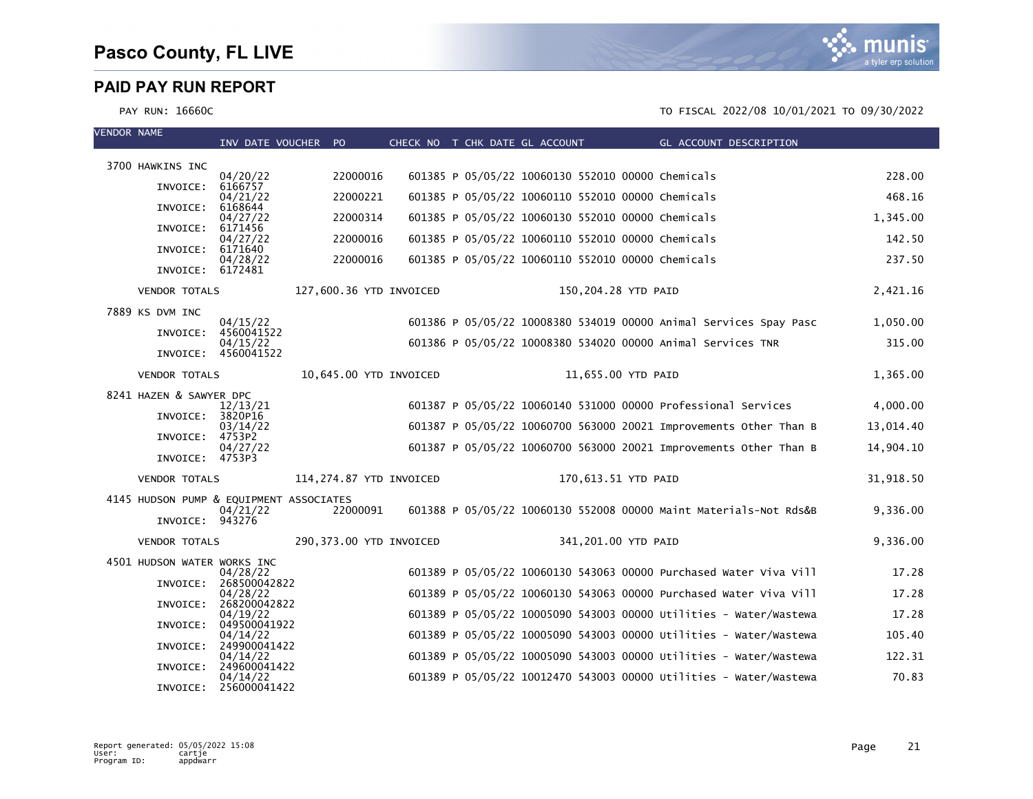# Pasco County, FL LIVE

## PAID PAY RUN REPORT

PAY RUN: 16660C

TO FISCAL 2022/08 10/01/2021 TO 09/30/2022

| VENDOR NAME | INV DATE VOUCHER | PO | CHECK NO | T | CHK DATE | GL ACCOUNT | GL ACCOUNT DESCRIPTION | |
|---|---|---|---|---|---|---|---|---|
| 3700 HAWKINS INC | | | | | | | | |
| INVOICE: 6166757 | 04/20/22 | 22000016 | 601385 | P | 05/05/22 | 10060130 552010 00000 | Chemicals | 228.00 |
| INVOICE: 6168644 | 04/21/22 | 22000221 | 601385 | P | 05/05/22 | 10060110 552010 00000 | Chemicals | 468.16 |
| INVOICE: 6171456 | 04/27/22 | 22000314 | 601385 | P | 05/05/22 | 10060130 552010 00000 | Chemicals | 1,345.00 |
| INVOICE: 6171640 | 04/27/22 | 22000016 | 601385 | P | 05/05/22 | 10060110 552010 00000 | Chemicals | 142.50 |
| INVOICE: 6172481 | 04/28/22 | 22000016 | 601385 | P | 05/05/22 | 10060110 552010 00000 | Chemicals | 237.50 |
| VENDOR TOTALS | 127,600.36 YTD INVOICED | | | | | 150,204.28 YTD PAID | | 2,421.16 |
| 7889 KS DVM INC | | | | | | | | |
| INVOICE: 4560041522 | 04/15/22 | | 601386 | P | 05/05/22 | 10008380 534019 00000 | Animal Services Spay Pasc | 1,050.00 |
| INVOICE: 4560041522 | 04/15/22 | | 601386 | P | 05/05/22 | 10008380 534020 00000 | Animal Services TNR | 315.00 |
| VENDOR TOTALS | 10,645.00 YTD INVOICED | | | | | 11,655.00 YTD PAID | | 1,365.00 |
| 8241 HAZEN & SAWYER DPC | | | | | | | | |
| INVOICE: 3820P16 | 12/13/21 | | 601387 | P | 05/05/22 | 10060140 531000 00000 | Professional Services | 4,000.00 |
| INVOICE: 4753P2 | 03/14/22 | | 601387 | P | 05/05/22 | 10060700 563000 20021 | Improvements Other Than B | 13,014.40 |
| INVOICE: 4753P3 | 04/27/22 | | 601387 | P | 05/05/22 | 10060700 563000 20021 | Improvements Other Than B | 14,904.10 |
| VENDOR TOTALS | 114,274.87 YTD INVOICED | | | | | 170,613.51 YTD PAID | | 31,918.50 |
| 4145 HUDSON PUMP & EQUIPMENT ASSOCIATES | | | | | | | | |
| INVOICE: 943276 | 04/21/22 | 22000091 | 601388 | P | 05/05/22 | 10060130 552008 00000 | Maint Materials-Not Rds&B | 9,336.00 |
| VENDOR TOTALS | 290,373.00 YTD INVOICED | | | | | 341,201.00 YTD PAID | | 9,336.00 |
| 4501 HUDSON WATER WORKS INC | | | | | | | | |
| INVOICE: 268500042822 | 04/28/22 | | 601389 | P | 05/05/22 | 10060130 543063 00000 | Purchased Water Viva Vill | 17.28 |
| INVOICE: 268200042822 | 04/28/22 | | 601389 | P | 05/05/22 | 10060130 543063 00000 | Purchased Water Viva Vill | 17.28 |
| INVOICE: 049500041922 | 04/19/22 | | 601389 | P | 05/05/22 | 10005090 543003 00000 | Utilities - Water/Wastewa | 17.28 |
| INVOICE: 249900041422 | 04/14/22 | | 601389 | P | 05/05/22 | 10005090 543003 00000 | Utilities - Water/Wastewa | 105.40 |
| INVOICE: 249600041422 | 04/14/22 | | 601389 | P | 05/05/22 | 10005090 543003 00000 | Utilities - Water/Wastewa | 122.31 |
| INVOICE: 256000041422 | 04/14/22 | | 601389 | P | 05/05/22 | 10012470 543003 00000 | Utilities - Water/Wastewa | 70.83 |

Report generated: 05/05/2022 15:08
User: cartje
Program ID: appdwarr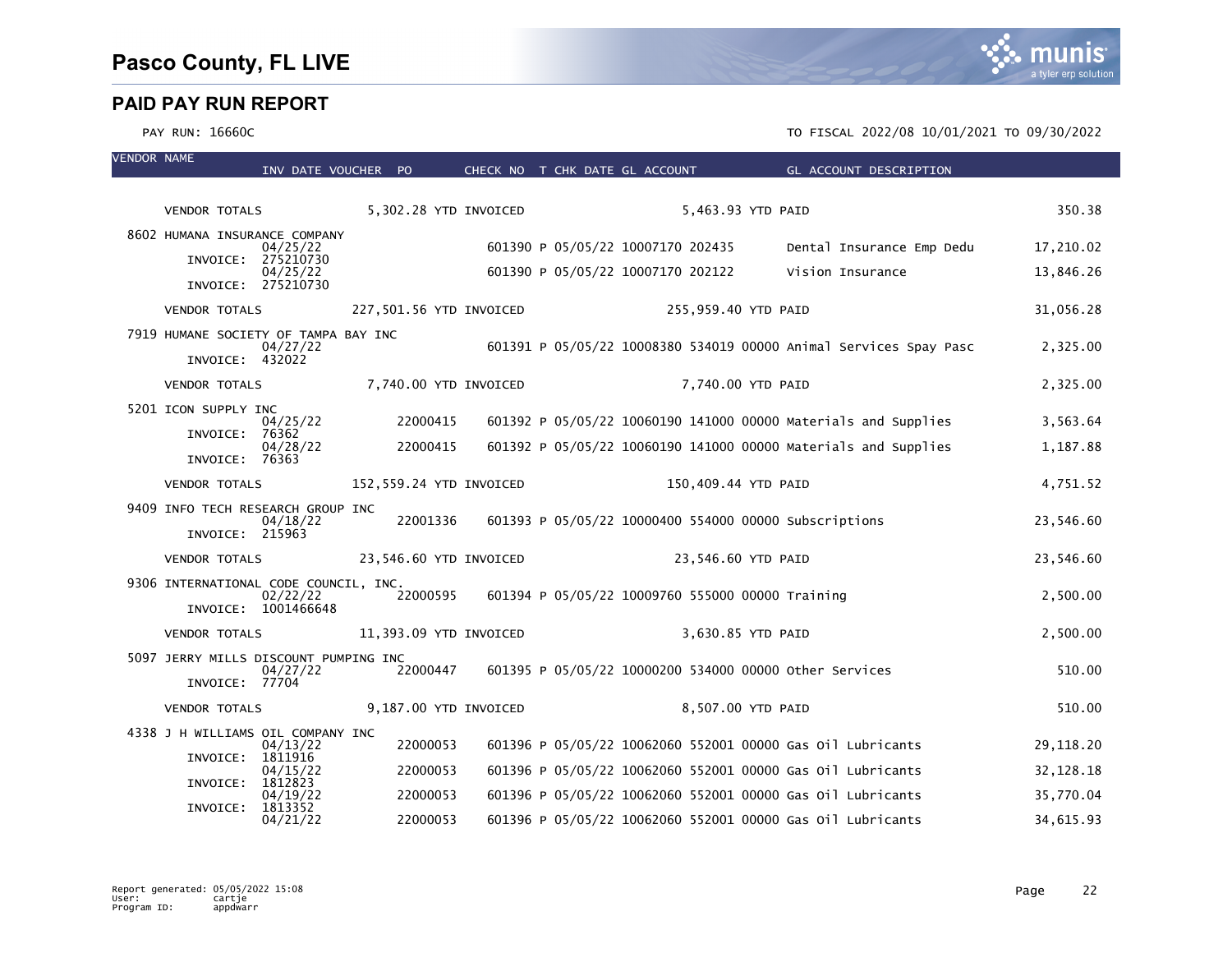# Pasco County, FL LIVE

## PAID PAY RUN REPORT

PAY RUN: 16660C

TO FISCAL 2022/08 10/01/2021 TO 09/30/2022

| VENDOR NAME | INV DATE | VOUCHER | PO | CHECK NO | T | CHK DATE | GL ACCOUNT | GL ACCOUNT DESCRIPTION | AMOUNT |
|---|---|---|---|---|---|---|---|---|---|
| VENDOR TOTALS | 5,302.28 YTD INVOICED | | | | | | 5,463.93 YTD PAID | | 350.38 |
| 8602 HUMANA INSURANCE COMPANY | | | | | | | | | |
| INVOICE: 275210730 | 04/25/22 | | | 601390 | P | 05/05/22 | 10007170 202435 | Dental Insurance Emp Dedu | 17,210.02 |
| INVOICE: 275210730 | 04/25/22 | | | 601390 | P | 05/05/22 | 10007170 202122 | Vision Insurance | 13,846.26 |
| VENDOR TOTALS | 227,501.56 YTD INVOICED | | | | | | 255,959.40 YTD PAID | | 31,056.28 |
| 7919 HUMANE SOCIETY OF TAMPA BAY INC | | | | | | | | | |
| INVOICE: 432022 | 04/27/22 | | | 601391 | P | 05/05/22 | 10008380 534019 00000 | Animal Services Spay Pasc | 2,325.00 |
| VENDOR TOTALS | 7,740.00 YTD INVOICED | | | | | | 7,740.00 YTD PAID | | 2,325.00 |
| 5201 ICON SUPPLY INC | | | | | | | | | |
| INVOICE: 76362 | 04/25/22 | | 22000415 | 601392 | P | 05/05/22 | 10060190 141000 00000 | Materials and Supplies | 3,563.64 |
| INVOICE: 76363 | 04/28/22 | | 22000415 | 601392 | P | 05/05/22 | 10060190 141000 00000 | Materials and Supplies | 1,187.88 |
| VENDOR TOTALS | 152,559.24 YTD INVOICED | | | | | | 150,409.44 YTD PAID | | 4,751.52 |
| 9409 INFO TECH RESEARCH GROUP INC | | | | | | | | | |
| INVOICE: 215963 | 04/18/22 | | 22001336 | 601393 | P | 05/05/22 | 10000400 554000 00000 | Subscriptions | 23,546.60 |
| VENDOR TOTALS | 23,546.60 YTD INVOICED | | | | | | 23,546.60 YTD PAID | | 23,546.60 |
| 9306 INTERNATIONAL CODE COUNCIL, INC. | | | | | | | | | |
| INVOICE: 1001466648 | 02/22/22 | | 22000595 | 601394 | P | 05/05/22 | 10009760 555000 00000 | Training | 2,500.00 |
| VENDOR TOTALS | 11,393.09 YTD INVOICED | | | | | | 3,630.85 YTD PAID | | 2,500.00 |
| 5097 JERRY MILLS DISCOUNT PUMPING INC | | | | | | | | | |
| INVOICE: 77704 | 04/27/22 | | 22000447 | 601395 | P | 05/05/22 | 10000200 534000 00000 | Other Services | 510.00 |
| VENDOR TOTALS | 9,187.00 YTD INVOICED | | | | | | 8,507.00 YTD PAID | | 510.00 |
| 4338 J H WILLIAMS OIL COMPANY INC | | | | | | | | | |
| INVOICE: 1811916 | 04/13/22 | | 22000053 | 601396 | P | 05/05/22 | 10062060 552001 00000 | Gas Oil Lubricants | 29,118.20 |
| INVOICE: 1812823 | 04/15/22 | | 22000053 | 601396 | P | 05/05/22 | 10062060 552001 00000 | Gas Oil Lubricants | 32,128.18 |
| INVOICE: 1813352 | 04/19/22 | | 22000053 | 601396 | P | 05/05/22 | 10062060 552001 00000 | Gas Oil Lubricants | 35,770.04 |
| | 04/21/22 | | 22000053 | 601396 | P | 05/05/22 | 10062060 552001 00000 | Gas Oil Lubricants | 34,615.93 |

Report generated: 05/05/2022 15:08
User: cartje
Program ID: appdwarr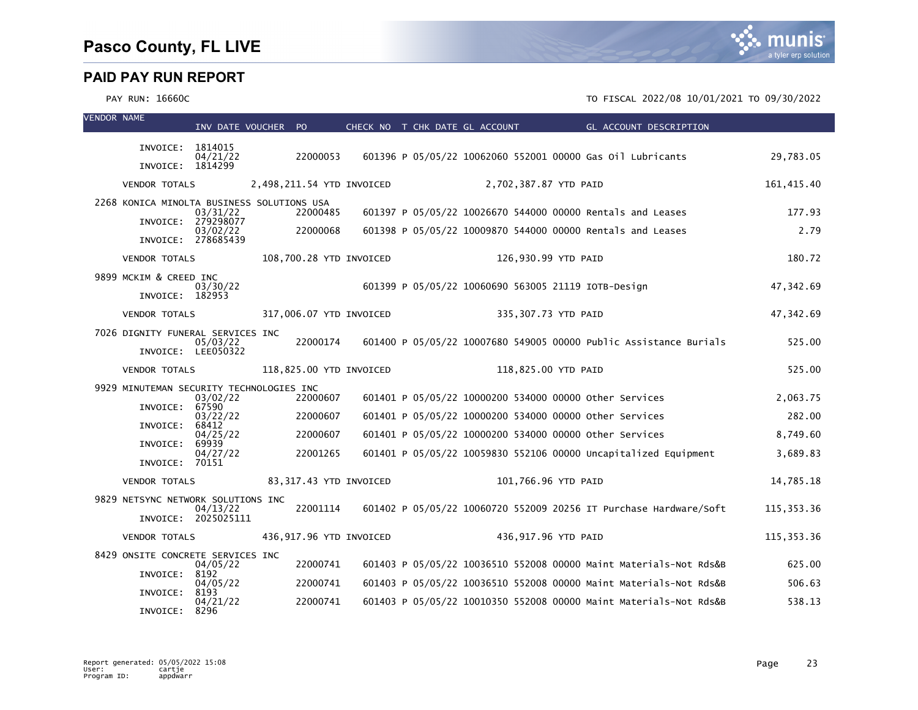# Pasco County, FL LIVE

## PAID PAY RUN REPORT

PAY RUN: 16660C

TO FISCAL 2022/08 10/01/2021 TO 09/30/2022

| VENDOR NAME | INV DATE | VOUCHER | PO | CHECK NO | T | CHK DATE | GL ACCOUNT | GL ACCOUNT DESCRIPTION | |
|---|---|---|---|---|---|---|---|---|---|
| INVOICE: 1814015 | | | | | | | | | |
| | 04/21/22 | | 22000053 | 601396 | P | 05/05/22 | 10062060 552001 00000 | Gas Oil Lubricants | 29,783.05 |
| INVOICE: 1814299 | | | | | | | | | |
| VENDOR TOTALS | 2,498,211.54 YTD INVOICED | | | 2,702,387.87 YTD PAID | | | | | 161,415.40 |
| 2268 KONICA MINOLTA BUSINESS SOLUTIONS USA | | | | | | | | | |
| | 03/31/22 | | 22000485 | 601397 | P | 05/05/22 | 10026670 544000 00000 | Rentals and Leases | 177.93 |
| INVOICE: 279298077 | | | | | | | | | |
| | 03/02/22 | | 22000068 | 601398 | P | 05/05/22 | 10009870 544000 00000 | Rentals and Leases | 2.79 |
| INVOICE: 278685439 | | | | | | | | | |
| VENDOR TOTALS | 108,700.28 YTD INVOICED | | | 126,930.99 YTD PAID | | | | | 180.72 |
| 9899 MCKIM & CREED INC | | | | | | | | | |
| | 03/30/22 | | | 601399 | P | 05/05/22 | 10060690 563005 21119 | IOTB-Design | 47,342.69 |
| INVOICE: 182953 | | | | | | | | | |
| VENDOR TOTALS | 317,006.07 YTD INVOICED | | | 335,307.73 YTD PAID | | | | | 47,342.69 |
| 7026 DIGNITY FUNERAL SERVICES INC | | | | | | | | | |
| | 05/03/22 | | 22000174 | 601400 | P | 05/05/22 | 10007680 549005 00000 | Public Assistance Burials | 525.00 |
| INVOICE: LEE050322 | | | | | | | | | |
| VENDOR TOTALS | 118,825.00 YTD INVOICED | | | 118,825.00 YTD PAID | | | | | 525.00 |
| 9929 MINUTEMAN SECURITY TECHNOLOGIES INC | | | | | | | | | |
| | 03/02/22 | | 22000607 | 601401 | P | 05/05/22 | 10000200 534000 00000 | Other Services | 2,063.75 |
| INVOICE: 67590 | | | | | | | | | |
| | 03/22/22 | | 22000607 | 601401 | P | 05/05/22 | 10000200 534000 00000 | Other Services | 282.00 |
| INVOICE: 68412 | | | | | | | | | |
| | 04/25/22 | | 22000607 | 601401 | P | 05/05/22 | 10000200 534000 00000 | Other Services | 8,749.60 |
| INVOICE: 69939 | | | | | | | | | |
| | 04/27/22 | | 22001265 | 601401 | P | 05/05/22 | 10059830 552106 00000 | Uncapitalized Equipment | 3,689.83 |
| INVOICE: 70151 | | | | | | | | | |
| VENDOR TOTALS | 83,317.43 YTD INVOICED | | | 101,766.96 YTD PAID | | | | | 14,785.18 |
| 9829 NETSYNC NETWORK SOLUTIONS INC | | | | | | | | | |
| | 04/13/22 | | 22001114 | 601402 | P | 05/05/22 | 10060720 552009 20256 | IT Purchase Hardware/Soft | 115,353.36 |
| INVOICE: 2025025111 | | | | | | | | | |
| VENDOR TOTALS | 436,917.96 YTD INVOICED | | | 436,917.96 YTD PAID | | | | | 115,353.36 |
| 8429 ONSITE CONCRETE SERVICES INC | | | | | | | | | |
| | 04/05/22 | | 22000741 | 601403 | P | 05/05/22 | 10036510 552008 00000 | Maint Materials-Not Rds&B | 625.00 |
| INVOICE: 8192 | | | | | | | | | |
| | 04/05/22 | | 22000741 | 601403 | P | 05/05/22 | 10036510 552008 00000 | Maint Materials-Not Rds&B | 506.63 |
| INVOICE: 8193 | | | | | | | | | |
| | 04/21/22 | | 22000741 | 601403 | P | 05/05/22 | 10010350 552008 00000 | Maint Materials-Not Rds&B | 538.13 |
| INVOICE: 8296 | | | | | | | | | |

Report generated: 05/05/2022 15:08
User: cartje
Program ID: appdwarr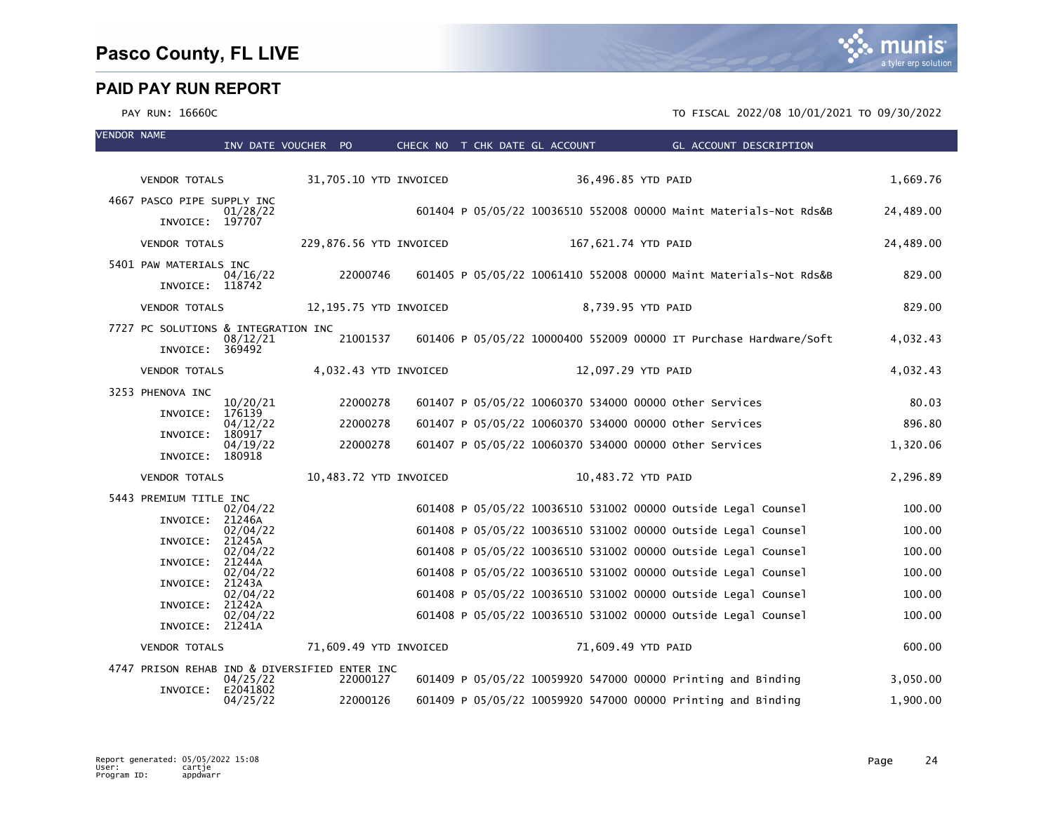# Pasco County, FL LIVE

## PAID PAY RUN REPORT

PAY RUN: 16660C

TO FISCAL 2022/08 10/01/2021 TO 09/30/2022

| VENDOR NAME | INV DATE | VOUCHER | PO | CHECK NO | T | CHK DATE | GL ACCOUNT | GL ACCOUNT DESCRIPTION | AMOUNT |
|---|---|---|---|---|---|---|---|---|---|
| VENDOR TOTALS | | 31,705.10 YTD INVOICED | | | | 36,496.85 YTD PAID | | | 1,669.76 |
| 4667 PASCO PIPE SUPPLY INC | 01/28/22 | | | 601404 | P | 05/05/22 | 10036510 552008 00000 | Maint Materials-Not Rds&B | 24,489.00 |
| INVOICE: 197707 | | | | | | | | | |
| VENDOR TOTALS | | 229,876.56 YTD INVOICED | | | | 167,621.74 YTD PAID | | | 24,489.00 |
| 5401 PAW MATERIALS INC | 04/16/22 | | 22000746 | 601405 | P | 05/05/22 | 10061410 552008 00000 | Maint Materials-Not Rds&B | 829.00 |
| INVOICE: 118742 | | | | | | | | | |
| VENDOR TOTALS | | 12,195.75 YTD INVOICED | | | | 8,739.95 YTD PAID | | | 829.00 |
| 7727 PC SOLUTIONS & INTEGRATION INC | 08/12/21 | | 21001537 | 601406 | P | 05/05/22 | 10000400 552009 00000 | IT Purchase Hardware/Soft | 4,032.43 |
| INVOICE: 369492 | | | | | | | | | |
| VENDOR TOTALS | | 4,032.43 YTD INVOICED | | | | 12,097.29 YTD PAID | | | 4,032.43 |
| 3253 PHENOVA INC | 10/20/21 | | 22000278 | 601407 | P | 05/05/22 | 10060370 534000 00000 | Other Services | 80.03 |
| INVOICE: 176139 | 04/12/22 | | 22000278 | 601407 | P | 05/05/22 | 10060370 534000 00000 | Other Services | 896.80 |
| INVOICE: 180917 | 04/19/22 | | 22000278 | 601407 | P | 05/05/22 | 10060370 534000 00000 | Other Services | 1,320.06 |
| INVOICE: 180918 | | | | | | | | | |
| VENDOR TOTALS | | 10,483.72 YTD INVOICED | | | | 10,483.72 YTD PAID | | | 2,296.89 |
| 5443 PREMIUM TITLE INC | 02/04/22 | | | 601408 | P | 05/05/22 | 10036510 531002 00000 | Outside Legal Counsel | 100.00 |
| INVOICE: 21246A | 02/04/22 | | | 601408 | P | 05/05/22 | 10036510 531002 00000 | Outside Legal Counsel | 100.00 |
| INVOICE: 21245A | 02/04/22 | | | 601408 | P | 05/05/22 | 10036510 531002 00000 | Outside Legal Counsel | 100.00 |
| INVOICE: 21244A | 02/04/22 | | | 601408 | P | 05/05/22 | 10036510 531002 00000 | Outside Legal Counsel | 100.00 |
| INVOICE: 21243A | 02/04/22 | | | 601408 | P | 05/05/22 | 10036510 531002 00000 | Outside Legal Counsel | 100.00 |
| INVOICE: 21242A | 02/04/22 | | | 601408 | P | 05/05/22 | 10036510 531002 00000 | Outside Legal Counsel | 100.00 |
| INVOICE: 21241A | | | | | | | | | |
| VENDOR TOTALS | | 71,609.49 YTD INVOICED | | | | 71,609.49 YTD PAID | | | 600.00 |
| 4747 PRISON REHAB IND & DIVERSIFIED ENTER INC | 04/25/22 | | 22000127 | 601409 | P | 05/05/22 | 10059920 547000 00000 | Printing and Binding | 3,050.00 |
| INVOICE: E2041802 | 04/25/22 | | 22000126 | 601409 | P | 05/05/22 | 10059920 547000 00000 | Printing and Binding | 1,900.00 |

Report generated: 05/05/2022 15:08
User: cartje
Program ID: appdwarr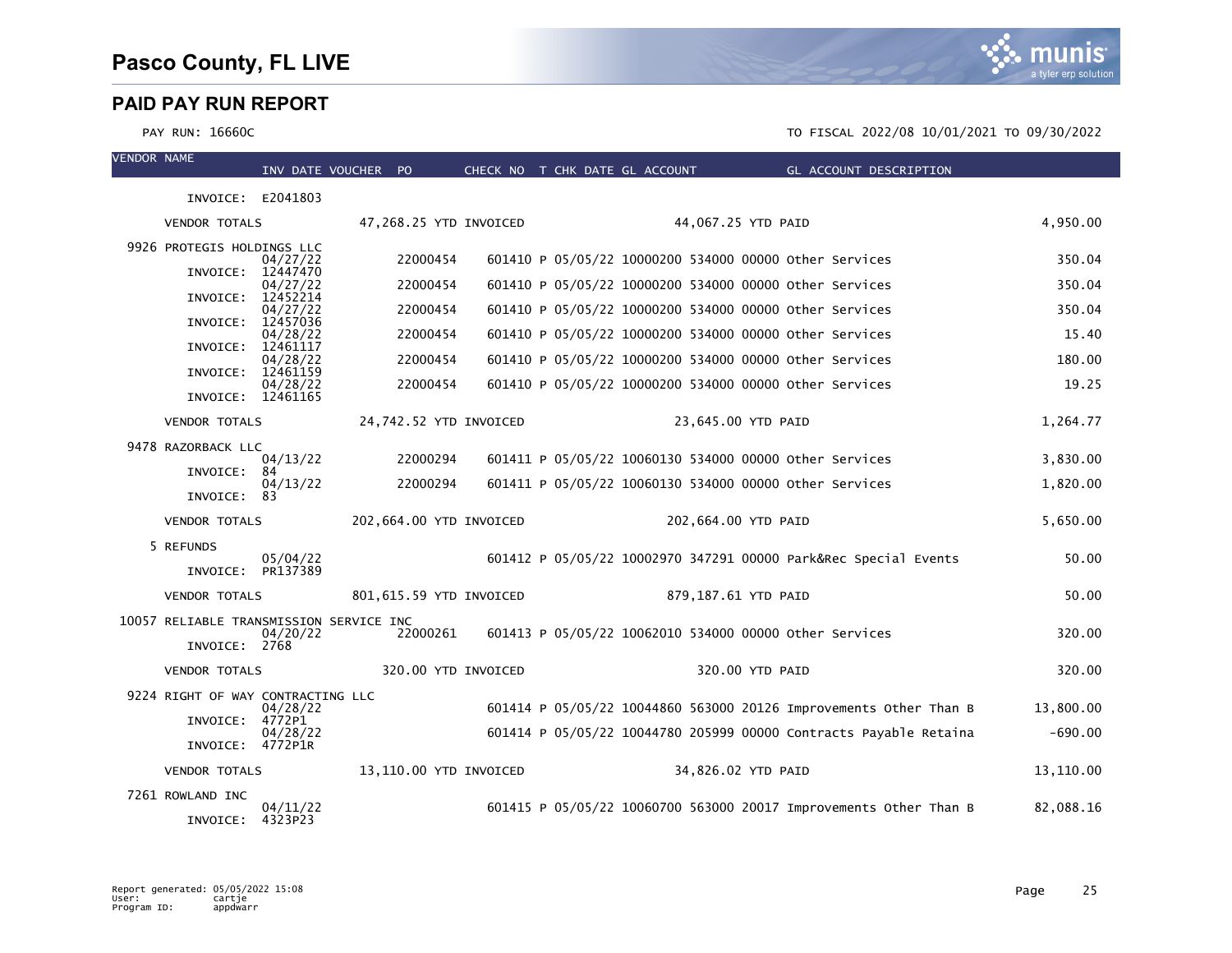# Pasco County, FL LIVE

## PAID PAY RUN REPORT

PAY RUN: 16660C

TO FISCAL 2022/08 10/01/2021 TO 09/30/2022

| VENDOR NAME | INV DATE | VOUCHER | PO | CHECK NO | T | CHK DATE | GL ACCOUNT | GL ACCOUNT DESCRIPTION | AMOUNT |
|---|---|---|---|---|---|---|---|---|---|
| INVOICE: E2041803 | | | | | | | | | |
| VENDOR TOTALS | | 47,268.25 YTD INVOICED | | | | | 44,067.25 YTD PAID | | 4,950.00 |
| 9926 PROTEGIS HOLDINGS LLC | | | | | | | | | |
| INVOICE: 12447470 | 04/27/22 | | 22000454 | 601410 | P | 05/05/22 | 10000200 534000 00000 | Other Services | 350.04 |
| INVOICE: 12452214 | 04/27/22 | | 22000454 | 601410 | P | 05/05/22 | 10000200 534000 00000 | Other Services | 350.04 |
| INVOICE: 12457036 | 04/27/22 | | 22000454 | 601410 | P | 05/05/22 | 10000200 534000 00000 | Other Services | 350.04 |
| INVOICE: 12461117 | 04/28/22 | | 22000454 | 601410 | P | 05/05/22 | 10000200 534000 00000 | Other Services | 15.40 |
| INVOICE: 12461159 | 04/28/22 | | 22000454 | 601410 | P | 05/05/22 | 10000200 534000 00000 | Other Services | 180.00 |
| INVOICE: 12461165 | 04/28/22 | | 22000454 | 601410 | P | 05/05/22 | 10000200 534000 00000 | Other Services | 19.25 |
| VENDOR TOTALS | | 24,742.52 YTD INVOICED | | | | | 23,645.00 YTD PAID | | 1,264.77 |
| 9478 RAZORBACK LLC | | | | | | | | | |
| INVOICE: 84 | 04/13/22 | | 22000294 | 601411 | P | 05/05/22 | 10060130 534000 00000 | Other Services | 3,830.00 |
| INVOICE: 83 | 04/13/22 | | 22000294 | 601411 | P | 05/05/22 | 10060130 534000 00000 | Other Services | 1,820.00 |
| VENDOR TOTALS | | 202,664.00 YTD INVOICED | | | | | 202,664.00 YTD PAID | | 5,650.00 |
| 5 REFUNDS | | | | | | | | | |
| INVOICE: PR137389 | 05/04/22 | | | 601412 | P | 05/05/22 | 10002970 347291 00000 | Park&Rec Special Events | 50.00 |
| VENDOR TOTALS | | 801,615.59 YTD INVOICED | | | | | 879,187.61 YTD PAID | | 50.00 |
| 10057 RELIABLE TRANSMISSION SERVICE INC | | | | | | | | | |
| INVOICE: 2768 | 04/20/22 | | 22000261 | 601413 | P | 05/05/22 | 10062010 534000 00000 | Other Services | 320.00 |
| VENDOR TOTALS | | 320.00 YTD INVOICED | | | | | 320.00 YTD PAID | | 320.00 |
| 9224 RIGHT OF WAY CONTRACTING LLC | | | | | | | | | |
| INVOICE: 4772P1 | 04/28/22 | | | 601414 | P | 05/05/22 | 10044860 563000 20126 | Improvements Other Than B | 13,800.00 |
| INVOICE: 4772P1R | 04/28/22 | | | 601414 | P | 05/05/22 | 10044780 205999 00000 | Contracts Payable Retaina | -690.00 |
| VENDOR TOTALS | | 13,110.00 YTD INVOICED | | | | | 34,826.02 YTD PAID | | 13,110.00 |
| 7261 ROWLAND INC | | | | | | | | | |
| INVOICE: 4323P23 | 04/11/22 | | | 601415 | P | 05/05/22 | 10060700 563000 20017 | Improvements Other Than B | 82,088.16 |

Report generated: 05/05/2022 15:08
User: cartje
Program ID: appdwarr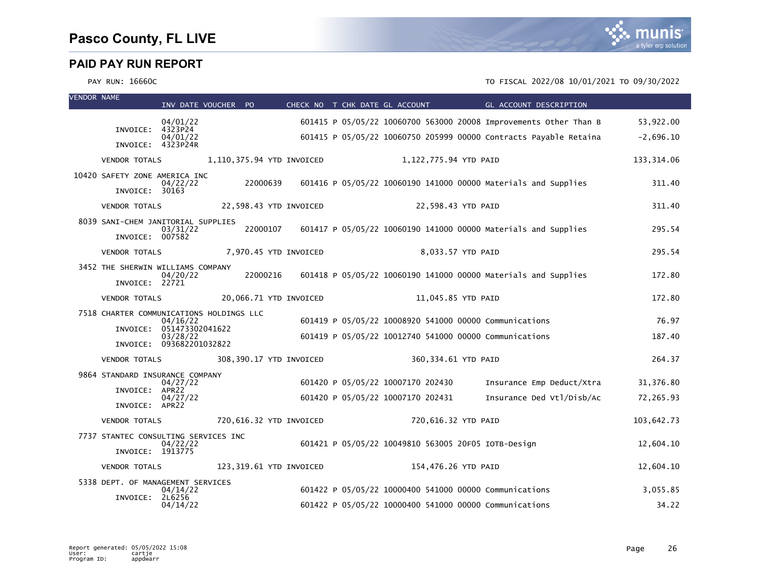# Pasco County, FL LIVE

## PAID PAY RUN REPORT

PAY RUN: 16660C

TO FISCAL 2022/08 10/01/2021 TO 09/30/2022

| VENDOR NAME | INV DATE | VOUCHER | PO | CHECK NO | T | CHK DATE | GL ACCOUNT | GL ACCOUNT DESCRIPTION | |
|---|---|---|---|---|---|---|---|---|---|
| INVOICE: 4323P24 | 04/01/22 | | | 601415 | P | 05/05/22 | 10060700 563000 20008 | Improvements Other Than B | 53,922.00 |
| INVOICE: 4323P24R | 04/01/22 | | | 601415 | P | 05/05/22 | 10060750 205999 00000 | Contracts Payable Retaina | -2,696.10 |
| VENDOR TOTALS | 1,110,375.94 YTD INVOICED | | | | | | 1,122,775.94 YTD PAID | | 133,314.06 |
| 10420 SAFETY ZONE AMERICA INC | | | | | | | | | |
| INVOICE: 30163 | 04/22/22 | | 22000639 | 601416 | P | 05/05/22 | 10060190 141000 00000 | Materials and Supplies | 311.40 |
| VENDOR TOTALS | 22,598.43 YTD INVOICED | | | | | | 22,598.43 YTD PAID | | 311.40 |
| 8039 SANI-CHEM JANITORIAL SUPPLIES | | | | | | | | | |
| INVOICE: 007582 | 03/31/22 | | 22000107 | 601417 | P | 05/05/22 | 10060190 141000 00000 | Materials and Supplies | 295.54 |
| VENDOR TOTALS | 7,970.45 YTD INVOICED | | | | | | 8,033.57 YTD PAID | | 295.54 |
| 3452 THE SHERWIN WILLIAMS COMPANY | | | | | | | | | |
| INVOICE: 22721 | 04/20/22 | | 22000216 | 601418 | P | 05/05/22 | 10060190 141000 00000 | Materials and Supplies | 172.80 |
| VENDOR TOTALS | 20,066.71 YTD INVOICED | | | | | | 11,045.85 YTD PAID | | 172.80 |
| 7518 CHARTER COMMUNICATIONS HOLDINGS LLC | | | | | | | | | |
| INVOICE: 051473302041622 | 04/16/22 | | | 601419 | P | 05/05/22 | 10008920 541000 00000 | Communications | 76.97 |
| INVOICE: 093682201032822 | 03/28/22 | | | 601419 | P | 05/05/22 | 10012740 541000 00000 | Communications | 187.40 |
| VENDOR TOTALS | 308,390.17 YTD INVOICED | | | | | | 360,334.61 YTD PAID | | 264.37 |
| 9864 STANDARD INSURANCE COMPANY | | | | | | | | | |
| INVOICE: APR22 | 04/27/22 | | | 601420 | P | 05/05/22 | 10007170 202430 | Insurance Emp Deduct/Xtra | 31,376.80 |
| INVOICE: APR22 | 04/27/22 | | | 601420 | P | 05/05/22 | 10007170 202431 | Insurance Ded Vtl/Disb/Ac | 72,265.93 |
| VENDOR TOTALS | 720,616.32 YTD INVOICED | | | | | | 720,616.32 YTD PAID | | 103,642.73 |
| 7737 STANTEC CONSULTING SERVICES INC | | | | | | | | | |
| INVOICE: 1913775 | 04/22/22 | | | 601421 | P | 05/05/22 | 10049810 563005 20F05 | IOTB-Design | 12,604.10 |
| VENDOR TOTALS | 123,319.61 YTD INVOICED | | | | | | 154,476.26 YTD PAID | | 12,604.10 |
| 5338 DEPT. OF MANAGEMENT SERVICES | | | | | | | | | |
| INVOICE: 2L6256 | 04/14/22 | | | 601422 | P | 05/05/22 | 10000400 541000 00000 | Communications | 3,055.85 |
| | 04/14/22 | | | 601422 | P | 05/05/22 | 10000400 541000 00000 | Communications | 34.22 |

Report generated: 05/05/2022 15:08
User: cartje
Program ID: appdwarr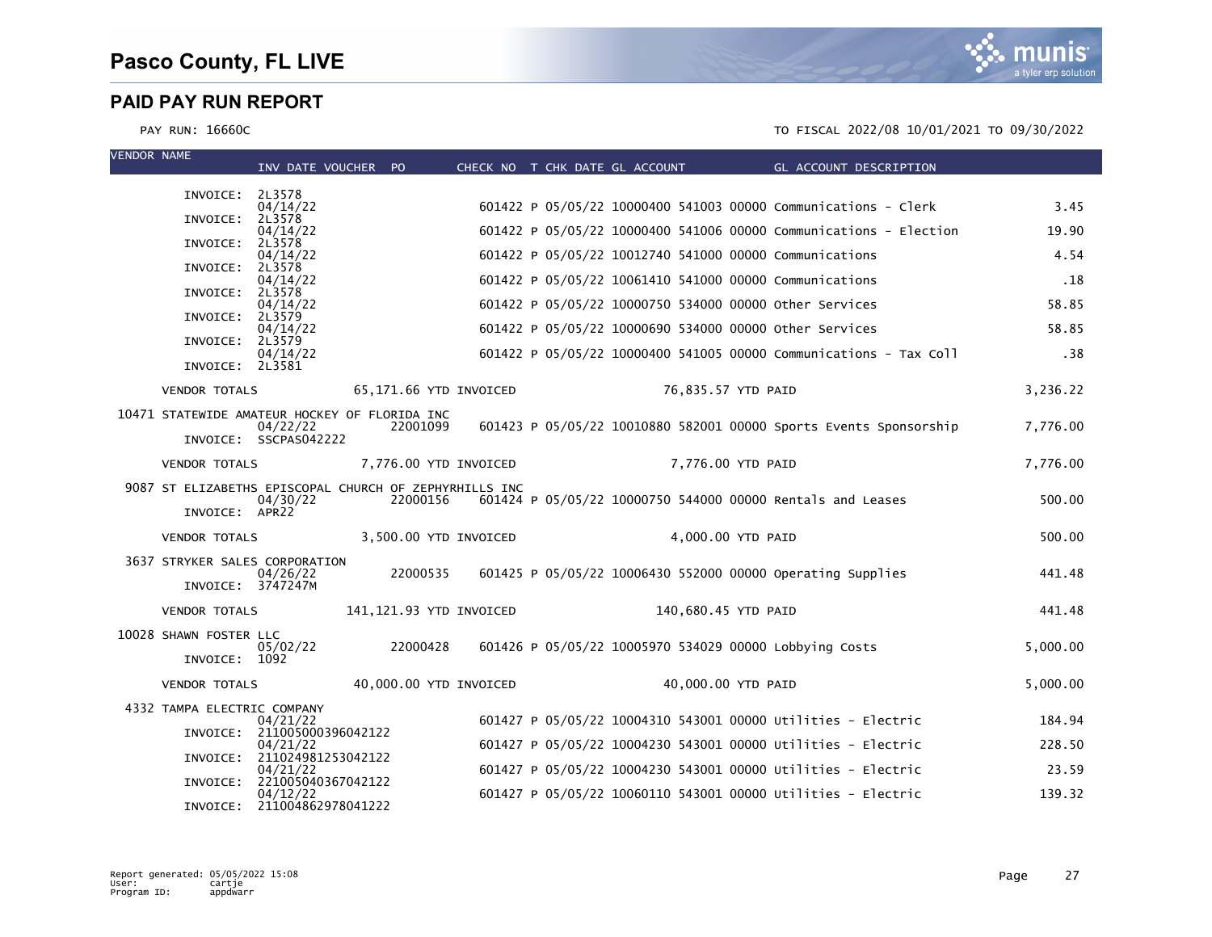# Pasco County, FL LIVE

## PAID PAY RUN REPORT

PAY RUN: 16660C

TO FISCAL 2022/08 10/01/2021 TO 09/30/2022

| VENDOR NAME | INV DATE | VOUCHER | PO | CHECK NO | T | CHK DATE | GL ACCOUNT | GL ACCOUNT DESCRIPTION | |
|---|---|---|---|---|---|---|---|---|---|
| INVOICE: 2L3578 | 04/14/22 | | | 601422 | P | 05/05/22 | 10000400 541003 00000 | Communications - Clerk | 3.45 |
| INVOICE: 2L3578 | 04/14/22 | | | 601422 | P | 05/05/22 | 10000400 541006 00000 | Communications - Election | 19.90 |
| INVOICE: 2L3578 | 04/14/22 | | | 601422 | P | 05/05/22 | 10012740 541000 00000 | Communications | 4.54 |
| INVOICE: 2L3578 | 04/14/22 | | | 601422 | P | 05/05/22 | 10061410 541000 00000 | Communications | .18 |
| INVOICE: 2L3578 | 04/14/22 | | | 601422 | P | 05/05/22 | 10000750 534000 00000 | Other Services | 58.85 |
| INVOICE: 2L3579 | 04/14/22 | | | 601422 | P | 05/05/22 | 10000690 534000 00000 | Other Services | 58.85 |
| INVOICE: 2L3579 | 04/14/22 | | | 601422 | P | 05/05/22 | 10000400 541005 00000 | Communications - Tax Coll | .38 |
| INVOICE: 2L3581 | | | | | | | | | |
| VENDOR TOTALS | | 65,171.66 YTD INVOICED | | | | 76,835.57 YTD PAID | | | 3,236.22 |
| 10471 STATEWIDE AMATEUR HOCKEY OF FLORIDA INC | 04/22/22 | | 22001099 | 601423 | P | 05/05/22 | 10010880 582001 00000 | Sports Events Sponsorship | 7,776.00 |
| INVOICE: SSCPAS042222 | | | | | | | | | |
| VENDOR TOTALS | | 7,776.00 YTD INVOICED | | | | 7,776.00 YTD PAID | | | 7,776.00 |
| 9087 ST ELIZABETHS EPISCOPAL CHURCH OF ZEPHYRHILLS INC | 04/30/22 | | 22000156 | 601424 | P | 05/05/22 | 10000750 544000 00000 | Rentals and Leases | 500.00 |
| INVOICE: APR22 | | | | | | | | | |
| VENDOR TOTALS | | 3,500.00 YTD INVOICED | | | | 4,000.00 YTD PAID | | | 500.00 |
| 3637 STRYKER SALES CORPORATION | 04/26/22 | | 22000535 | 601425 | P | 05/05/22 | 10006430 552000 00000 | Operating Supplies | 441.48 |
| INVOICE: 3747247M | | | | | | | | | |
| VENDOR TOTALS | | 141,121.93 YTD INVOICED | | | | 140,680.45 YTD PAID | | | 441.48 |
| 10028 SHAWN FOSTER LLC | 05/02/22 | | 22000428 | 601426 | P | 05/05/22 | 10005970 534029 00000 | Lobbying Costs | 5,000.00 |
| INVOICE: 1092 | | | | | | | | | |
| VENDOR TOTALS | | 40,000.00 YTD INVOICED | | | | 40,000.00 YTD PAID | | | 5,000.00 |
| 4332 TAMPA ELECTRIC COMPANY | 04/21/22 | | | 601427 | P | 05/05/22 | 10004310 543001 00000 | Utilities - Electric | 184.94 |
| INVOICE: 211005000396042122 | 04/21/22 | | | 601427 | P | 05/05/22 | 10004230 543001 00000 | Utilities - Electric | 228.50 |
| INVOICE: 211024981253042122 | 04/21/22 | | | 601427 | P | 05/05/22 | 10004230 543001 00000 | Utilities - Electric | 23.59 |
| INVOICE: 221005040367042122 | 04/12/22 | | | 601427 | P | 05/05/22 | 10060110 543001 00000 | Utilities - Electric | 139.32 |
| INVOICE: 211004862978041222 | | | | | | | | | |

Report generated: 05/05/2022 15:08
User: cartje
Program ID: appdwarr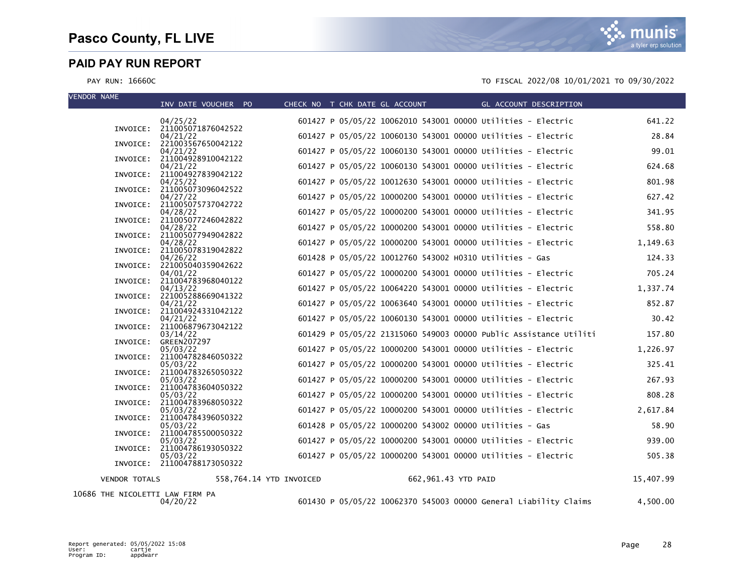# Pasco County, FL LIVE

## PAID PAY RUN REPORT

PAY RUN: 16660C

TO FISCAL 2022/08 10/01/2021 TO 09/30/2022

| VENDOR NAME | INV DATE | INVOICE | CHECK NO | T | CHK DATE | GL ACCOUNT | GL ACCOUNT DESCRIPTION | AMOUNT |
|---|---|---|---|---|---|---|---|---|
| | 04/25/22 | 211005071876042522 | 601427 | P | 05/05/22 | 10062010 543001 00000 | Utilities - Electric | 641.22 |
| | 04/21/22 | 221003567650042122 | 601427 | P | 05/05/22 | 10060130 543001 00000 | Utilities - Electric | 28.84 |
| | 04/21/22 | 211004928910042122 | 601427 | P | 05/05/22 | 10060130 543001 00000 | Utilities - Electric | 99.01 |
| | 04/21/22 | 211004927839042122 | 601427 | P | 05/05/22 | 10060130 543001 00000 | Utilities - Electric | 624.68 |
| | 04/25/22 | 211005073096042522 | 601427 | P | 05/05/22 | 10012630 543001 00000 | Utilities - Electric | 801.98 |
| | 04/27/22 | 211005075737042722 | 601427 | P | 05/05/22 | 10000200 543001 00000 | Utilities - Electric | 627.42 |
| | 04/28/22 | 211005077246042822 | 601427 | P | 05/05/22 | 10000200 543001 00000 | Utilities - Electric | 341.95 |
| | 04/28/22 | 211005077949042822 | 601427 | P | 05/05/22 | 10000200 543001 00000 | Utilities - Electric | 558.80 |
| | 04/28/22 | 211005078319042822 | 601427 | P | 05/05/22 | 10000200 543001 00000 | Utilities - Electric | 1,149.63 |
| | 04/26/22 | 221005040359042622 | 601428 | P | 05/05/22 | 10012760 543002 H0310 | Utilities - Gas | 124.33 |
| | 04/01/22 | 211004783968040122 | 601427 | P | 05/05/22 | 10000200 543001 00000 | Utilities - Electric | 705.24 |
| | 04/13/22 | 221005288669041322 | 601427 | P | 05/05/22 | 10064220 543001 00000 | Utilities - Electric | 1,337.74 |
| | 04/21/22 | 211004924331042122 | 601427 | P | 05/05/22 | 10063640 543001 00000 | Utilities - Electric | 852.87 |
| | 04/21/22 | 211006879673042122 | 601427 | P | 05/05/22 | 10060130 543001 00000 | Utilities - Electric | 30.42 |
| | 03/14/22 | GREEN207297 | 601429 | P | 05/05/22 | 21315060 549003 00000 | Public Assistance Utiliti | 157.80 |
| | 05/03/22 | 211004782846050322 | 601427 | P | 05/05/22 | 10000200 543001 00000 | Utilities - Electric | 1,226.97 |
| | 05/03/22 | 211004783265050322 | 601427 | P | 05/05/22 | 10000200 543001 00000 | Utilities - Electric | 325.41 |
| | 05/03/22 | 211004783604050322 | 601427 | P | 05/05/22 | 10000200 543001 00000 | Utilities - Electric | 267.93 |
| | 05/03/22 | 211004783968050322 | 601427 | P | 05/05/22 | 10000200 543001 00000 | Utilities - Electric | 808.28 |
| | 05/03/22 | 211004784396050322 | 601427 | P | 05/05/22 | 10000200 543001 00000 | Utilities - Electric | 2,617.84 |
| | 05/03/22 | 211004785500050322 | 601428 | P | 05/05/22 | 10000200 543002 00000 | Utilities - Gas | 58.90 |
| | 05/03/22 | 211004786193050322 | 601427 | P | 05/05/22 | 10000200 543001 00000 | Utilities - Electric | 939.00 |
| | 05/03/22 | 211004788173050322 | 601427 | P | 05/05/22 | 10000200 543001 00000 | Utilities - Electric | 505.38 |
| VENDOR TOTALS | 558,764.14 YTD INVOICED | | | | | 662,961.43 YTD PAID | | 15,407.99 |
| 10686 THE NICOLETTI LAW FIRM PA | 04/20/22 | | 601430 | P | 05/05/22 | 10062370 545003 00000 | General Liability Claims | 4,500.00 |

Report generated: 05/05/2022 15:08
User: cartje
Program ID: appdwarr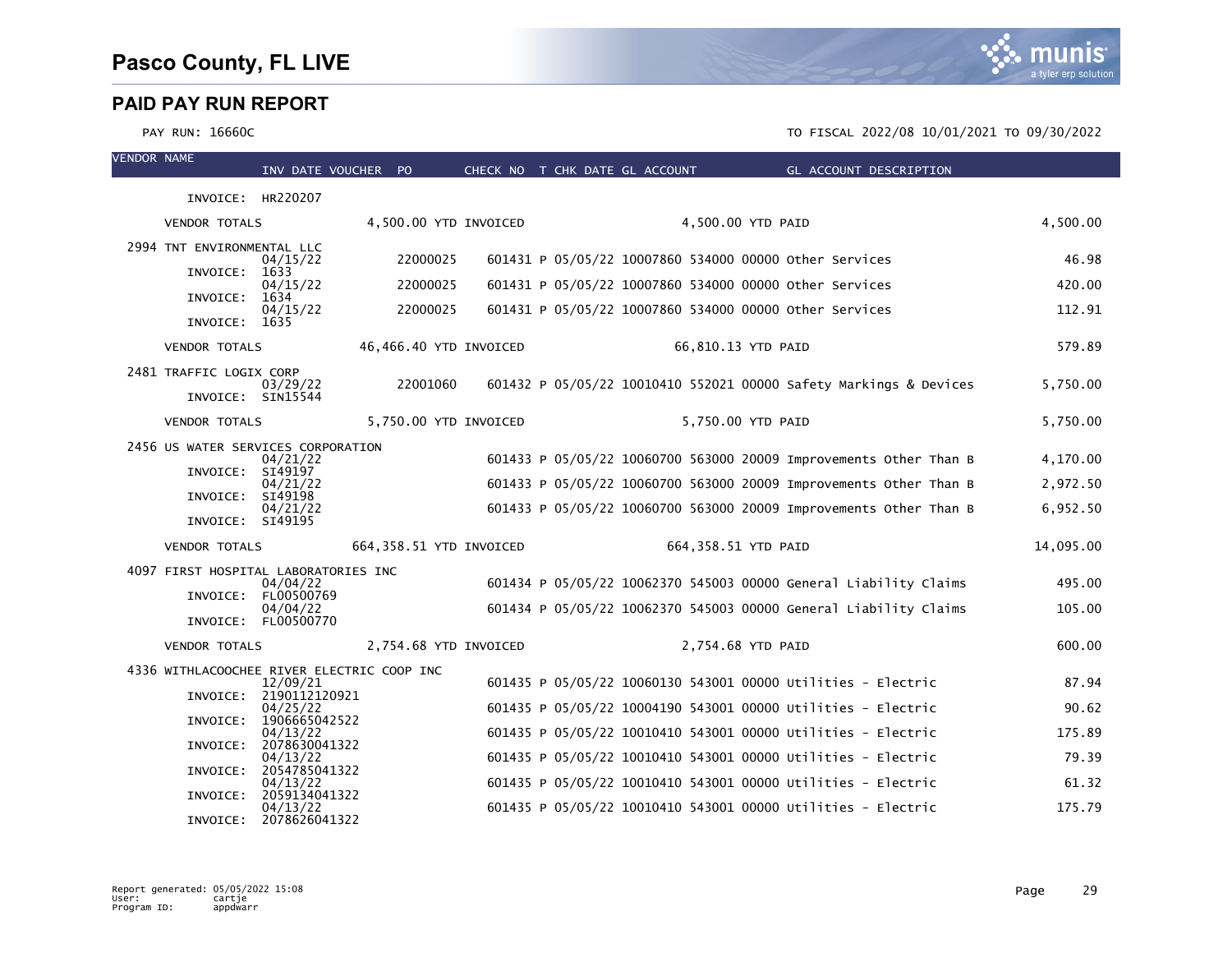# Pasco County, FL LIVE

## PAID PAY RUN REPORT

PAY RUN: 16660C

TO FISCAL 2022/08 10/01/2021 TO 09/30/2022

| VENDOR NAME | INV DATE | VOUCHER | PO | CHECK NO | T | CHK DATE | GL ACCOUNT | GL ACCOUNT DESCRIPTION | |
|---|---|---|---|---|---|---|---|---|---|
| INVOICE: HR220207 | | | | | | | | | |
| VENDOR TOTALS | 4,500.00 YTD INVOICED | | | | | | 4,500.00 YTD PAID | | 4,500.00 |
| 2994 TNT ENVIRONMENTAL LLC | | | | | | | | | |
| INVOICE: 1633 | 04/15/22 | | 22000025 | 601431 | P | 05/05/22 | 10007860 534000 00000 | Other Services | 46.98 |
| INVOICE: 1634 | 04/15/22 | | 22000025 | 601431 | P | 05/05/22 | 10007860 534000 00000 | Other Services | 420.00 |
| INVOICE: 1635 | 04/15/22 | | 22000025 | 601431 | P | 05/05/22 | 10007860 534000 00000 | Other Services | 112.91 |
| VENDOR TOTALS | 46,466.40 YTD INVOICED | | | | | | 66,810.13 YTD PAID | | 579.89 |
| 2481 TRAFFIC LOGIX CORP | | | | | | | | | |
| INVOICE: SIN15544 | 03/29/22 | | 22001060 | 601432 | P | 05/05/22 | 10010410 552021 00000 | Safety Markings & Devices | 5,750.00 |
| VENDOR TOTALS | 5,750.00 YTD INVOICED | | | | | | 5,750.00 YTD PAID | | 5,750.00 |
| 2456 US WATER SERVICES CORPORATION | | | | | | | | | |
| INVOICE: SI49197 | 04/21/22 | | | 601433 | P | 05/05/22 | 10060700 563000 20009 | Improvements Other Than B | 4,170.00 |
| INVOICE: SI49198 | 04/21/22 | | | 601433 | P | 05/05/22 | 10060700 563000 20009 | Improvements Other Than B | 2,972.50 |
| INVOICE: SI49195 | 04/21/22 | | | 601433 | P | 05/05/22 | 10060700 563000 20009 | Improvements Other Than B | 6,952.50 |
| VENDOR TOTALS | 664,358.51 YTD INVOICED | | | | | | 664,358.51 YTD PAID | | 14,095.00 |
| 4097 FIRST HOSPITAL LABORATORIES INC | | | | | | | | | |
| INVOICE: FL00500769 | 04/04/22 | | | 601434 | P | 05/05/22 | 10062370 545003 00000 | General Liability Claims | 495.00 |
| INVOICE: FL00500770 | 04/04/22 | | | 601434 | P | 05/05/22 | 10062370 545003 00000 | General Liability Claims | 105.00 |
| VENDOR TOTALS | 2,754.68 YTD INVOICED | | | | | | 2,754.68 YTD PAID | | 600.00 |
| 4336 WITHLACOOCHEE RIVER ELECTRIC COOP INC | | | | | | | | | |
| INVOICE: 2190112120921 | 12/09/21 | | | 601435 | P | 05/05/22 | 10060130 543001 00000 | Utilities - Electric | 87.94 |
| INVOICE: 1906665042522 | 04/25/22 | | | 601435 | P | 05/05/22 | 10004190 543001 00000 | Utilities - Electric | 90.62 |
| INVOICE: 2078630041322 | 04/13/22 | | | 601435 | P | 05/05/22 | 10010410 543001 00000 | Utilities - Electric | 175.89 |
| INVOICE: 2054785041322 | 04/13/22 | | | 601435 | P | 05/05/22 | 10010410 543001 00000 | Utilities - Electric | 79.39 |
| INVOICE: 2059134041322 | 04/13/22 | | | 601435 | P | 05/05/22 | 10010410 543001 00000 | Utilities - Electric | 61.32 |
| INVOICE: 2078626041322 | 04/13/22 | | | 601435 | P | 05/05/22 | 10010410 543001 00000 | Utilities - Electric | 175.79 |

Report generated: 05/05/2022 15:08
User: cartje
Program ID: appdwarr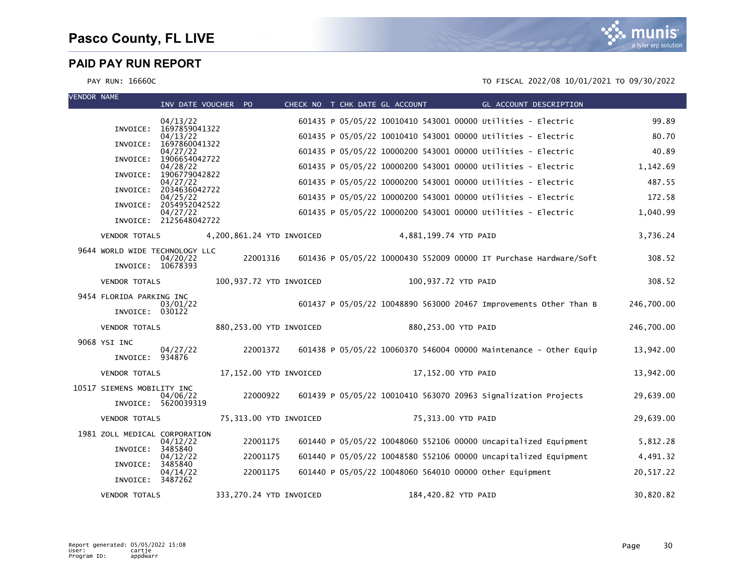# Pasco County, FL LIVE

## PAID PAY RUN REPORT

PAY RUN: 16660C

TO FISCAL 2022/08 10/01/2021 TO 09/30/2022

| VENDOR NAME | INV DATE | VOUCHER | PO | CHECK NO | T | CHK DATE | GL ACCOUNT | GL ACCOUNT DESCRIPTION | AMOUNT |
|---|---|---|---|---|---|---|---|---|---|
| INVOICE: 1697859041322 | 04/13/22 | | | 601435 | P | 05/05/22 | 10010410 543001 00000 | Utilities - Electric | 99.89 |
| INVOICE: 1697860041322 | 04/13/22 | | | 601435 | P | 05/05/22 | 10010410 543001 00000 | Utilities - Electric | 80.70 |
| INVOICE: 1906654042722 | 04/27/22 | | | 601435 | P | 05/05/22 | 10000200 543001 00000 | Utilities - Electric | 40.89 |
| INVOICE: 1906779042822 | 04/28/22 | | | 601435 | P | 05/05/22 | 10000200 543001 00000 | Utilities - Electric | 1,142.69 |
| INVOICE: 2034636042722 | 04/27/22 | | | 601435 | P | 05/05/22 | 10000200 543001 00000 | Utilities - Electric | 487.55 |
| INVOICE: 2054952042522 | 04/25/22 | | | 601435 | P | 05/05/22 | 10000200 543001 00000 | Utilities - Electric | 172.58 |
| INVOICE: 2125648042722 | 04/27/22 | | | 601435 | P | 05/05/22 | 10000200 543001 00000 | Utilities - Electric | 1,040.99 |
| VENDOR TOTALS | 4,200,861.24 YTD INVOICED | | | | | | 4,881,199.74 YTD PAID | | 3,736.24 |
| 9644 WORLD WIDE TECHNOLOGY LLC | | | | | | | | | |
| INVOICE: 10678393 | 04/20/22 | | 22001316 | 601436 | P | 05/05/22 | 10000430 552009 00000 | IT Purchase Hardware/Soft | 308.52 |
| VENDOR TOTALS | 100,937.72 YTD INVOICED | | | | | | 100,937.72 YTD PAID | | 308.52 |
| 9454 FLORIDA PARKING INC | | | | | | | | | |
| INVOICE: 030122 | 03/01/22 | | | 601437 | P | 05/05/22 | 10048890 563000 20467 | Improvements Other Than B | 246,700.00 |
| VENDOR TOTALS | 880,253.00 YTD INVOICED | | | | | | 880,253.00 YTD PAID | | 246,700.00 |
| 9068 YSI INC | | | | | | | | | |
| INVOICE: 934876 | 04/27/22 | | 22001372 | 601438 | P | 05/05/22 | 10060370 546004 00000 | Maintenance - Other Equip | 13,942.00 |
| VENDOR TOTALS | 17,152.00 YTD INVOICED | | | | | | 17,152.00 YTD PAID | | 13,942.00 |
| 10517 SIEMENS MOBILITY INC | | | | | | | | | |
| INVOICE: 5620039319 | 04/06/22 | | 22000922 | 601439 | P | 05/05/22 | 10010410 563070 20963 | Signalization Projects | 29,639.00 |
| VENDOR TOTALS | 75,313.00 YTD INVOICED | | | | | | 75,313.00 YTD PAID | | 29,639.00 |
| 1981 ZOLL MEDICAL CORPORATION | | | | | | | | | |
| INVOICE: 3485840 | 04/12/22 | | 22001175 | 601440 | P | 05/05/22 | 10048060 552106 00000 | Uncapitalized Equipment | 5,812.28 |
| INVOICE: 3485840 | 04/12/22 | | 22001175 | 601440 | P | 05/05/22 | 10048580 552106 00000 | Uncapitalized Equipment | 4,491.32 |
| INVOICE: 3487262 | 04/14/22 | | 22001175 | 601440 | P | 05/05/22 | 10048060 564010 00000 | Other Equipment | 20,517.22 |
| VENDOR TOTALS | 333,270.24 YTD INVOICED | | | | | | 184,420.82 YTD PAID | | 30,820.82 |

Report generated: 05/05/2022 15:08
User: cartje
Program ID: appdwarr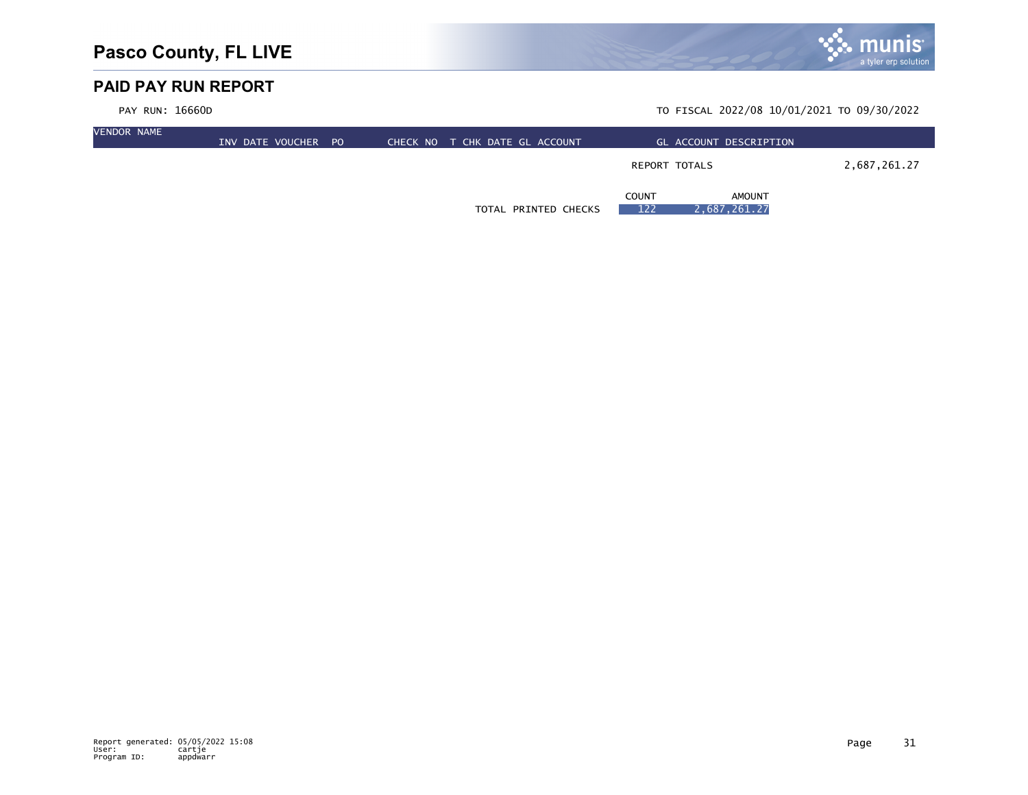# Pasco County, FL LIVE

## PAID PAY RUN REPORT

PAY RUN: 16660D

TO FISCAL 2022/08 10/01/2021 TO 09/30/2022

| VENDOR NAME | INV DATE | VOUCHER | PO | CHECK NO | T | CHK DATE | GL ACCOUNT | GL ACCOUNT DESCRIPTION | |
|---|---|---|---|---|---|---|---|---|---|
| | | | | | | | | REPORT TOTALS | 2,687,261.27 |

| | COUNT | AMOUNT |
|---|---|---|
| TOTAL PRINTED CHECKS | 122 | 2,687,261.27 |

Report generated: 05/05/2022 15:08
User: cartje
Program ID: appdwarr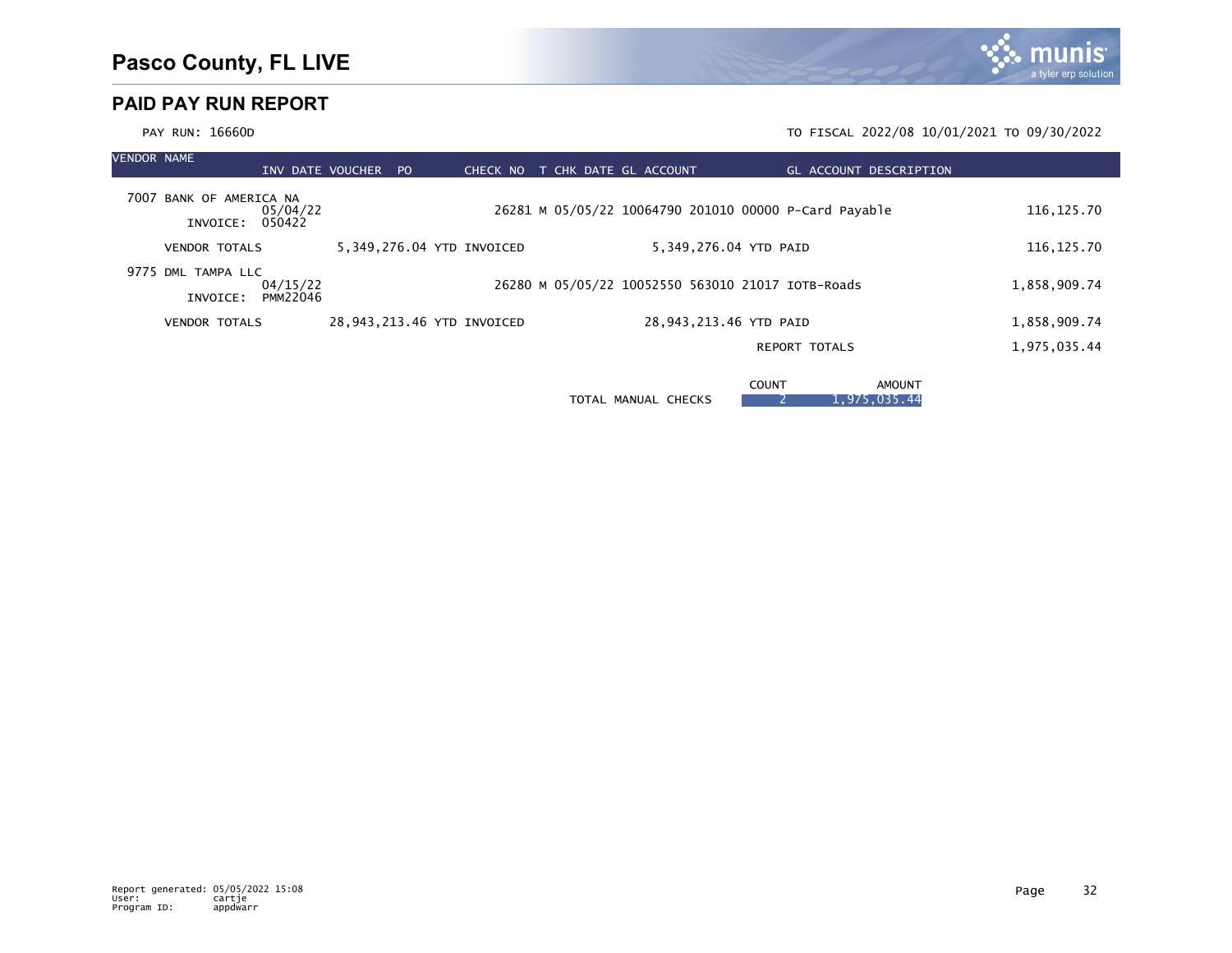# Pasco County, FL LIVE

## PAID PAY RUN REPORT

PAY RUN: 16660D

TO FISCAL 2022/08 10/01/2021 TO 09/30/2022

| VENDOR NAME | INV DATE | VOUCHER | PO | CHECK NO | T | CHK DATE | GL ACCOUNT | GL ACCOUNT DESCRIPTION | |
|---|---|---|---|---|---|---|---|---|---|
| 7007 BANK OF AMERICA NA | | | | | | | | | |
| INVOICE: 050422 | 05/04/22 | | | 26281 | M | 05/05/22 | 10064790 201010 00000 | P-Card Payable | 116,125.70 |
| VENDOR TOTALS | 5,349,276.04 YTD INVOICED | | | 5,349,276.04 YTD PAID | | | | | 116,125.70 |
| 9775 DML TAMPA LLC | | | | | | | | | |
| INVOICE: PMM22046 | 04/15/22 | | | 26280 | M | 05/05/22 | 10052550 563010 21017 | IOTB-Roads | 1,858,909.74 |
| VENDOR TOTALS | 28,943,213.46 YTD INVOICED | | | 28,943,213.46 YTD PAID | | | | | 1,858,909.74 |
| | | | | | | | | REPORT TOTALS | 1,975,035.44 |

| | COUNT | AMOUNT |
|---|---|---|
| TOTAL MANUAL CHECKS | 2 | 1,975,035.44 |

Report generated: 05/05/2022 15:08
User: cartje
Program ID: appdwarr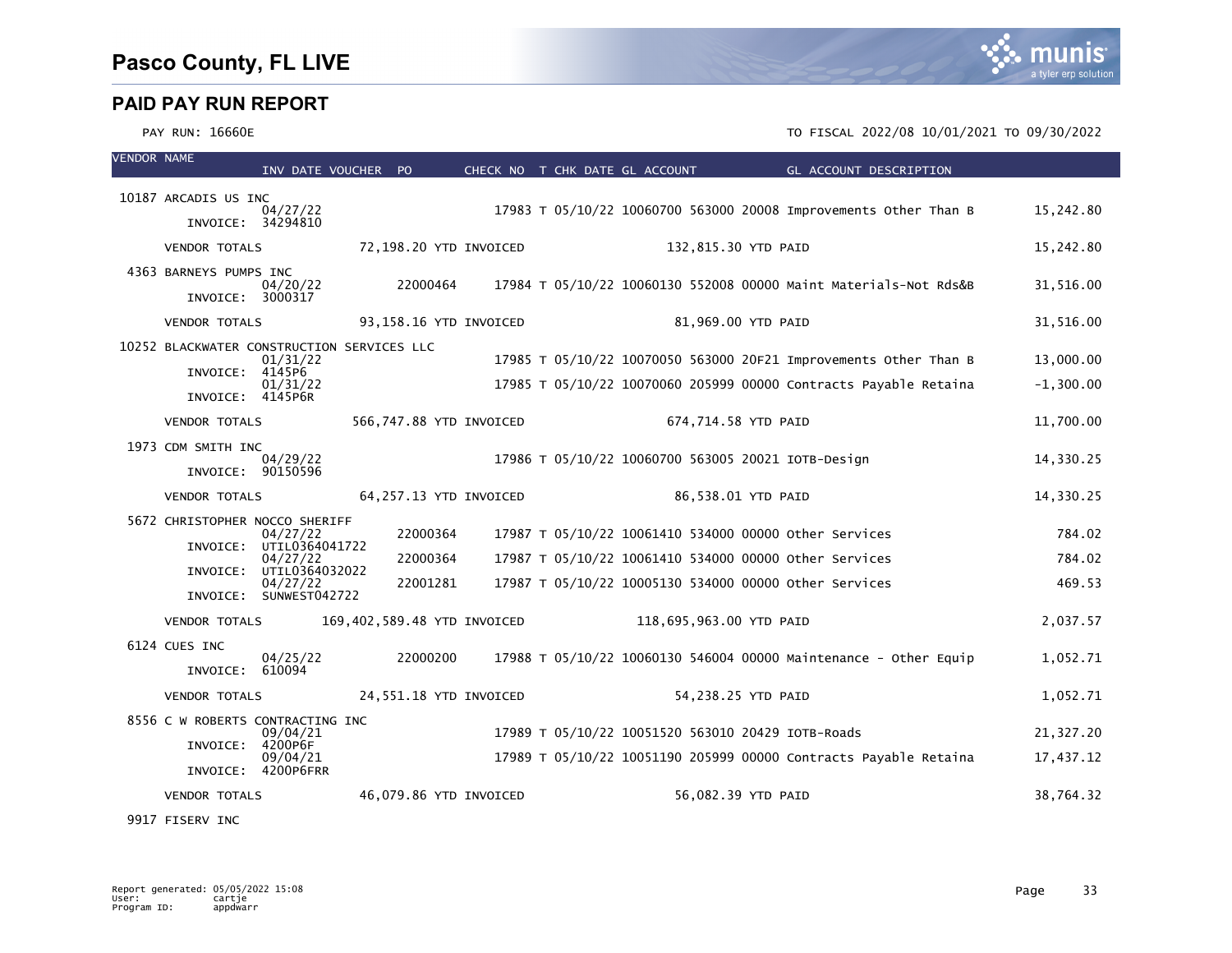# Pasco County, FL LIVE

## PAID PAY RUN REPORT

PAY RUN: 16660E

TO FISCAL 2022/08 10/01/2021 TO 09/30/2022

| VENDOR NAME | INV DATE VOUCHER | PO | CHECK NO | T | CHK DATE | GL ACCOUNT | GL ACCOUNT DESCRIPTION | |
|---|---|---|---|---|---|---|---|---|
| 10187 ARCADIS US INC | | | | | | | | |
| INVOICE: 34294810 | 04/27/22 | | 17983 | T | 05/10/22 | 10060700 563000 20008 | Improvements Other Than B | 15,242.80 |
| VENDOR TOTALS | 72,198.20 YTD INVOICED | | | | | 132,815.30 YTD PAID | | 15,242.80 |
| 4363 BARNEYS PUMPS INC | | | | | | | | |
| INVOICE: 3000317 | 04/20/22 | 22000464 | 17984 | T | 05/10/22 | 10060130 552008 00000 | Maint Materials-Not Rds&B | 31,516.00 |
| VENDOR TOTALS | 93,158.16 YTD INVOICED | | | | | 81,969.00 YTD PAID | | 31,516.00 |
| 10252 BLACKWATER CONSTRUCTION SERVICES LLC | | | | | | | | |
| INVOICE: 4145P6 | 01/31/22 | | 17985 | T | 05/10/22 | 10070050 563000 20F21 | Improvements Other Than B | 13,000.00 |
| INVOICE: 4145P6R | 01/31/22 | | 17985 | T | 05/10/22 | 10070060 205999 00000 | Contracts Payable Retaina | -1,300.00 |
| VENDOR TOTALS | 566,747.88 YTD INVOICED | | | | | 674,714.58 YTD PAID | | 11,700.00 |
| 1973 CDM SMITH INC | | | | | | | | |
| INVOICE: 90150596 | 04/29/22 | | 17986 | T | 05/10/22 | 10060700 563005 20021 | IOTB-Design | 14,330.25 |
| VENDOR TOTALS | 64,257.13 YTD INVOICED | | | | | 86,538.01 YTD PAID | | 14,330.25 |
| 5672 CHRISTOPHER NOCCO SHERIFF | | | | | | | | |
| INVOICE: UTIL0364041722 | 04/27/22 | 22000364 | 17987 | T | 05/10/22 | 10061410 534000 00000 | Other Services | 784.02 |
| INVOICE: UTIL0364032022 | 04/27/22 | 22000364 | 17987 | T | 05/10/22 | 10061410 534000 00000 | Other Services | 784.02 |
| INVOICE: SUNWEST042722 | 04/27/22 | 22001281 | 17987 | T | 05/10/22 | 10005130 534000 00000 | Other Services | 469.53 |
| VENDOR TOTALS | 169,402,589.48 YTD INVOICED | | | | | 118,695,963.00 YTD PAID | | 2,037.57 |
| 6124 CUES INC | | | | | | | | |
| INVOICE: 610094 | 04/25/22 | 22000200 | 17988 | T | 05/10/22 | 10060130 546004 00000 | Maintenance - Other Equip | 1,052.71 |
| VENDOR TOTALS | 24,551.18 YTD INVOICED | | | | | 54,238.25 YTD PAID | | 1,052.71 |
| 8556 C W ROBERTS CONTRACTING INC | | | | | | | | |
| INVOICE: 4200P6F | 09/04/21 | | 17989 | T | 05/10/22 | 10051520 563010 20429 | IOTB-Roads | 21,327.20 |
| INVOICE: 4200P6FRR | 09/04/21 | | 17989 | T | 05/10/22 | 10051190 205999 00000 | Contracts Payable Retaina | 17,437.12 |
| VENDOR TOTALS | 46,079.86 YTD INVOICED | | | | | 56,082.39 YTD PAID | | 38,764.32 |
| 9917 FISERV INC | | | | | | | | |

Report generated: 05/05/2022 15:08
User: cartje
Program ID: appdwarr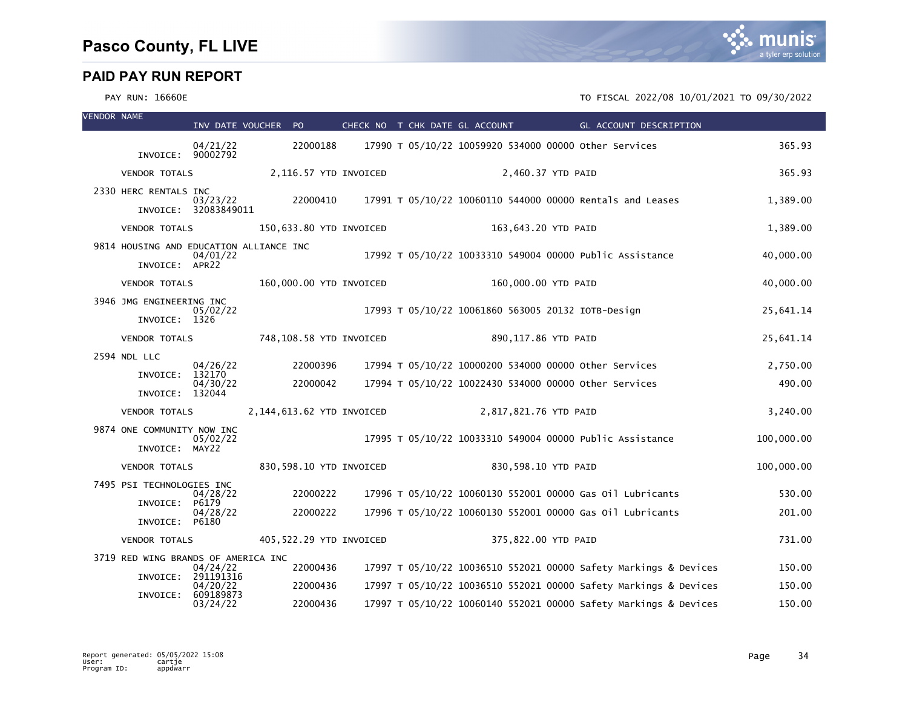# Pasco County, FL LIVE

## PAID PAY RUN REPORT

PAY RUN: 16660E

TO FISCAL 2022/08 10/01/2021 TO 09/30/2022

| VENDOR NAME | INV DATE | VOUCHER | PO | CHECK NO | T | CHK DATE | GL ACCOUNT | GL ACCOUNT DESCRIPTION | AMOUNT |
|---|---|---|---|---|---|---|---|---|---|
| INVOICE: 90002792 | 04/21/22 | | 22000188 | 17990 | T | 05/10/22 | 10059920 534000 00000 | Other Services | 365.93 |
| VENDOR TOTALS | 2,116.57 YTD INVOICED | | | | | | 2,460.37 YTD PAID | | 365.93 |
| 2330 HERC RENTALS INC | | | | | | | | | |
| INVOICE: 32083849011 | 03/23/22 | | 22000410 | 17991 | T | 05/10/22 | 10060110 544000 00000 | Rentals and Leases | 1,389.00 |
| VENDOR TOTALS | 150,633.80 YTD INVOICED | | | | | | 163,643.20 YTD PAID | | 1,389.00 |
| 9814 HOUSING AND EDUCATION ALLIANCE INC | | | | | | | | | |
| INVOICE: APR22 | 04/01/22 | | | 17992 | T | 05/10/22 | 10033310 549004 00000 | Public Assistance | 40,000.00 |
| VENDOR TOTALS | 160,000.00 YTD INVOICED | | | | | | 160,000.00 YTD PAID | | 40,000.00 |
| 3946 JMG ENGINEERING INC | | | | | | | | | |
| INVOICE: 1326 | 05/02/22 | | | 17993 | T | 05/10/22 | 10061860 563005 20132 | IOTB-Design | 25,641.14 |
| VENDOR TOTALS | 748,108.58 YTD INVOICED | | | | | | 890,117.86 YTD PAID | | 25,641.14 |
| 2594 NDL LLC | | | | | | | | | |
| INVOICE: 132170 | 04/26/22 | | 22000396 | 17994 | T | 05/10/22 | 10000200 534000 00000 | Other Services | 2,750.00 |
| INVOICE: 132044 | 04/30/22 | | 22000042 | 17994 | T | 05/10/22 | 10022430 534000 00000 | Other Services | 490.00 |
| VENDOR TOTALS | 2,144,613.62 YTD INVOICED | | | | | | 2,817,821.76 YTD PAID | | 3,240.00 |
| 9874 ONE COMMUNITY NOW INC | | | | | | | | | |
| INVOICE: MAY22 | 05/02/22 | | | 17995 | T | 05/10/22 | 10033310 549004 00000 | Public Assistance | 100,000.00 |
| VENDOR TOTALS | 830,598.10 YTD INVOICED | | | | | | 830,598.10 YTD PAID | | 100,000.00 |
| 7495 PSI TECHNOLOGIES INC | | | | | | | | | |
| INVOICE: P6179 | 04/28/22 | | 22000222 | 17996 | T | 05/10/22 | 10060130 552001 00000 | Gas Oil Lubricants | 530.00 |
| INVOICE: P6180 | 04/28/22 | | 22000222 | 17996 | T | 05/10/22 | 10060130 552001 00000 | Gas Oil Lubricants | 201.00 |
| VENDOR TOTALS | 405,522.29 YTD INVOICED | | | | | | 375,822.00 YTD PAID | | 731.00 |
| 3719 RED WING BRANDS OF AMERICA INC | | | | | | | | | |
| INVOICE: 291191316 | 04/24/22 | | 22000436 | 17997 | T | 05/10/22 | 10036510 552021 00000 | Safety Markings & Devices | 150.00 |
| INVOICE: 609189873 | 04/20/22 | | 22000436 | 17997 | T | 05/10/22 | 10036510 552021 00000 | Safety Markings & Devices | 150.00 |
| | 03/24/22 | | 22000436 | 17997 | T | 05/10/22 | 10060140 552021 00000 | Safety Markings & Devices | 150.00 |

Report generated: 05/05/2022 15:08
User: cartje
Program ID: appdwarr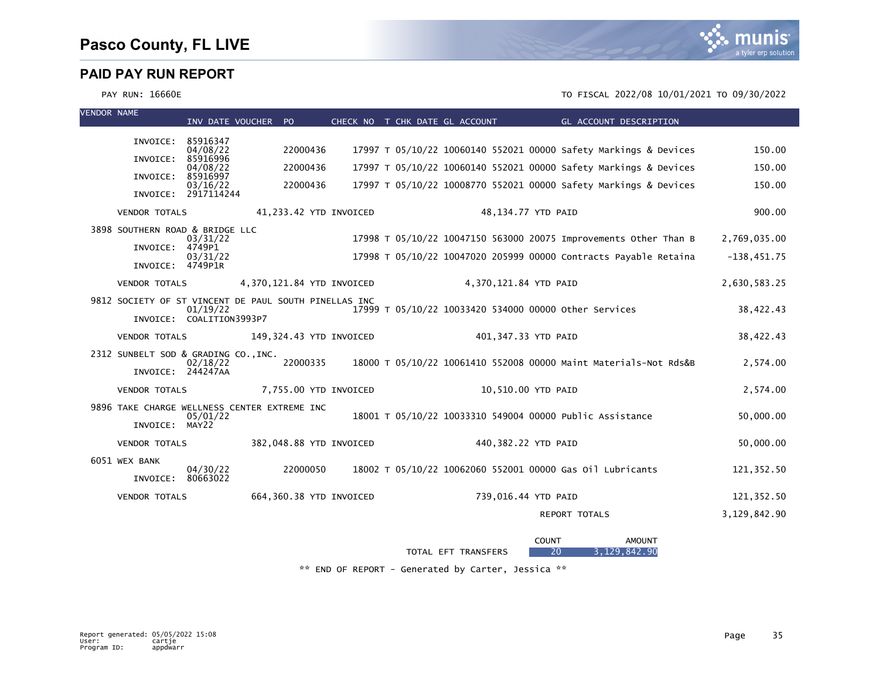# Pasco County, FL LIVE

## PAID PAY RUN REPORT

PAY RUN: 16660E

TO FISCAL 2022/08 10/01/2021 TO 09/30/2022

| VENDOR NAME | INV DATE VOUCHER | PO | CHECK NO | T | CHK DATE | GL ACCOUNT | GL ACCOUNT DESCRIPTION | |
|---|---|---|---|---|---|---|---|---|
| INVOICE: 85916347 | 04/08/22 | 22000436 | 17997 | T | 05/10/22 | 10060140 552021 00000 | Safety Markings & Devices | 150.00 |
| INVOICE: 85916996 | 04/08/22 | 22000436 | 17997 | T | 05/10/22 | 10060140 552021 00000 | Safety Markings & Devices | 150.00 |
| INVOICE: 85916997 | 03/16/22 | 22000436 | 17997 | T | 05/10/22 | 10008770 552021 00000 | Safety Markings & Devices | 150.00 |
| INVOICE: 2917114244 | | | | | | | | |
| VENDOR TOTALS | 41,233.42 YTD INVOICED | | | | | 48,134.77 YTD PAID | | 900.00 |
| 3898 SOUTHERN ROAD & BRIDGE LLC | | | | | | | | |
| INVOICE: 4749P1 | 03/31/22 | | 17998 | T | 05/10/22 | 10047150 563000 20075 | Improvements Other Than B | 2,769,035.00 |
| INVOICE: 4749P1R | 03/31/22 | | 17998 | T | 05/10/22 | 10047020 205999 00000 | Contracts Payable Retaina | -138,451.75 |
| VENDOR TOTALS | 4,370,121.84 YTD INVOICED | | | | | 4,370,121.84 YTD PAID | | 2,630,583.25 |
| 9812 SOCIETY OF ST VINCENT DE PAUL SOUTH PINELLAS INC | | | | | | | | |
| INVOICE: COALITION3993P7 | 01/19/22 | | 17999 | T | 05/10/22 | 10033420 534000 00000 | Other Services | 38,422.43 |
| VENDOR TOTALS | 149,324.43 YTD INVOICED | | | | | 401,347.33 YTD PAID | | 38,422.43 |
| 2312 SUNBELT SOD & GRADING CO.,INC. | | | | | | | | |
| INVOICE: 244247AA | 02/18/22 | 22000335 | 18000 | T | 05/10/22 | 10061410 552008 00000 | Maint Materials-Not Rds&B | 2,574.00 |
| VENDOR TOTALS | 7,755.00 YTD INVOICED | | | | | 10,510.00 YTD PAID | | 2,574.00 |
| 9896 TAKE CHARGE WELLNESS CENTER EXTREME INC | | | | | | | | |
| INVOICE: MAY22 | 05/01/22 | | 18001 | T | 05/10/22 | 10033310 549004 00000 | Public Assistance | 50,000.00 |
| VENDOR TOTALS | 382,048.88 YTD INVOICED | | | | | 440,382.22 YTD PAID | | 50,000.00 |
| 6051 WEX BANK | | | | | | | | |
| INVOICE: 80663022 | 04/30/22 | 22000050 | 18002 | T | 05/10/22 | 10062060 552001 00000 | Gas Oil Lubricants | 121,352.50 |
| VENDOR TOTALS | 664,360.38 YTD INVOICED | | | | | 739,016.44 YTD PAID | | 121,352.50 |
| | | | | | | | REPORT TOTALS | 3,129,842.90 |

| | COUNT | AMOUNT |
|---|---|---|
| TOTAL EFT TRANSFERS | 20 | 3,129,842.90 |

** END OF REPORT - Generated by Carter, Jessica **

Report generated: 05/05/2022 15:08
User: cartje
Program ID: appdwarr